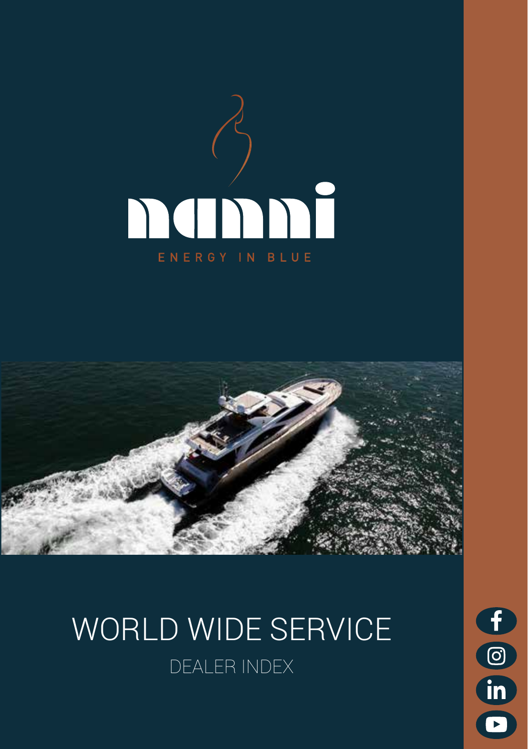# nanni

ENERGY IN BLUE

# WORLD WIDE SERVICE

## DEALER INDEX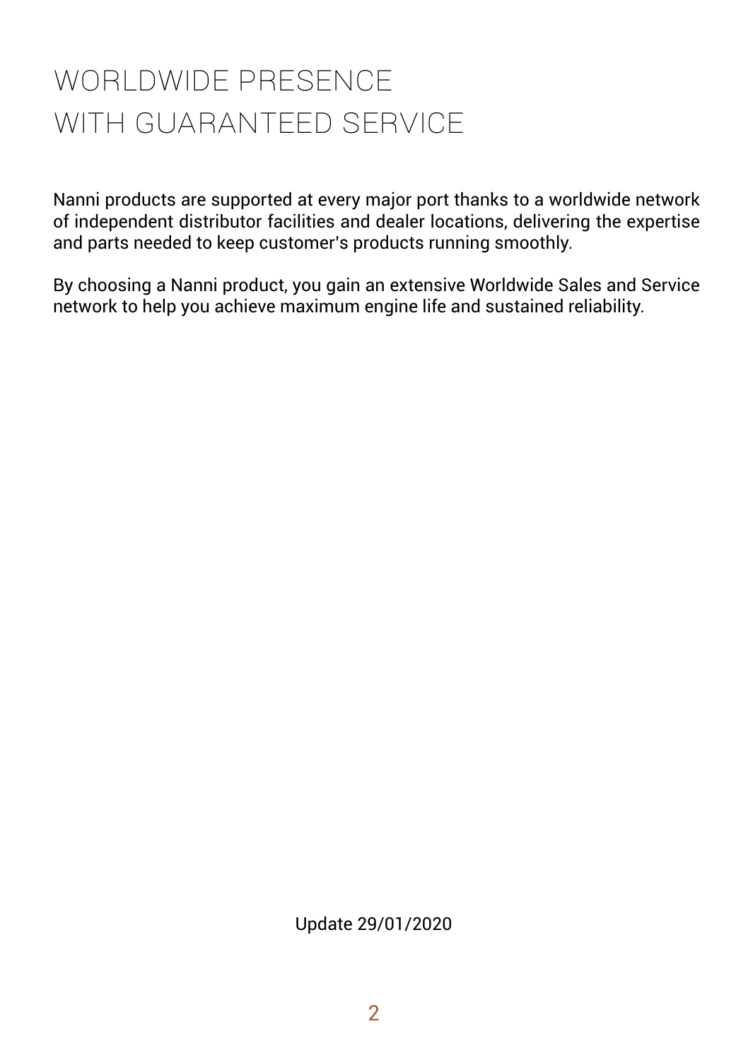# WORLDWIDE PRESENCE WITH GUARANTEED SERVICE

Nanni products are supported at every major port thanks to a worldwide network of independent distributor facilities and dealer locations, delivering the expertise and parts needed to keep customer's products running smoothly.

By choosing a Nanni product, you gain an extensive Worldwide Sales and Service network to help you achieve maximum engine life and sustained reliability.

Update 29/01/2020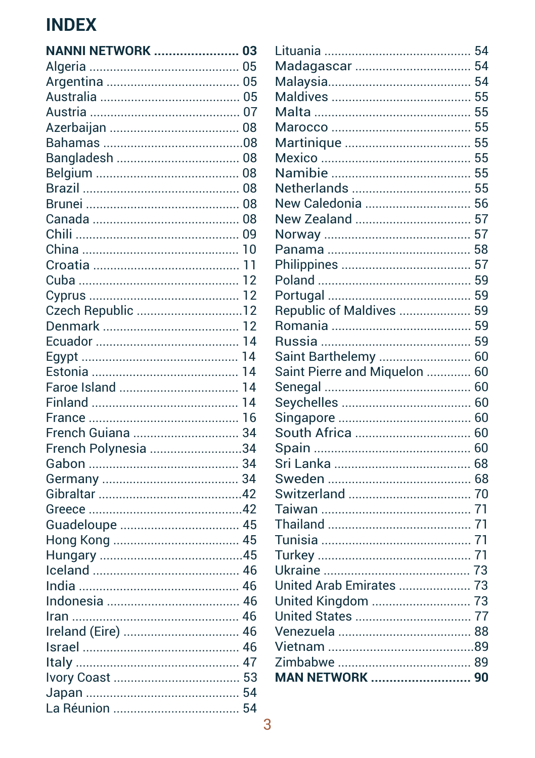# INDEX

**NANNI NETWORK ....................... 03**
Algeria .......................................... 05
Argentina ...................................... 05
Australia ....................................... 05
Austria .......................................... 07
Azerbaijan ..................................... 08
Bahamas ........................................08
Bangladesh ................................... 08
Belgium ......................................... 08
Brazil ............................................. 08
Brunei ............................................ 08
Canada .......................................... 08
Chili ............................................... 09
China ............................................. 10
Croatia .......................................... 11
Cuba .............................................. 12
Cyprus ........................................... 12
Czech Republic ...............................12
Denmark ........................................ 12
Ecuador ......................................... 14
Egypt ............................................. 14
Estonia .......................................... 14
Faroe Island .................................. 14
Finland .......................................... 14
France ........................................... 16
French Guiana ............................... 34
French Polynesia ...........................34
Gabon ........................................... 34
Germany ....................................... 34
Gibraltar .........................................42
Greece ...........................................42
Guadeloupe .................................. 45
Hong Kong .................................... 45
Hungary .........................................45
Iceland .......................................... 46
India .............................................. 46
Indonesia ...................................... 46
Iran ................................................ 46
Ireland (Eire) ................................. 46
Israel ............................................. 46
Italy ............................................... 47
Ivory Coast .................................... 53
Japan ............................................. 54
La Réunion .................................... 54
Lituania ......................................... 54
Madagascar ................................. 54
Malaysia........................................ 54
Maldives ....................................... 55
Malta ............................................. 55
Marocco ........................................ 55
Martinique .................................... 55
Mexico .......................................... 55
Namibie ........................................ 55
Netherlands .................................. 55
New Caledonia .............................. 56
New Zealand ................................. 57
Norway .......................................... 57
Panama ......................................... 58
Philippines ..................................... 57
Poland ........................................... 59
Portugal ......................................... 59
Republic of Maldives ..................... 59
Romania ........................................ 59
Russia ........................................... 59
Saint Barthelemy ........................... 60
Saint Pierre and Miquelon ............. 60
Senegal ......................................... 60
Seychelles ..................................... 60
Singapore ...................................... 60
South Africa .................................. 60
Spain ............................................. 60
Sri Lanka ....................................... 68
Sweden ......................................... 68
Switzerland ................................... 70
Taiwan .......................................... 71
Thailand ......................................... 71
Tunisia ........................................... 71
Turkey ........................................... 71
Ukraine .......................................... 73
United Arab Emirates ..................... 73
United Kingdom ............................ 73
United States ................................ 77
Venezuela ...................................... 88
Vietnam .........................................89
Zimbabwe ...................................... 89
**MAN NETWORK .......................... 90**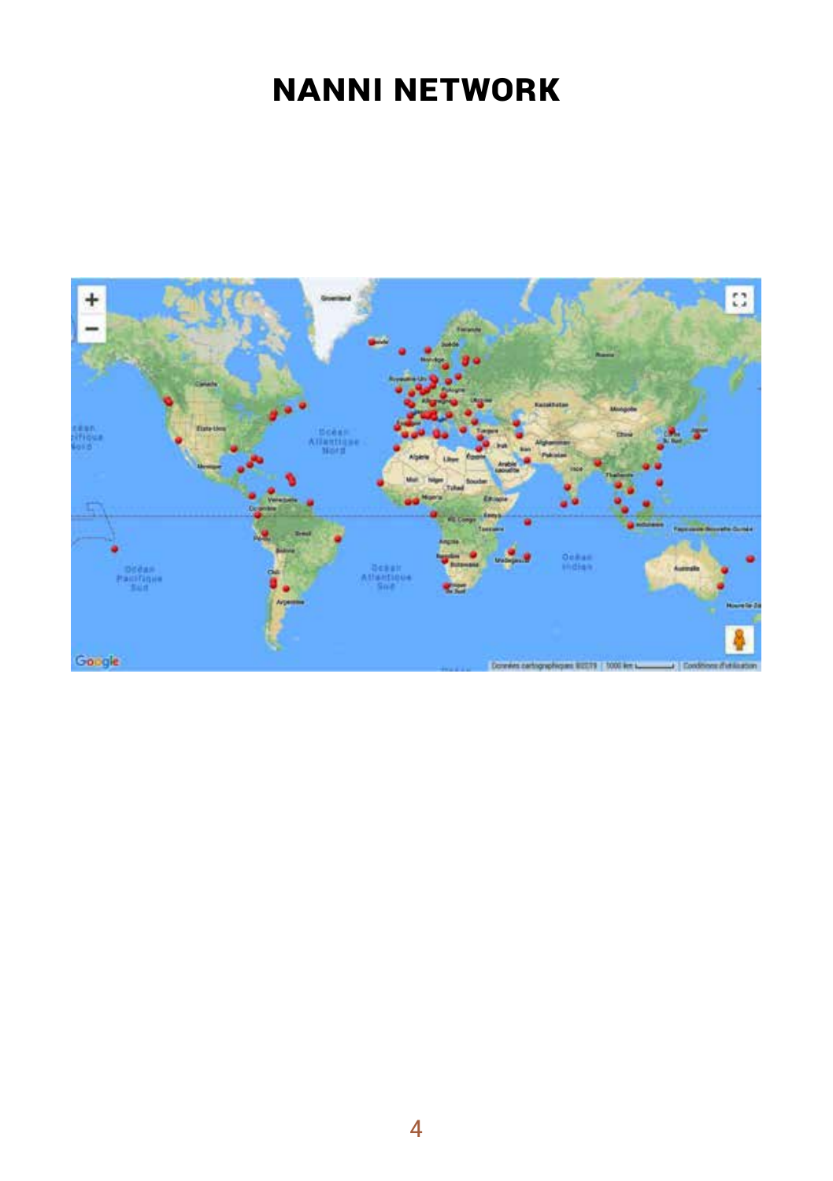# NANNI NETWORK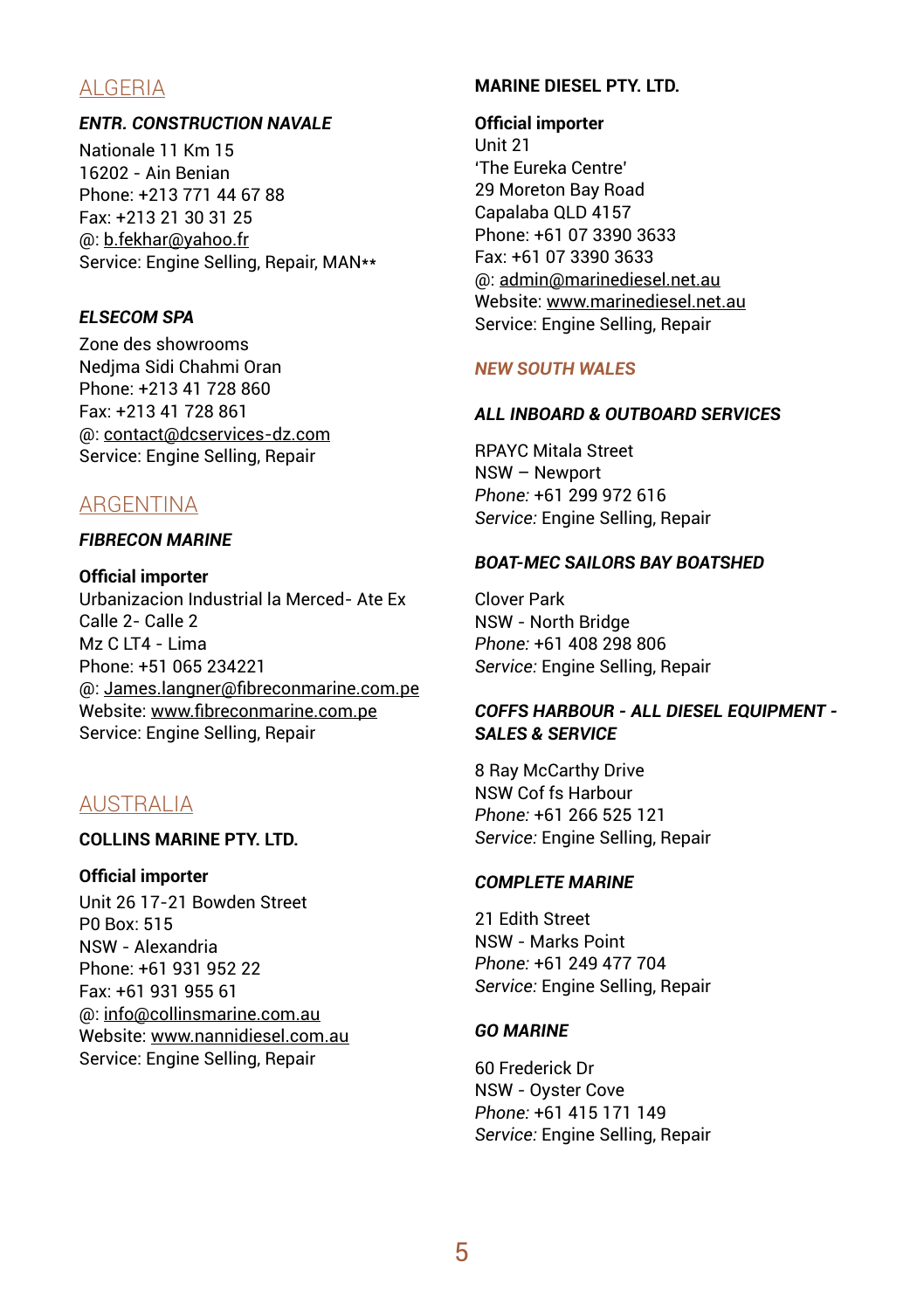## ALGERIA

***ENTR. CONSTRUCTION NAVALE***

Nationale 11 Km 15
16202 - Ain Benian
Phone: +213 771 44 67 88
Fax: +213 21 30 31 25
@: b.fekhar@yahoo.fr
Service: Engine Selling, Repair, MAN**

***ELSECOM SPA***

Zone des showrooms
Nedjma Sidi Chahmi Oran
Phone: +213 41 728 860
Fax: +213 41 728 861
@: contact@dcservices-dz.com
Service: Engine Selling, Repair

## ARGENTINA

***FIBRECON MARINE***

**Official importer**
Urbanizacion Industrial la Merced- Ate Ex
Calle 2- Calle 2
Mz C LT4 - Lima
Phone: +51 065 234221
@: James.langner@fibreconmarine.com.pe
Website: www.fibreconmarine.com.pe
Service: Engine Selling, Repair

## AUSTRALIA

**COLLINS MARINE PTY. LTD.**

**Official importer**
Unit 26 17-21 Bowden Street
P0 Box: 515
NSW - Alexandria
Phone: +61 931 952 22
Fax: +61 931 955 61
@: info@collinsmarine.com.au
Website: www.nannidiesel.com.au
Service: Engine Selling, Repair

**MARINE DIESEL PTY. LTD.**

**Official importer**
Unit 21
'The Eureka Centre'
29 Moreton Bay Road
Capalaba QLD 4157
Phone: +61 07 3390 3633
Fax: +61 07 3390 3633
@: admin@marinediesel.net.au
Website: www.marinediesel.net.au
Service: Engine Selling, Repair

### *NEW SOUTH WALES*

***ALL INBOARD & OUTBOARD SERVICES***

RPAYC Mitala Street
NSW – Newport
*Phone:* +61 299 972 616
*Service:* Engine Selling, Repair

***BOAT-MEC SAILORS BAY BOATSHED***

Clover Park
NSW - North Bridge
*Phone:* +61 408 298 806
*Service:* Engine Selling, Repair

***COFFS HARBOUR - ALL DIESEL EQUIPMENT - SALES & SERVICE***

8 Ray McCarthy Drive
NSW Cof fs Harbour
*Phone:* +61 266 525 121
*Service:* Engine Selling, Repair

***COMPLETE MARINE***

21 Edith Street
NSW - Marks Point
*Phone:* +61 249 477 704
*Service:* Engine Selling, Repair

***GO MARINE***

60 Frederick Dr
NSW - Oyster Cove
*Phone:* +61 415 171 149
*Service:* Engine Selling, Repair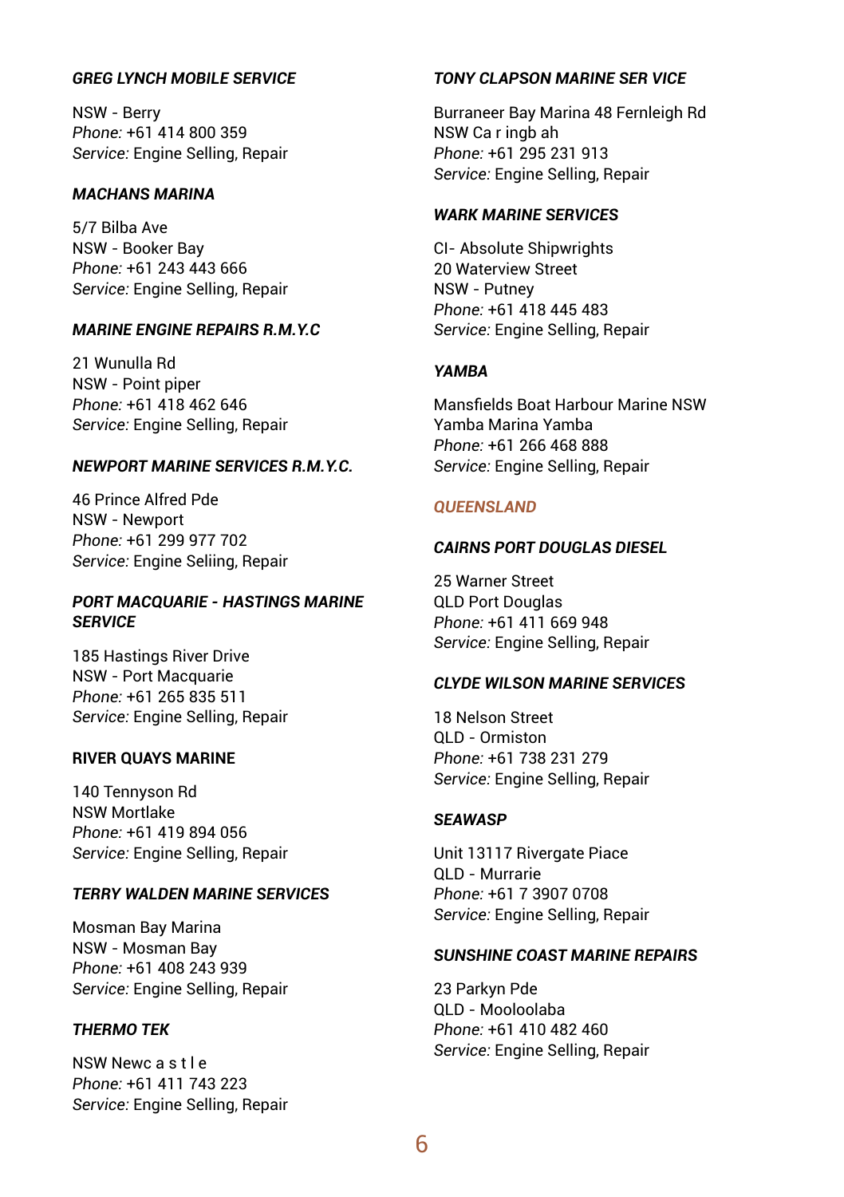### *GREG LYNCH MOBILE SERVICE*

NSW - Berry
*Phone:* +61 414 800 359
*Service:* Engine Selling, Repair

### *MACHANS MARINA*

5/7 Bilba Ave
NSW - Booker Bay
*Phone:* +61 243 443 666
*Service:* Engine Selling, Repair

### *MARINE ENGINE REPAIRS R.M.Y.C*

21 Wunulla Rd
NSW - Point piper
*Phone:* +61 418 462 646
*Service:* Engine Selling, Repair

### *NEWPORT MARINE SERVICES R.M.Y.C.*

46 Prince Alfred Pde
NSW - Newport
*Phone:* +61 299 977 702
*Service:* Engine Seliing, Repair

### *PORT MACQUARIE - HASTINGS MARINE SERVICE*

185 Hastings River Drive
NSW - Port Macquarie
*Phone:* +61 265 835 511
*Service:* Engine Selling, Repair

### RIVER QUAYS MARINE

140 Tennyson Rd
NSW Mortlake
*Phone:* +61 419 894 056
*Service:* Engine Selling, Repair

### *TERRY WALDEN MARINE SERVICES*

Mosman Bay Marina
NSW - Mosman Bay
*Phone:* +61 408 243 939
*Service:* Engine Selling, Repair

### *THERMO TEK*

NSW Newc a s t l e
*Phone:* +61 411 743 223
*Service:* Engine Selling, Repair

### *TONY CLAPSON MARINE SER VICE*

Burraneer Bay Marina 48 Fernleigh Rd
NSW Ca r ingb ah
*Phone:* +61 295 231 913
*Service:* Engine Selling, Repair

### *WARK MARINE SERVICES*

CI- Absolute Shipwrights
20 Waterview Street
NSW - Putney
*Phone:* +61 418 445 483
*Service:* Engine Selling, Repair

### *YAMBA*

Mansfields Boat Harbour Marine NSW
Yamba Marina Yamba
*Phone:* +61 266 468 888
*Service:* Engine Selling, Repair

## *QUEENSLAND*

### *CAIRNS PORT DOUGLAS DIESEL*

25 Warner Street
QLD Port Douglas
*Phone:* +61 411 669 948
*Service:* Engine Selling, Repair

### *CLYDE WILSON MARINE SERVICES*

18 Nelson Street
QLD - Ormiston
*Phone:* +61 738 231 279
*Service:* Engine Selling, Repair

### *SEAWASP*

Unit 13117 Rivergate Piace
QLD - Murrarie
*Phone:* +61 7 3907 0708
*Service:* Engine Selling, Repair

### *SUNSHINE COAST MARINE REPAIRS*

23 Parkyn Pde
QLD - Mooloolaba
*Phone:* +61 410 482 460
*Service:* Engine Selling, Repair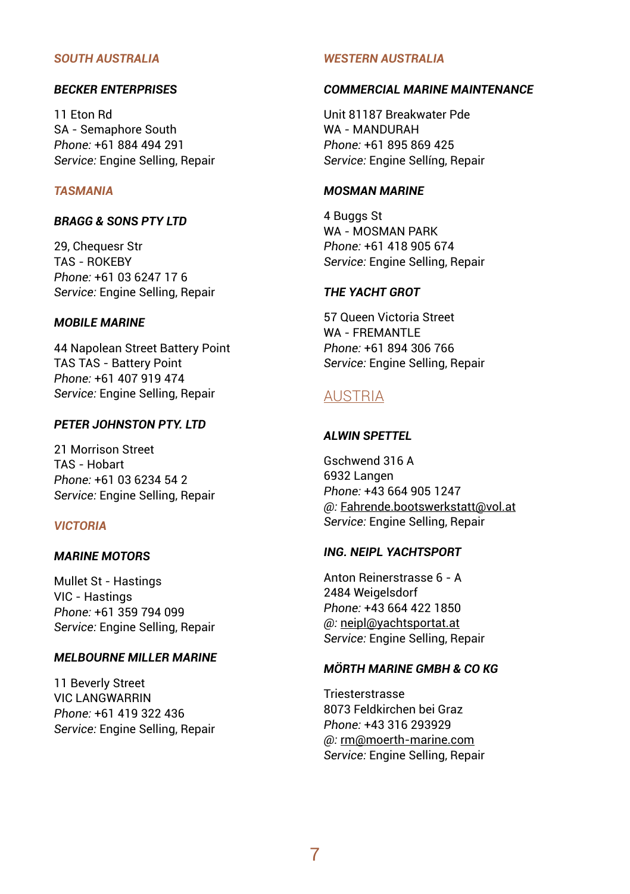### *SOUTH AUSTRALIA*

#### *BECKER ENTERPRISES*

11 Eton Rd
SA - Semaphore South
*Phone:* +61 884 494 291
*Service:* Engine Selling, Repair

### *TASMANIA*

#### *BRAGG & SONS PTY LTD*

29, Chequesr Str
TAS - ROKEBY
*Phone:* +61 03 6247 17 6
*Service:* Engine Selling, Repair

#### *MOBILE MARINE*

44 Napolean Street Battery Point
TAS TAS - Battery Point
*Phone:* +61 407 919 474
*Service:* Engine Selling, Repair

#### *PETER JOHNSTON PTY. LTD*

21 Morrison Street
TAS - Hobart
*Phone:* +61 03 6234 54 2
*Service:* Engine Selling, Repair

### *VICTORIA*

#### *MARINE MOTORS*

Mullet St - Hastings
VIC - Hastings
*Phone:* +61 359 794 099
*Service:* Engine Selling, Repair

#### *MELBOURNE MILLER MARINE*

11 Beverly Street
VIC LANGWARRIN
*Phone:* +61 419 322 436
*Service:* Engine Selling, Repair

### *WESTERN AUSTRALIA*

#### *COMMERCIAL MARINE MAINTENANCE*

Unit 81187 Breakwater Pde
WA - MANDURAH
*Phone:* +61 895 869 425
*Service:* Engine Sellíng, Repair

#### *MOSMAN MARINE*

4 Buggs St
WA - MOSMAN PARK
*Phone:* +61 418 905 674
*Service:* Engine Selling, Repair

#### *THE YACHT GROT*

57 Queen Victoria Street
WA - FREMANTLE
*Phone:* +61 894 306 766
*Service:* Engine Selling, Repair

## AUSTRIA

#### *ALWIN SPETTEL*

Gschwend 316 A
6932 Langen
*Phone:* +43 664 905 1247
*@:* Fahrende.bootswerkstatt@vol.at
*Service:* Engine Selling, Repair

#### *ING. NEIPL YACHTSPORT*

Anton Reinerstrasse 6 - A
2484 Weigelsdorf
*Phone:* +43 664 422 1850
*@:* neipl@yachtsportat.at
*Service:* Engine Selling, Repair

#### *MÖRTH MARINE GMBH & CO KG*

Triesterstrasse
8073 Feldkirchen bei Graz
*Phone:* +43 316 293929
*@:* rm@moerth-marine.com
*Service:* Engine Selling, Repair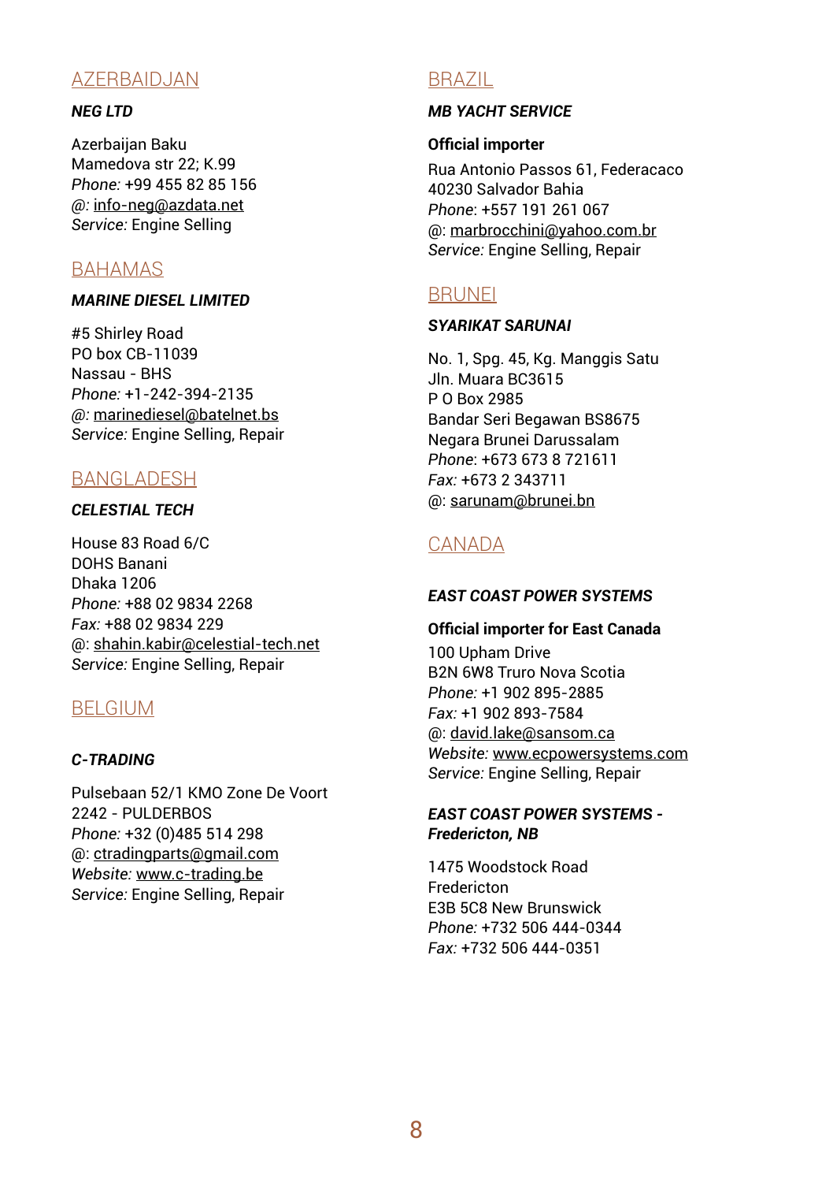## AZERBAIDJAN

***NEG LTD***

Azerbaijan Baku
Mamedova str 22; K.99
*Phone:* +99 455 82 85 156
*@:* info-neg@azdata.net
*Service:* Engine Selling

## BAHAMAS

***MARINE DIESEL LIMITED***

#5 Shirley Road
PO box CB-11039
Nassau - BHS
*Phone:* +1-242-394-2135
*@:* marinediesel@batelnet.bs
*Service:* Engine Selling, Repair

## BANGLADESH

***CELESTIAL TECH***

House 83 Road 6/C
DOHS Banani
Dhaka 1206
*Phone:* +88 02 9834 2268
*Fax:* +88 02 9834 229
@: shahin.kabir@celestial-tech.net
*Service:* Engine Selling, Repair

## BELGIUM

***C-TRADING***

Pulsebaan 52/1 KMO Zone De Voort
2242 - PULDERBOS
*Phone:* +32 (0)485 514 298
@: ctradingparts@gmail.com
*Website:* www.c-trading.be
*Service:* Engine Selling, Repair

## BRAZIL

***MB YACHT SERVICE***

**Official importer**

Rua Antonio Passos 61, Federacaco
40230 Salvador Bahia
*Phone*: +557 191 261 067
@: marbrocchini@yahoo.com.br
*Service:* Engine Selling, Repair

## BRUNEI

***SYARIKAT SARUNAI***

No. 1, Spg. 45, Kg. Manggis Satu
Jln. Muara BC3615
P O Box 2985
Bandar Seri Begawan BS8675
Negara Brunei Darussalam
*Phone*: +673 673 8 721611
*Fax:* +673 2 343711
@: sarunam@brunei.bn

## CANADA

***EAST COAST POWER SYSTEMS***

**Official importer for East Canada**

100 Upham Drive
B2N 6W8 Truro Nova Scotia
*Phone:* +1 902 895-2885
*Fax:* +1 902 893-7584
@: david.lake@sansom.ca
*Website:* www.ecpowersystems.com
*Service:* Engine Selling, Repair

***EAST COAST POWER SYSTEMS - Fredericton, NB***

1475 Woodstock Road
Fredericton
E3B 5C8 New Brunswick
*Phone:* +732 506 444-0344
*Fax:* +732 506 444-0351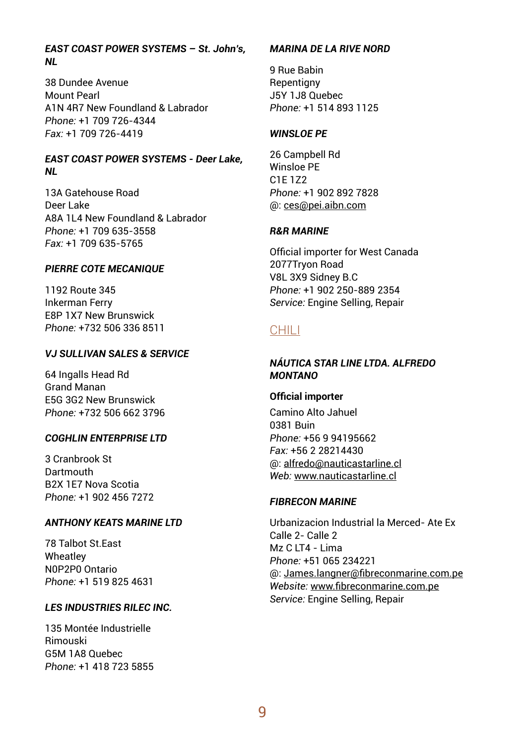#### EAST COAST POWER SYSTEMS – St. John's, NL

38 Dundee Avenue
Mount Pearl
A1N 4R7 New Foundland & Labrador
*Phone:* +1 709 726-4344
*Fax:* +1 709 726-4419

#### EAST COAST POWER SYSTEMS - Deer Lake, NL

13A Gatehouse Road
Deer Lake
A8A 1L4 New Foundland & Labrador
*Phone:* +1 709 635-3558
*Fax:* +1 709 635-5765

#### PIERRE COTE MECANIQUE

1192 Route 345
Inkerman Ferry
E8P 1X7 New Brunswick
*Phone:* +732 506 336 8511

#### VJ SULLIVAN SALES & SERVICE

64 Ingalls Head Rd
Grand Manan
E5G 3G2 New Brunswick
*Phone:* +732 506 662 3796

#### COGHLIN ENTERPRISE LTD

3 Cranbrook St
Dartmouth
B2X 1E7 Nova Scotia
*Phone:* +1 902 456 7272

#### ANTHONY KEATS MARINE LTD

78 Talbot St.East
Wheatley
N0P2P0 Ontario
*Phone:* +1 519 825 4631

#### LES INDUSTRIES RILEC INC.

135 Montée Industrielle
Rimouski
G5M 1A8 Quebec
*Phone:* +1 418 723 5855

#### MARINA DE LA RIVE NORD

9 Rue Babin
Repentigny
J5Y 1J8 Quebec
*Phone:* +1 514 893 1125

#### WINSLOE PE

26 Campbell Rd
Winsloe PE
C1E 1Z2
*Phone:* +1 902 892 7828
@: ces@pei.aibn.com

#### R&R MARINE

Official importer for West Canada
2077Tryon Road
V8L 3X9 Sidney B.C
*Phone:* +1 902 250-889 2354
*Service:* Engine Selling, Repair

## CHILI

#### NÁUTICA STAR LINE LTDA. ALFREDO MONTANO

**Official importer**

Camino Alto Jahuel
0381 Buin
*Phone:* +56 9 94195662
*Fax:* +56 2 28214430
@: alfredo@nauticastarline.cl
*Web:* www.nauticastarline.cl

#### FIBRECON MARINE

Urbanizacion Industrial la Merced- Ate Ex
Calle 2- Calle 2
Mz C LT4 - Lima
*Phone:* +51 065 234221
@: James.langner@fibreconmarine.com.pe
*Website:* www.fibreconmarine.com.pe
*Service:* Engine Selling, Repair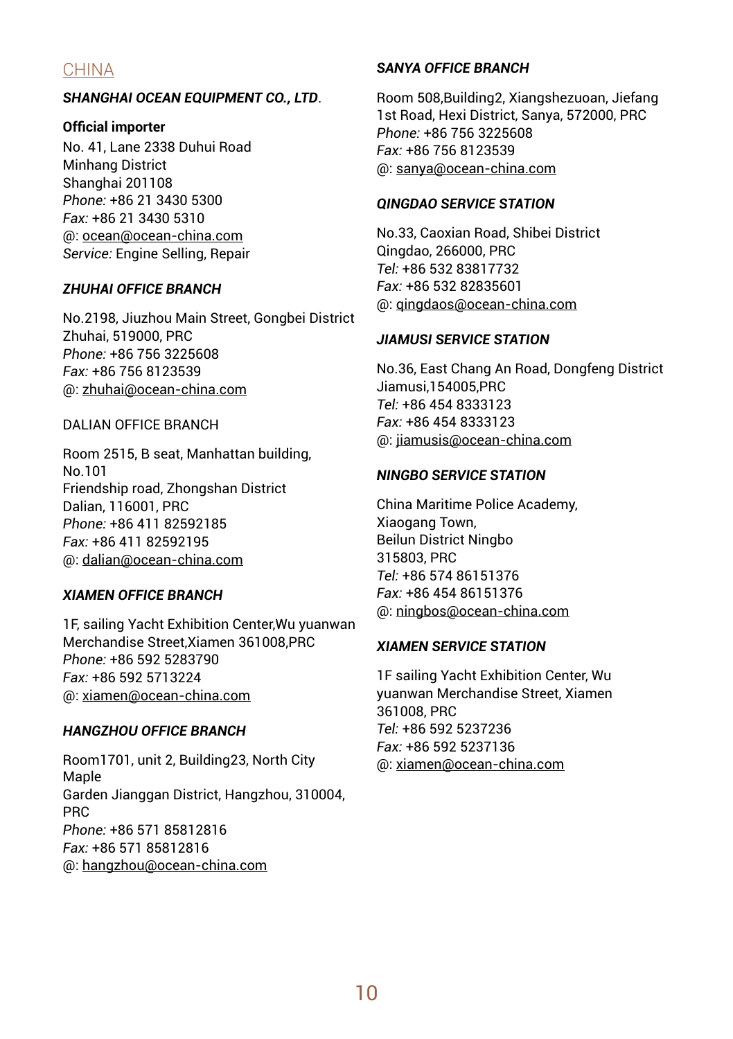## CHINA

***SHANGHAI OCEAN EQUIPMENT CO., LTD***.

**Official importer**
No. 41, Lane 2338 Duhui Road
Minhang District
Shanghai 201108
*Phone:* +86 21 3430 5300
*Fax:* +86 21 3430 5310
@: ocean@ocean-china.com
*Service:* Engine Selling, Repair

***ZHUHAI OFFICE BRANCH***

No.2198, Jiuzhou Main Street, Gongbei District
Zhuhai, 519000, PRC
*Phone:* +86 756 3225608
*Fax:* +86 756 8123539
@: zhuhai@ocean-china.com

DALIAN OFFICE BRANCH

Room 2515, B seat, Manhattan building,
No.101
Friendship road, Zhongshan District
Dalian, 116001, PRC
*Phone:* +86 411 82592185
*Fax:* +86 411 82592195
@: dalian@ocean-china.com

***XIAMEN OFFICE BRANCH***

1F, sailing Yacht Exhibition Center,Wu yuanwan
Merchandise Street,Xiamen 361008,PRC
*Phone:* +86 592 5283790
*Fax:* +86 592 5713224
@: xiamen@ocean-china.com

***HANGZHOU OFFICE BRANCH***

Room1701, unit 2, Building23, North City
Maple
Garden Jianggan District, Hangzhou, 310004,
PRC
*Phone:* +86 571 85812816
*Fax:* +86 571 85812816
@: hangzhou@ocean-china.com

***SANYA OFFICE BRANCH***

Room 508,Building2, Xiangshezuoan, Jiefang
1st Road, Hexi District, Sanya, 572000, PRC
*Phone:* +86 756 3225608
*Fax:* +86 756 8123539
@: sanya@ocean-china.com

***QINGDAO SERVICE STATION***

No.33, Caoxian Road, Shibei District
Qingdao, 266000, PRC
*Tel:* +86 532 83817732
*Fax:* +86 532 82835601
@: qingdaos@ocean-china.com

***JIAMUSI SERVICE STATION***

No.36, East Chang An Road, Dongfeng District
Jiamusi,154005,PRC
*Tel:* +86 454 8333123
*Fax:* +86 454 8333123
@: jiamusis@ocean-china.com

***NINGBO SERVICE STATION***

China Maritime Police Academy,
Xiaogang Town,
Beilun District Ningbo
315803, PRC
*Tel:* +86 574 86151376
*Fax:* +86 454 86151376
@: ningbos@ocean-china.com

***XIAMEN SERVICE STATION***

1F sailing Yacht Exhibition Center, Wu
yuanwan Merchandise Street, Xiamen
361008, PRC
*Tel:* +86 592 5237236
*Fax:* +86 592 5237136
@: xiamen@ocean-china.com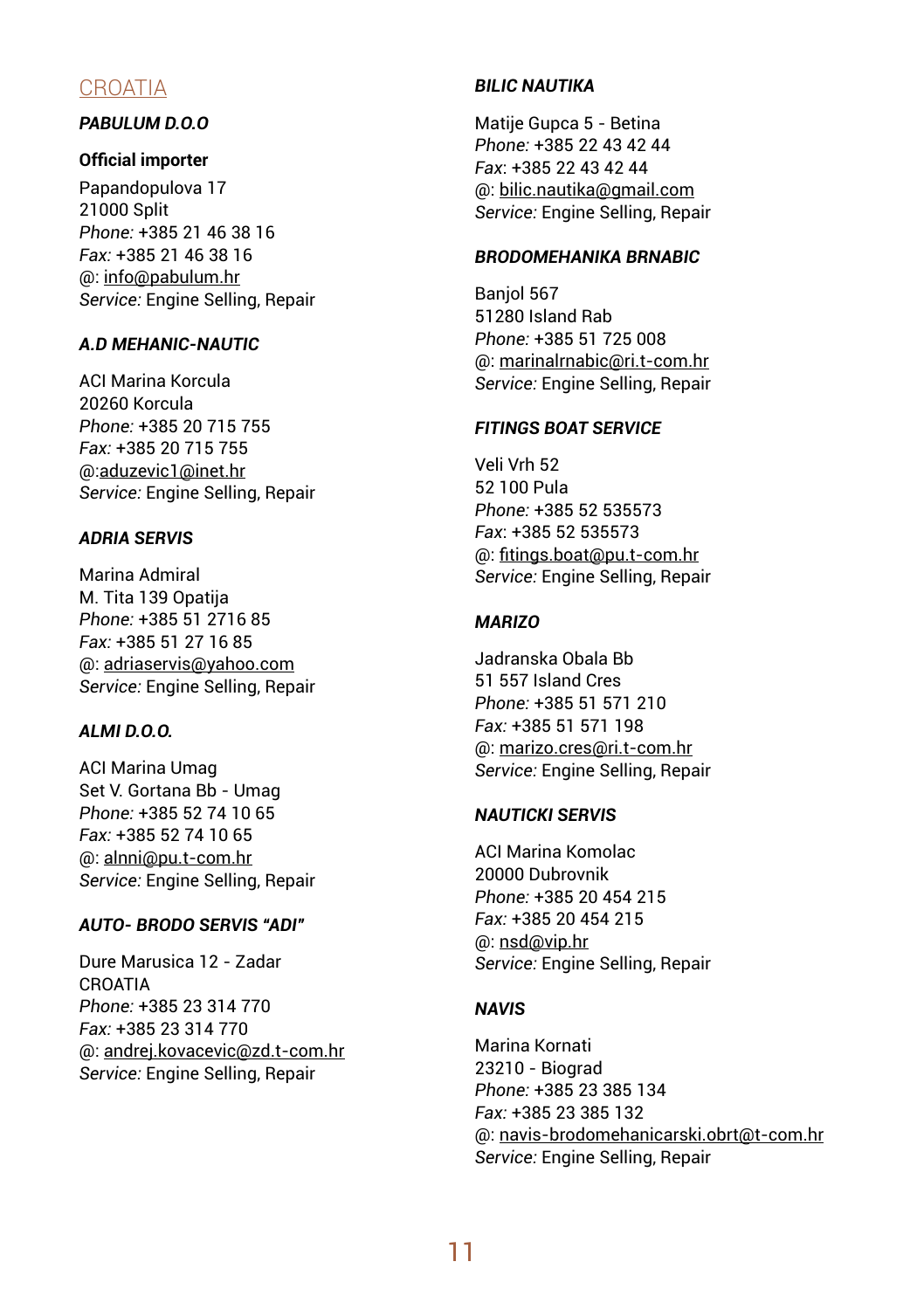## CROATIA

### *PABULUM D.O.O*

**Official importer**

Papandopulova 17
21000 Split
*Phone:* +385 21 46 38 16
*Fax:* +385 21 46 38 16
@: info@pabulum.hr
*Service:* Engine Selling, Repair

### *A.D MEHANIC-NAUTIC*

ACI Marina Korcula
20260 Korcula
*Phone:* +385 20 715 755
*Fax:* +385 20 715 755
@:aduzevic1@inet.hr
*Service:* Engine Selling, Repair

### *ADRIA SERVIS*

Marina Admiral
M. Tita 139 Opatija
*Phone:* +385 51 2716 85
*Fax:* +385 51 27 16 85
@: adriaservis@yahoo.com
*Service:* Engine Selling, Repair

### *ALMI D.O.O.*

ACI Marina Umag
Set V. Gortana Bb - Umag
*Phone:* +385 52 74 10 65
*Fax:* +385 52 74 10 65
@: alnni@pu.t-com.hr
*Service:* Engine Selling, Repair

### *AUTO- BRODO SERVIS "ADI"*

Dure Marusica 12 - Zadar
CROATIA
*Phone:* +385 23 314 770
*Fax:* +385 23 314 770
@: andrej.kovacevic@zd.t-com.hr
*Service:* Engine Selling, Repair

### *BILIC NAUTIKA*

Matije Gupca 5 - Betina
*Phone:* +385 22 43 42 44
*Fax*: +385 22 43 42 44
@: bilic.nautika@gmail.com
*Service:* Engine Selling, Repair

### *BRODOMEHANIKA BRNABIC*

Banjol 567
51280 Island Rab
*Phone:* +385 51 725 008
@: marinalrnabic@ri.t-com.hr
*Service:* Engine Selling, Repair

### *FITINGS BOAT SERVICE*

Veli Vrh 52
52 100 Pula
*Phone:* +385 52 535573
*Fax*: +385 52 535573
@: fitings.boat@pu.t-com.hr
*Service:* Engine Selling, Repair

### *MARIZO*

Jadranska Obala Bb
51 557 Island Cres
*Phone:* +385 51 571 210
*Fax:* +385 51 571 198
@: marizo.cres@ri.t-com.hr
*Service:* Engine Selling, Repair

### *NAUTICKI SERVIS*

ACI Marina Komolac
20000 Dubrovnik
*Phone:* +385 20 454 215
*Fax:* +385 20 454 215
@: nsd@vip.hr
*Service:* Engine Selling, Repair

### *NAVIS*

Marina Kornati
23210 - Biograd
*Phone:* +385 23 385 134
*Fax:* +385 23 385 132
@: navis-brodomehanicarski.obrt@t-com.hr
*Service:* Engine Selling, Repair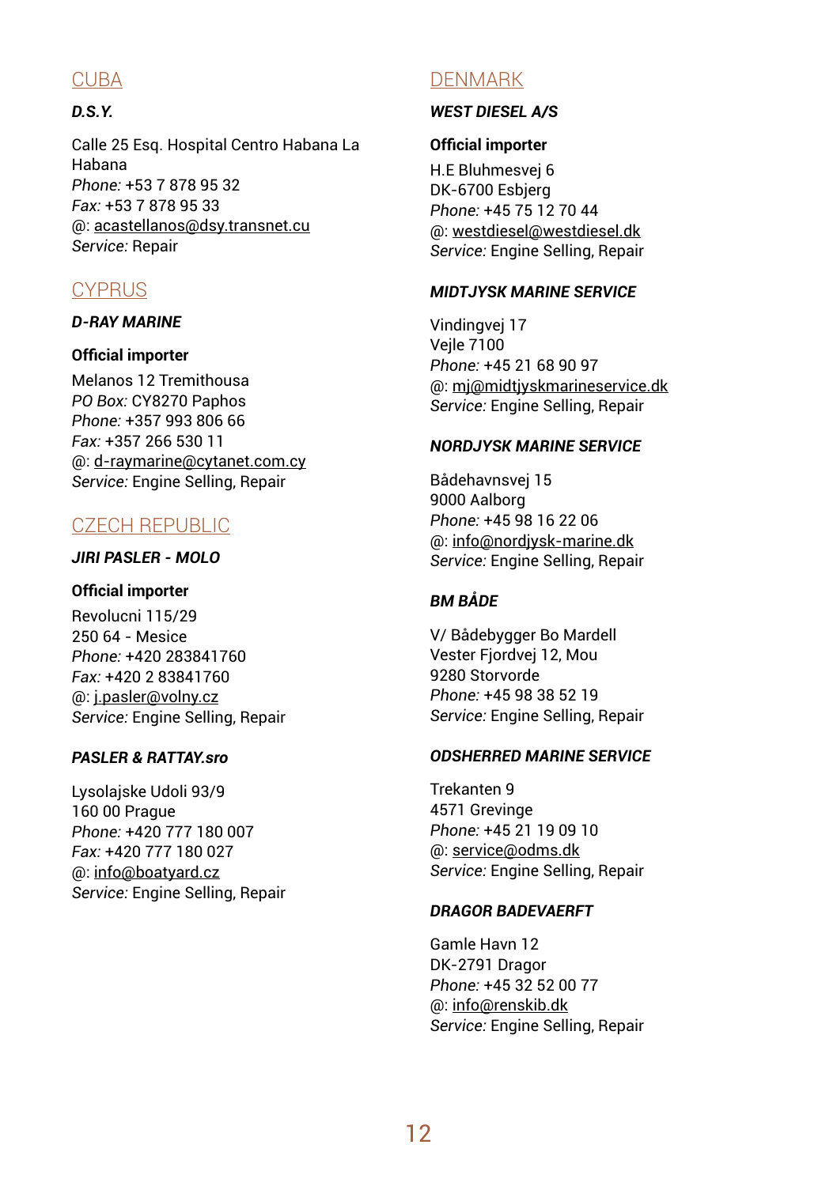## CUBA

***D.S.Y.***

Calle 25 Esq. Hospital Centro Habana La Habana
*Phone:* +53 7 878 95 32
*Fax:* +53 7 878 95 33
@: acastellanos@dsy.transnet.cu
*Service:* Repair

## CYPRUS

***D-RAY MARINE***

**Official importer**

Melanos 12 Tremithousa
*PO Box:* CY8270 Paphos
*Phone:* +357 993 806 66
*Fax:* +357 266 530 11
@: d-raymarine@cytanet.com.cy
*Service:* Engine Selling, Repair

## CZECH REPUBLIC

***JIRI PASLER - MOLO***

**Official importer**

Revolucni 115/29
250 64 - Mesice
*Phone:* +420 283841760
*Fax:* +420 2 83841760
@: j.pasler@volny.cz
*Service:* Engine Selling, Repair

***PASLER & RATTAY.sro***

Lysolajske Udoli 93/9
160 00 Prague
*Phone:* +420 777 180 007
*Fax:* +420 777 180 027
@: info@boatyard.cz
*Service:* Engine Selling, Repair

## DENMARK

***WEST DIESEL A/S***

**Official importer**

H.E Bluhmesvej 6
DK-6700 Esbjerg
*Phone:* +45 75 12 70 44
@: westdiesel@westdiesel.dk
*Service:* Engine Selling, Repair

***MIDTJYSK MARINE SERVICE***

Vindingvej 17
Vejle 7100
*Phone:* +45 21 68 90 97
@: mj@midtjyskmarineservice.dk
*Service:* Engine Selling, Repair

***NORDJYSK MARINE SERVICE***

Bådehavnsvej 15
9000 Aalborg
*Phone:* +45 98 16 22 06
@: info@nordjysk-marine.dk
*Service:* Engine Selling, Repair

***BM BÅDE***

V/ Bådebygger Bo Mardell
Vester Fjordvej 12, Mou
9280 Storvorde
*Phone:* +45 98 38 52 19
*Service:* Engine Selling, Repair

***ODSHERRED MARINE SERVICE***

Trekanten 9
4571 Grevinge
*Phone:* +45 21 19 09 10
@: service@odms.dk
*Service:* Engine Selling, Repair

***DRAGOR BADEVAERFT***

Gamle Havn 12
DK-2791 Dragor
*Phone:* +45 32 52 00 77
@: info@renskib.dk
*Service:* Engine Selling, Repair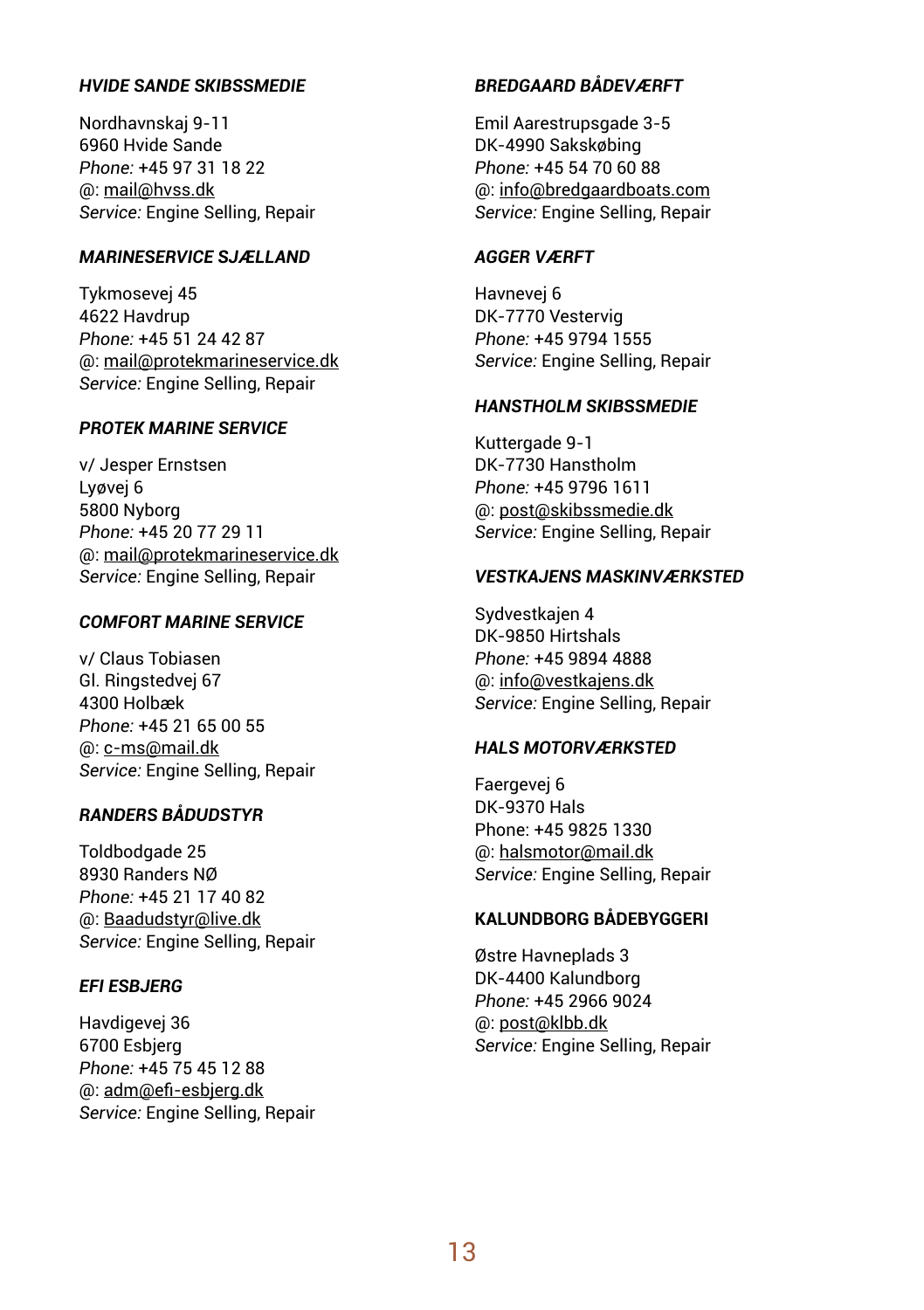***HVIDE SANDE SKIBSSMEDIE***

Nordhavnskaj 9-11
6960 Hvide Sande
*Phone:* +45 97 31 18 22
@: mail@hvss.dk
*Service:* Engine Selling, Repair

***MARINESERVICE SJÆLLAND***

Tykmosevej 45
4622 Havdrup
*Phone:* +45 51 24 42 87
@: mail@protekmarineservice.dk
*Service:* Engine Selling, Repair

***PROTEK MARINE SERVICE***

v/ Jesper Ernstsen
Lyøvej 6
5800 Nyborg
*Phone:* +45 20 77 29 11
@: mail@protekmarineservice.dk
*Service:* Engine Selling, Repair

***COMFORT MARINE SERVICE***

v/ Claus Tobiasen
Gl. Ringstedvej 67
4300 Holbæk
*Phone:* +45 21 65 00 55
@: c-ms@mail.dk
*Service:* Engine Selling, Repair

***RANDERS BÅDUDSTYR***

Toldbodgade 25
8930 Randers NØ
*Phone:* +45 21 17 40 82
@: Baadudstyr@live.dk
*Service:* Engine Selling, Repair

***EFI ESBJERG***

Havdigevej 36
6700 Esbjerg
*Phone:* +45 75 45 12 88
@: adm@efi-esbjerg.dk
*Service:* Engine Selling, Repair

***BREDGAARD BÅDEVÆRFT***

Emil Aarestrupsgade 3-5
DK-4990 Sakskøbing
*Phone:* +45 54 70 60 88
@: info@bredgaardboats.com
*Service:* Engine Selling, Repair

***AGGER VÆRFT***

Havnevej 6
DK-7770 Vestervig
*Phone:* +45 9794 1555
*Service:* Engine Selling, Repair

***HANSTHOLM SKIBSSMEDIE***

Kuttergade 9-1
DK-7730 Hanstholm
*Phone:* +45 9796 1611
@: post@skibssmedie.dk
*Service:* Engine Selling, Repair

***VESTKAJENS MASKINVÆRKSTED***

Sydvestkajen 4
DK-9850 Hirtshals
*Phone:* +45 9894 4888
@: info@vestkajens.dk
*Service:* Engine Selling, Repair

***HALS MOTORVÆRKSTED***

Faergevej 6
DK-9370 Hals
Phone: +45 9825 1330
@: halsmotor@mail.dk
*Service:* Engine Selling, Repair

**KALUNDBORG BÅDEBYGGERI**

Østre Havneplads 3
DK-4400 Kalundborg
*Phone:* +45 2966 9024
@: post@klbb.dk
*Service:* Engine Selling, Repair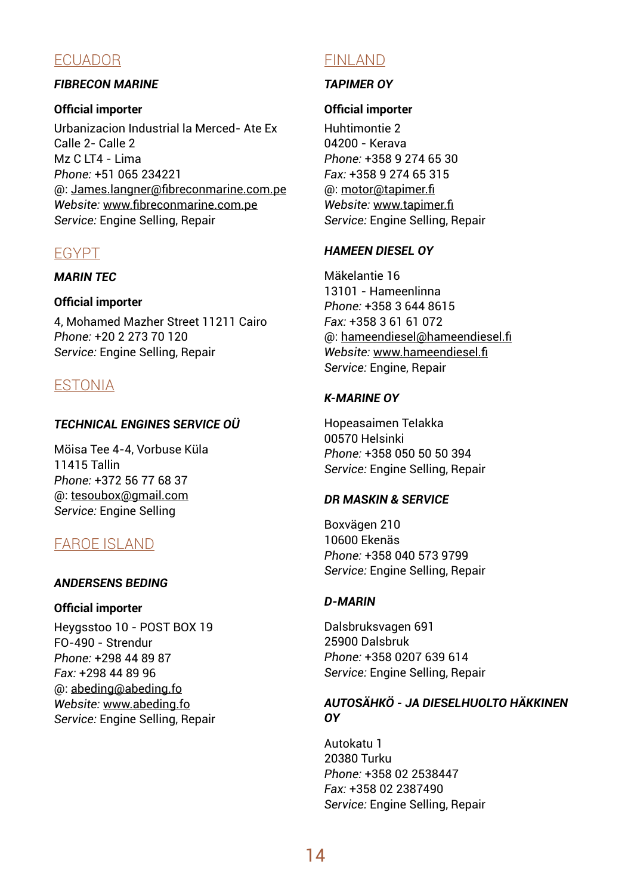## ECUADOR

***FIBRECON MARINE***

**Official importer**

Urbanizacion Industrial la Merced- Ate Ex Calle 2- Calle 2
Mz C LT4 - Lima
*Phone:* +51 065 234221
@: James.langner@fibreconmarine.com.pe
*Website:* www.fibreconmarine.com.pe
*Service:* Engine Selling, Repair

## EGYPT

***MARIN TEC***

**Official importer**

4, Mohamed Mazher Street 11211 Cairo
*Phone:* +20 2 273 70 120
*Service:* Engine Selling, Repair

## ESTONIA

***TECHNICAL ENGINES SERVICE OÜ***

Möisa Tee 4-4, Vorbuse Küla
11415 Tallin
*Phone:* +372 56 77 68 37
@: tesoubox@gmail.com
*Service:* Engine Selling

## FAROE ISLAND

***ANDERSENS BEDING***

**Official importer**

Heygsstoo 10 - POST BOX 19
FO-490 - Strendur
*Phone:* +298 44 89 87
*Fax:* +298 44 89 96
@: abeding@abeding.fo
*Website:* www.abeding.fo
*Service:* Engine Selling, Repair

## FINLAND

***TAPIMER OY***

**Official importer**

Huhtimontie 2
04200 - Kerava
*Phone:* +358 9 274 65 30
*Fax:* +358 9 274 65 315
@: motor@tapimer.fi
*Website:* www.tapimer.fi
*Service:* Engine Selling, Repair

***HAMEEN DIESEL OY***

Mäkelantie 16
13101 - Hameenlinna
*Phone:* +358 3 644 8615
*Fax:* +358 3 61 61 072
@: hameendiesel@hameendiesel.fi
*Website:* www.hameendiesel.fi
*Service:* Engine, Repair

***K-MARINE OY***

Hopeasaimen Telakka
00570 Helsinki
*Phone:* +358 050 50 50 394
*Service:* Engine Selling, Repair

***DR MASKIN & SERVICE***

Boxvägen 210
10600 Ekenäs
*Phone:* +358 040 573 9799
*Service:* Engine Selling, Repair

***D-MARIN***

Dalsbruksvagen 691
25900 Dalsbruk
*Phone:* +358 0207 639 614
*Service:* Engine Selling, Repair

***AUTOSÄHKÖ - JA DIESELHUOLTO HÄKKINEN OY***

Autokatu 1
20380 Turku
*Phone:* +358 02 2538447
*Fax:* +358 02 2387490
*Service:* Engine Selling, Repair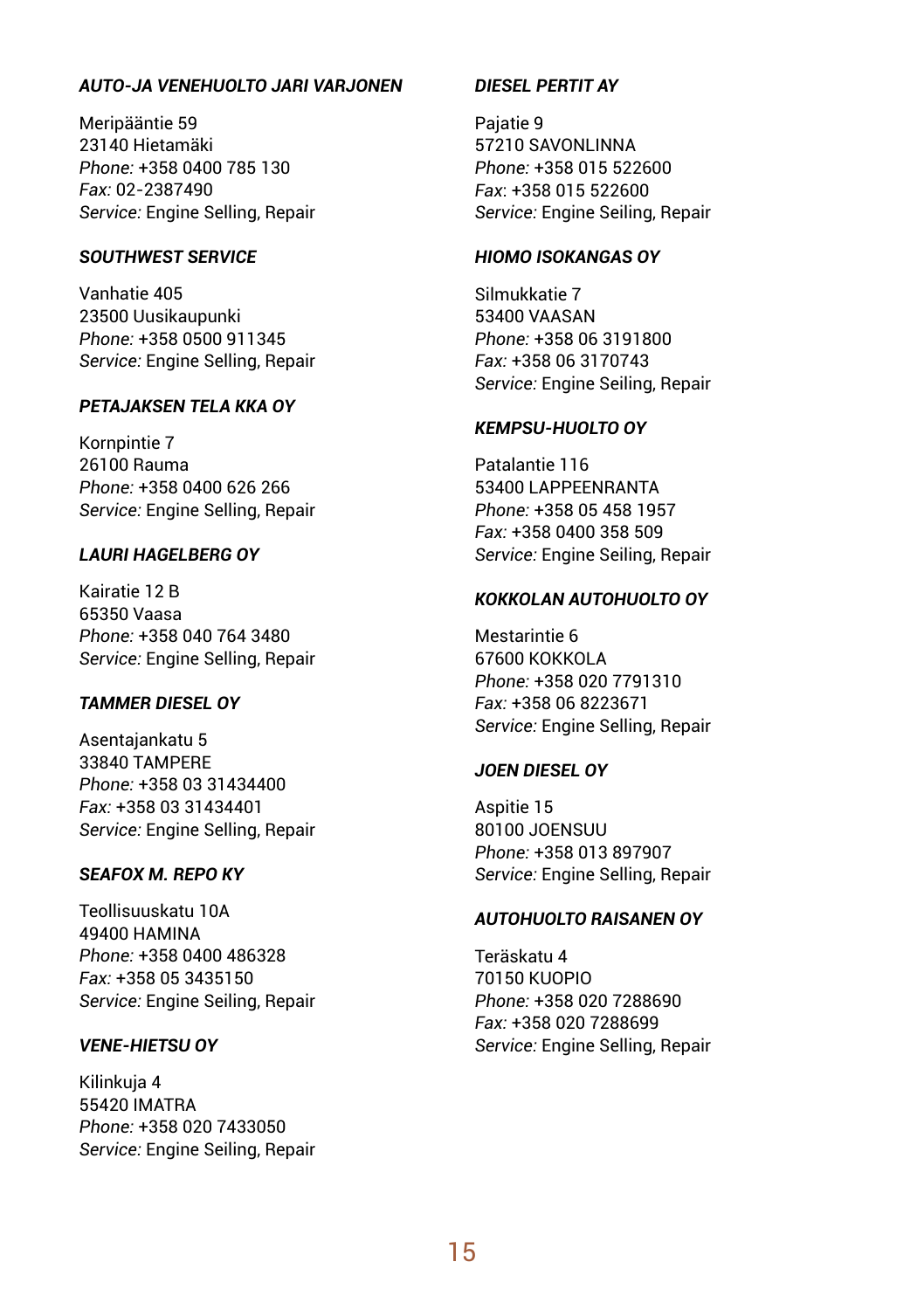***AUTO-JA VENEHUOLTO JARI VARJONEN***

Meripääntie 59
23140 Hietamäki
*Phone:* +358 0400 785 130
*Fax:* 02-2387490
*Service:* Engine Selling, Repair

***SOUTHWEST SERVICE***

Vanhatie 405
23500 Uusikaupunki
*Phone:* +358 0500 911345
*Service:* Engine Selling, Repair

***PETAJAKSEN TELA KKA OY***

Kornpintie 7
26100 Rauma
*Phone:* +358 0400 626 266
*Service:* Engine Selling, Repair

***LAURI HAGELBERG OY***

Kairatie 12 B
65350 Vaasa
*Phone:* +358 040 764 3480
*Service:* Engine Selling, Repair

***TAMMER DIESEL OY***

Asentajankatu 5
33840 TAMPERE
*Phone:* +358 03 31434400
*Fax:* +358 03 31434401
*Service:* Engine Selling, Repair

***SEAFOX M. REPO KY***

Teollisuuskatu 10A
49400 HAMINA
*Phone:* +358 0400 486328
*Fax:* +358 05 3435150
*Service:* Engine Seiling, Repair

***VENE-HIETSU OY***

Kilinkuja 4
55420 IMATRA
*Phone:* +358 020 7433050
*Service:* Engine Seiling, Repair

***DIESEL PERTIT AY***

Pajatie 9
57210 SAVONLINNA
*Phone:* +358 015 522600
*Fax*: +358 015 522600
*Service:* Engine Seiling, Repair

***HIOMO ISOKANGAS OY***

Silmukkatie 7
53400 VAASAN
*Phone:* +358 06 3191800
*Fax:* +358 06 3170743
*Service:* Engine Seiling, Repair

***KEMPSU-HUOLTO OY***

Patalantie 116
53400 LAPPEENRANTA
*Phone:* +358 05 458 1957
*Fax:* +358 0400 358 509
*Service:* Engine Seiling, Repair

***KOKKOLAN AUTOHUOLTO OY***

Mestarintie 6
67600 KOKKOLA
*Phone:* +358 020 7791310
*Fax:* +358 06 8223671
*Service:* Engine Selling, Repair

***JOEN DIESEL OY***

Aspitie 15
80100 JOENSUU
*Phone:* +358 013 897907
*Service:* Engine Selling, Repair

***AUTOHUOLTO RAISANEN OY***

Teräskatu 4
70150 KUOPIO
*Phone:* +358 020 7288690
*Fax:* +358 020 7288699
*Service:* Engine Selling, Repair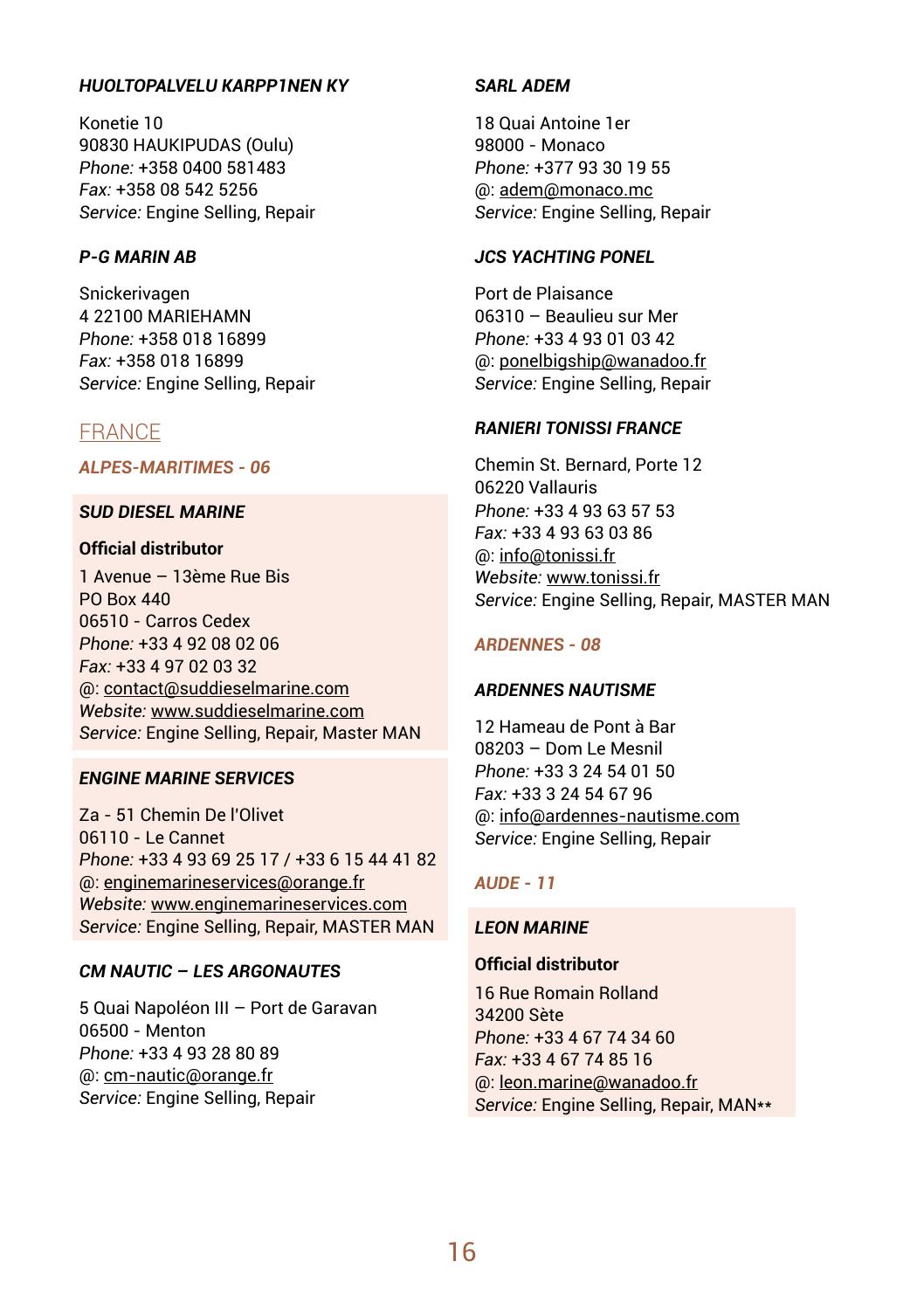### *HUOLTOPALVELU KARPP1NEN KY*

Konetie 10
90830 HAUKIPUDAS (Oulu)
*Phone:* +358 0400 581483
*Fax:* +358 08 542 5256
*Service:* Engine Selling, Repair

### *P-G MARIN AB*

Snickerivagen
4 22100 MARIEHAMN
*Phone:* +358 018 16899
*Fax:* +358 018 16899
*Service:* Engine Selling, Repair

## FRANCE

### *ALPES-MARITIMES - 06*

### *SUD DIESEL MARINE*

**Official distributor**

1 Avenue – 13ème Rue Bis
PO Box 440
06510 - Carros Cedex
*Phone:* +33 4 92 08 02 06
*Fax:* +33 4 97 02 03 32
@: contact@suddieselmarine.com
*Website:* www.suddieselmarine.com
*Service:* Engine Selling, Repair, Master MAN

### *ENGINE MARINE SERVICES*

Za - 51 Chemin De l'Olivet
06110 - Le Cannet
*Phone:* +33 4 93 69 25 17 / +33 6 15 44 41 82
@: enginemarineservices@orange.fr
*Website:* www.enginemarineservices.com
*Service:* Engine Selling, Repair, MASTER MAN

### *CM NAUTIC – LES ARGONAUTES*

5 Quai Napoléon III – Port de Garavan
06500 - Menton
*Phone:* +33 4 93 28 80 89
@: cm-nautic@orange.fr
*Service:* Engine Selling, Repair

### *SARL ADEM*

18 Quai Antoine 1er
98000 - Monaco
*Phone:* +377 93 30 19 55
@: adem@monaco.mc
*Service:* Engine Selling, Repair

### *JCS YACHTING PONEL*

Port de Plaisance
06310 – Beaulieu sur Mer
*Phone:* +33 4 93 01 03 42
@: ponelbigship@wanadoo.fr
*Service:* Engine Selling, Repair

### *RANIERI TONISSI FRANCE*

Chemin St. Bernard, Porte 12
06220 Vallauris
*Phone:* +33 4 93 63 57 53
*Fax:* +33 4 93 63 03 86
@: info@tonissi.fr
*Website:* www.tonissi.fr
*Service:* Engine Selling, Repair, MASTER MAN

### *ARDENNES - 08*

### *ARDENNES NAUTISME*

12 Hameau de Pont à Bar
08203 – Dom Le Mesnil
*Phone:* +33 3 24 54 01 50
*Fax:* +33 3 24 54 67 96
@: info@ardennes-nautisme.com
*Service:* Engine Selling, Repair

### *AUDE - 11*

### *LEON MARINE*

**Official distributor**

16 Rue Romain Rolland
34200 Sète
*Phone:* +33 4 67 74 34 60
*Fax:* +33 4 67 74 85 16
@: leon.marine@wanadoo.fr
*Service:* Engine Selling, Repair, MAN**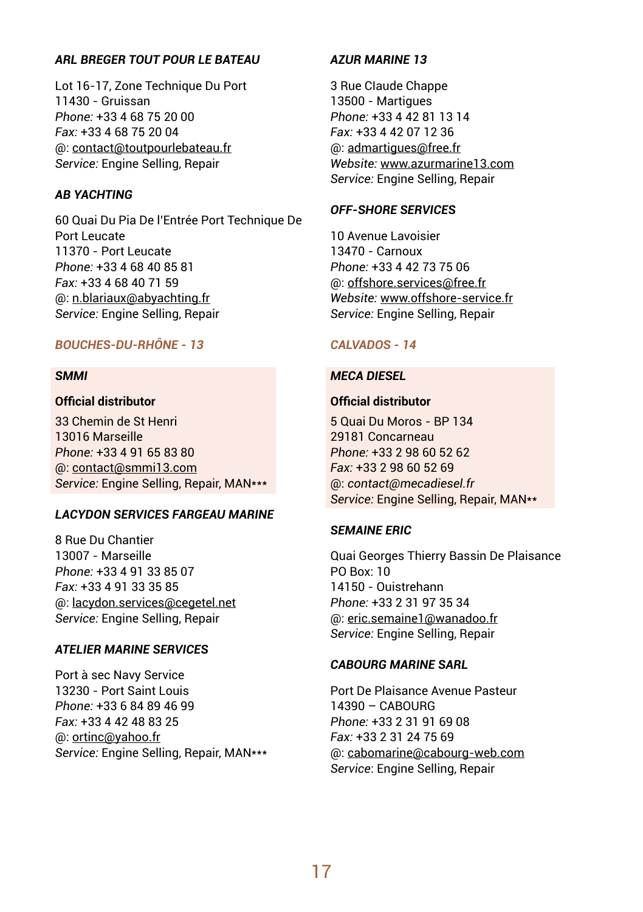***ARL BREGER TOUT POUR LE BATEAU***

Lot 16-17, Zone Technique Du Port
11430 - Gruissan
*Phone:* +33 4 68 75 20 00
*Fax:* +33 4 68 75 20 04
@: contact@toutpourlebateau.fr
*Service:* Engine Selling, Repair

***AB YACHTING***

60 Quai Du Pia De l'Entrée Port Technique De Port Leucate
11370 - Port Leucate
*Phone:* +33 4 68 40 85 81
*Fax:* +33 4 68 40 71 59
@: n.blariaux@abyachting.fr
*Service:* Engine Selling, Repair

## *BOUCHES-DU-RHÔNE - 13*

***SMMI***

**Official distributor**

33 Chemin de St Henri
13016 Marseille
*Phone:* +33 4 91 65 83 80
@: contact@smmi13.com
*Service:* Engine Selling, Repair, MAN***

***LACYDON SERVICES FARGEAU MARINE***

8 Rue Du Chantier
13007 - Marseille
*Phone:* +33 4 91 33 85 07
*Fax:* +33 4 91 33 35 85
@: lacydon.services@cegetel.net
*Service:* Engine Selling, Repair

***ATELIER MARINE SERVICES***

Port à sec Navy Service
13230 - Port Saint Louis
*Phone:* +33 6 84 89 46 99
*Fax:* +33 4 42 48 83 25
@: ortinc@yahoo.fr
*Service:* Engine Selling, Repair, MAN***

***AZUR MARINE 13***

3 Rue Claude Chappe
13500 - Martigues
*Phone:* +33 4 42 81 13 14
*Fax:* +33 4 42 07 12 36
@: admartigues@free.fr
*Website:* www.azurmarine13.com
*Service:* Engine Selling, Repair

***OFF-SHORE SERVICES***

10 Avenue Lavoisier
13470 - Carnoux
*Phone:* +33 4 42 73 75 06
@: offshore.services@free.fr
*Website:* www.offshore-service.fr
*Service:* Engine Selling, Repair

## *CALVADOS - 14*

***MECA DIESEL***

**Official distributor**

5 Quai Du Moros - BP 134
29181 Concarneau
*Phone:* +33 2 98 60 52 62
*Fax:* +33 2 98 60 52 69
@: *contact@mecadiesel.fr*
*Service:* Engine Selling, Repair, MAN**

***SEMAINE ERIC***

Quai Georges Thierry Bassin De Plaisance
PO Box: 10
14150 - Ouistrehann
*Phone:* +33 2 31 97 35 34
@: eric.semaine1@wanadoo.fr
*Service:* Engine Selling, Repair

***CABOURG MARINE SARL***

Port De Plaisance Avenue Pasteur
14390 – CABOURG
*Phone:* +33 2 31 91 69 08
*Fax:* +33 2 31 24 75 69
@: cabomarine@cabourg-web.com
*Service*: Engine Selling, Repair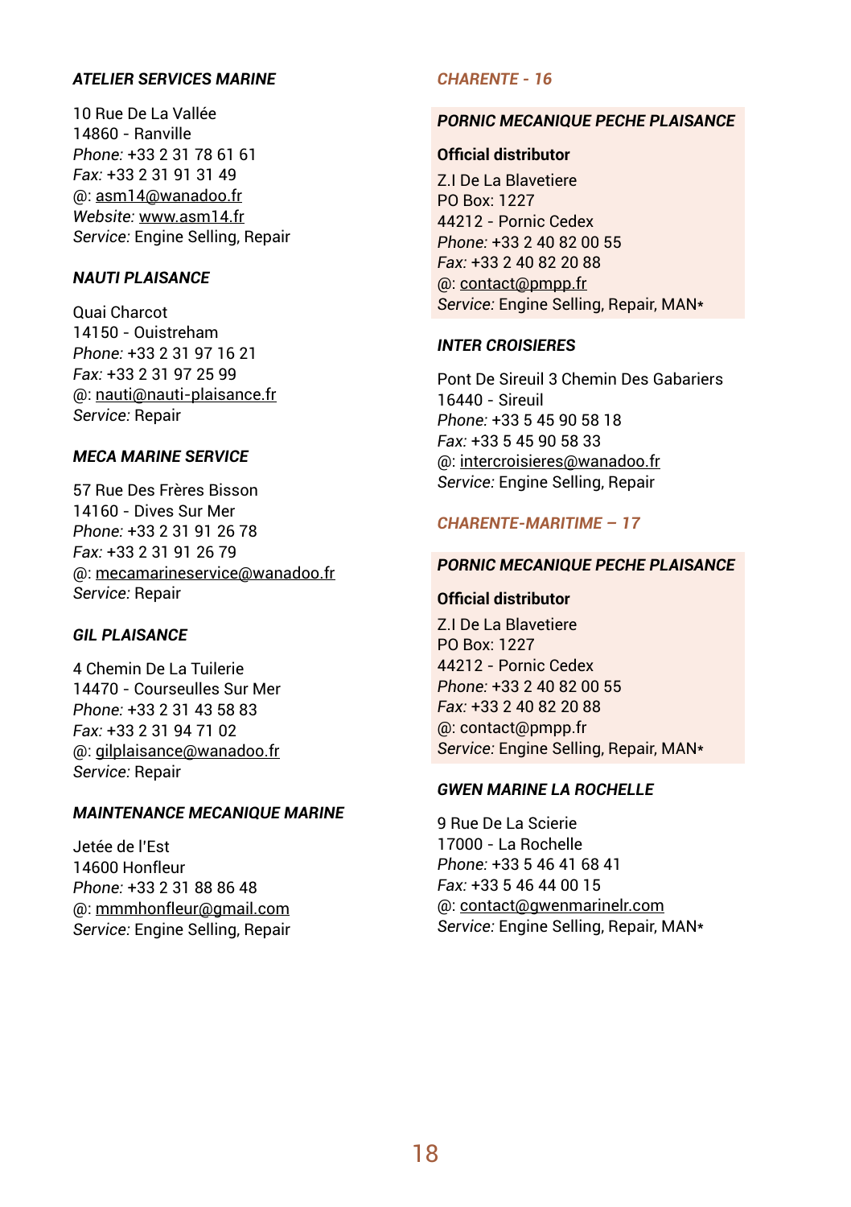### *ATELIER SERVICES MARINE*

10 Rue De La Vallée
14860 - Ranville
*Phone:* +33 2 31 78 61 61
*Fax:* +33 2 31 91 31 49
@: asm14@wanadoo.fr
*Website:* www.asm14.fr
*Service:* Engine Selling, Repair

### *NAUTI PLAISANCE*

Quai Charcot
14150 - Ouistreham
*Phone:* +33 2 31 97 16 21
*Fax:* +33 2 31 97 25 99
@: nauti@nauti-plaisance.fr
*Service:* Repair

### *MECA MARINE SERVICE*

57 Rue Des Frères Bisson
14160 - Dives Sur Mer
*Phone:* +33 2 31 91 26 78
*Fax:* +33 2 31 91 26 79
@: mecamarineservice@wanadoo.fr
*Service:* Repair

### *GIL PLAISANCE*

4 Chemin De La Tuilerie
14470 - Courseulles Sur Mer
*Phone:* +33 2 31 43 58 83
*Fax:* +33 2 31 94 71 02
@: gilplaisance@wanadoo.fr
*Service:* Repair

### *MAINTENANCE MECANIQUE MARINE*

Jetée de l'Est
14600 Honfleur
*Phone:* +33 2 31 88 86 48
@: mmmhonfleur@gmail.com
*Service:* Engine Selling, Repair

## *CHARENTE - 16*

### *PORNIC MECANIQUE PECHE PLAISANCE*

**Official distributor**

Z.I De La Blavetiere
PO Box: 1227
44212 - Pornic Cedex
*Phone:* +33 2 40 82 00 55
*Fax:* +33 2 40 82 20 88
@: contact@pmpp.fr
*Service:* Engine Selling, Repair, MAN*

### *INTER CROISIERES*

Pont De Sireuil 3 Chemin Des Gabariers
16440 - Sireuil
*Phone:* +33 5 45 90 58 18
*Fax:* +33 5 45 90 58 33
@: intercroisieres@wanadoo.fr
*Service:* Engine Selling, Repair

## *CHARENTE-MARITIME – 17*

### *PORNIC MECANIQUE PECHE PLAISANCE*

**Official distributor**

Z.I De La Blavetiere
PO Box: 1227
44212 - Pornic Cedex
*Phone:* +33 2 40 82 00 55
*Fax:* +33 2 40 82 20 88
@: contact@pmpp.fr
*Service:* Engine Selling, Repair, MAN*

### *GWEN MARINE LA ROCHELLE*

9 Rue De La Scierie
17000 - La Rochelle
*Phone:* +33 5 46 41 68 41
*Fax:* +33 5 46 44 00 15
@: contact@gwenmarinelr.com
*Service:* Engine Selling, Repair, MAN*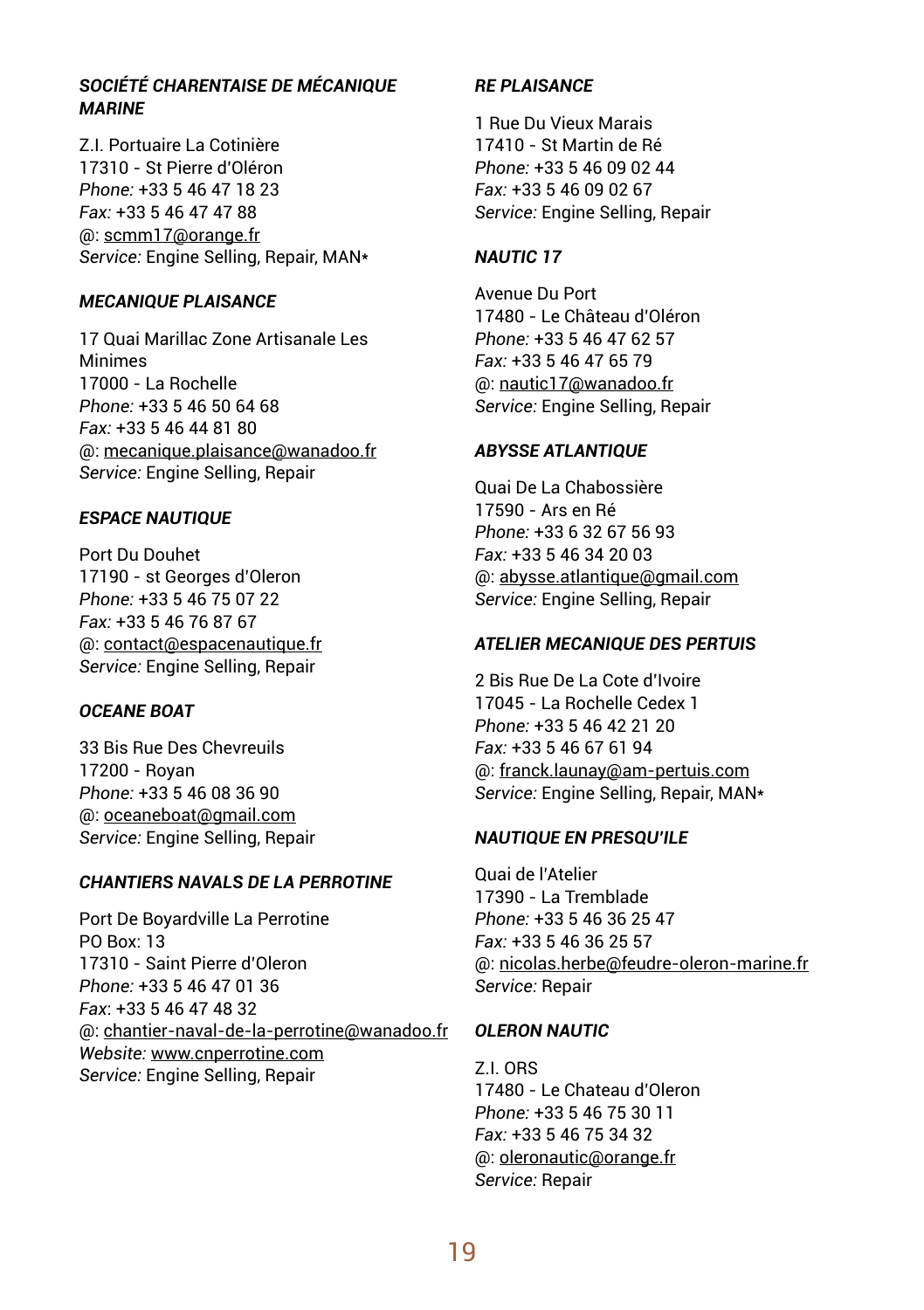***SOCIÉTÉ CHARENTAISE DE MÉCANIQUE MARINE***

Z.I. Portuaire La Cotinière
17310 - St Pierre d'Oléron
*Phone:* +33 5 46 47 18 23
*Fax:* +33 5 46 47 47 88
@: scmm17@orange.fr
*Service:* Engine Selling, Repair, MAN*

***MECANIQUE PLAISANCE***

17 Quai Marillac Zone Artisanale Les Minimes
17000 - La Rochelle
*Phone:* +33 5 46 50 64 68
*Fax:* +33 5 46 44 81 80
@: mecanique.plaisance@wanadoo.fr
*Service:* Engine Selling, Repair

***ESPACE NAUTIQUE***

Port Du Douhet
17190 - st Georges d'Oleron
*Phone:* +33 5 46 75 07 22
*Fax:* +33 5 46 76 87 67
@: contact@espacenautique.fr
*Service:* Engine Selling, Repair

***OCEANE BOAT***

33 Bis Rue Des Chevreuils
17200 - Royan
*Phone:* +33 5 46 08 36 90
@: oceaneboat@gmail.com
*Service:* Engine Selling, Repair

***CHANTIERS NAVALS DE LA PERROTINE***

Port De Boyardville La Perrotine
PO Box: 13
17310 - Saint Pierre d'Oleron
*Phone:* +33 5 46 47 01 36
*Fax*: +33 5 46 47 48 32
@: chantier-naval-de-la-perrotine@wanadoo.fr
*Website:* www.cnperrotine.com
*Service:* Engine Selling, Repair

***RE PLAISANCE***

1 Rue Du Vieux Marais
17410 - St Martin de Ré
*Phone:* +33 5 46 09 02 44
*Fax:* +33 5 46 09 02 67
*Service:* Engine Selling, Repair

***NAUTIC 17***

Avenue Du Port
17480 - Le Château d'Oléron
*Phone:* +33 5 46 47 62 57
*Fax:* +33 5 46 47 65 79
@: nautic17@wanadoo.fr
*Service:* Engine Selling, Repair

***ABYSSE ATLANTIQUE***

Quai De La Chabossière
17590 - Ars en Ré
*Phone:* +33 6 32 67 56 93
*Fax:* +33 5 46 34 20 03
@: abysse.atlantique@gmail.com
*Service:* Engine Selling, Repair

***ATELIER MECANIQUE DES PERTUIS***

2 Bis Rue De La Cote d'Ivoire
17045 - La Rochelle Cedex 1
*Phone:* +33 5 46 42 21 20
*Fax:* +33 5 46 67 61 94
@: franck.launay@am-pertuis.com
*Service:* Engine Selling, Repair, MAN*

***NAUTIQUE EN PRESQU'ILE***

Quai de l'Atelier
17390 - La Tremblade
*Phone:* +33 5 46 36 25 47
*Fax:* +33 5 46 36 25 57
@: nicolas.herbe@feudre-oleron-marine.fr
*Service:* Repair

***OLERON NAUTIC***

Z.I. ORS
17480 - Le Chateau d'Oleron
*Phone:* +33 5 46 75 30 11
*Fax:* +33 5 46 75 34 32
@: oleronautic@orange.fr
*Service:* Repair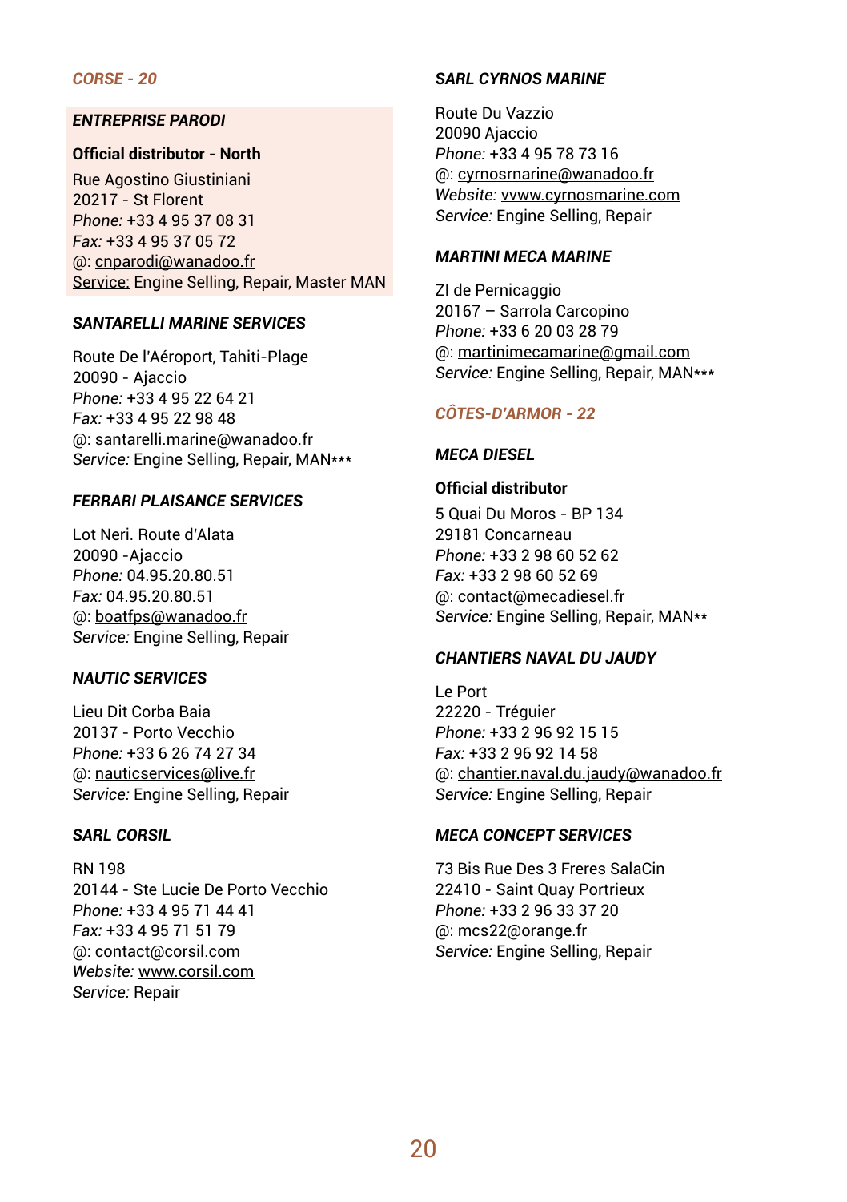## *CORSE - 20*

### *ENTREPRISE PARODI*

**Official distributor - North**

Rue Agostino Giustiniani
20217 - St Florent
*Phone:* +33 4 95 37 08 31
*Fax:* +33 4 95 37 05 72
@: cnparodi@wanadoo.fr
Service: Engine Selling, Repair, Master MAN

### *SANTARELLI MARINE SERVICES*

Route De l'Aéroport, Tahiti-Plage
20090 - Ajaccio
*Phone:* +33 4 95 22 64 21
*Fax:* +33 4 95 22 98 48
@: santarelli.marine@wanadoo.fr
*Service:* Engine Selling, Repair, MAN***

### *FERRARI PLAISANCE SERVICES*

Lot Neri. Route d'Alata
20090 -Ajaccio
*Phone:* 04.95.20.80.51
*Fax:* 04.95.20.80.51
@: boatfps@wanadoo.fr
*Service:* Engine Selling, Repair

### *NAUTIC SERVICES*

Lieu Dit Corba Baia
20137 - Porto Vecchio
*Phone:* +33 6 26 74 27 34
@: nauticservices@live.fr
*Service:* Engine Selling, Repair

### *SARL CORSIL*

RN 198
20144 - Ste Lucie De Porto Vecchio
*Phone:* +33 4 95 71 44 41
*Fax:* +33 4 95 71 51 79
@: contact@corsil.com
*Website:* www.corsil.com
*Service:* Repair

### *SARL CYRNOS MARINE*

Route Du Vazzio
20090 Ajaccio
*Phone:* +33 4 95 78 73 16
@: cyrnosrnarine@wanadoo.fr
*Website:* vvww.cyrnosmarine.com
*Service:* Engine Selling, Repair

### *MARTINI MECA MARINE*

ZI de Pernicaggio
20167 – Sarrola Carcopino
*Phone:* +33 6 20 03 28 79
@: martinimecamarine@gmail.com
*Service:* Engine Selling, Repair, MAN***

## *CÔTES-D'ARMOR - 22*

### *MECA DIESEL*

**Official distributor**

5 Quai Du Moros - BP 134
29181 Concarneau
*Phone:* +33 2 98 60 52 62
*Fax:* +33 2 98 60 52 69
@: contact@mecadiesel.fr
*Service:* Engine Selling, Repair, MAN**

### *CHANTIERS NAVAL DU JAUDY*

Le Port
22220 - Tréguier
*Phone:* +33 2 96 92 15 15
*Fax:* +33 2 96 92 14 58
@: chantier.naval.du.jaudy@wanadoo.fr
*Service:* Engine Selling, Repair

### *MECA CONCEPT SERVICES*

73 Bis Rue Des 3 Freres SalaCin
22410 - Saint Quay Portrieux
*Phone:* +33 2 96 33 37 20
@: mcs22@orange.fr
*Service:* Engine Selling, Repair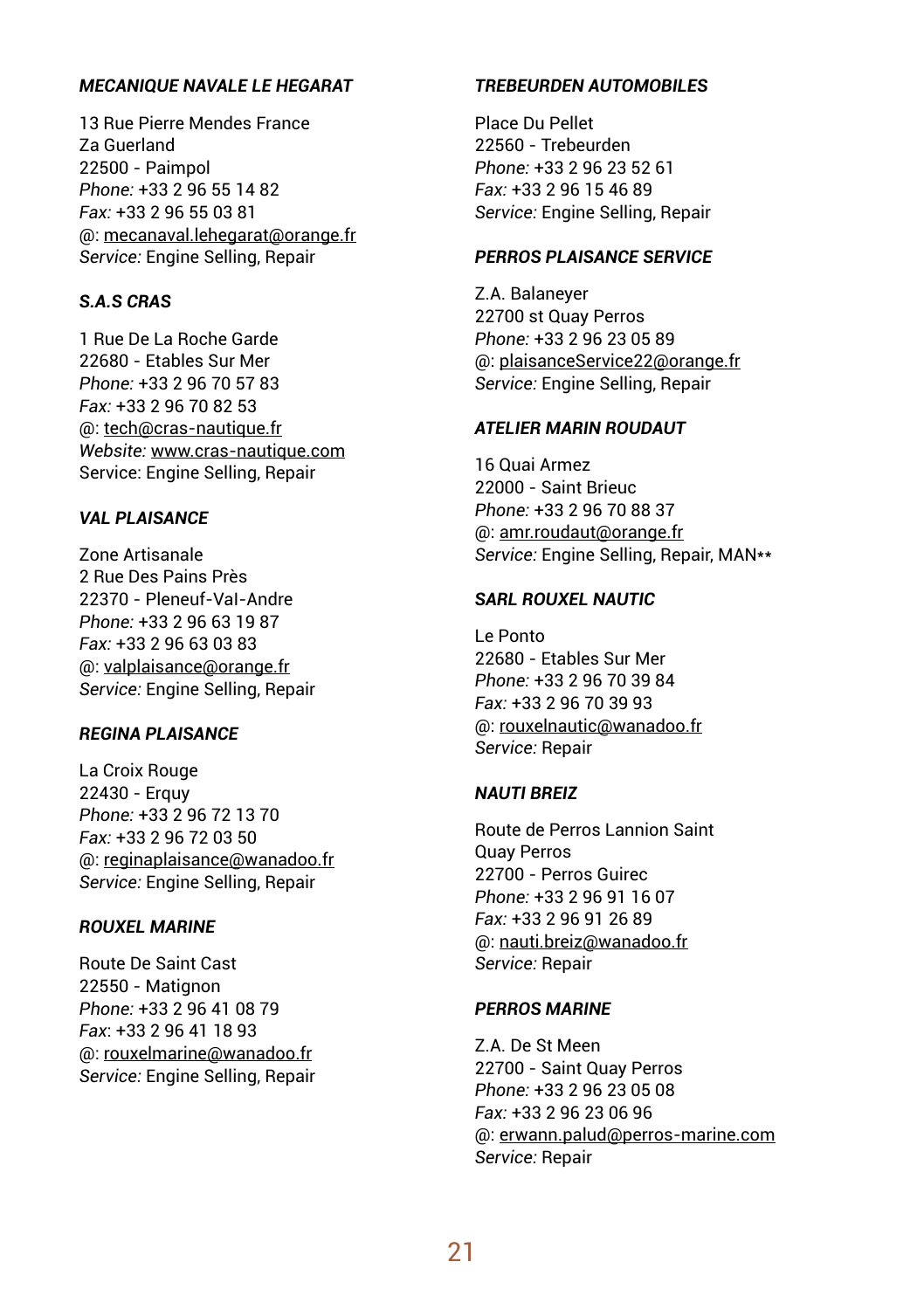***MECANIQUE NAVALE LE HEGARAT***

13 Rue Pierre Mendes France
Za Guerland
22500 - Paimpol
*Phone:* +33 2 96 55 14 82
*Fax:* +33 2 96 55 03 81
@: mecanaval.lehegarat@orange.fr
*Service:* Engine Selling, Repair

***S.A.S CRAS***

1 Rue De La Roche Garde
22680 - Etables Sur Mer
*Phone:* +33 2 96 70 57 83
*Fax:* +33 2 96 70 82 53
@: tech@cras-nautique.fr
*Website:* www.cras-nautique.com
Service: Engine Selling, Repair

***VAL PLAISANCE***

Zone Artisanale
2 Rue Des Pains Près
22370 - Pleneuf-Val-Andre
*Phone:* +33 2 96 63 19 87
*Fax:* +33 2 96 63 03 83
@: valplaisance@orange.fr
*Service:* Engine Selling, Repair

***REGINA PLAISANCE***

La Croix Rouge
22430 - Erquy
*Phone:* +33 2 96 72 13 70
*Fax:* +33 2 96 72 03 50
@: reginaplaisance@wanadoo.fr
*Service:* Engine Selling, Repair

***ROUXEL MARINE***

Route De Saint Cast
22550 - Matignon
*Phone:* +33 2 96 41 08 79
*Fax*: +33 2 96 41 18 93
@: rouxelmarine@wanadoo.fr
*Service:* Engine Selling, Repair

***TREBEURDEN AUTOMOBILES***

Place Du Pellet
22560 - Trebeurden
*Phone:* +33 2 96 23 52 61
*Fax:* +33 2 96 15 46 89
*Service:* Engine Selling, Repair

***PERROS PLAISANCE SERVICE***

Z.A. Balaneyer
22700 st Quay Perros
*Phone:* +33 2 96 23 05 89
@: plaisanceService22@orange.fr
*Service:* Engine Selling, Repair

***ATELIER MARIN ROUDAUT***

16 Quai Armez
22000 - Saint Brieuc
*Phone:* +33 2 96 70 88 37
@: amr.roudaut@orange.fr
*Service:* Engine Selling, Repair, MAN**

***SARL ROUXEL NAUTIC***

Le Ponto
22680 - Etables Sur Mer
*Phone:* +33 2 96 70 39 84
*Fax:* +33 2 96 70 39 93
@: rouxelnautic@wanadoo.fr
*Service:* Repair

***NAUTI BREIZ***

Route de Perros Lannion Saint Quay Perros
22700 - Perros Guirec
*Phone:* +33 2 96 91 16 07
*Fax:* +33 2 96 91 26 89
@: nauti.breiz@wanadoo.fr
*Service:* Repair

***PERROS MARINE***

Z.A. De St Meen
22700 - Saint Quay Perros
*Phone:* +33 2 96 23 05 08
*Fax:* +33 2 96 23 06 96
@: erwann.palud@perros-marine.com
*Service:* Repair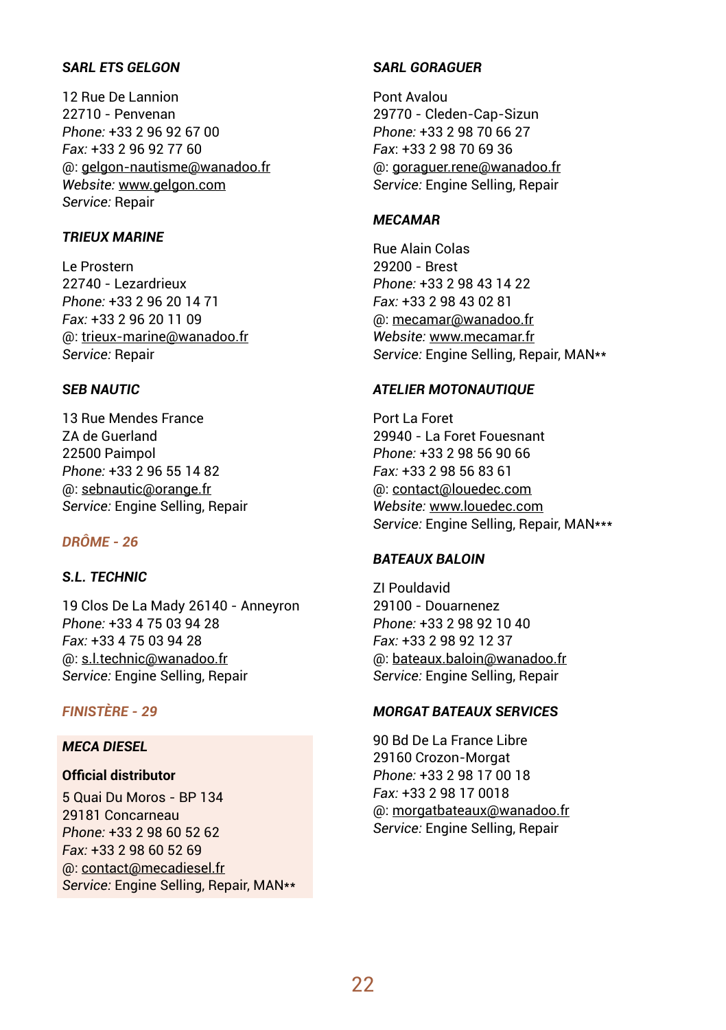***SARL ETS GELGON***

12 Rue De Lannion
22710 - Penvenan
*Phone:* +33 2 96 92 67 00
*Fax:* +33 2 96 92 77 60
@: gelgon-nautisme@wanadoo.fr
*Website:* www.gelgon.com
*Service:* Repair

***TRIEUX MARINE***

Le Prostern
22740 - Lezardrieux
*Phone:* +33 2 96 20 14 71
*Fax:* +33 2 96 20 11 09
@: trieux-marine@wanadoo.fr
*Service:* Repair

***SEB NAUTIC***

13 Rue Mendes France
ZA de Guerland
22500 Paimpol
*Phone:* +33 2 96 55 14 82
@: sebnautic@orange.fr
*Service:* Engine Selling, Repair

## *DRÔME - 26*

***S.L. TECHNIC***

19 Clos De La Mady 26140 - Anneyron
*Phone:* +33 4 75 03 94 28
*Fax:* +33 4 75 03 94 28
@: s.l.technic@wanadoo.fr
*Service:* Engine Selling, Repair

## *FINISTÈRE - 29*

***MECA DIESEL***

**Official distributor**

5 Quai Du Moros - BP 134
29181 Concarneau
*Phone:* +33 2 98 60 52 62
*Fax:* +33 2 98 60 52 69
@: contact@mecadiesel.fr
*Service:* Engine Selling, Repair, MAN**

***SARL GORAGUER***

Pont Avalou
29770 - Cleden-Cap-Sizun
*Phone:* +33 2 98 70 66 27
*Fax*: +33 2 98 70 69 36
@: goraguer.rene@wanadoo.fr
*Service:* Engine Selling, Repair

***MECAMAR***

Rue Alain Colas
29200 - Brest
*Phone:* +33 2 98 43 14 22
*Fax:* +33 2 98 43 02 81
@: mecamar@wanadoo.fr
*Website:* www.mecamar.fr
*Service:* Engine Selling, Repair, MAN**

***ATELIER MOTONAUTIQUE***

Port La Foret
29940 - La Foret Fouesnant
*Phone:* +33 2 98 56 90 66
*Fax:* +33 2 98 56 83 61
@: contact@louedec.com
*Website:* www.louedec.com
*Service:* Engine Selling, Repair, MAN***

***BATEAUX BALOIN***

ZI Pouldavid
29100 - Douarnenez
*Phone:* +33 2 98 92 10 40
*Fax:* +33 2 98 92 12 37
@: bateaux.baloin@wanadoo.fr
*Service:* Engine Selling, Repair

***MORGAT BATEAUX SERVICES***

90 Bd De La France Libre
29160 Crozon-Morgat
*Phone:* +33 2 98 17 00 18
*Fax:* +33 2 98 17 0018
@: morgatbateaux@wanadoo.fr
*Service:* Engine Selling, Repair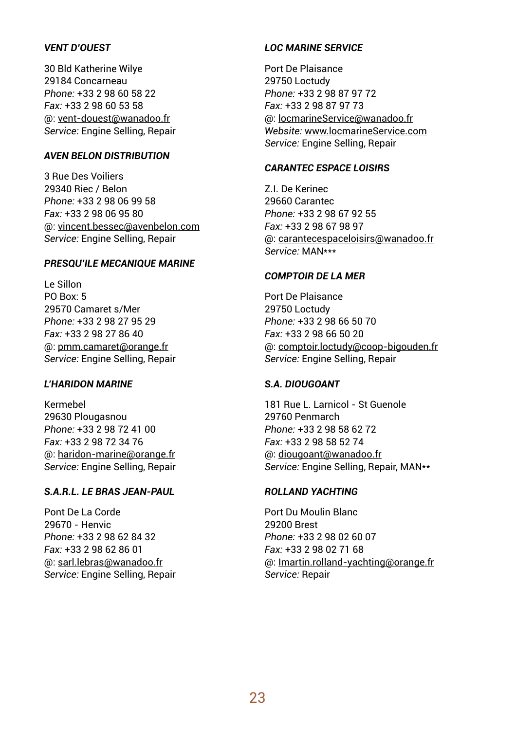***VENT D'OUEST***

30 Bld Katherine Wilye
29184 Concarneau
*Phone:* +33 2 98 60 58 22
*Fax:* +33 2 98 60 53 58
@: vent-douest@wanadoo.fr
*Service:* Engine Selling, Repair

***AVEN BELON DISTRIBUTION***

3 Rue Des Voiliers
29340 Riec / Belon
*Phone:* +33 2 98 06 99 58
*Fax:* +33 2 98 06 95 80
@: vincent.bessec@avenbelon.com
*Service:* Engine Selling, Repair

***PRESQU'ILE MECANIQUE MARINE***

Le Sillon
PO Box: 5
29570 Camaret s/Mer
*Phone:* +33 2 98 27 95 29
*Fax:* +33 2 98 27 86 40
@: pmm.camaret@orange.fr
*Service:* Engine Selling, Repair

***L'HARIDON MARINE***

Kermebel
29630 Plougasnou
*Phone:* +33 2 98 72 41 00
*Fax:* +33 2 98 72 34 76
@: haridon-marine@orange.fr
*Service:* Engine Selling, Repair

***S.A.R.L. LE BRAS JEAN-PAUL***

Pont De La Corde
29670 - Henvic
*Phone:* +33 2 98 62 84 32
*Fax:* +33 2 98 62 86 01
@: sarl.lebras@wanadoo.fr
*Service:* Engine Selling, Repair

***LOC MARINE SERVICE***

Port De Plaisance
29750 Loctudy
*Phone:* +33 2 98 87 97 72
*Fax:* +33 2 98 87 97 73
@: locmarineService@wanadoo.fr
*Website:* www.locmarineService.com
*Service:* Engine Selling, Repair

***CARANTEC ESPACE LOISIRS***

Z.I. De Kerinec
29660 Carantec
*Phone:* +33 2 98 67 92 55
*Fax:* +33 2 98 67 98 97
@: carantecespaceloisirs@wanadoo.fr
*Service:* MAN***

***COMPTOIR DE LA MER***

Port De Plaisance
29750 Loctudy
*Phone:* +33 2 98 66 50 70
*Fax:* +33 2 98 66 50 20
@: comptoir.loctudy@coop-bigouden.fr
*Service:* Engine Selling, Repair

***S.A. DIOUGOANT***

181 Rue L. Larnicol - St Guenole
29760 Penmarch
*Phone:* +33 2 98 58 62 72
*Fax:* +33 2 98 58 52 74
@: diougoant@wanadoo.fr
*Service:* Engine Selling, Repair, MAN**

***ROLLAND YACHTING***

Port Du Moulin Blanc
29200 Brest
*Phone:* +33 2 98 02 60 07
*Fax:* +33 2 98 02 71 68
@: lmartin.rolland-yachting@orange.fr
*Service:* Repair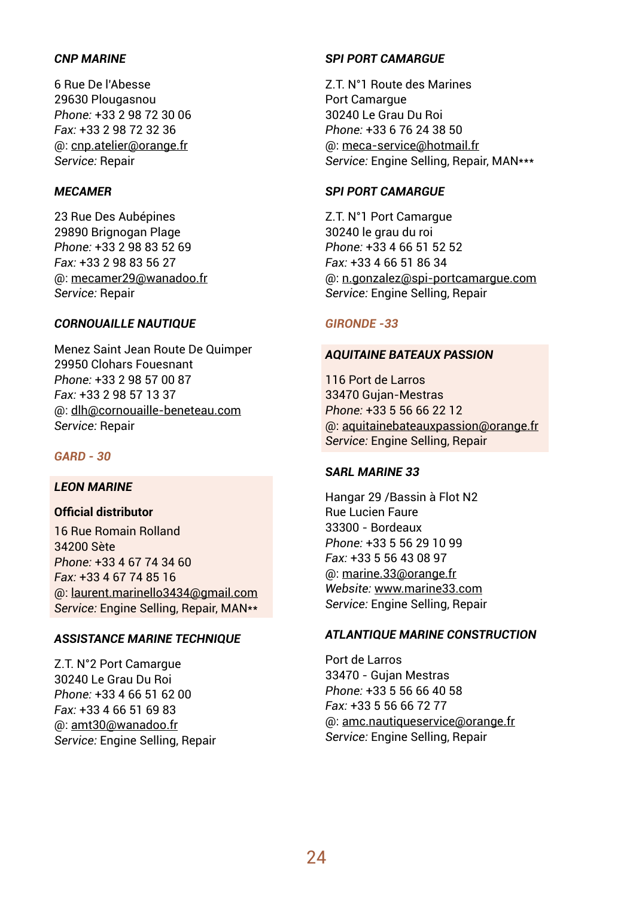***CNP MARINE***

6 Rue De l'Abesse
29630 Plougasnou
*Phone:* +33 2 98 72 30 06
*Fax:* +33 2 98 72 32 36
@: cnp.atelier@orange.fr
*Service:* Repair

***MECAMER***

23 Rue Des Aubépines
29890 Brignogan Plage
*Phone:* +33 2 98 83 52 69
*Fax:* +33 2 98 83 56 27
@: mecamer29@wanadoo.fr
*Service:* Repair

***CORNOUAILLE NAUTIQUE***

Menez Saint Jean Route De Quimper
29950 Clohars Fouesnant
*Phone:* +33 2 98 57 00 87
*Fax:* +33 2 98 57 13 37
@: dlh@cornouaille-beneteau.com
*Service:* Repair

## *GARD - 30*

***LEON MARINE***

**Official distributor**

16 Rue Romain Rolland
34200 Sète
*Phone:* +33 4 67 74 34 60
*Fax:* +33 4 67 74 85 16
@: laurent.marinello3434@gmail.com
*Service:* Engine Selling, Repair, MAN**

***ASSISTANCE MARINE TECHNIQUE***

Z.T. N°2 Port Camargue
30240 Le Grau Du Roi
*Phone:* +33 4 66 51 62 00
*Fax:* +33 4 66 51 69 83
@: amt30@wanadoo.fr
*Service:* Engine Selling, Repair

***SPI PORT CAMARGUE***

Z.T. N°1 Route des Marines
Port Camargue
30240 Le Grau Du Roi
*Phone:* +33 6 76 24 38 50
@: meca-service@hotmail.fr
*Service:* Engine Selling, Repair, MAN***

***SPI PORT CAMARGUE***

Z.T. N°1 Port Camargue
30240 le grau du roi
*Phone:* +33 4 66 51 52 52
*Fax:* +33 4 66 51 86 34
@: n.gonzalez@spi-portcamargue.com
*Service:* Engine Selling, Repair

## *GIRONDE -33*

***AQUITAINE BATEAUX PASSION***

116 Port de Larros
33470 Gujan-Mestras
*Phone:* +33 5 56 66 22 12
@: aquitainebateauxpassion@orange.fr
*Service:* Engine Selling, Repair

***SARL MARINE 33***

Hangar 29 /Bassin à Flot N2
Rue Lucien Faure
33300 - Bordeaux
*Phone:* +33 5 56 29 10 99
*Fax:* +33 5 56 43 08 97
@: marine.33@orange.fr
*Website:* www.marine33.com
*Service:* Engine Selling, Repair

***ATLANTIQUE MARINE CONSTRUCTION***

Port de Larros
33470 - Gujan Mestras
*Phone:* +33 5 56 66 40 58
*Fax:* +33 5 56 66 72 77
@: amc.nautiqueservice@orange.fr
*Service:* Engine Selling, Repair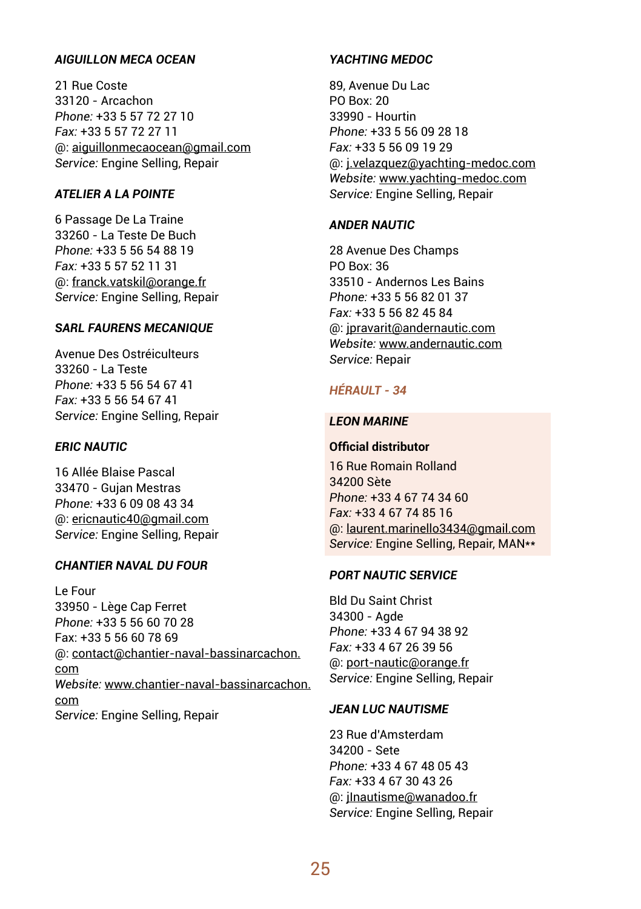***AIGUILLON MECA OCEAN***

21 Rue Coste
33120 - Arcachon
*Phone:* +33 5 57 72 27 10
*Fax:* +33 5 57 72 27 11
@: aiguillonmecaocean@gmail.com
*Service:* Engine Selling, Repair

***ATELIER A LA POINTE***

6 Passage De La Traine
33260 - La Teste De Buch
*Phone:* +33 5 56 54 88 19
*Fax:* +33 5 57 52 11 31
@: franck.vatskil@orange.fr
*Service:* Engine Selling, Repair

***SARL FAURENS MECANIQUE***

Avenue Des Ostréiculteurs
33260 - La Teste
*Phone:* +33 5 56 54 67 41
*Fax:* +33 5 56 54 67 41
*Service:* Engine Selling, Repair

***ERIC NAUTIC***

16 Allée Blaise Pascal
33470 - Gujan Mestras
*Phone:* +33 6 09 08 43 34
@: ericnautic40@gmail.com
*Service:* Engine Selling, Repair

***CHANTIER NAVAL DU FOUR***

Le Four
33950 - Lège Cap Ferret
*Phone:* +33 5 56 60 70 28
Fax: +33 5 56 60 78 69
@: contact@chantier-naval-bassinarcachon.com
*Website:* www.chantier-naval-bassinarcachon.com
*Service:* Engine Selling, Repair

***YACHTING MEDOC***

89, Avenue Du Lac
PO Box: 20
33990 - Hourtin
*Phone:* +33 5 56 09 28 18
*Fax:* +33 5 56 09 19 29
@: j.velazquez@yachting-medoc.com
*Website:* www.yachting-medoc.com
*Service:* Engine Selling, Repair

***ANDER NAUTIC***

28 Avenue Des Champs
PO Box: 36
33510 - Andernos Les Bains
*Phone:* +33 5 56 82 01 37
*Fax:* +33 5 56 82 45 84
@: jpravarit@andernautic.com
*Website:* www.andernautic.com
*Service:* Repair

## *HÉRAULT - 34*

***LEON MARINE***

**Official distributor**

16 Rue Romain Rolland
34200 Sète
*Phone:* +33 4 67 74 34 60
*Fax:* +33 4 67 74 85 16
@: laurent.marinello3434@gmail.com
*Service:* Engine Selling, Repair, MAN**

***PORT NAUTIC SERVICE***

Bld Du Saint Christ
34300 - Agde
*Phone:* +33 4 67 94 38 92
*Fax:* +33 4 67 26 39 56
@: port-nautic@orange.fr
*Service:* Engine Selling, Repair

***JEAN LUC NAUTISME***

23 Rue d'Amsterdam
34200 - Sete
*Phone:* +33 4 67 48 05 43
*Fax:* +33 4 67 30 43 26
@: jlnautisme@wanadoo.fr
*Service:* Engine Selling, Repair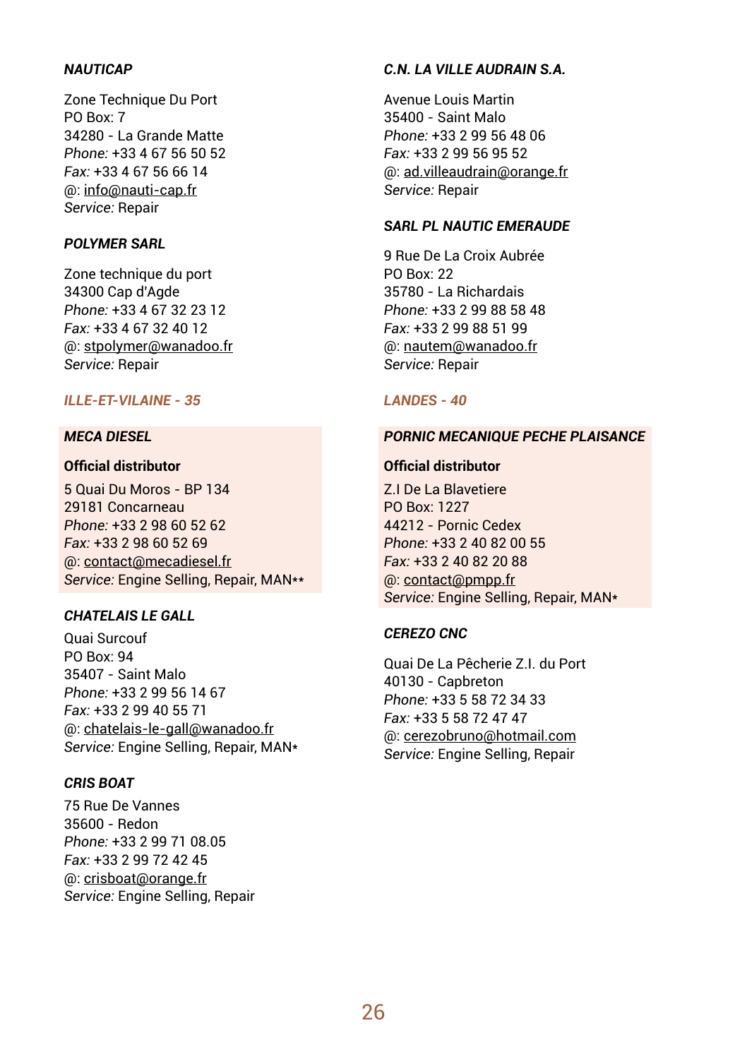***NAUTICAP***

Zone Technique Du Port
PO Box: 7
34280 - La Grande Matte
*Phone:* +33 4 67 56 50 52
*Fax:* +33 4 67 56 66 14
@: info@nauti-cap.fr
*Service:* Repair

***POLYMER SARL***

Zone technique du port
34300 Cap d'Agde
*Phone:* +33 4 67 32 23 12
*Fax:* +33 4 67 32 40 12
@: stpolymer@wanadoo.fr
*Service:* Repair

## *ILLE-ET-VILAINE - 35*

***MECA DIESEL***

**Official distributor**

5 Quai Du Moros - BP 134
29181 Concarneau
*Phone:* +33 2 98 60 52 62
*Fax:* +33 2 98 60 52 69
@: contact@mecadiesel.fr
*Service:* Engine Selling, Repair, MAN**

***CHATELAIS LE GALL***

Quai Surcouf
PO Box: 94
35407 - Saint Malo
*Phone:* +33 2 99 56 14 67
*Fax:* +33 2 99 40 55 71
@: chatelais-le-gall@wanadoo.fr
*Service:* Engine Selling, Repair, MAN*

***CRIS BOAT***

75 Rue De Vannes
35600 - Redon
*Phone:* +33 2 99 71 08.05
*Fax:* +33 2 99 72 42 45
@: crisboat@orange.fr
*Service:* Engine Selling, Repair

***C.N. LA VILLE AUDRAIN S.A.***

Avenue Louis Martin
35400 - Saint Malo
*Phone:* +33 2 99 56 48 06
*Fax:* +33 2 99 56 95 52
@: ad.villeaudrain@orange.fr
*Service:* Repair

***SARL PL NAUTIC EMERAUDE***

9 Rue De La Croix Aubrée
PO Box: 22
35780 - La Richardais
*Phone:* +33 2 99 88 58 48
*Fax:* +33 2 99 88 51 99
@: nautem@wanadoo.fr
*Service:* Repair

## *LANDES - 40*

***PORNIC MECANIQUE PECHE PLAISANCE***

**Official distributor**

Z.I De La Blavetiere
PO Box: 1227
44212 - Pornic Cedex
*Phone:* +33 2 40 82 00 55
*Fax:* +33 2 40 82 20 88
@: contact@pmpp.fr
*Service:* Engine Selling, Repair, MAN*

***CEREZO CNC***

Quai De La Pêcherie Z.I. du Port
40130 - Capbreton
*Phone:* +33 5 58 72 34 33
*Fax:* +33 5 58 72 47 47
@: cerezobruno@hotmail.com
*Service:* Engine Selling, Repair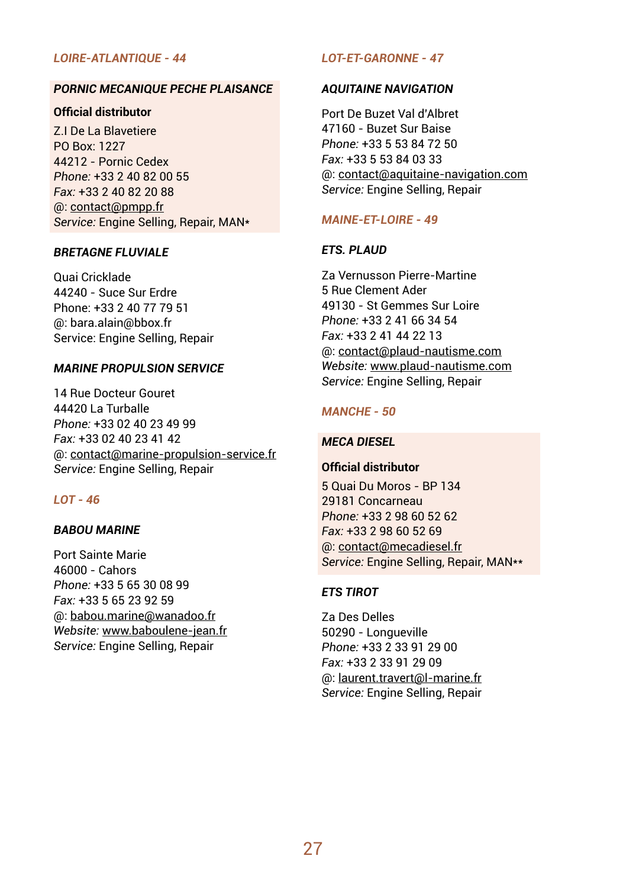## *LOIRE-ATLANTIQUE - 44*

### *PORNIC MECANIQUE PECHE PLAISANCE*

**Official distributor**

Z.I De La Blavetiere
PO Box: 1227
44212 - Pornic Cedex
*Phone:* +33 2 40 82 00 55
*Fax:* +33 2 40 82 20 88
@: contact@pmpp.fr
*Service:* Engine Selling, Repair, MAN*

### *BRETAGNE FLUVIALE*

Quai Cricklade
44240 - Suce Sur Erdre
Phone: +33 2 40 77 79 51
@: bara.alain@bbox.fr
Service: Engine Selling, Repair

### *MARINE PROPULSION SERVICE*

14 Rue Docteur Gouret
44420 La Turballe
*Phone:* +33 02 40 23 49 99
*Fax:* +33 02 40 23 41 42
@: contact@marine-propulsion-service.fr
*Service:* Engine Selling, Repair

## *LOT - 46*

### *BABOU MARINE*

Port Sainte Marie
46000 - Cahors
*Phone:* +33 5 65 30 08 99
*Fax:* +33 5 65 23 92 59
@: babou.marine@wanadoo.fr
*Website:* www.baboulene-jean.fr
*Service:* Engine Selling, Repair

## *LOT-ET-GARONNE - 47*

### *AQUITAINE NAVIGATION*

Port De Buzet Val d'Albret
47160 - Buzet Sur Baise
*Phone:* +33 5 53 84 72 50
*Fax:* +33 5 53 84 03 33
@: contact@aquitaine-navigation.com
*Service:* Engine Selling, Repair

## *MAINE-ET-LOIRE - 49*

### *ETS. PLAUD*

Za Vernusson Pierre-Martine
5 Rue Clement Ader
49130 - St Gemmes Sur Loire
*Phone:* +33 2 41 66 34 54
*Fax:* +33 2 41 44 22 13
@: contact@plaud-nautisme.com
*Website:* www.plaud-nautisme.com
*Service:* Engine Selling, Repair

## *MANCHE - 50*

### *MECA DIESEL*

**Official distributor**

5 Quai Du Moros - BP 134
29181 Concarneau
*Phone:* +33 2 98 60 52 62
*Fax:* +33 2 98 60 52 69
@: contact@mecadiesel.fr
*Service:* Engine Selling, Repair, MAN**

### *ETS TIROT*

Za Des Delles
50290 - Longueville
*Phone:* +33 2 33 91 29 00
*Fax:* +33 2 33 91 29 09
@: laurent.travert@l-marine.fr
*Service:* Engine Selling, Repair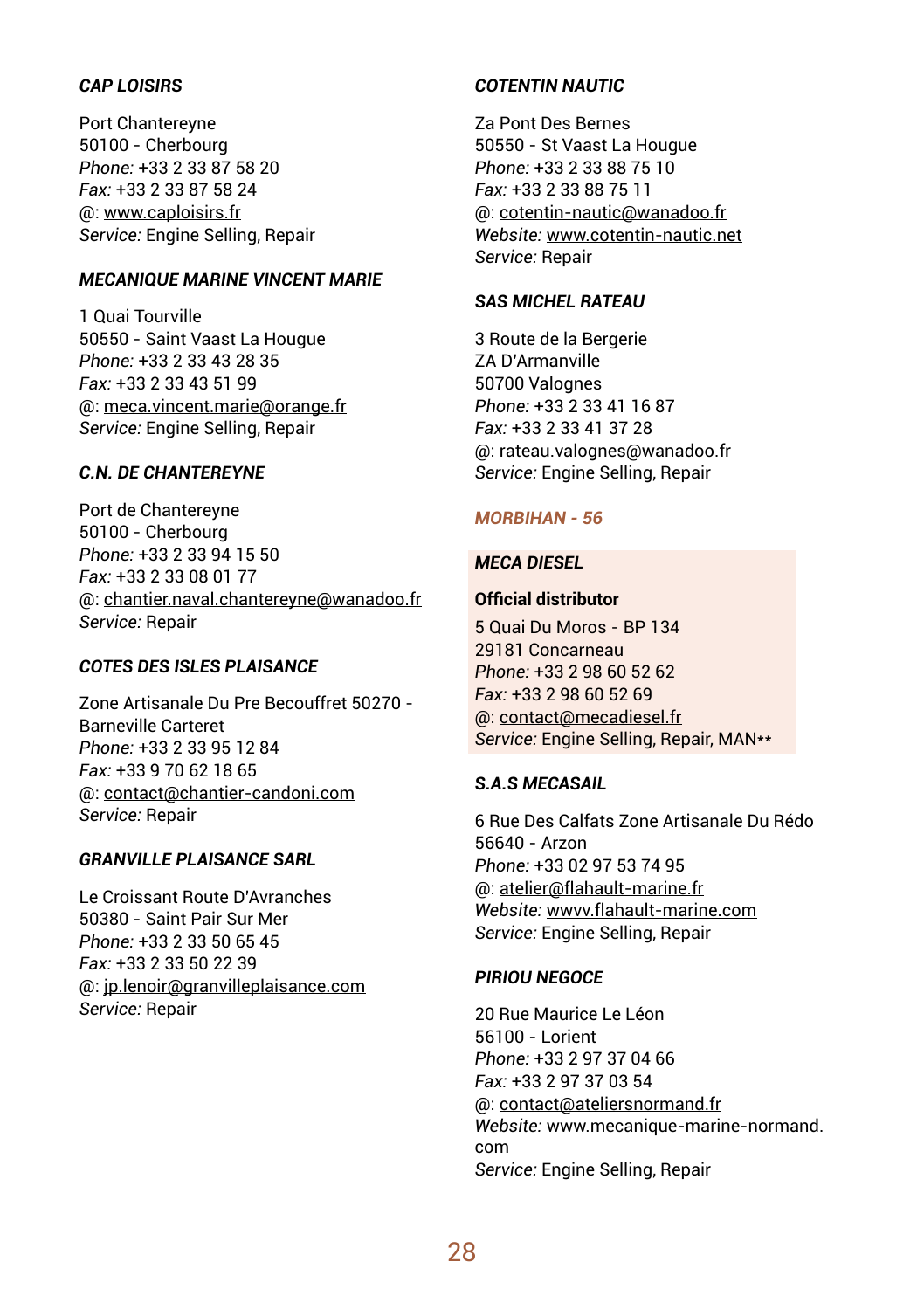### *CAP LOISIRS*

Port Chantereyne
50100 - Cherbourg
*Phone:* +33 2 33 87 58 20
*Fax:* +33 2 33 87 58 24
@: www.caploisirs.fr
*Service:* Engine Selling, Repair

### *MECANIQUE MARINE VINCENT MARIE*

1 Quai Tourville
50550 - Saint Vaast La Hougue
*Phone:* +33 2 33 43 28 35
*Fax:* +33 2 33 43 51 99
@: meca.vincent.marie@orange.fr
*Service:* Engine Selling, Repair

### *C.N. DE CHANTEREYNE*

Port de Chantereyne
50100 - Cherbourg
*Phone:* +33 2 33 94 15 50
*Fax:* +33 2 33 08 01 77
@: chantier.naval.chantereyne@wanadoo.fr
*Service:* Repair

### *COTES DES ISLES PLAISANCE*

Zone Artisanale Du Pre Becouffret 50270 - Barneville Carteret
*Phone:* +33 2 33 95 12 84
*Fax:* +33 9 70 62 18 65
@: contact@chantier-candoni.com
*Service:* Repair

### *GRANVILLE PLAISANCE SARL*

Le Croissant Route D'Avranches
50380 - Saint Pair Sur Mer
*Phone:* +33 2 33 50 65 45
*Fax:* +33 2 33 50 22 39
@: jp.lenoir@granvilleplaisance.com
*Service:* Repair

### *COTENTIN NAUTIC*

Za Pont Des Bernes
50550 - St Vaast La Hougue
*Phone:* +33 2 33 88 75 10
*Fax:* +33 2 33 88 75 11
@: cotentin-nautic@wanadoo.fr
*Website:* www.cotentin-nautic.net
*Service:* Repair

### *SAS MICHEL RATEAU*

3 Route de la Bergerie
ZA D'Armanville
50700 Valognes
*Phone:* +33 2 33 41 16 87
*Fax:* +33 2 33 41 37 28
@: rateau.valognes@wanadoo.fr
*Service:* Engine Selling, Repair

## *MORBIHAN - 56*

### *MECA DIESEL*

**Official distributor**

5 Quai Du Moros - BP 134
29181 Concarneau
*Phone:* +33 2 98 60 52 62
*Fax:* +33 2 98 60 52 69
@: contact@mecadiesel.fr
*Service:* Engine Selling, Repair, MAN**

### *S.A.S MECASAIL*

6 Rue Des Calfats Zone Artisanale Du Rédo
56640 - Arzon
*Phone:* +33 02 97 53 74 95
@: atelier@flahault-marine.fr
*Website:* wwvv.flahault-marine.com
*Service:* Engine Selling, Repair

### *PIRIOU NEGOCE*

20 Rue Maurice Le Léon
56100 - Lorient
*Phone:* +33 2 97 37 04 66
*Fax:* +33 2 97 37 03 54
@: contact@ateliersnormand.fr
*Website:* www.mecanique-marine-normand.com
*Service:* Engine Selling, Repair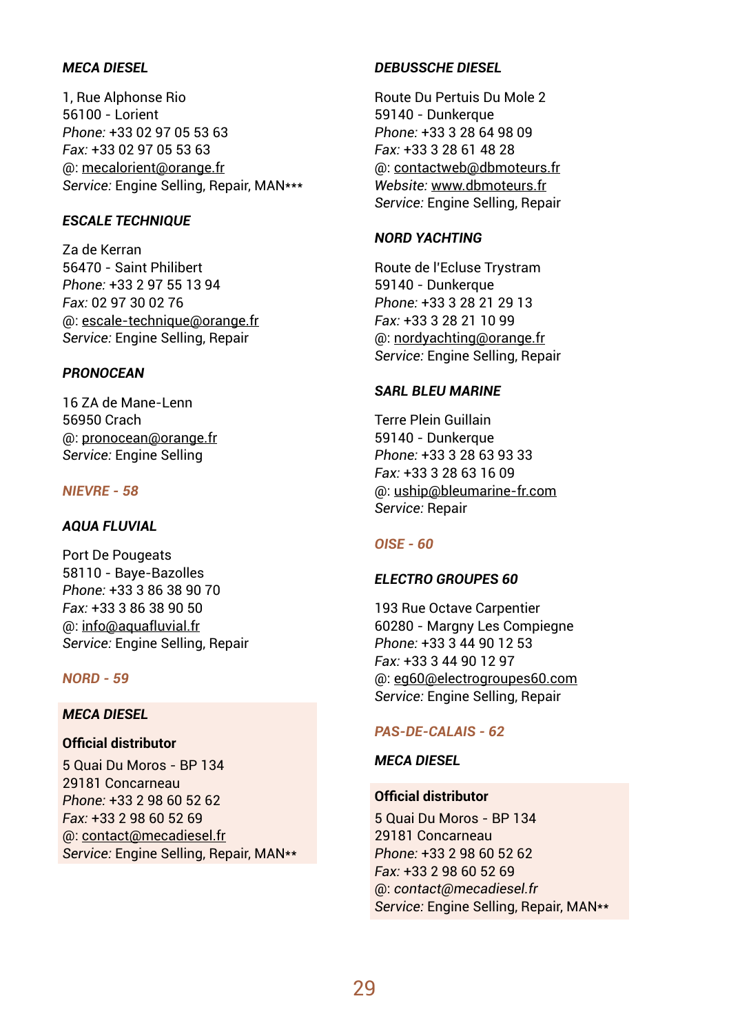***MECA DIESEL***

1, Rue Alphonse Rio
56100 - Lorient
*Phone:* +33 02 97 05 53 63
*Fax:* +33 02 97 05 53 63
@: mecalorient@orange.fr
*Service:* Engine Selling, Repair, MAN***

***ESCALE TECHNIQUE***

Za de Kerran
56470 - Saint Philibert
*Phone:* +33 2 97 55 13 94
*Fax:* 02 97 30 02 76
@: escale-technique@orange.fr
*Service:* Engine Selling, Repair

***PRONOCEAN***

16 ZA de Mane-Lenn
56950 Crach
@: pronocean@orange.fr
*Service:* Engine Selling

## NIEVRE - 58

***AQUA FLUVIAL***

Port De Pougeats
58110 - Baye-Bazolles
*Phone:* +33 3 86 38 90 70
*Fax:* +33 3 86 38 90 50
@: info@aquafluvial.fr
*Service:* Engine Selling, Repair

## NORD - 59

***MECA DIESEL***

**Official distributor**

5 Quai Du Moros - BP 134
29181 Concarneau
*Phone:* +33 2 98 60 52 62
*Fax:* +33 2 98 60 52 69
@: contact@mecadiesel.fr
*Service:* Engine Selling, Repair, MAN**

***DEBUSSCHE DIESEL***

Route Du Pertuis Du Mole 2
59140 - Dunkerque
*Phone:* +33 3 28 64 98 09
*Fax:* +33 3 28 61 48 28
@: contactweb@dbmoteurs.fr
*Website:* www.dbmoteurs.fr
*Service:* Engine Selling, Repair

***NORD YACHTING***

Route de l'Ecluse Trystram
59140 - Dunkerque
*Phone:* +33 3 28 21 29 13
*Fax:* +33 3 28 21 10 99
@: nordyachting@orange.fr
*Service:* Engine Selling, Repair

***SARL BLEU MARINE***

Terre Plein Guillain
59140 - Dunkerque
*Phone:* +33 3 28 63 93 33
*Fax:* +33 3 28 63 16 09
@: uship@bleumarine-fr.com
*Service:* Repair

## OISE - 60

***ELECTRO GROUPES 60***

193 Rue Octave Carpentier
60280 - Margny Les Compiegne
*Phone:* +33 3 44 90 12 53
*Fax:* +33 3 44 90 12 97
@: eg60@electrogroupes60.com
*Service:* Engine Selling, Repair

## PAS-DE-CALAIS - 62

***MECA DIESEL***

**Official distributor**

5 Quai Du Moros - BP 134
29181 Concarneau
*Phone:* +33 2 98 60 52 62
*Fax:* +33 2 98 60 52 69
@: *contact@mecadiesel.fr*
*Service:* Engine Selling, Repair, MAN**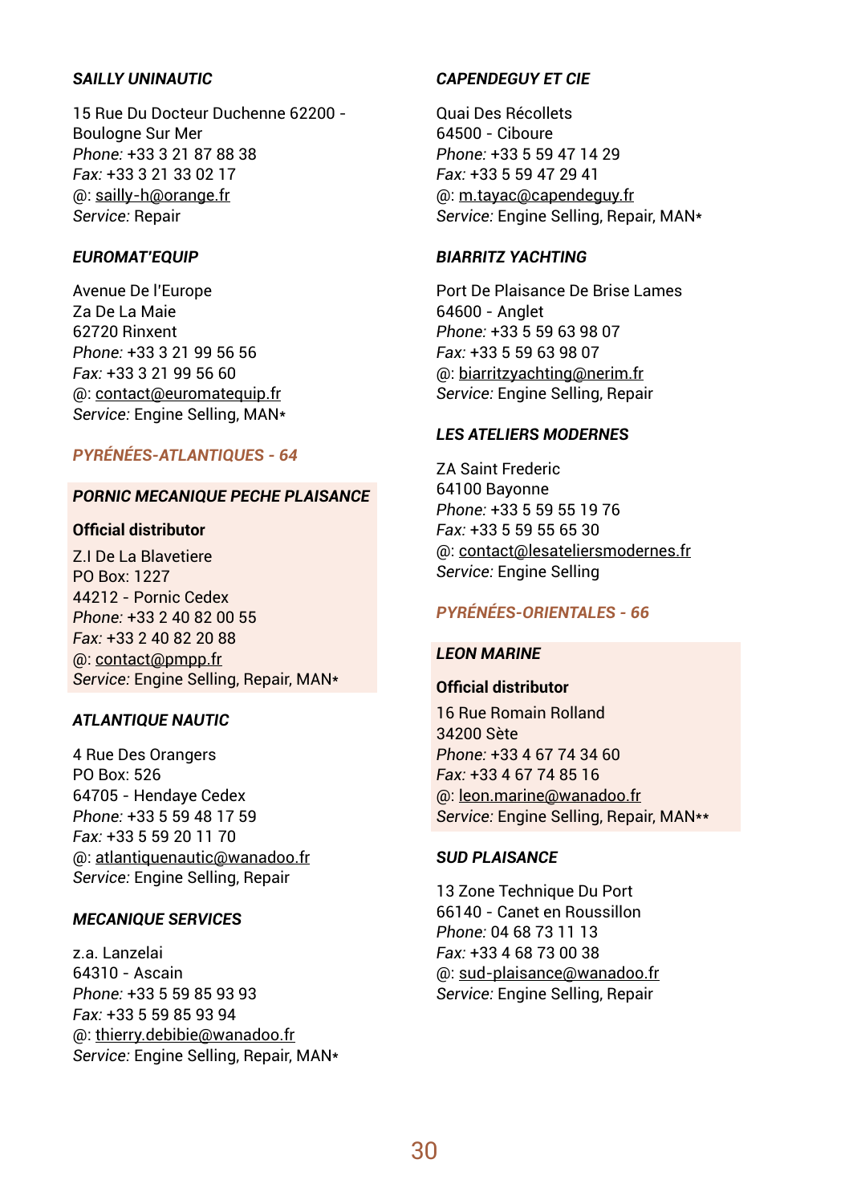### *SAILLY UNINAUTIC*

15 Rue Du Docteur Duchenne 62200 - Boulogne Sur Mer
*Phone:* +33 3 21 87 88 38
*Fax:* +33 3 21 33 02 17
@: sailly-h@orange.fr
*Service:* Repair

### *EUROMAT'EQUIP*

Avenue De l'Europe
Za De La Maie
62720 Rinxent
*Phone:* +33 3 21 99 56 56
*Fax:* +33 3 21 99 56 60
@: contact@euromatequip.fr
*Service:* Engine Selling, MAN*

## *PYRÉNÉES-ATLANTIQUES - 64*

### *PORNIC MECANIQUE PECHE PLAISANCE*

**Official distributor**

Z.I De La Blavetiere
PO Box: 1227
44212 - Pornic Cedex
*Phone:* +33 2 40 82 00 55
*Fax:* +33 2 40 82 20 88
@: contact@pmpp.fr
*Service:* Engine Selling, Repair, MAN*

### *ATLANTIQUE NAUTIC*

4 Rue Des Orangers
PO Box: 526
64705 - Hendaye Cedex
*Phone:* +33 5 59 48 17 59
*Fax:* +33 5 59 20 11 70
@: atlantiquenautic@wanadoo.fr
*Service:* Engine Selling, Repair

### *MECANIQUE SERVICES*

z.a. Lanzelai
64310 - Ascain
*Phone:* +33 5 59 85 93 93
*Fax:* +33 5 59 85 93 94
@: thierry.debibie@wanadoo.fr
*Service:* Engine Selling, Repair, MAN*

### *CAPENDEGUY ET CIE*

Quai Des Récollets
64500 - Ciboure
*Phone:* +33 5 59 47 14 29
*Fax:* +33 5 59 47 29 41
@: m.tayac@capendeguy.fr
*Service:* Engine Selling, Repair, MAN*

### *BIARRITZ YACHTING*

Port De Plaisance De Brise Lames
64600 - Anglet
*Phone:* +33 5 59 63 98 07
*Fax:* +33 5 59 63 98 07
@: biarritzyachting@nerim.fr
*Service:* Engine Selling, Repair

### *LES ATELIERS MODERNES*

ZA Saint Frederic
64100 Bayonne
*Phone:* +33 5 59 55 19 76
*Fax:* +33 5 59 55 65 30
@: contact@lesateliersmodernes.fr
*Service:* Engine Selling

## *PYRÉNÉES-ORIENTALES - 66*

### *LEON MARINE*

**Official distributor**

16 Rue Romain Rolland
34200 Sète
*Phone:* +33 4 67 74 34 60
*Fax:* +33 4 67 74 85 16
@: leon.marine@wanadoo.fr
*Service:* Engine Selling, Repair, MAN**

### *SUD PLAISANCE*

13 Zone Technique Du Port
66140 - Canet en Roussillon
*Phone:* 04 68 73 11 13
*Fax:* +33 4 68 73 00 38
@: sud-plaisance@wanadoo.fr
*Service:* Engine Selling, Repair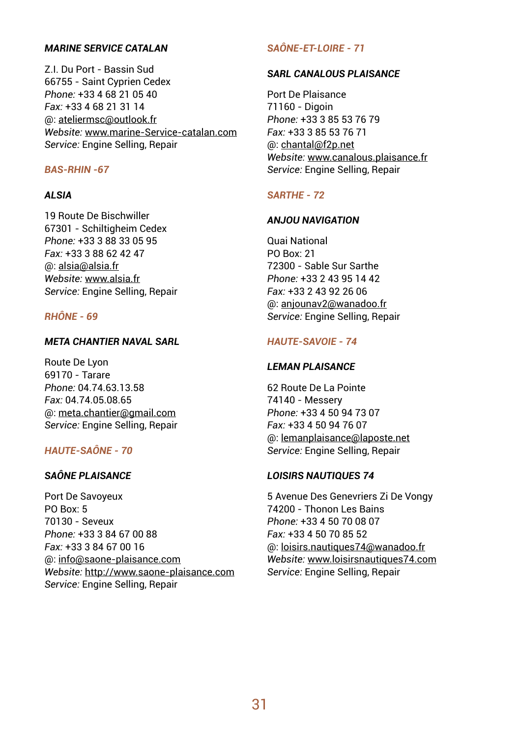**_MARINE SERVICE CATALAN_**

Z.I. Du Port - Bassin Sud  
66755 - Saint Cyprien Cedex  
*Phone:* +33 4 68 21 05 40  
*Fax:* +33 4 68 21 31 14  
@: ateliermsc@outlook.fr  
*Website:* www.marine-Service-catalan.com  
*Service:* Engine Selling, Repair

## BAS-RHIN -67

**_ALSIA_**

19 Route De Bischwiller  
67301 - Schiltigheim Cedex  
*Phone:* +33 3 88 33 05 95  
*Fax:* +33 3 88 62 42 47  
@: alsia@alsia.fr  
*Website:* www.alsia.fr  
*Service:* Engine Selling, Repair

## RHÔNE - 69

**_META CHANTIER NAVAL SARL_**

Route De Lyon  
69170 - Tarare  
*Phone:* 04.74.63.13.58  
*Fax:* 04.74.05.08.65  
@: meta.chantier@gmail.com  
*Service:* Engine Selling, Repair

## HAUTE-SAÔNE - 70

**_SAÔNE PLAISANCE_**

Port De Savoyeux  
PO Box: 5  
70130 - Seveux  
*Phone:* +33 3 84 67 00 88  
*Fax:* +33 3 84 67 00 16  
@: info@saone-plaisance.com  
*Website:* http://www.saone-plaisance.com  
*Service:* Engine Selling, Repair

## SAÔNE-ET-LOIRE - 71

**_SARL CANALOUS PLAISANCE_**

Port De Plaisance  
71160 - Digoin  
*Phone:* +33 3 85 53 76 79  
*Fax:* +33 3 85 53 76 71  
@: chantal@f2p.net  
*Website:* www.canalous.plaisance.fr  
*Service:* Engine Selling, Repair

## SARTHE - 72

**_ANJOU NAVIGATION_**

Quai National  
PO Box: 21  
72300 - Sable Sur Sarthe  
*Phone:* +33 2 43 95 14 42  
*Fax:* +33 2 43 92 26 06  
@: anjounav2@wanadoo.fr  
*Service:* Engine Selling, Repair

## HAUTE-SAVOIE - 74

**_LEMAN PLAISANCE_**

62 Route De La Pointe  
74140 - Messery  
*Phone:* +33 4 50 94 73 07  
*Fax:* +33 4 50 94 76 07  
@: lemanplaisance@laposte.net  
*Service:* Engine Selling, Repair

**_LOISIRS NAUTIQUES 74_**

5 Avenue Des Genevriers Zi De Vongy  
74200 - Thonon Les Bains  
*Phone:* +33 4 50 70 08 07  
*Fax:* +33 4 50 70 85 52  
@: loisirs.nautiques74@wanadoo.fr  
*Website:* www.loisirsnautiques74.com  
*Service:* Engine Selling, Repair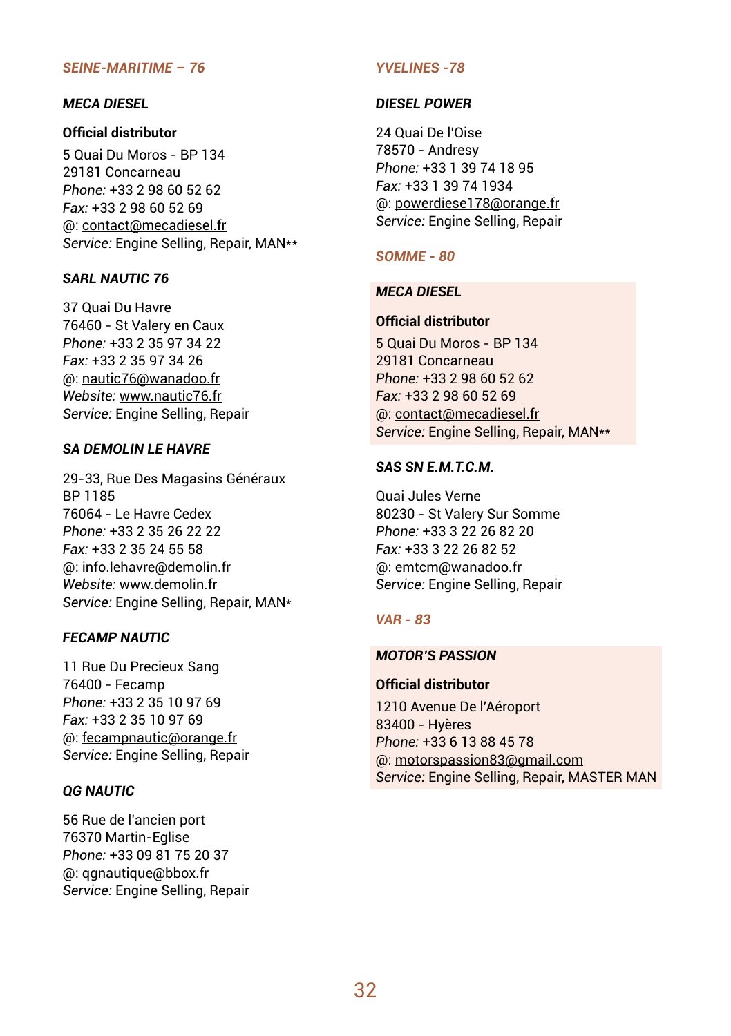## *SEINE-MARITIME – 76*

### *MECA DIESEL*

**Official distributor**

5 Quai Du Moros - BP 134
29181 Concarneau
*Phone:* +33 2 98 60 52 62
*Fax:* +33 2 98 60 52 69
@: contact@mecadiesel.fr
*Service:* Engine Selling, Repair, MAN**

### *SARL NAUTIC 76*

37 Quai Du Havre
76460 - St Valery en Caux
*Phone:* +33 2 35 97 34 22
*Fax:* +33 2 35 97 34 26
@: nautic76@wanadoo.fr
*Website:* www.nautic76.fr
*Service:* Engine Selling, Repair

### *SA DEMOLIN LE HAVRE*

29-33, Rue Des Magasins Généraux
BP 1185
76064 - Le Havre Cedex
*Phone:* +33 2 35 26 22 22
*Fax:* +33 2 35 24 55 58
@: info.lehavre@demolin.fr
*Website:* www.demolin.fr
*Service:* Engine Selling, Repair, MAN*

### *FECAMP NAUTIC*

11 Rue Du Precieux Sang
76400 - Fecamp
*Phone:* +33 2 35 10 97 69
*Fax:* +33 2 35 10 97 69
@: fecampnautic@orange.fr
*Service:* Engine Selling, Repair

### *QG NAUTIC*

56 Rue de l'ancien port
76370 Martin-Eglise
*Phone:* +33 09 81 75 20 37
@: qgnautique@bbox.fr
*Service:* Engine Selling, Repair

## *YVELINES -78*

### *DIESEL POWER*

24 Quai De l'Oise
78570 - Andresy
*Phone:* +33 1 39 74 18 95
*Fax:* +33 1 39 74 1934
@: powerdiese178@orange.fr
*Service:* Engine Selling, Repair

## *SOMME - 80*

### *MECA DIESEL*

**Official distributor**

5 Quai Du Moros - BP 134
29181 Concarneau
*Phone:* +33 2 98 60 52 62
*Fax:* +33 2 98 60 52 69
@: contact@mecadiesel.fr
*Service:* Engine Selling, Repair, MAN**

### *SAS SN E.M.T.C.M.*

Quai Jules Verne
80230 - St Valery Sur Somme
*Phone:* +33 3 22 26 82 20
*Fax:* +33 3 22 26 82 52
@: emtcm@wanadoo.fr
*Service:* Engine Selling, Repair

## *VAR - 83*

### *MOTOR'S PASSION*

**Official distributor**

1210 Avenue De l'Aéroport
83400 - Hyères
*Phone:* +33 6 13 88 45 78
@: motorspassion83@gmail.com
*Service:* Engine Selling, Repair, MASTER MAN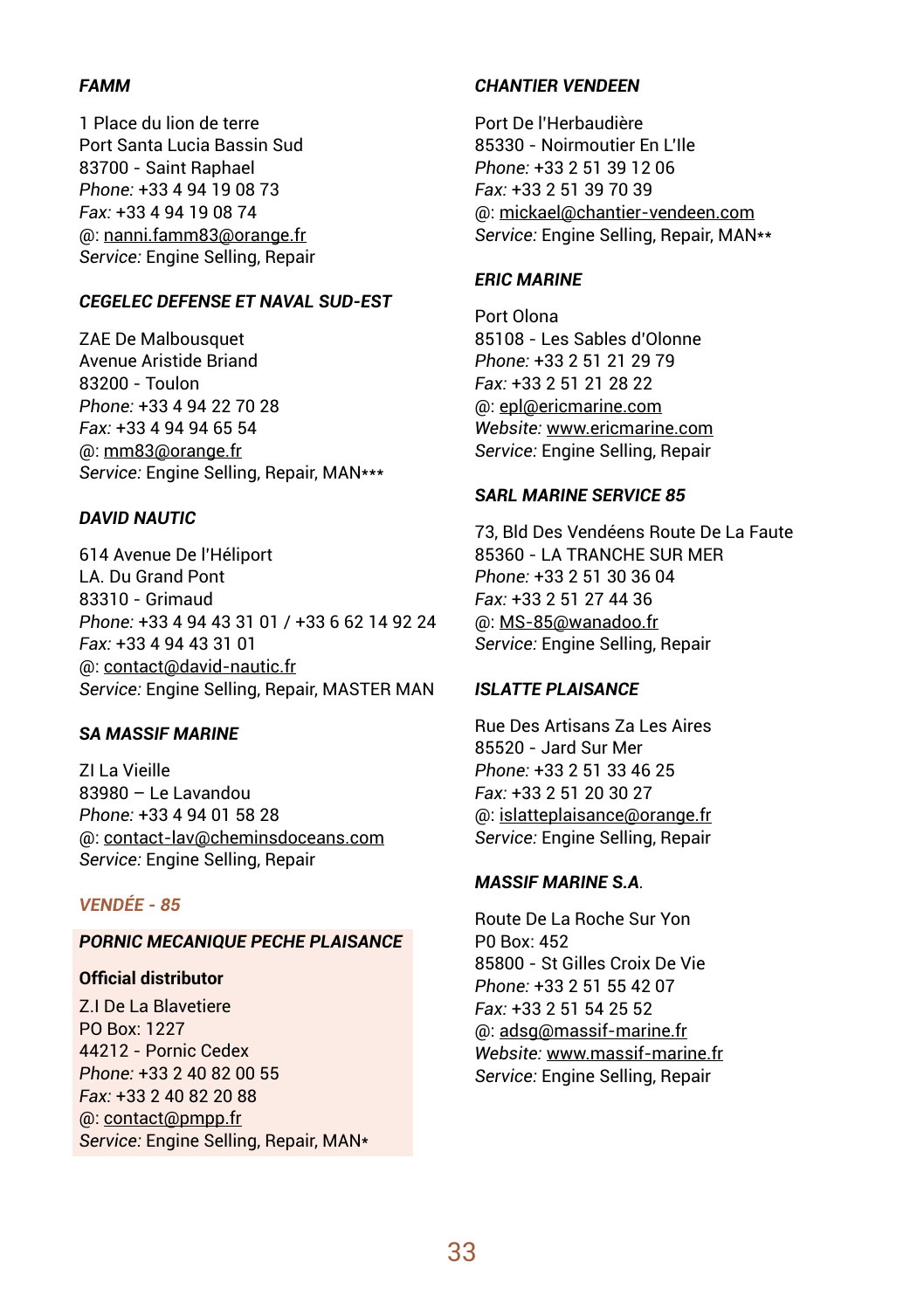**_FAMM_**

1 Place du lion de terre
Port Santa Lucia Bassin Sud
83700 - Saint Raphael
*Phone:* +33 4 94 19 08 73
*Fax:* +33 4 94 19 08 74
@: nanni.famm83@orange.fr
*Service:* Engine Selling, Repair

**_CEGELEC DEFENSE ET NAVAL SUD-EST_**

ZAE De Malbousquet
Avenue Aristide Briand
83200 - Toulon
*Phone:* +33 4 94 22 70 28
*Fax:* +33 4 94 94 65 54
@: mm83@orange.fr
*Service:* Engine Selling, Repair, MAN***

**_DAVID NAUTIC_**

614 Avenue De l'Héliport
LA. Du Grand Pont
83310 - Grimaud
*Phone:* +33 4 94 43 31 01 / +33 6 62 14 92 24
*Fax:* +33 4 94 43 31 01
@: contact@david-nautic.fr
*Service:* Engine Selling, Repair, MASTER MAN

**_SA MASSIF MARINE_**

ZI La Vieille
83980 – Le Lavandou
*Phone:* +33 4 94 01 58 28
@: contact-lav@cheminsdoceans.com
*Service:* Engine Selling, Repair

## _VENDÉE - 85_

**_PORNIC MECANIQUE PECHE PLAISANCE_**

**Official distributor**

Z.I De La Blavetiere
PO Box: 1227
44212 - Pornic Cedex
*Phone:* +33 2 40 82 00 55
*Fax:* +33 2 40 82 20 88
@: contact@pmpp.fr
*Service:* Engine Selling, Repair, MAN*

**_CHANTIER VENDEEN_**

Port De l'Herbaudière
85330 - Noirmoutier En L'Ile
*Phone:* +33 2 51 39 12 06
*Fax:* +33 2 51 39 70 39
@: mickael@chantier-vendeen.com
*Service:* Engine Selling, Repair, MAN**

**_ERIC MARINE_**

Port Olona
85108 - Les Sables d'Olonne
*Phone:* +33 2 51 21 29 79
*Fax:* +33 2 51 21 28 22
@: epl@ericmarine.com
*Website:* www.ericmarine.com
*Service:* Engine Selling, Repair

**_SARL MARINE SERVICE 85_**

73, Bld Des Vendéens Route De La Faute
85360 - LA TRANCHE SUR MER
*Phone:* +33 2 51 30 36 04
*Fax:* +33 2 51 27 44 36
@: MS-85@wanadoo.fr
*Service:* Engine Selling, Repair

**_ISLATTE PLAISANCE_**

Rue Des Artisans Za Les Aires
85520 - Jard Sur Mer
*Phone:* +33 2 51 33 46 25
*Fax:* +33 2 51 20 30 27
@: islatteplaisance@orange.fr
*Service:* Engine Selling, Repair

**_MASSIF MARINE S.A_.**

Route De La Roche Sur Yon
P0 Box: 452
85800 - St Gilles Croix De Vie
*Phone:* +33 2 51 55 42 07
*Fax:* +33 2 51 54 25 52
@: adsg@massif-marine.fr
*Website:* www.massif-marine.fr
*Service:* Engine Selling, Repair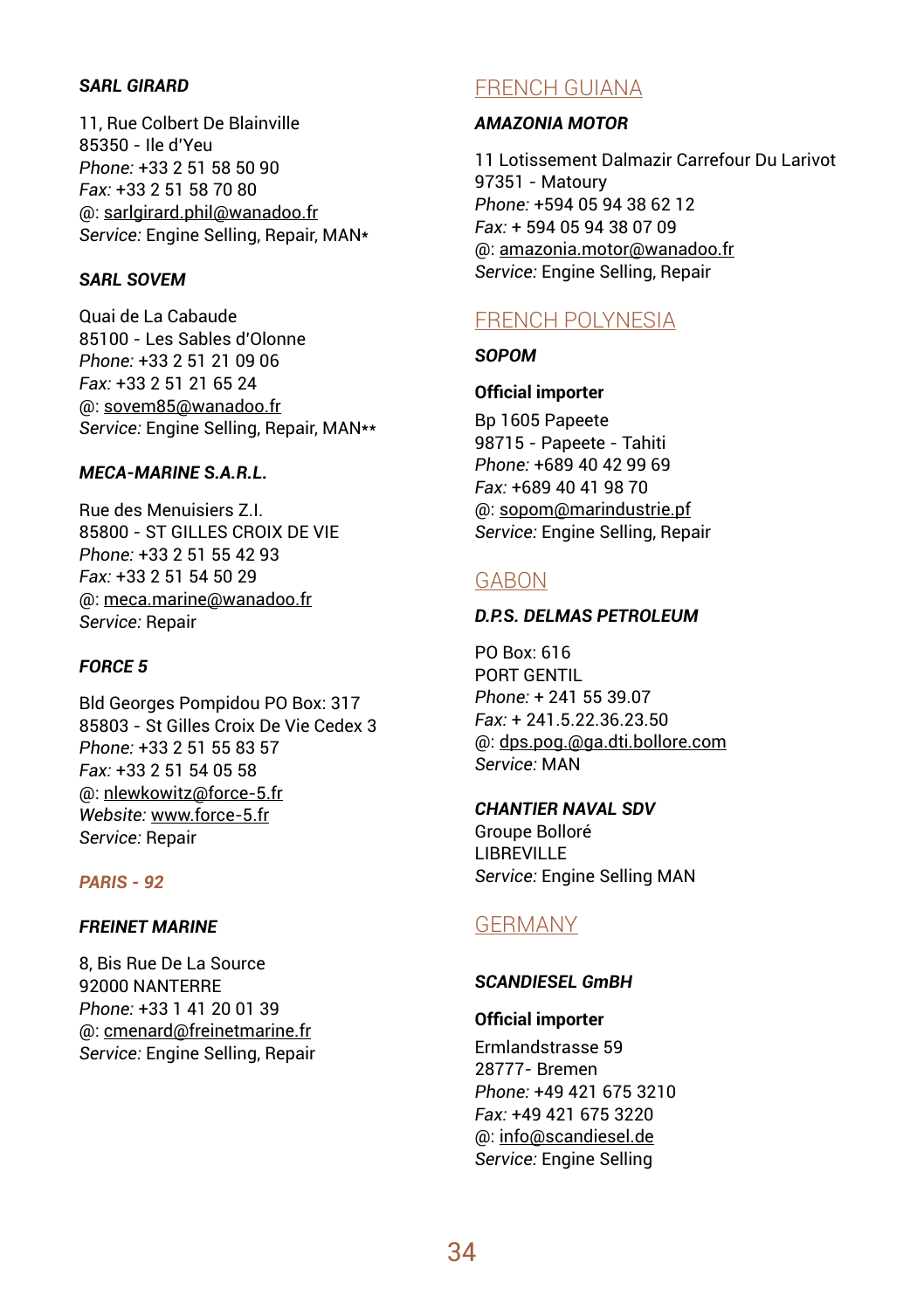***SARL GIRARD***

11, Rue Colbert De Blainville
85350 - Ile d'Yeu
*Phone:* +33 2 51 58 50 90
*Fax:* +33 2 51 58 70 80
@: sarlgirard.phil@wanadoo.fr
*Service:* Engine Selling, Repair, MAN*

***SARL SOVEM***

Quai de La Cabaude
85100 - Les Sables d'Olonne
*Phone:* +33 2 51 21 09 06
*Fax:* +33 2 51 21 65 24
@: sovem85@wanadoo.fr
*Service:* Engine Selling, Repair, MAN**

***MECA-MARINE S.A.R.L.***

Rue des Menuisiers Z.I.
85800 - ST GILLES CROIX DE VIE
*Phone:* +33 2 51 55 42 93
*Fax:* +33 2 51 54 50 29
@: meca.marine@wanadoo.fr
*Service:* Repair

***FORCE 5***

Bld Georges Pompidou PO Box: 317
85803 - St Gilles Croix De Vie Cedex 3
*Phone:* +33 2 51 55 83 57
*Fax:* +33 2 51 54 05 58
@: nlewkowitz@force-5.fr
*Website:* www.force-5.fr
*Service:* Repair

### *PARIS - 92*

***FREINET MARINE***

8, Bis Rue De La Source
92000 NANTERRE
*Phone:* +33 1 41 20 01 39
@: cmenard@freinetmarine.fr
*Service:* Engine Selling, Repair

## FRENCH GUIANA

***AMAZONIA MOTOR***

11 Lotissement Dalmazir Carrefour Du Larivot
97351 - Matoury
*Phone:* +594 05 94 38 62 12
*Fax:* + 594 05 94 38 07 09
@: amazonia.motor@wanadoo.fr
*Service:* Engine Selling, Repair

## FRENCH POLYNESIA

***SOPOM***

**Official importer**

Bp 1605 Papeete
98715 - Papeete - Tahiti
*Phone:* +689 40 42 99 69
*Fax:* +689 40 41 98 70
@: sopom@marindustrie.pf
*Service:* Engine Selling, Repair

## GABON

***D.P.S. DELMAS PETROLEUM***

PO Box: 616
PORT GENTIL
*Phone:* + 241 55 39.07
*Fax:* + 241.5.22.36.23.50
@: dps.pog.@ga.dti.bollore.com
*Service:* MAN

***CHANTIER NAVAL SDV***
Groupe Bolloré
LIBREVILLE
*Service:* Engine Selling MAN

## GERMANY

***SCANDIESEL GmBH***

**Official importer**

Ermlandstrasse 59
28777- Bremen
*Phone:* +49 421 675 3210
*Fax:* +49 421 675 3220
@: info@scandiesel.de
*Service:* Engine Selling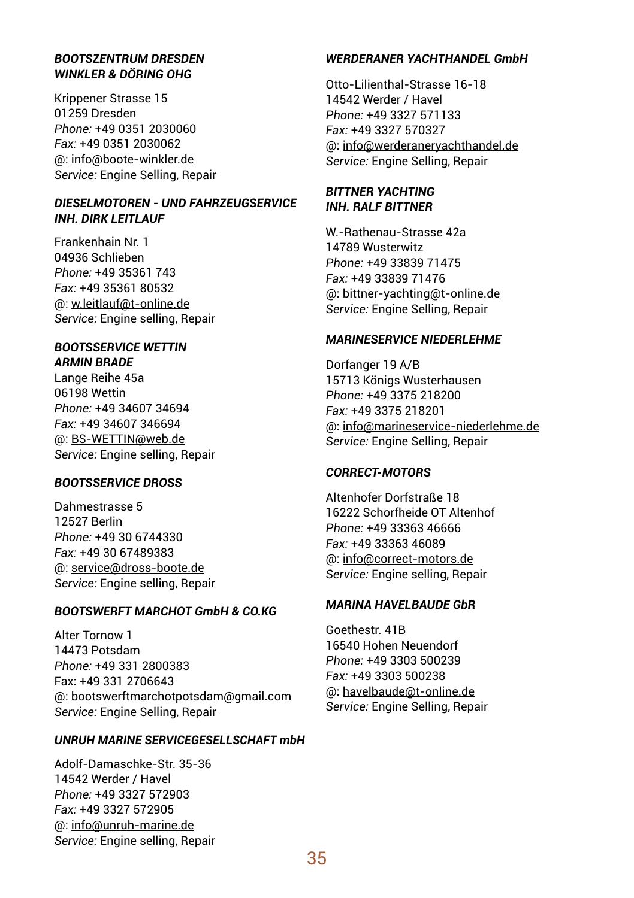***BOOTSZENTRUM DRESDEN***
***WINKLER & DÖRING OHG***

Krippener Strasse 15
01259 Dresden
*Phone:* +49 0351 2030060
*Fax:* +49 0351 2030062
@: info@boote-winkler.de
*Service:* Engine Selling, Repair

***DIESELMOTOREN - UND FAHRZEUGSERVICE***
***INH. DIRK LEITLAUF***

Frankenhain Nr. 1
04936 Schlieben
*Phone:* +49 35361 743
*Fax:* +49 35361 80532
@: w.leitlauf@t-online.de
*Service:* Engine selling, Repair

***BOOTSSERVICE WETTIN***
***ARMIN BRADE***
Lange Reihe 45a
06198 Wettin
*Phone:* +49 34607 34694
*Fax:* +49 34607 346694
@: BS-WETTIN@web.de
*Service:* Engine selling, Repair

***BOOTSSERVICE DROSS***

Dahmestrasse 5
12527 Berlin
*Phone:* +49 30 6744330
*Fax:* +49 30 67489383
@: service@dross-boote.de
*Service:* Engine selling, Repair

***BOOTSWERFT MARCHOT GmbH & CO.KG***

Alter Tornow 1
14473 Potsdam
*Phone:* +49 331 2800383
Fax: +49 331 2706643
@: bootswerftmarchotpotsdam@gmail.com
*Service:* Engine Selling, Repair

***UNRUH MARINE SERVICEGESELLSCHAFT mbH***

Adolf-Damaschke-Str. 35-36
14542 Werder / Havel
*Phone:* +49 3327 572903
*Fax:* +49 3327 572905
@: info@unruh-marine.de
*Service:* Engine selling, Repair

***WERDERANER YACHTHANDEL GmbH***

Otto-Lilienthal-Strasse 16-18
14542 Werder / Havel
*Phone:* +49 3327 571133
*Fax:* +49 3327 570327
@: info@werderaneryachthandel.de
*Service:* Engine Selling, Repair

***BITTNER YACHTING***
***INH. RALF BITTNER***

W.-Rathenau-Strasse 42a
14789 Wusterwitz
*Phone:* +49 33839 71475
*Fax:* +49 33839 71476
@: bittner-yachting@t-online.de
*Service:* Engine Selling, Repair

***MARINESERVICE NIEDERLEHME***

Dorfanger 19 A/B
15713 Königs Wusterhausen
*Phone:* +49 3375 218200
*Fax:* +49 3375 218201
@: info@marineservice-niederlehme.de
*Service:* Engine Selling, Repair

***CORRECT-MOTORS***

Altenhofer Dorfstraße 18
16222 Schorfheide OT Altenhof
*Phone:* +49 33363 46666
*Fax:* +49 33363 46089
@: info@correct-motors.de
*Service:* Engine selling, Repair

***MARINA HAVELBAUDE GbR***

Goethestr. 41B
16540 Hohen Neuendorf
*Phone:* +49 3303 500239
*Fax:* +49 3303 500238
@: havelbaude@t-online.de
*Service:* Engine Selling, Repair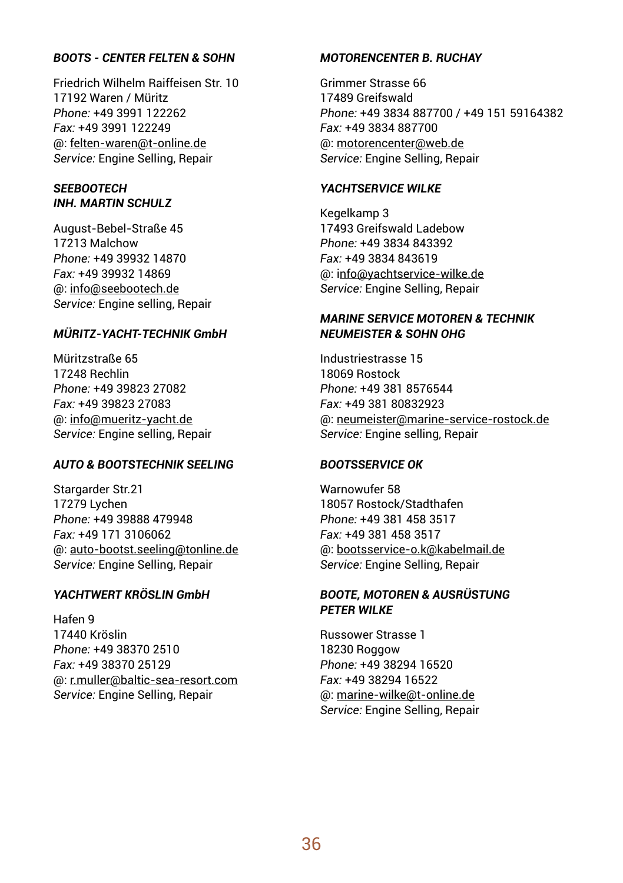***BOOTS - CENTER FELTEN & SOHN***

Friedrich Wilhelm Raiffeisen Str. 10
17192 Waren / Müritz
*Phone:* +49 3991 122262
*Fax:* +49 3991 122249
@: felten-waren@t-online.de
*Service:* Engine Selling, Repair

***SEEBOOTECH***
***INH. MARTIN SCHULZ***

August-Bebel-Straße 45
17213 Malchow
*Phone:* +49 39932 14870
*Fax:* +49 39932 14869
@: info@seebootech.de
*Service:* Engine selling, Repair

***MÜRITZ-YACHT-TECHNIK GmbH***

Müritzstraße 65
17248 Rechlin
*Phone:* +49 39823 27082
*Fax:* +49 39823 27083
@: info@mueritz-yacht.de
*Service:* Engine selling, Repair

***AUTO & BOOTSTECHNIK SEELING***

Stargarder Str.21
17279 Lychen
*Phone:* +49 39888 479948
*Fax:* +49 171 3106062
@: auto-bootst.seeling@tonline.de
*Service:* Engine Selling, Repair

***YACHTWERT KRÖSLIN GmbH***

Hafen 9
17440 Kröslin
*Phone:* +49 38370 2510
*Fax:* +49 38370 25129
@: r.muller@baltic-sea-resort.com
*Service:* Engine Selling, Repair

***MOTORENCENTER B. RUCHAY***

Grimmer Strasse 66
17489 Greifswald
*Phone:* +49 3834 887700 / +49 151 59164382
*Fax:* +49 3834 887700
@: motorencenter@web.de
*Service:* Engine Selling, Repair

***YACHTSERVICE WILKE***

Kegelkamp 3
17493 Greifswald Ladebow
*Phone:* +49 3834 843392
*Fax:* +49 3834 843619
@: info@yachtservice-wilke.de
*Service:* Engine Selling, Repair

***MARINE SERVICE MOTOREN & TECHNIK***
***NEUMEISTER & SOHN OHG***

Industriestrasse 15
18069 Rostock
*Phone:* +49 381 8576544
*Fax:* +49 381 80832923
@: neumeister@marine-service-rostock.de
*Service:* Engine selling, Repair

***BOOTSSERVICE OK***

Warnowufer 58
18057 Rostock/Stadthafen
*Phone:* +49 381 458 3517
*Fax:* +49 381 458 3517
@: bootsservice-o.k@kabelmail.de
*Service:* Engine Selling, Repair

***BOOTE, MOTOREN & AUSRÜSTUNG***
***PETER WILKE***

Russower Strasse 1
18230 Roggow
*Phone:* +49 38294 16520
*Fax:* +49 38294 16522
@: marine-wilke@t-online.de
*Service:* Engine Selling, Repair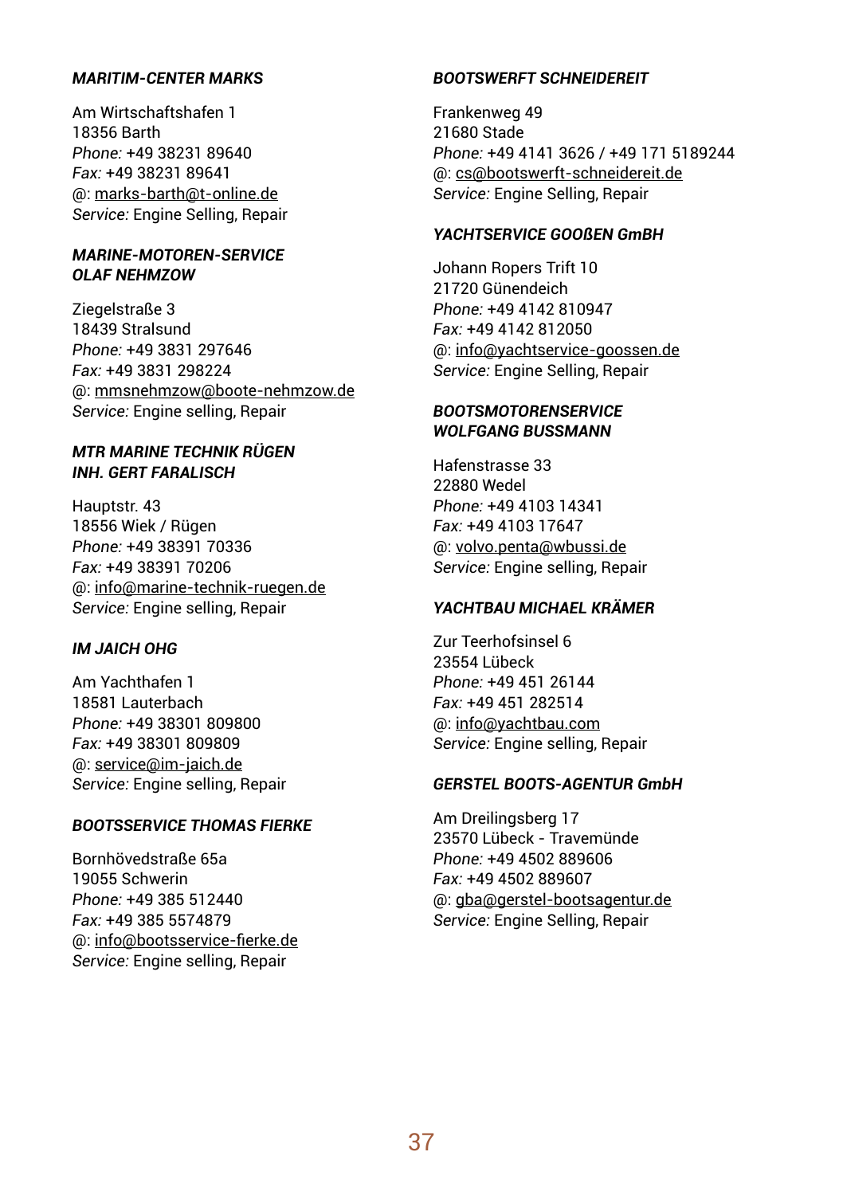***MARITIM-CENTER MARKS***

Am Wirtschaftshafen 1
18356 Barth
*Phone:* +49 38231 89640
*Fax:* +49 38231 89641
@: marks-barth@t-online.de
*Service:* Engine Selling, Repair

***MARINE-MOTOREN-SERVICE OLAF NEHMZOW***

Ziegelstraße 3
18439 Stralsund
*Phone:* +49 3831 297646
*Fax:* +49 3831 298224
@: mmsnehmzow@boote-nehmzow.de
*Service:* Engine selling, Repair

***MTR MARINE TECHNIK RÜGEN INH. GERT FARALISCH***

Hauptstr. 43
18556 Wiek / Rügen
*Phone:* +49 38391 70336
*Fax:* +49 38391 70206
@: info@marine-technik-ruegen.de
*Service:* Engine selling, Repair

***IM JAICH OHG***

Am Yachthafen 1
18581 Lauterbach
*Phone:* +49 38301 809800
*Fax:* +49 38301 809809
@: service@im-jaich.de
*Service:* Engine selling, Repair

***BOOTSSERVICE THOMAS FIERKE***

Bornhövedstraße 65a
19055 Schwerin
*Phone:* +49 385 512440
*Fax:* +49 385 5574879
@: info@bootsservice-fierke.de
*Service:* Engine selling, Repair

***BOOTSWERFT SCHNEIDEREIT***

Frankenweg 49
21680 Stade
*Phone:* +49 4141 3626 / +49 171 5189244
@: cs@bootswerft-schneidereit.de
*Service:* Engine Selling, Repair

***YACHTSERVICE GOOßEN GmBH***

Johann Ropers Trift 10
21720 Günendeich
*Phone:* +49 4142 810947
*Fax:* +49 4142 812050
@: info@yachtservice-goossen.de
*Service:* Engine Selling, Repair

***BOOTSMOTORENSERVICE WOLFGANG BUSSMANN***

Hafenstrasse 33
22880 Wedel
*Phone:* +49 4103 14341
*Fax:* +49 4103 17647
@: volvo.penta@wbussi.de
*Service:* Engine selling, Repair

***YACHTBAU MICHAEL KRÄMER***

Zur Teerhofsinsel 6
23554 Lübeck
*Phone:* +49 451 26144
*Fax:* +49 451 282514
@: info@yachtbau.com
*Service:* Engine selling, Repair

***GERSTEL BOOTS-AGENTUR GmbH***

Am Dreilingsberg 17
23570 Lübeck - Travemünde
*Phone:* +49 4502 889606
*Fax:* +49 4502 889607
@: gba@gerstel-bootsagentur.de
*Service:* Engine Selling, Repair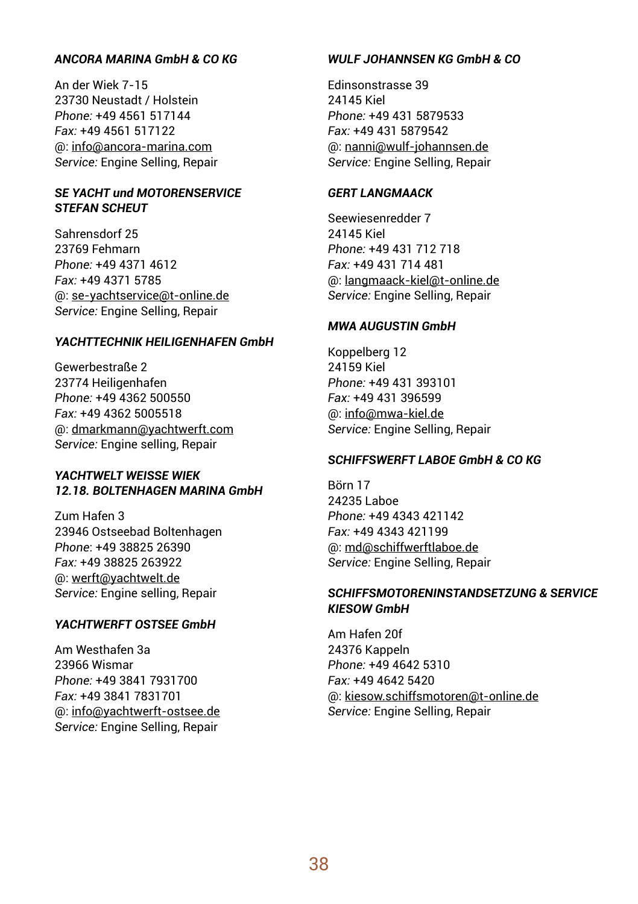***ANCORA MARINA GmbH & CO KG***

An der Wiek 7-15
23730 Neustadt / Holstein
*Phone:* +49 4561 517144
*Fax:* +49 4561 517122
@: info@ancora-marina.com
*Service:* Engine Selling, Repair

***SE YACHT und MOTORENSERVICE STEFAN SCHEUT***

Sahrensdorf 25
23769 Fehmarn
*Phone:* +49 4371 4612
*Fax:* +49 4371 5785
@: se-yachtservice@t-online.de
*Service:* Engine Selling, Repair

***YACHTTECHNIK HEILIGENHAFEN GmbH***

Gewerbestraße 2
23774 Heiligenhafen
*Phone:* +49 4362 500550
*Fax:* +49 4362 5005518
@: dmarkmann@yachtwerft.com
*Service:* Engine selling, Repair

***YACHTWELT WEISSE WIEK 12.18. BOLTENHAGEN MARINA GmbH***

Zum Hafen 3
23946 Ostseebad Boltenhagen
*Phone*: +49 38825 26390
*Fax:* +49 38825 263922
@: werft@yachtwelt.de
*Service:* Engine selling, Repair

***YACHTWERFT OSTSEE GmbH***

Am Westhafen 3a
23966 Wismar
*Phone:* +49 3841 7931700
*Fax:* +49 3841 7831701
@: info@yachtwerft-ostsee.de
*Service:* Engine Selling, Repair

***WULF JOHANNSEN KG GmbH & CO***

Edinsonstrasse 39
24145 Kiel
*Phone:* +49 431 5879533
*Fax:* +49 431 5879542
@: nanni@wulf-johannsen.de
*Service:* Engine Selling, Repair

***GERT LANGMAACK***

Seewiesenredder 7
24145 Kiel
*Phone:* +49 431 712 718
*Fax:* +49 431 714 481
@: langmaack-kiel@t-online.de
*Service:* Engine Selling, Repair

***MWA AUGUSTIN GmbH***

Koppelberg 12
24159 Kiel
*Phone:* +49 431 393101
*Fax:* +49 431 396599
@: info@mwa-kiel.de
*Service:* Engine Selling, Repair

***SCHIFFSWERFT LABOE GmbH & CO KG***

Börn 17
24235 Laboe
*Phone:* +49 4343 421142
*Fax:* +49 4343 421199
@: md@schiffwerftlaboe.de
*Service:* Engine Selling, Repair

***SCHIFFSMOTORENINSTANDSETZUNG & SERVICE KIESOW GmbH***

Am Hafen 20f
24376 Kappeln
*Phone:* +49 4642 5310
*Fax:* +49 4642 5420
@: kiesow.schiffsmotoren@t-online.de
*Service:* Engine Selling, Repair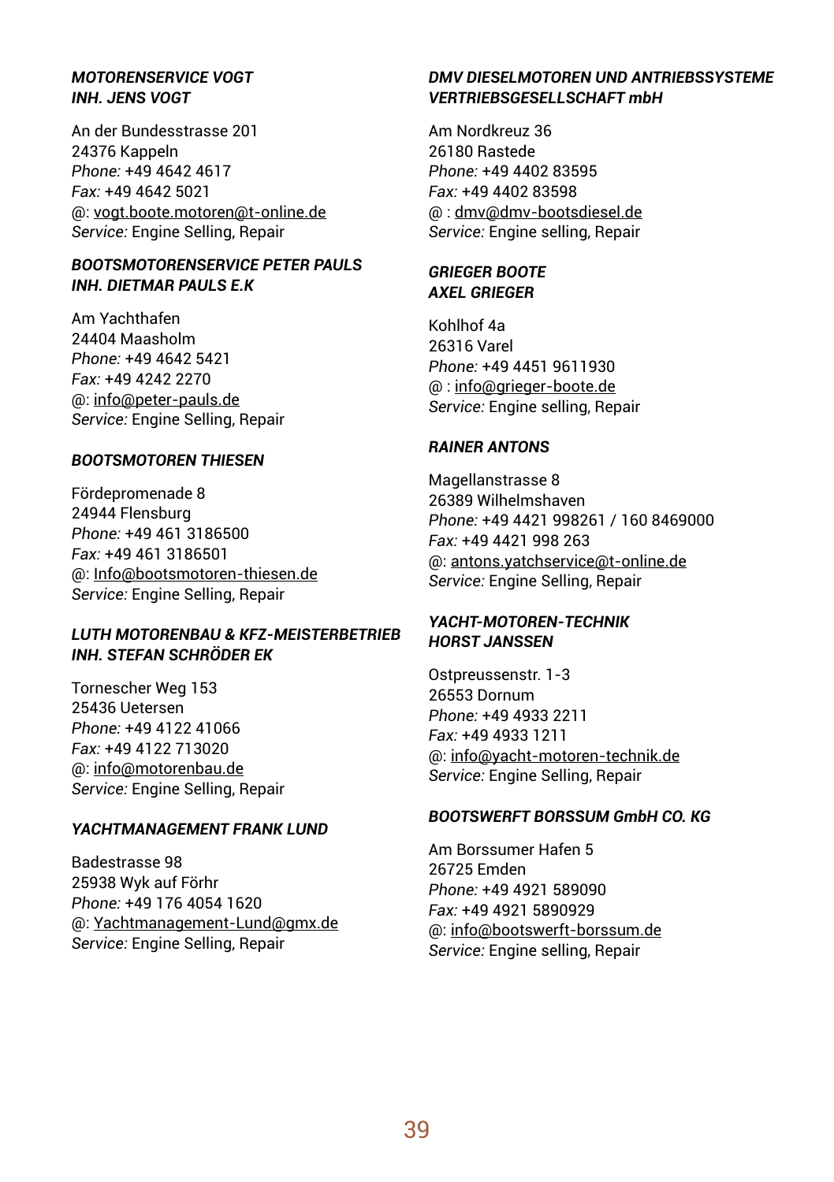***MOTORENSERVICE VOGT***
***INH. JENS VOGT***

An der Bundesstrasse 201
24376 Kappeln
*Phone:* +49 4642 4617
*Fax:* +49 4642 5021
@: vogt.boote.motoren@t-online.de
*Service:* Engine Selling, Repair

***BOOTSMOTORENSERVICE PETER PAULS***
***INH. DIETMAR PAULS E.K***

Am Yachthafen
24404 Maasholm
*Phone:* +49 4642 5421
*Fax:* +49 4242 2270
@: info@peter-pauls.de
*Service:* Engine Selling, Repair

***BOOTSMOTOREN THIESEN***

Fördepromenade 8
24944 Flensburg
*Phone:* +49 461 3186500
*Fax:* +49 461 3186501
@: Info@bootsmotoren-thiesen.de
*Service:* Engine Selling, Repair

***LUTH MOTORENBAU & KFZ-MEISTERBETRIEB***
***INH. STEFAN SCHRÖDER EK***

Tornescher Weg 153
25436 Uetersen
*Phone:* +49 4122 41066
*Fax:* +49 4122 713020
@: info@motorenbau.de
*Service:* Engine Selling, Repair

***YACHTMANAGEMENT FRANK LUND***

Badestrasse 98
25938 Wyk auf Förhr
*Phone:* +49 176 4054 1620
@: Yachtmanagement-Lund@gmx.de
*Service:* Engine Selling, Repair

***DMV DIESELMOTOREN UND ANTRIEBSSYSTEME***
***VERTRIEBSGESELLSCHAFT mbH***

Am Nordkreuz 36
26180 Rastede
*Phone:* +49 4402 83595
*Fax:* +49 4402 83598
@ : dmv@dmv-bootsdiesel.de
*Service:* Engine selling, Repair

***GRIEGER BOOTE***
***AXEL GRIEGER***

Kohlhof 4a
26316 Varel
*Phone:* +49 4451 9611930
@ : info@grieger-boote.de
*Service:* Engine selling, Repair

***RAINER ANTONS***

Magellanstrasse 8
26389 Wilhelmshaven
*Phone:* +49 4421 998261 / 160 8469000
*Fax:* +49 4421 998 263
@: antons.yatchservice@t-online.de
*Service:* Engine Selling, Repair

***YACHT-MOTOREN-TECHNIK***
***HORST JANSSEN***

Ostpreussenstr. 1-3
26553 Dornum
*Phone:* +49 4933 2211
*Fax:* +49 4933 1211
@: info@yacht-motoren-technik.de
*Service:* Engine Selling, Repair

***BOOTSWERFT BORSSUM GmbH CO. KG***

Am Borssumer Hafen 5
26725 Emden
*Phone:* +49 4921 589090
*Fax:* +49 4921 5890929
@: info@bootswerft-borssum.de
*Service:* Engine selling, Repair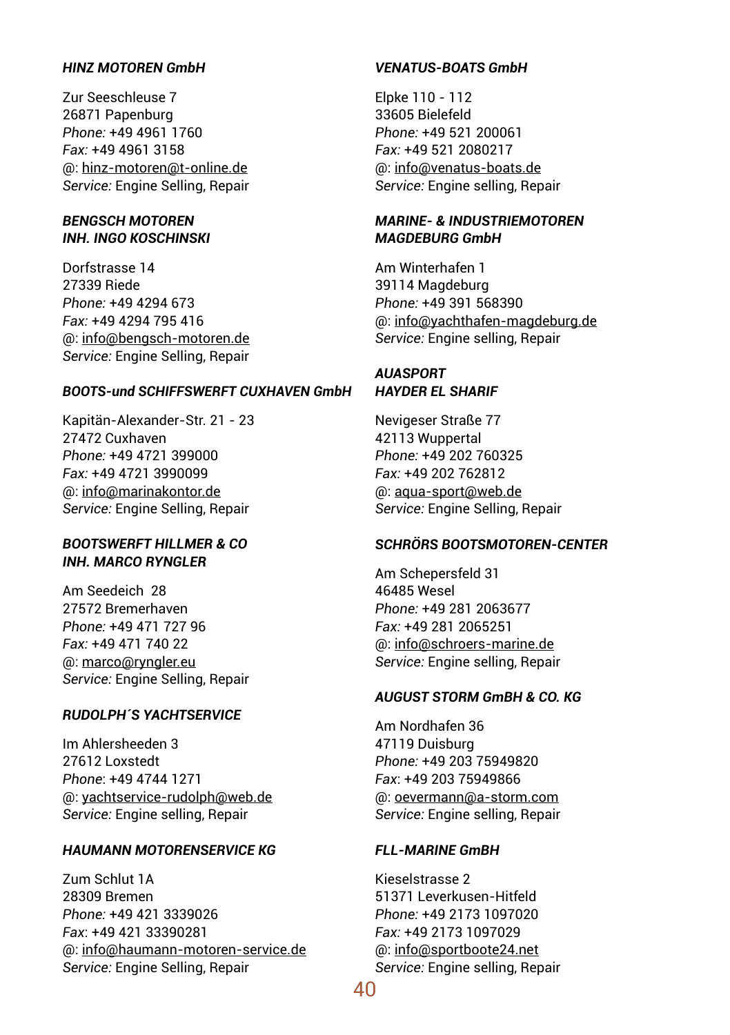***HINZ MOTOREN GmbH***

Zur Seeschleuse 7
26871 Papenburg
*Phone:* +49 4961 1760
*Fax:* +49 4961 3158
@: hinz-motoren@t-online.de
*Service:* Engine Selling, Repair

***BENGSCH MOTOREN***
***INH. INGO KOSCHINSKI***

Dorfstrasse 14
27339 Riede
*Phone:* +49 4294 673
*Fax:* +49 4294 795 416
@: info@bengsch-motoren.de
*Service:* Engine Selling, Repair

***BOOTS-und SCHIFFSWERFT CUXHAVEN GmbH***

Kapitän-Alexander-Str. 21 - 23
27472 Cuxhaven
*Phone:* +49 4721 399000
*Fax:* +49 4721 3990099
@: info@marinakontor.de
*Service:* Engine Selling, Repair

***BOOTSWERFT HILLMER & CO***
***INH. MARCO RYNGLER***

Am Seedeich 28
27572 Bremerhaven
*Phone:* +49 471 727 96
*Fax:* +49 471 740 22
@: marco@ryngler.eu
*Service:* Engine Selling, Repair

***RUDOLPH´S YACHTSERVICE***

Im Ahlersheeden 3
27612 Loxstedt
*Phone*: +49 4744 1271
@: yachtservice-rudolph@web.de
*Service:* Engine selling, Repair

***HAUMANN MOTORENSERVICE KG***

Zum Schlut 1A
28309 Bremen
*Phone:* +49 421 3339026
*Fax*: +49 421 33390281
@: info@haumann-motoren-service.de
*Service:* Engine Selling, Repair

***VENATUS-BOATS GmbH***

Elpke 110 - 112
33605 Bielefeld
*Phone:* +49 521 200061
*Fax:* +49 521 2080217
@: info@venatus-boats.de
*Service:* Engine selling, Repair

***MARINE- & INDUSTRIEMOTOREN***
***MAGDEBURG GmbH***

Am Winterhafen 1
39114 Magdeburg
*Phone:* +49 391 568390
@: info@yachthafen-magdeburg.de
*Service:* Engine selling, Repair

***AUASPORT***
***HAYDER EL SHARIF***

Nevigeser Straße 77
42113 Wuppertal
*Phone:* +49 202 760325
*Fax:* +49 202 762812
@: aqua-sport@web.de
*Service:* Engine Selling, Repair

***SCHRÖRS BOOTSMOTOREN-CENTER***

Am Schepersfeld 31
46485 Wesel
*Phone:* +49 281 2063677
*Fax:* +49 281 2065251
@: info@schroers-marine.de
*Service:* Engine selling, Repair

***AUGUST STORM GmBH & CO. KG***

Am Nordhafen 36
47119 Duisburg
*Phone:* +49 203 75949820
*Fax*: +49 203 75949866
@: oevermann@a-storm.com
*Service:* Engine selling, Repair

***FLL-MARINE GmbH***

Kieselstrasse 2
51371 Leverkusen-Hitfeld
*Phone:* +49 2173 1097020
*Fax:* +49 2173 1097029
@: info@sportboote24.net
*Service:* Engine selling, Repair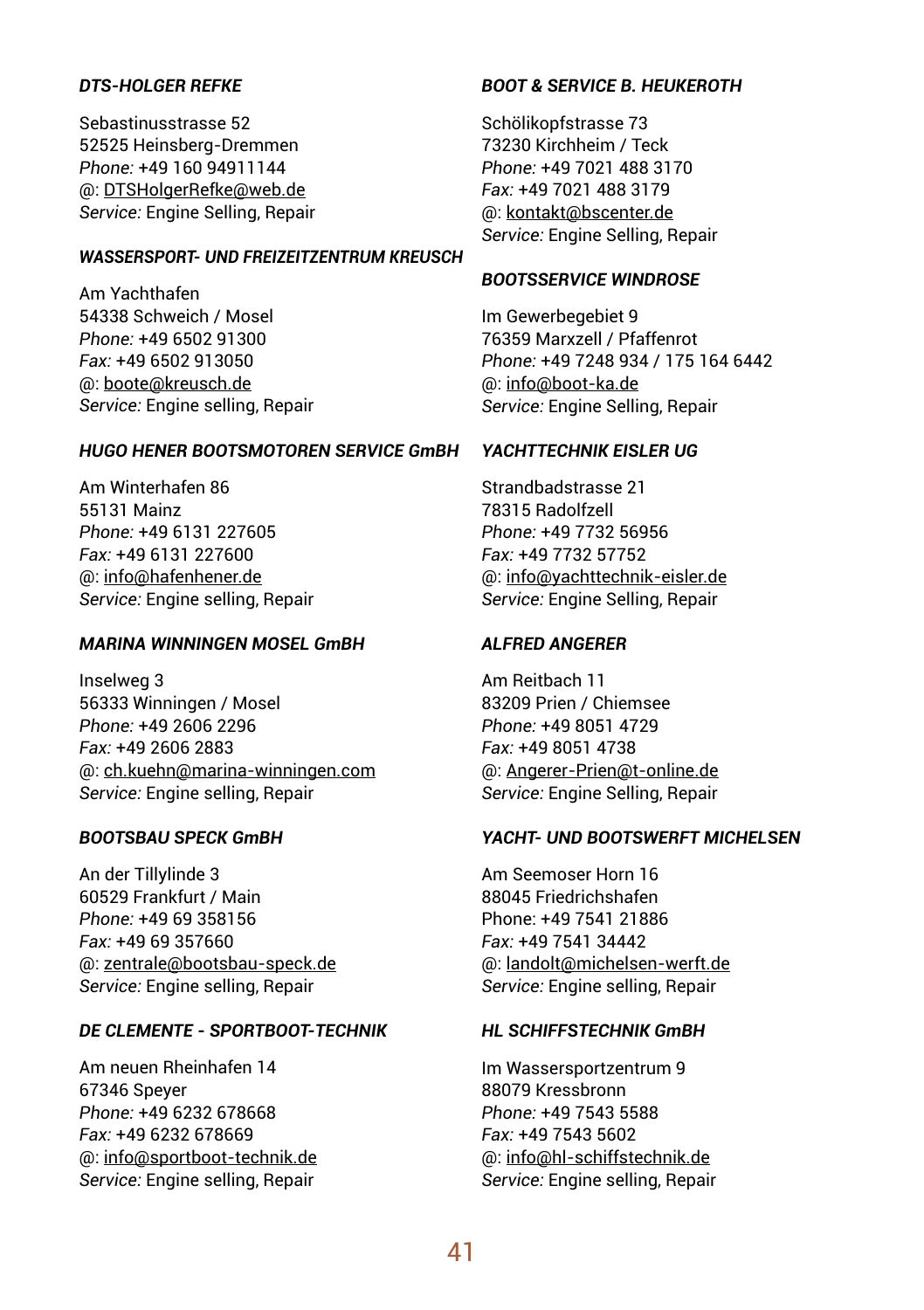### *DTS-HOLGER REFKE*

Sebastinusstrasse 52  
52525 Heinsberg-Dremmen  
*Phone:* +49 160 94911144  
@: DTSHolgerRefke@web.de  
*Service:* Engine Selling, Repair

### *WASSERSPORT- UND FREIZEITZENTRUM KREUSCH*

Am Yachthafen  
54338 Schweich / Mosel  
*Phone:* +49 6502 91300  
*Fax:* +49 6502 913050  
@: boote@kreusch.de  
*Service:* Engine selling, Repair

### *HUGO HENER BOOTSMOTOREN SERVICE GmBH*

Am Winterhafen 86  
55131 Mainz  
*Phone:* +49 6131 227605  
*Fax:* +49 6131 227600  
@: info@hafenhener.de  
*Service:* Engine selling, Repair

### *MARINA WINNINGEN MOSEL GmBH*

Inselweg 3  
56333 Winningen / Mosel  
*Phone:* +49 2606 2296  
*Fax:* +49 2606 2883  
@: ch.kuehn@marina-winningen.com  
*Service:* Engine selling, Repair

### *BOOTSBAU SPECK GmBH*

An der Tillylinde 3  
60529 Frankfurt / Main  
*Phone:* +49 69 358156  
*Fax:* +49 69 357660  
@: zentrale@bootsbau-speck.de  
*Service:* Engine selling, Repair

### *DE CLEMENTE - SPORTBOOT-TECHNIK*

Am neuen Rheinhafen 14  
67346 Speyer  
*Phone:* +49 6232 678668  
*Fax:* +49 6232 678669  
@: info@sportboot-technik.de  
*Service:* Engine selling, Repair

### *BOOT & SERVICE B. HEUKEROTH*

Schölikopfstrasse 73  
73230 Kirchheim / Teck  
*Phone:* +49 7021 488 3170  
*Fax:* +49 7021 488 3179  
@: kontakt@bscenter.de  
*Service:* Engine Selling, Repair

### *BOOTSSERVICE WINDROSE*

Im Gewerbegebiet 9  
76359 Marxzell / Pfaffenrot  
*Phone:* +49 7248 934 / 175 164 6442  
@: info@boot-ka.de  
*Service:* Engine Selling, Repair

### *YACHTTECHNIK EISLER UG*

Strandbadstrasse 21  
78315 Radolfzell  
*Phone:* +49 7732 56956  
*Fax:* +49 7732 57752  
@: info@yachttechnik-eisler.de  
*Service:* Engine Selling, Repair

### *ALFRED ANGERER*

Am Reitbach 11  
83209 Prien / Chiemsee  
*Phone:* +49 8051 4729  
*Fax:* +49 8051 4738  
@: Angerer-Prien@t-online.de  
*Service:* Engine Selling, Repair

### *YACHT- UND BOOTSWERFT MICHELSEN*

Am Seemoser Horn 16  
88045 Friedrichshafen  
Phone: +49 7541 21886  
*Fax:* +49 7541 34442  
@: landolt@michelsen-werft.de  
*Service:* Engine selling, Repair

### *HL SCHIFFSTECHNIK GmBH*

Im Wassersportzentrum 9  
88079 Kressbronn  
*Phone:* +49 7543 5588  
*Fax:* +49 7543 5602  
@: info@hl-schiffstechnik.de  
*Service:* Engine selling, Repair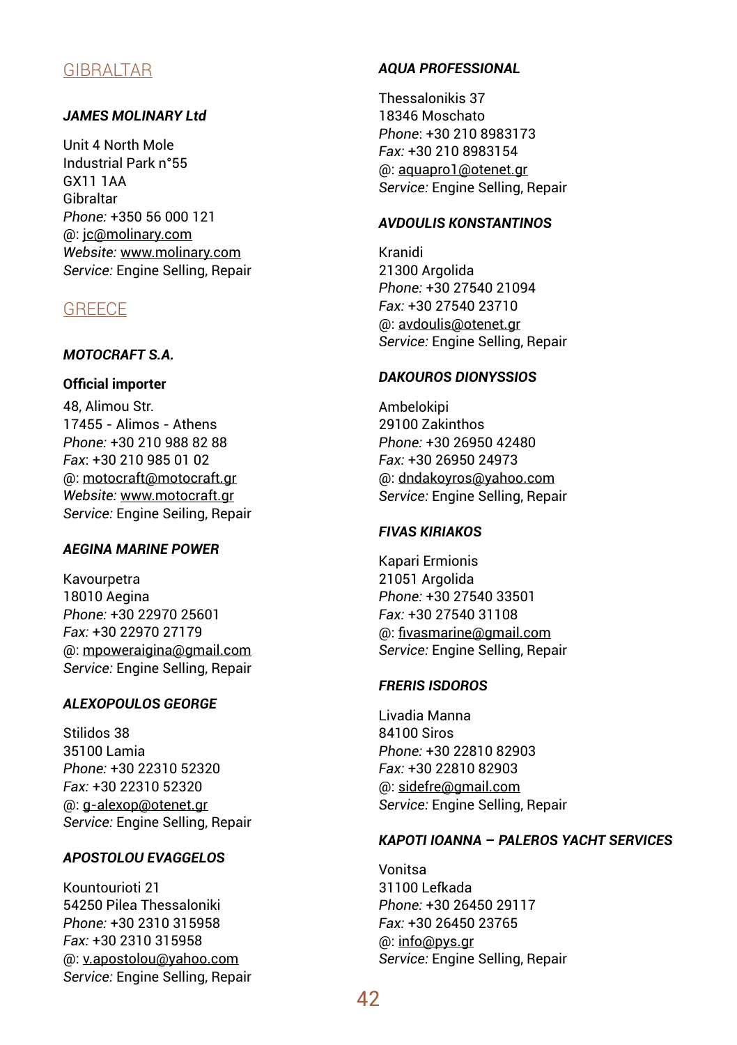## GIBRALTAR

***JAMES MOLINARY Ltd***

Unit 4 North Mole
Industrial Park n°55
GX11 1AA
Gibraltar
*Phone:* +350 56 000 121
@: jc@molinary.com
*Website:* www.molinary.com
*Service:* Engine Selling, Repair

## GREECE

***MOTOCRAFT S.A.***

**Official importer**
48, Alimou Str.
17455 - Alimos - Athens
*Phone:* +30 210 988 82 88
*Fax*: +30 210 985 01 02
@: motocraft@motocraft.gr
*Website:* www.motocraft.gr
*Service:* Engine Seiling, Repair

***AEGINA MARINE POWER***

Kavourpetra
18010 Aegina
*Phone:* +30 22970 25601
*Fax:* +30 22970 27179
@: mpoweraigina@gmail.com
*Service:* Engine Selling, Repair

***ALEXOPOULOS GEORGE***

Stilidos 38
35100 Lamia
*Phone:* +30 22310 52320
*Fax:* +30 22310 52320
@: g-alexop@otenet.gr
*Service:* Engine Selling, Repair

***APOSTOLOU EVAGGELOS***

Kountourioti 21
54250 Pilea Thessaloniki
*Phone:* +30 2310 315958
*Fax:* +30 2310 315958
@: v.apostolou@yahoo.com
*Service:* Engine Selling, Repair

***AQUA PROFESSIONAL***

Thessalonikis 37
18346 Moschato
*Phone*: +30 210 8983173
*Fax:* +30 210 8983154
@: aquapro1@otenet.gr
*Service:* Engine Selling, Repair

***AVDOULIS KONSTANTINOS***

Kranidi
21300 Argolida
*Phone:* +30 27540 21094
*Fax:* +30 27540 23710
@: avdoulis@otenet.gr
*Service:* Engine Selling, Repair

***DAKOUROS DIONYSSIOS***

Ambelokipi
29100 Zakinthos
*Phone:* +30 26950 42480
*Fax:* +30 26950 24973
@: dndakoyros@yahoo.com
*Service:* Engine Selling, Repair

***FIVAS KIRIAKOS***

Kapari Ermionis
21051 Argolida
*Phone:* +30 27540 33501
*Fax:* +30 27540 31108
@: fivasmarine@gmail.com
*Service:* Engine Selling, Repair

***FRERIS ISDOROS***

Livadia Manna
84100 Siros
*Phone:* +30 22810 82903
*Fax:* +30 22810 82903
@: sidefre@gmail.com
*Service:* Engine Selling, Repair

***KAPOTI IOANNA – PALEROS YACHT SERVICES***

Vonitsa
31100 Lefkada
*Phone:* +30 26450 29117
*Fax:* +30 26450 23765
@: info@pys.gr
*Service:* Engine Selling, Repair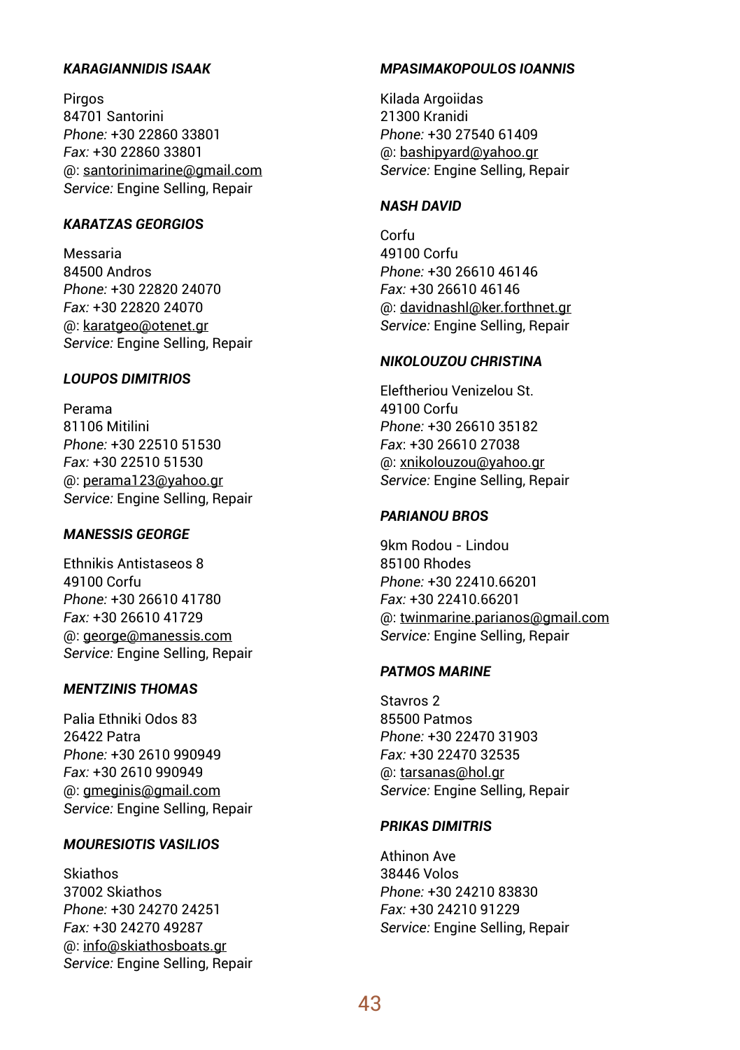***KARAGIANNIDIS ISAAK***

Pirgos
84701 Santorini
*Phone:* +30 22860 33801
*Fax:* +30 22860 33801
@: santorinimarine@gmail.com
*Service:* Engine Selling, Repair

***KARATZAS GEORGIOS***

Messaria
84500 Andros
*Phone:* +30 22820 24070
*Fax:* +30 22820 24070
@: karatgeo@otenet.gr
*Service:* Engine Selling, Repair

***LOUPOS DIMITRIOS***

Perama
81106 Mitilini
*Phone:* +30 22510 51530
*Fax:* +30 22510 51530
@: perama123@yahoo.gr
*Service:* Engine Selling, Repair

***MANESSIS GEORGE***

Ethnikis Antistaseos 8
49100 Corfu
*Phone:* +30 26610 41780
*Fax:* +30 26610 41729
@: george@manessis.com
*Service:* Engine Selling, Repair

***MENTZINIS THOMAS***

Palia Ethniki Odos 83
26422 Patra
*Phone:* +30 2610 990949
*Fax:* +30 2610 990949
@: gmeginis@gmail.com
*Service:* Engine Selling, Repair

***MOURESIOTIS VASILIOS***

Skiathos
37002 Skiathos
*Phone:* +30 24270 24251
*Fax:* +30 24270 49287
@: info@skiathosboats.gr
*Service:* Engine Selling, Repair

***MPASIMAKOPOULOS IOANNIS***

Kilada Argoiidas
21300 Kranidi
*Phone:* +30 27540 61409
@: bashipyard@yahoo.gr
*Service:* Engine Selling, Repair

***NASH DAVID***

Corfu
49100 Corfu
*Phone:* +30 26610 46146
*Fax:* +30 26610 46146
@: davidnashl@ker.forthnet.gr
*Service:* Engine Selling, Repair

***NIKOLOUZOU CHRISTINA***

Eleftheriou Venizelou St.
49100 Corfu
*Phone:* +30 26610 35182
*Fax*: +30 26610 27038
@: xnikolouzou@yahoo.gr
*Service:* Engine Selling, Repair

***PARIANOU BROS***

9km Rodou - Lindou
85100 Rhodes
*Phone:* +30 22410.66201
*Fax:* +30 22410.66201
@: twinmarine.parianos@gmail.com
*Service:* Engine Selling, Repair

***PATMOS MARINE***

Stavros 2
85500 Patmos
*Phone:* +30 22470 31903
*Fax*: +30 22470 32535
@: tarsanas@hol.gr
*Service:* Engine Selling, Repair

***PRIKAS DIMITRIS***

Athinon Ave
38446 Volos
*Phone:* +30 24210 83830
*Fax:* +30 24210 91229
*Service:* Engine Selling, Repair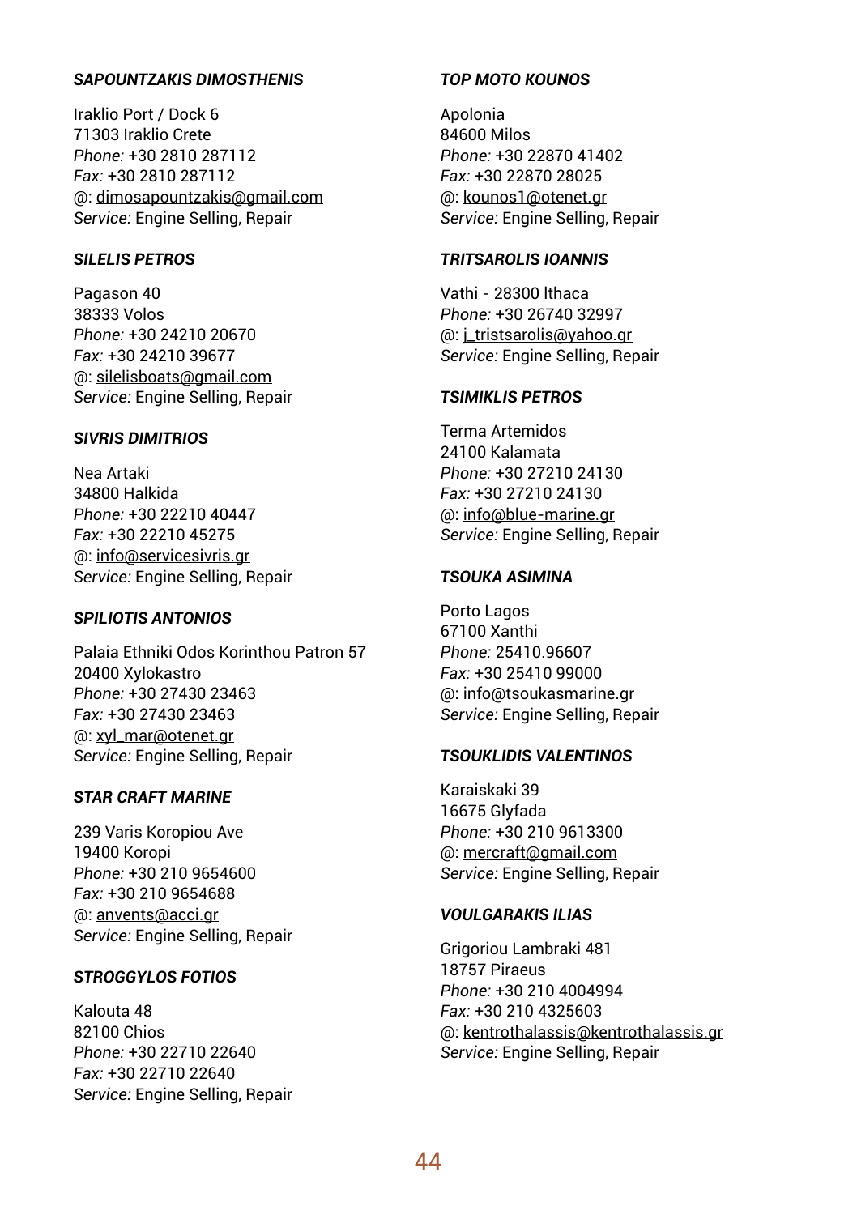***SAPOUNTZAKIS DIMOSTHENIS***

Iraklio Port / Dock 6
71303 Iraklio Crete
*Phone:* +30 2810 287112
*Fax:* +30 2810 287112
@: dimosapountzakis@gmail.com
*Service:* Engine Selling, Repair

***SILELIS PETROS***

Pagason 40
38333 Volos
*Phone:* +30 24210 20670
*Fax:* +30 24210 39677
@: silelisboats@gmail.com
*Service:* Engine Selling, Repair

***SIVRIS DIMITRIOS***

Nea Artaki
34800 Halkida
*Phone:* +30 22210 40447
*Fax:* +30 22210 45275
@: info@servicesivris.gr
*Service:* Engine Selling, Repair

***SPILIOTIS ANTONIOS***

Palaia Ethniki Odos Korinthou Patron 57
20400 Xylokastro
*Phone:* +30 27430 23463
*Fax:* +30 27430 23463
@: xyl_mar@otenet.gr
*Service:* Engine Selling, Repair

***STAR CRAFT MARINE***

239 Varis Koropiou Ave
19400 Koropi
*Phone:* +30 210 9654600
*Fax:* +30 210 9654688
@: anvents@acci.gr
*Service:* Engine Selling, Repair

***STROGGYLOS FOTIOS***

Kalouta 48
82100 Chios
*Phone:* +30 22710 22640
*Fax:* +30 22710 22640
*Service:* Engine Selling, Repair

***TOP MOTO KOUNOS***

Apolonia
84600 Milos
*Phone:* +30 22870 41402
*Fax:* +30 22870 28025
@: kounos1@otenet.gr
*Service:* Engine Selling, Repair

***TRITSAROLIS IOANNIS***

Vathi - 28300 Ithaca
*Phone:* +30 26740 32997
@: j_tristsarolis@yahoo.gr
*Service:* Engine Selling, Repair

***TSIMIKLIS PETROS***

Terma Artemidos
24100 Kalamata
*Phone:* +30 27210 24130
*Fax:* +30 27210 24130
@: info@blue-marine.gr
*Service:* Engine Selling, Repair

***TSOUKA ASIMINA***

Porto Lagos
67100 Xanthi
*Phone:* 25410.96607
*Fax:* +30 25410 99000
@: info@tsoukasmarine.gr
*Service:* Engine Selling, Repair

***TSOUKLIDIS VALENTINOS***

Karaiskaki 39
16675 Glyfada
*Phone:* +30 210 9613300
@: mercraft@gmail.com
*Service:* Engine Selling, Repair

***VOULGARAKIS ILIAS***

Grigoriou Lambraki 481
18757 Piraeus
*Phone:* +30 210 4004994
*Fax:* +30 210 4325603
@: kentrothalassis@kentrothalassis.gr
*Service:* Engine Selling, Repair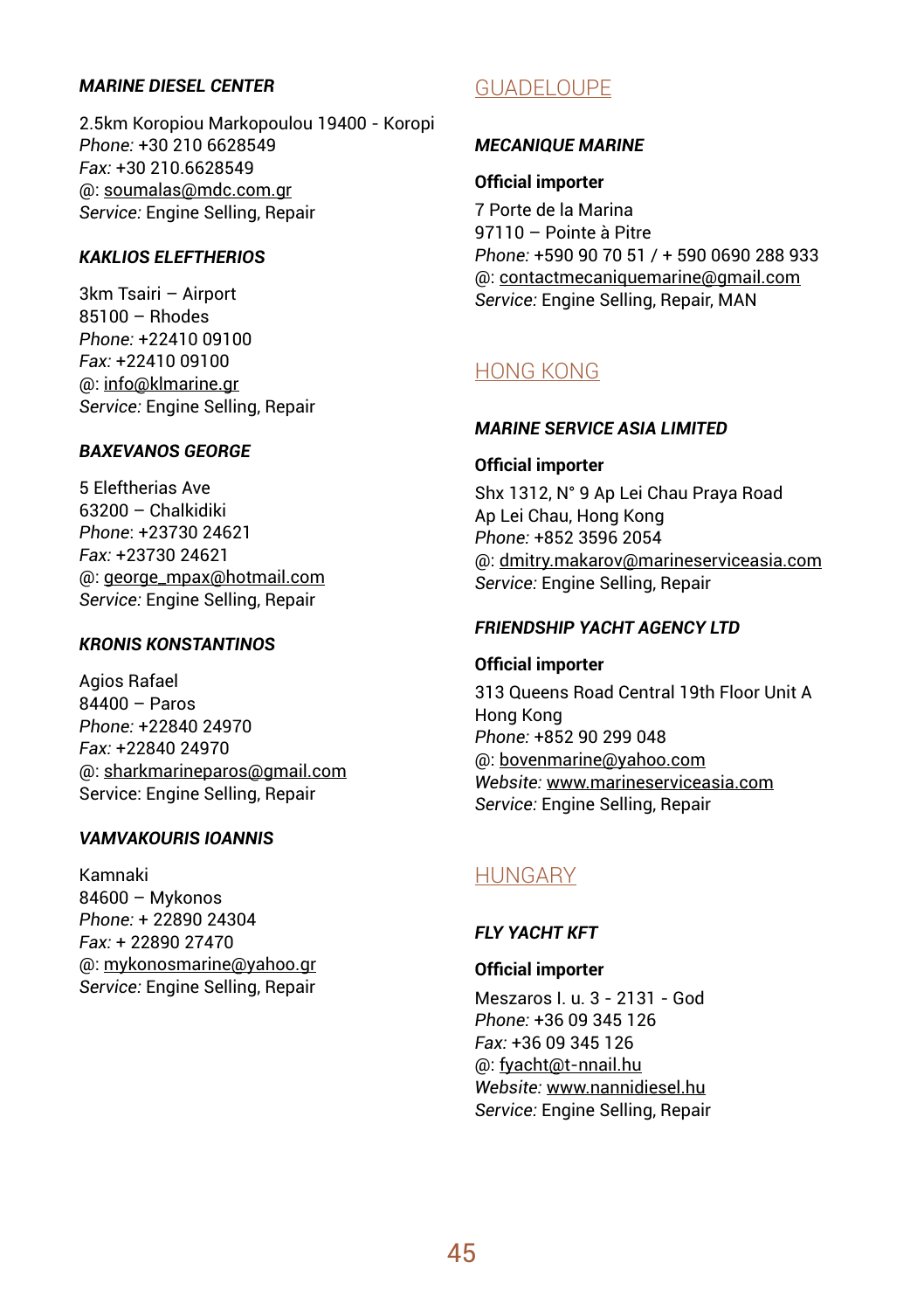***MARINE DIESEL CENTER***

2.5km Koropiou Markopoulou 19400 - Koropi
*Phone:* +30 210 6628549
*Fax:* +30 210.6628549
@: soumalas@mdc.com.gr
*Service:* Engine Selling, Repair

***KAKLIOS ELEFTHERIOS***

3km Tsairi – Airport
85100 – Rhodes
*Phone:* +22410 09100
*Fax:* +22410 09100
@: info@klmarine.gr
*Service:* Engine Selling, Repair

***BAXEVANOS GEORGE***

5 Eleftherias Ave
63200 – Chalkidiki
*Phone*: +23730 24621
*Fax:* +23730 24621
@: george_mpax@hotmail.com
*Service:* Engine Selling, Repair

***KRONIS KONSTANTINOS***

Agios Rafael
84400 – Paros
*Phone:* +22840 24970
*Fax:* +22840 24970
@: sharkmarineparos@gmail.com
Service: Engine Selling, Repair

***VAMVAKOURIS IOANNIS***

Kamnaki
84600 – Mykonos
*Phone:* + 22890 24304
*Fax:* + 22890 27470
@: mykonosmarine@yahoo.gr
*Service:* Engine Selling, Repair

## GUADELOUPE

***MECANIQUE MARINE***

**Official importer**

7 Porte de la Marina
97110 – Pointe à Pitre
*Phone:* +590 90 70 51 / + 590 0690 288 933
@: contactmecaniquemarine@gmail.com
*Service:* Engine Selling, Repair, MAN

## HONG KONG

***MARINE SERVICE ASIA LIMITED***

**Official importer**

Shx 1312, N° 9 Ap Lei Chau Praya Road
Ap Lei Chau, Hong Kong
*Phone:* +852 3596 2054
@: dmitry.makarov@marineserviceasia.com
*Service:* Engine Selling, Repair

***FRIENDSHIP YACHT AGENCY LTD***

**Official importer**

313 Queens Road Central 19th Floor Unit A
Hong Kong
*Phone:* +852 90 299 048
@: bovenmarine@yahoo.com
*Website:* www.marineserviceasia.com
*Service:* Engine Selling, Repair

## HUNGARY

***FLY YACHT KFT***

**Official importer**

Meszaros I. u. 3 - 2131 - God
*Phone:* +36 09 345 126
*Fax:* +36 09 345 126
@: fyacht@t-nnail.hu
*Website:* www.nannidiesel.hu
*Service:* Engine Selling, Repair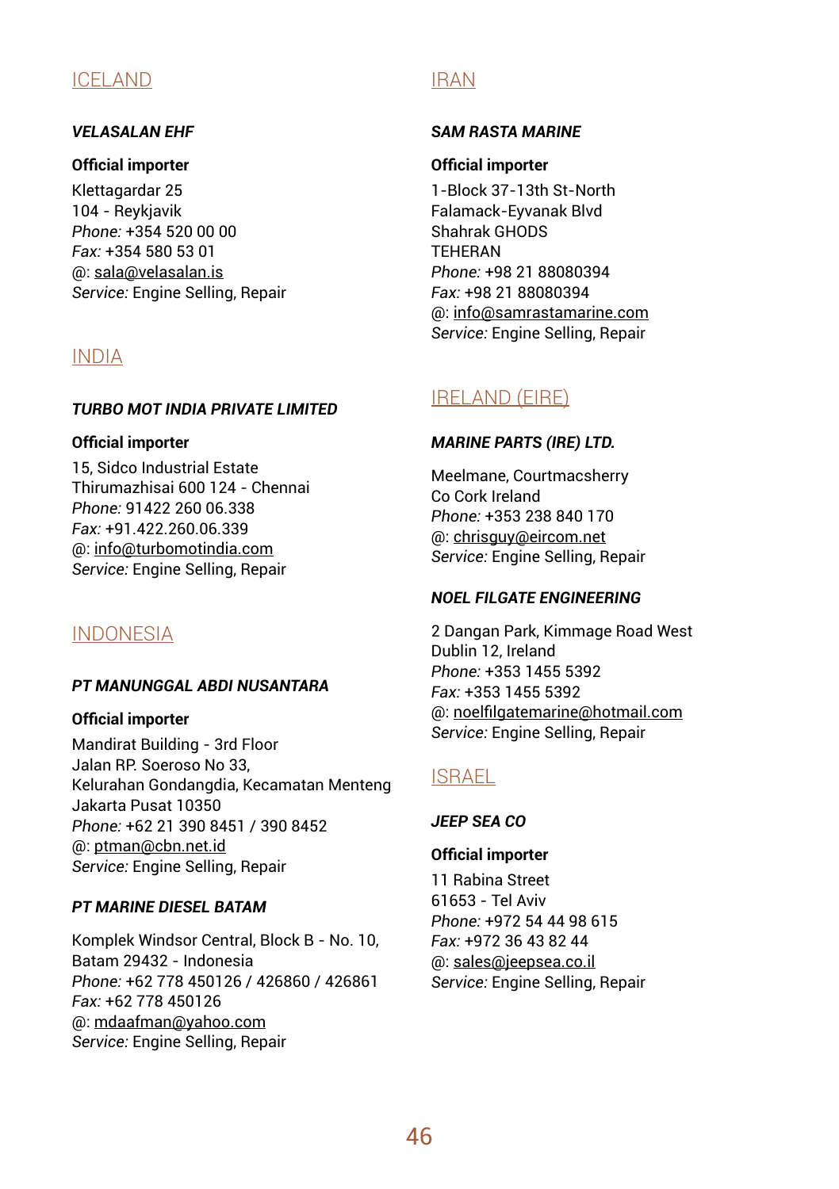## ICELAND

***VELASALAN EHF***

**Official importer**

Klettagardar 25
104 - Reykjavik
*Phone:* +354 520 00 00
*Fax:* +354 580 53 01
@: sala@velasalan.is
*Service:* Engine Selling, Repair

## INDIA

***TURBO MOT INDIA PRIVATE LIMITED***

**Official importer**

15, Sidco Industrial Estate
Thirumazhisai 600 124 - Chennai
*Phone:* 91422 260 06.338
*Fax:* +91.422.260.06.339
@: info@turbomotindia.com
*Service:* Engine Selling, Repair

## INDONESIA

***PT MANUNGGAL ABDI NUSANTARA***

**Official importer**

Mandirat Building - 3rd Floor
Jalan RP. Soeroso No 33,
Kelurahan Gondangdia, Kecamatan Menteng
Jakarta Pusat 10350
*Phone:* +62 21 390 8451 / 390 8452
@: ptman@cbn.net.id
*Service:* Engine Selling, Repair

***PT MARINE DIESEL BATAM***

Komplek Windsor Central, Block B - No. 10,
Batam 29432 - Indonesia
*Phone:* +62 778 450126 / 426860 / 426861
*Fax:* +62 778 450126
@: mdaafman@yahoo.com
*Service:* Engine Selling, Repair

## IRAN

***SAM RASTA MARINE***

**Official importer**

1-Block 37-13th St-North
Falamack-Eyvanak Blvd
Shahrak GHODS
TEHERAN
*Phone:* +98 21 88080394
*Fax:* +98 21 88080394
@: info@samrastamarine.com
*Service:* Engine Selling, Repair

## IRELAND (EIRE)

***MARINE PARTS (IRE) LTD.***

Meelmane, Courtmacsherry
Co Cork Ireland
*Phone:* +353 238 840 170
@: chrisguy@eircom.net
*Service:* Engine Selling, Repair

***NOEL FILGATE ENGINEERING***

2 Dangan Park, Kimmage Road West
Dublin 12, Ireland
*Phone:* +353 1455 5392
*Fax:* +353 1455 5392
@: noelfilgatemarine@hotmail.com
*Service:* Engine Selling, Repair

## ISRAEL

***JEEP SEA CO***

**Official importer**

11 Rabina Street
61653 - Tel Aviv
*Phone:* +972 54 44 98 615
*Fax:* +972 36 43 82 44
@: sales@jeepsea.co.il
*Service:* Engine Selling, Repair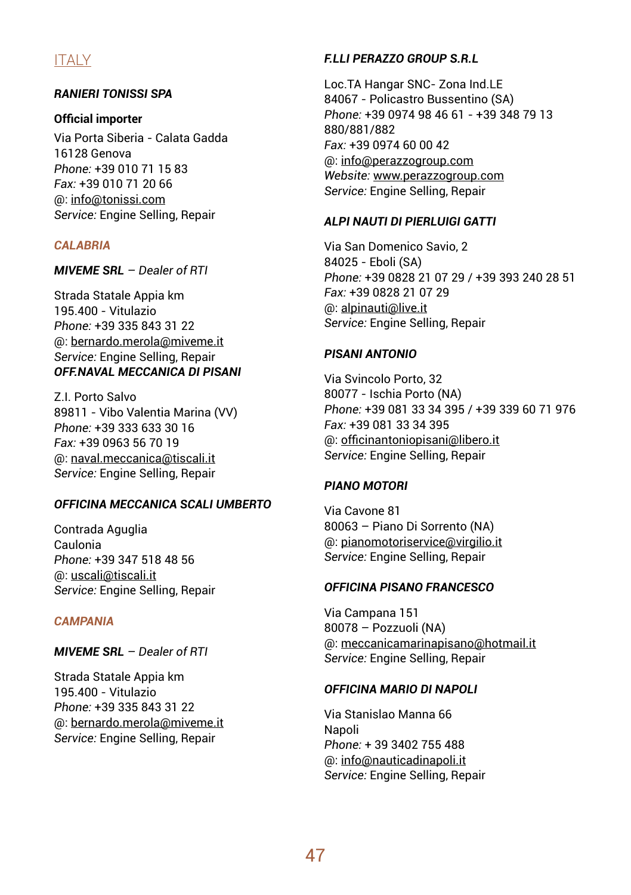## ITALY

***RANIERI TONISSI SPA***

**Official importer**

Via Porta Siberia - Calata Gadda
16128 Genova
*Phone:* +39 010 71 15 83
*Fax:* +39 010 71 20 66
@: info@tonissi.com
*Service:* Engine Selling, Repair

### *CALABRIA*

***MIVEME SRL*** *– Dealer of RTI*

Strada Statale Appia km
195.400 - Vitulazio
*Phone:* +39 335 843 31 22
@: bernardo.merola@miveme.it
*Service:* Engine Selling, Repair

***OFF.NAVAL MECCANICA DI PISANI***

Z.I. Porto Salvo
89811 - Vibo Valentia Marina (VV)
*Phone:* +39 333 633 30 16
*Fax:* +39 0963 56 70 19
@: naval.meccanica@tiscali.it
*Service:* Engine Selling, Repair

***OFFICINA MECCANICA SCALI UMBERTO***

Contrada Aguglia
Caulonia
*Phone:* +39 347 518 48 56
@: uscali@tiscali.it
*Service:* Engine Selling, Repair

### *CAMPANIA*

***MIVEME SRL*** *– Dealer of RTI*

Strada Statale Appia km
195.400 - Vitulazio
*Phone:* +39 335 843 31 22
@: bernardo.merola@miveme.it
*Service:* Engine Selling, Repair

***F.LLI PERAZZO GROUP S.R.L***

Loc.TA Hangar SNC- Zona Ind.LE
84067 - Policastro Bussentino (SA)
*Phone:* +39 0974 98 46 61 - +39 348 79 13 880/881/882
*Fax:* +39 0974 60 00 42
@: info@perazzogroup.com
*Website:* www.perazzogroup.com
*Service:* Engine Selling, Repair

***ALPI NAUTI DI PIERLUIGI GATTI***

Via San Domenico Savio, 2
84025 - Eboli (SA)
*Phone:* +39 0828 21 07 29 / +39 393 240 28 51
*Fax:* +39 0828 21 07 29
@: alpinauti@live.it
*Service:* Engine Selling, Repair

***PISANI ANTONIO***

Via Svincolo Porto, 32
80077 - Ischia Porto (NA)
*Phone:* +39 081 33 34 395 / +39 339 60 71 976
*Fax:* +39 081 33 34 395
@: officinantoniopisani@libero.it
*Service:* Engine Selling, Repair

***PIANO MOTORI***

Via Cavone 81
80063 – Piano Di Sorrento (NA)
@: pianomotoriservice@virgilio.it
*Service:* Engine Selling, Repair

***OFFICINA PISANO FRANCESCO***

Via Campana 151
80078 – Pozzuoli (NA)
@: meccanicamarinapisano@hotmail.it
*Service:* Engine Selling, Repair

***OFFICINA MARIO DI NAPOLI***

Via Stanislao Manna 66
Napoli
*Phone:* + 39 3402 755 488
@: info@nauticadinapoli.it
*Service:* Engine Selling, Repair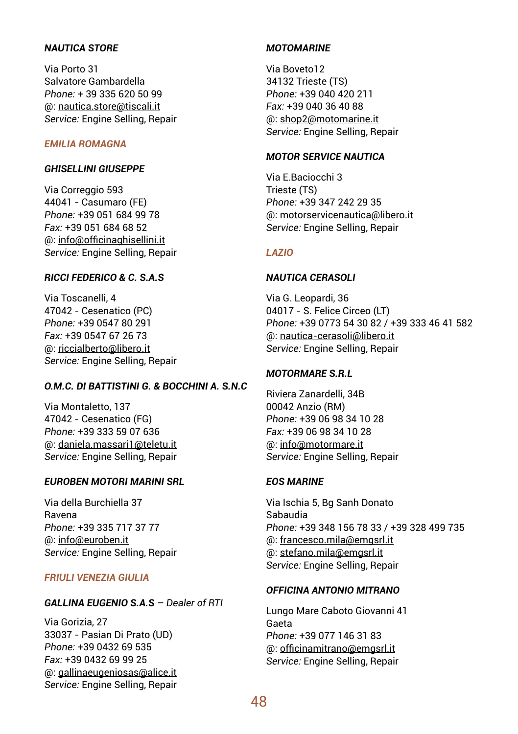#### *NAUTICA STORE*

Via Porto 31
Salvatore Gambardella
*Phone:* + 39 335 620 50 99
@: nautica.store@tiscali.it
*Service:* Engine Selling, Repair

### *EMILIA ROMAGNA*

#### *GHISELLINI GIUSEPPE*

Via Correggio 593
44041 - Casumaro (FE)
*Phone:* +39 051 684 99 78
*Fax:* +39 051 684 68 52
@: info@officinaghisellini.it
*Service:* Engine Selling, Repair

#### *RICCI FEDERICO & C. S.A.S*

Via Toscanelli, 4
47042 - Cesenatico (PC)
*Phone:* +39 0547 80 291
*Fax:* +39 0547 67 26 73
@: riccialberto@libero.it
*Service:* Engine Selling, Repair

#### *O.M.C. DI BATTISTINI G. & BOCCHINI A. S.N.C*

Via Montaletto, 137
47042 - Cesenatico (FG)
*Phone:* +39 333 59 07 636
@: daniela.massari1@teletu.it
*Service:* Engine Selling, Repair

#### *EUROBEN MOTORI MARINI SRL*

Via della Burchiella 37
Ravena
*Phone:* +39 335 717 37 77
@: info@euroben.it
*Service:* Engine Selling, Repair

### *FRIULI VENEZIA GIULIA*

#### *GALLINA EUGENIO S.A.S – Dealer of RTI*

Via Gorizia, 27
33037 - Pasian Di Prato (UD)
*Phone:* +39 0432 69 535
*Fax:* +39 0432 69 99 25
@: gallinaeugeniosas@alice.it
*Service:* Engine Selling, Repair

#### *MOTOMARINE*

Via Boveto12
34132 Trieste (TS)
*Phone:* +39 040 420 211
*Fax:* +39 040 36 40 88
@: shop2@motomarine.it
*Service:* Engine Selling, Repair

#### *MOTOR SERVICE NAUTICA*

Via E.Baciocchi 3
Trieste (TS)
*Phone:* +39 347 242 29 35
@: motorservicenautica@libero.it
*Service:* Engine Selling, Repair

### *LAZIO*

#### *NAUTICA CERASOLI*

Via G. Leopardi, 36
04017 - S. Felice Circeo (LT)
*Phone:* +39 0773 54 30 82 / +39 333 46 41 582
@: nautica-cerasoli@libero.it
*Service:* Engine Selling, Repair

#### *MOTORMARE S.R.L*

Riviera Zanardelli, 34B
00042 Anzio (RM)
*Phone:* +39 06 98 34 10 28
*Fax:* +39 06 98 34 10 28
@: info@motormare.it
*Service:* Engine Selling, Repair

#### *EOS MARINE*

Via Ischia 5, Bg Sanh Donato
Sabaudia
*Phone:* +39 348 156 78 33 / +39 328 499 735
@: francesco.mila@emgsrl.it
@: stefano.mila@emgsrl.it
*Service:* Engine Selling, Repair

#### *OFFICINA ANTONIO MITRANO*

Lungo Mare Caboto Giovanni 41
Gaeta
*Phone:* +39 077 146 31 83
@: officinamitrano@emgsrl.it
*Service:* Engine Selling, Repair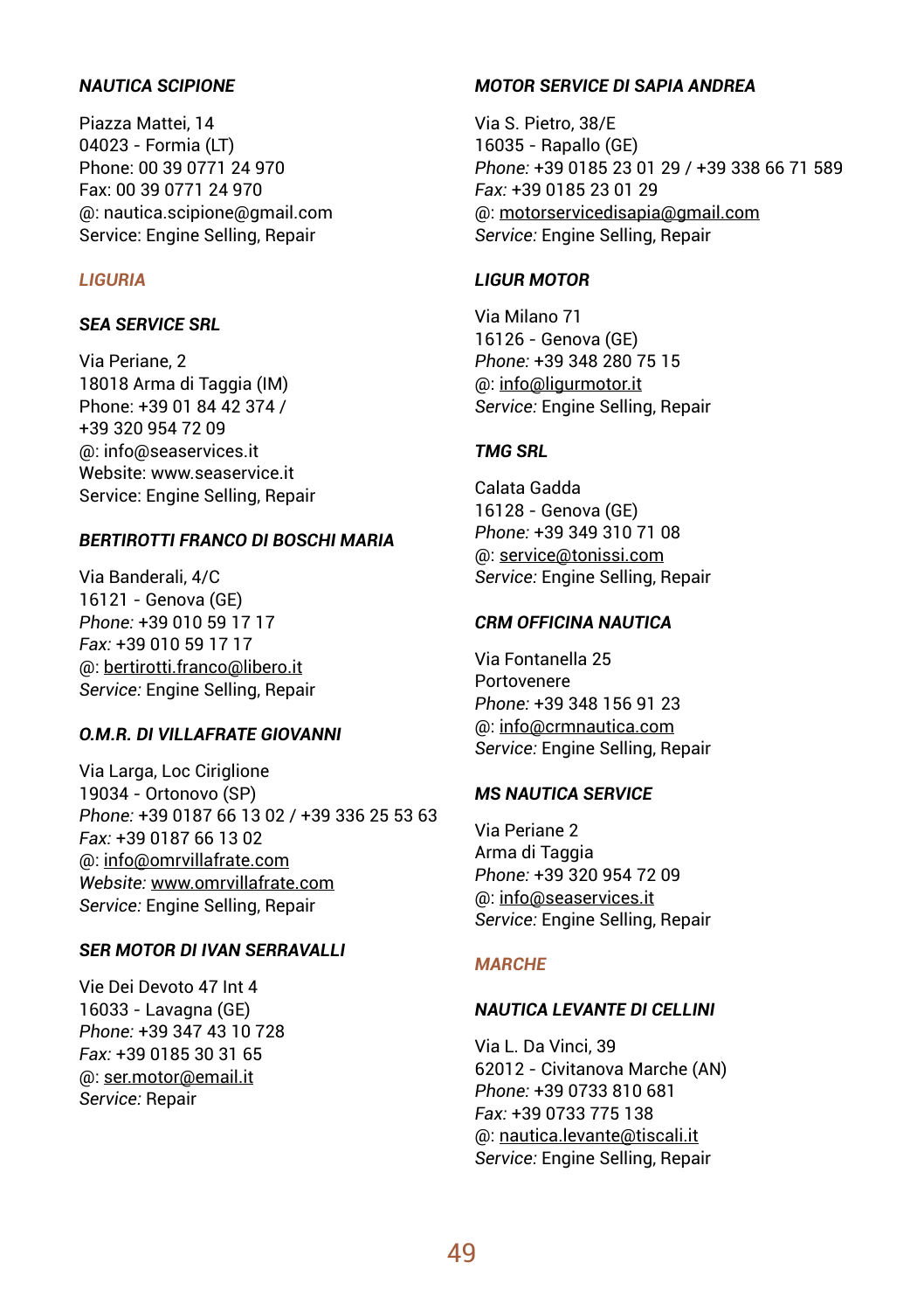#### ***NAUTICA SCIPIONE***

Piazza Mattei, 14
04023 - Formia (LT)
Phone: 00 39 0771 24 970
Fax: 00 39 0771 24 970
@: nautica.scipione@gmail.com
Service: Engine Selling, Repair

### *LIGURIA*

#### ***SEA SERVICE SRL***

Via Periane, 2
18018 Arma di Taggia (IM)
Phone: +39 01 84 42 374 /
+39 320 954 72 09
@: info@seaservices.it
Website: www.seaservice.it
Service: Engine Selling, Repair

#### ***BERTIROTTI FRANCO DI BOSCHI MARIA***

Via Banderali, 4/C
16121 - Genova (GE)
*Phone:* +39 010 59 17 17
*Fax:* +39 010 59 17 17
@: bertirotti.franco@libero.it
*Service:* Engine Selling, Repair

#### ***O.M.R. DI VILLAFRATE GIOVANNI***

Via Larga, Loc Ciriglione
19034 - Ortonovo (SP)
*Phone:* +39 0187 66 13 02 / +39 336 25 53 63
*Fax:* +39 0187 66 13 02
@: info@omrvillafrate.com
*Website:* www.omrvillafrate.com
*Service:* Engine Selling, Repair

#### ***SER MOTOR DI IVAN SERRAVALLI***

Vie Dei Devoto 47 Int 4
16033 - Lavagna (GE)
*Phone:* +39 347 43 10 728
*Fax:* +39 0185 30 31 65
@: ser.motor@email.it
*Service:* Repair

#### ***MOTOR SERVICE DI SAPIA ANDREA***

Via S. Pietro, 38/E
16035 - Rapallo (GE)
*Phone:* +39 0185 23 01 29 / +39 338 66 71 589
*Fax:* +39 0185 23 01 29
@: motorservicedisapia@gmail.com
*Service:* Engine Selling, Repair

#### ***LIGUR MOTOR***

Via Milano 71
16126 - Genova (GE)
*Phone:* +39 348 280 75 15
@: info@ligurmotor.it
*Service:* Engine Selling, Repair

#### ***TMG SRL***

Calata Gadda
16128 - Genova (GE)
*Phone:* +39 349 310 71 08
@: service@tonissi.com
*Service:* Engine Selling, Repair

#### ***CRM OFFICINA NAUTICA***

Via Fontanella 25
Portovenere
*Phone:* +39 348 156 91 23
@: info@crmnautica.com
*Service:* Engine Selling, Repair

#### ***MS NAUTICA SERVICE***

Via Periane 2
Arma di Taggia
*Phone:* +39 320 954 72 09
@: info@seaservices.it
*Service:* Engine Selling, Repair

### *MARCHE*

#### ***NAUTICA LEVANTE DI CELLINI***

Via L. Da Vinci, 39
62012 - Civitanova Marche (AN)
*Phone:* +39 0733 810 681
*Fax:* +39 0733 775 138
@: nautica.levante@tiscali.it
*Service:* Engine Selling, Repair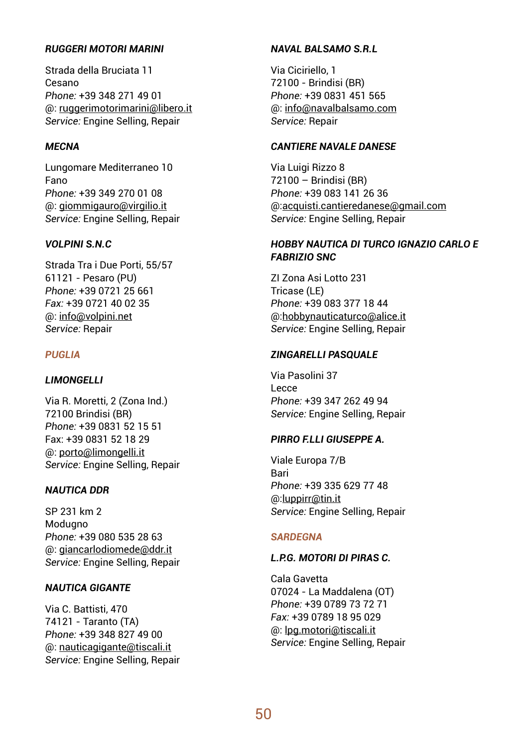***RUGGERI MOTORI MARINI***

Strada della Bruciata 11
Cesano
*Phone:* +39 348 271 49 01
@: ruggerimotorimarini@libero.it
*Service:* Engine Selling, Repair

***MECNA***

Lungomare Mediterraneo 10
Fano
*Phone:* +39 349 270 01 08
@: giommigauro@virgilio.it
*Service:* Engine Selling, Repair

***VOLPINI S.N.C***

Strada Tra i Due Porti, 55/57
61121 - Pesaro (PU)
*Phone:* +39 0721 25 661
*Fax:* +39 0721 40 02 35
@: info@volpini.net
*Service:* Repair

## *PUGLIA*

***LIMONGELLI***

Via R. Moretti, 2 (Zona Ind.)
72100 Brindisi (BR)
*Phone:* +39 0831 52 15 51
Fax: +39 0831 52 18 29
@: porto@limongelli.it
*Service:* Engine Selling, Repair

***NAUTICA DDR***

SP 231 km 2
Modugno
*Phone:* +39 080 535 28 63
@: giancarlodiomede@ddr.it
*Service:* Engine Selling, Repair

***NAUTICA GIGANTE***

Via C. Battisti, 470
74121 - Taranto (TA)
*Phone:* +39 348 827 49 00
@: nauticagigante@tiscali.it
*Service:* Engine Selling, Repair

***NAVAL BALSAMO S.R.L***

Via Ciciriello, 1
72100 - Brindisi (BR)
*Phone:* +39 0831 451 565
@: info@navalbalsamo.com
*Service:* Repair

***CANTIERE NAVALE DANESE***

Via Luigi Rizzo 8
72100 – Brindisi (BR)
*Phone:* +39 083 141 26 36
@:acquisti.cantieredanese@gmail.com
*Service:* Engine Selling, Repair

***HOBBY NAUTICA DI TURCO IGNAZIO CARLO E FABRIZIO SNC***

ZI Zona Asi Lotto 231
Tricase (LE)
*Phone:* +39 083 377 18 44
@:hobbynauticaturco@alice.it
*Service:* Engine Selling, Repair

***ZINGARELLI PASQUALE***

Via Pasolini 37
Lecce
*Phone:* +39 347 262 49 94
*Service:* Engine Selling, Repair

***PIRRO F.LLI GIUSEPPE A.***

Viale Europa 7/B
Bari
*Phone:* +39 335 629 77 48
@:luppirr@tin.it
*Service:* Engine Selling, Repair

## *SARDEGNA*

***L.P.G. MOTORI DI PIRAS C.***

Cala Gavetta
07024 - La Maddalena (OT)
*Phone:* +39 0789 73 72 71
*Fax:* +39 0789 18 95 029
@: lpg.motori@tiscali.it
*Service:* Engine Selling, Repair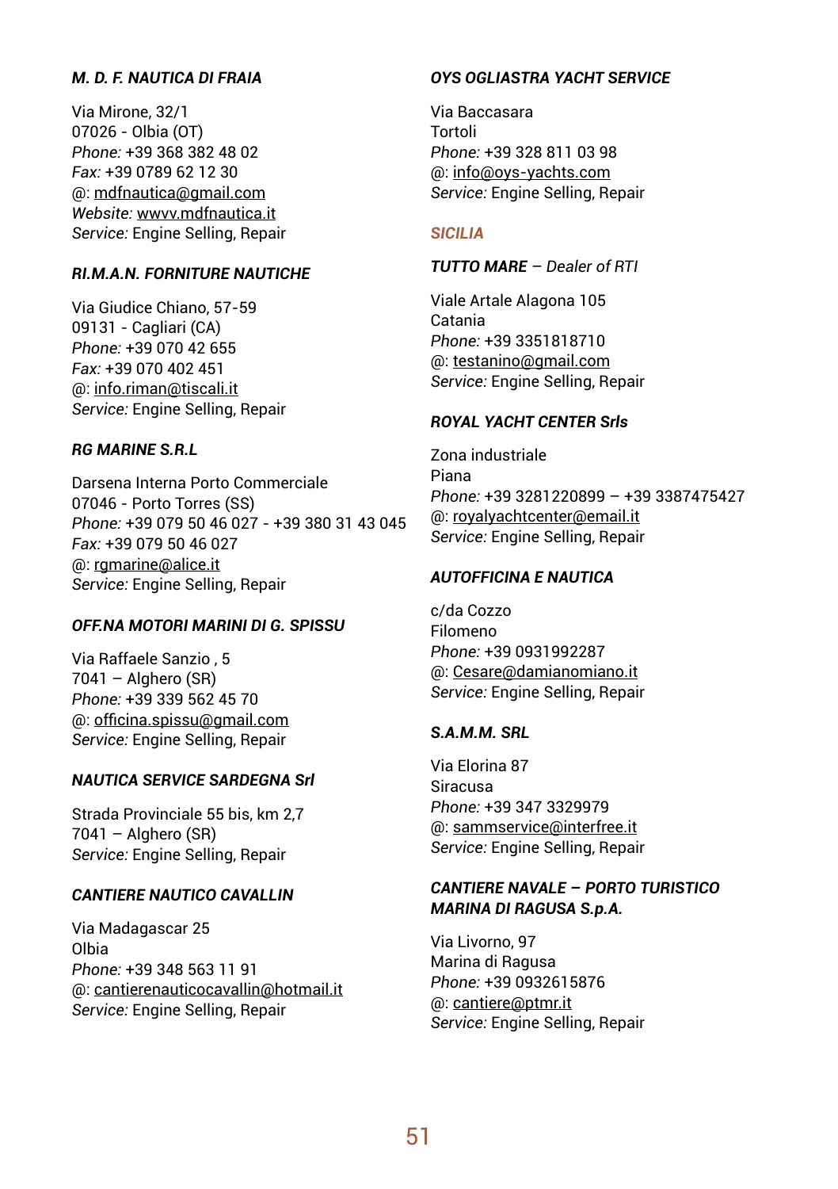### *M. D. F. NAUTICA DI FRAIA*

Via Mirone, 32/1
07026 - Olbia (OT)
*Phone:* +39 368 382 48 02
*Fax:* +39 0789 62 12 30
@: mdfnautica@gmail.com
*Website:* wwvv.mdfnautica.it
*Service:* Engine Selling, Repair

### *RI.M.A.N. FORNITURE NAUTICHE*

Via Giudice Chiano, 57-59
09131 - Cagliari (CA)
*Phone:* +39 070 42 655
*Fax:* +39 070 402 451
@: info.riman@tiscali.it
*Service:* Engine Selling, Repair

### *RG MARINE S.R.L*

Darsena Interna Porto Commerciale
07046 - Porto Torres (SS)
*Phone:* +39 079 50 46 027 - +39 380 31 43 045
*Fax:* +39 079 50 46 027
@: rgmarine@alice.it
*Service:* Engine Selling, Repair

### *OFF.NA MOTORI MARINI DI G. SPISSU*

Via Raffaele Sanzio , 5
7041 – Alghero (SR)
*Phone:* +39 339 562 45 70
@: officina.spissu@gmail.com
*Service:* Engine Selling, Repair

### *NAUTICA SERVICE SARDEGNA Srl*

Strada Provinciale 55 bis, km 2,7
7041 – Alghero (SR)
*Service:* Engine Selling, Repair

### *CANTIERE NAUTICO CAVALLIN*

Via Madagascar 25
Olbia
*Phone:* +39 348 563 11 91
@: cantierenauticocavallin@hotmail.it
*Service:* Engine Selling, Repair

### *OYS OGLIASTRA YACHT SERVICE*

Via Baccasara
Tortoli
*Phone:* +39 328 811 03 98
@: info@oys-yachts.com
*Service:* Engine Selling, Repair

## *SICILIA*

### *TUTTO MARE – Dealer of RTI*

Viale Artale Alagona 105
Catania
*Phone:* +39 3351818710
@: testanino@gmail.com
*Service:* Engine Selling, Repair

### *ROYAL YACHT CENTER Srls*

Zona industriale
Piana
*Phone:* +39 3281220899 – +39 3387475427
@: royalyachtcenter@email.it
*Service:* Engine Selling, Repair

### *AUTOFFICINA E NAUTICA*

c/da Cozzo
Filomeno
*Phone:* +39 0931992287
@: Cesare@damianomiano.it
*Service:* Engine Selling, Repair

### *S.A.M.M. SRL*

Via Elorina 87
Siracusa
*Phone:* +39 347 3329979
@: sammservice@interfree.it
*Service:* Engine Selling, Repair

### *CANTIERE NAVALE – PORTO TURISTICO MARINA DI RAGUSA S.p.A.*

Via Livorno, 97
Marina di Ragusa
*Phone:* +39 0932615876
@: cantiere@ptmr.it
*Service:* Engine Selling, Repair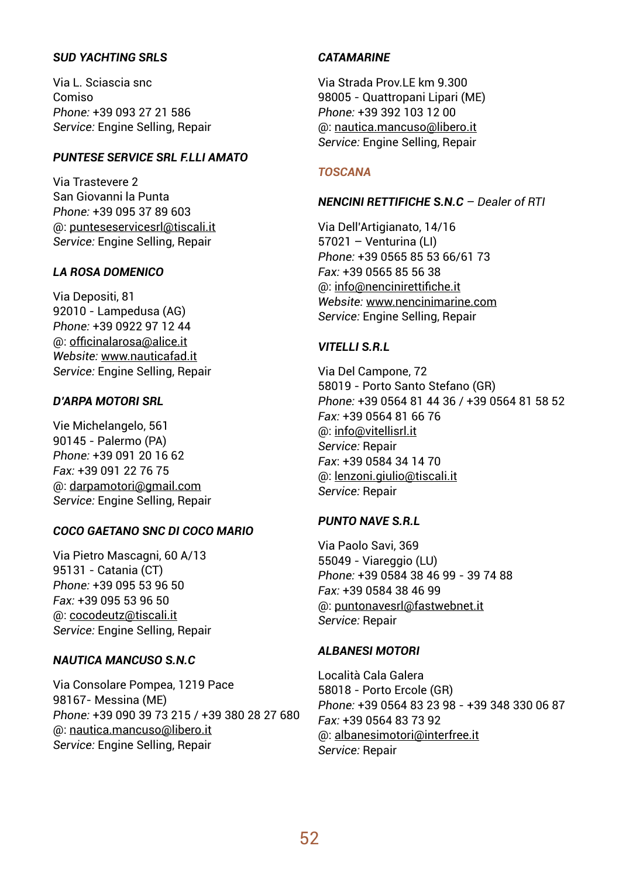***SUD YACHTING SRLS***

Via L. Sciascia snc
Comiso
*Phone:* +39 093 27 21 586
*Service:* Engine Selling, Repair

***PUNTESE SERVICE SRL F.LLI AMATO***

Via Trastevere 2
San Giovanni la Punta
*Phone:* +39 095 37 89 603
@: puntesesservicesrl@tiscali.it
*Service:* Engine Selling, Repair

***LA ROSA DOMENICO***

Via Depositi, 81
92010 - Lampedusa (AG)
*Phone:* +39 0922 97 12 44
@: officinalarosa@alice.it
*Website:* www.nauticafad.it
*Service:* Engine Selling, Repair

***D'ARPA MOTORI SRL***

Vie Michelangelo, 561
90145 - Palermo (PA)
*Phone:* +39 091 20 16 62
*Fax:* +39 091 22 76 75
@: darpamotori@gmail.com
*Service:* Engine Selling, Repair

***COCO GAETANO SNC DI COCO MARIO***

Via Pietro Mascagni, 60 A/13
95131 - Catania (CT)
*Phone:* +39 095 53 96 50
*Fax:* +39 095 53 96 50
@: cocodeutz@tiscali.it
*Service:* Engine Selling, Repair

***NAUTICA MANCUSO S.N.C***

Via Consolare Pompea, 1219 Pace
98167- Messina (ME)
*Phone:* +39 090 39 73 215 / +39 380 28 27 680
@: nautica.mancuso@libero.it
*Service:* Engine Selling, Repair

***CATAMARINE***

Via Strada Prov.LE km 9.300
98005 - Quattropani Lipari (ME)
*Phone:* +39 392 103 12 00
@: nautica.mancuso@libero.it
*Service:* Engine Selling, Repair

## ***TOSCANA***

***NENCINI RETTIFICHE S.N.C*** *– Dealer of RTI*

Via Dell'Artigianato, 14/16
57021 – Venturina (LI)
*Phone:* +39 0565 85 53 66/61 73
*Fax:* +39 0565 85 56 38
@: info@nencinirettifiche.it
*Website:* www.nencinimarine.com
*Service:* Engine Selling, Repair

***VITELLI S.R.L***

Via Del Campone, 72
58019 - Porto Santo Stefano (GR)
*Phone:* +39 0564 81 44 36 / +39 0564 81 58 52
*Fax:* +39 0564 81 66 76
@: info@vitellisrl.it
*Service:* Repair
*Fax*: +39 0584 34 14 70
@: lenzoni.giulio@tiscali.it
*Service:* Repair

***PUNTO NAVE S.R.L***

Via Paolo Savi, 369
55049 - Viareggio (LU)
*Phone:* +39 0584 38 46 99 - 39 74 88
*Fax:* +39 0584 38 46 99
@: puntonavesrl@fastwebnet.it
*Service:* Repair

***ALBANESI MOTORI***

Località Cala Galera
58018 - Porto Ercole (GR)
*Phone:* +39 0564 83 23 98 - +39 348 330 06 87
*Fax:* +39 0564 83 73 92
@: albanesimotori@interfree.it
*Service:* Repair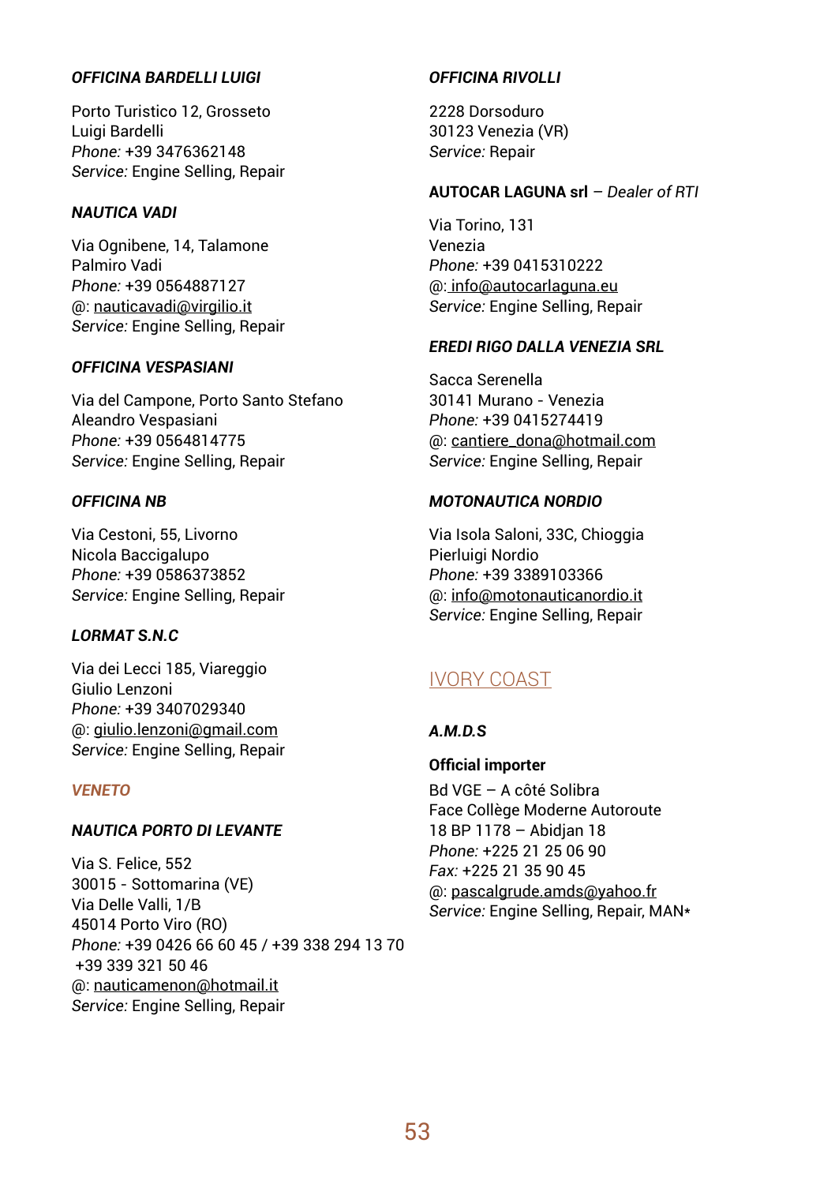#### *OFFICINA BARDELLI LUIGI*

Porto Turistico 12, Grosseto
Luigi Bardelli
*Phone:* +39 3476362148
*Service:* Engine Selling, Repair

#### *NAUTICA VADI*

Via Ognibene, 14, Talamone
Palmiro Vadi
*Phone:* +39 0564887127
@: nauticavadi@virgilio.it
*Service:* Engine Selling, Repair

#### *OFFICINA VESPASIANI*

Via del Campone, Porto Santo Stefano
Aleandro Vespasiani
*Phone:* +39 0564814775
*Service:* Engine Selling, Repair

#### *OFFICINA NB*

Via Cestoni, 55, Livorno
Nicola Baccigalupo
*Phone:* +39 0586373852
*Service:* Engine Selling, Repair

#### *LORMAT S.N.C*

Via dei Lecci 185, Viareggio
Giulio Lenzoni
*Phone:* +39 3407029340
@: giulio.lenzoni@gmail.com
*Service:* Engine Selling, Repair

### *VENETO*

#### *NAUTICA PORTO DI LEVANTE*

Via S. Felice, 552
30015 - Sottomarina (VE)
Via Delle Valli, 1/B
45014 Porto Viro (RO)
*Phone:* +39 0426 66 60 45 / +39 338 294 13 70
+39 339 321 50 46
@: nauticamenon@hotmail.it
*Service:* Engine Selling, Repair

#### *OFFICINA RIVOLLI*

2228 Dorsoduro
30123 Venezia (VR)
*Service:* Repair

#### AUTOCAR LAGUNA srl – *Dealer of RTI*

Via Torino, 131
Venezia
*Phone:* +39 0415310222
@: info@autocarlaguna.eu
*Service:* Engine Selling, Repair

#### *EREDI RIGO DALLA VENEZIA SRL*

Sacca Serenella
30141 Murano - Venezia
*Phone:* +39 0415274419
@: cantiere_dona@hotmail.com
*Service:* Engine Selling, Repair

#### *MOTONAUTICA NORDIO*

Via Isola Saloni, 33C, Chioggia
Pierluigi Nordio
*Phone:* +39 3389103366
@: info@motonauticanordio.it
*Service:* Engine Selling, Repair

## IVORY COAST

#### *A.M.D.S*

**Official importer**
Bd VGE – A côté Solibra
Face Collège Moderne Autoroute
18 BP 1178 – Abidjan 18
*Phone:* +225 21 25 06 90
*Fax:* +225 21 35 90 45
@: pascalgrude.amds@yahoo.fr
*Service:* Engine Selling, Repair, MAN*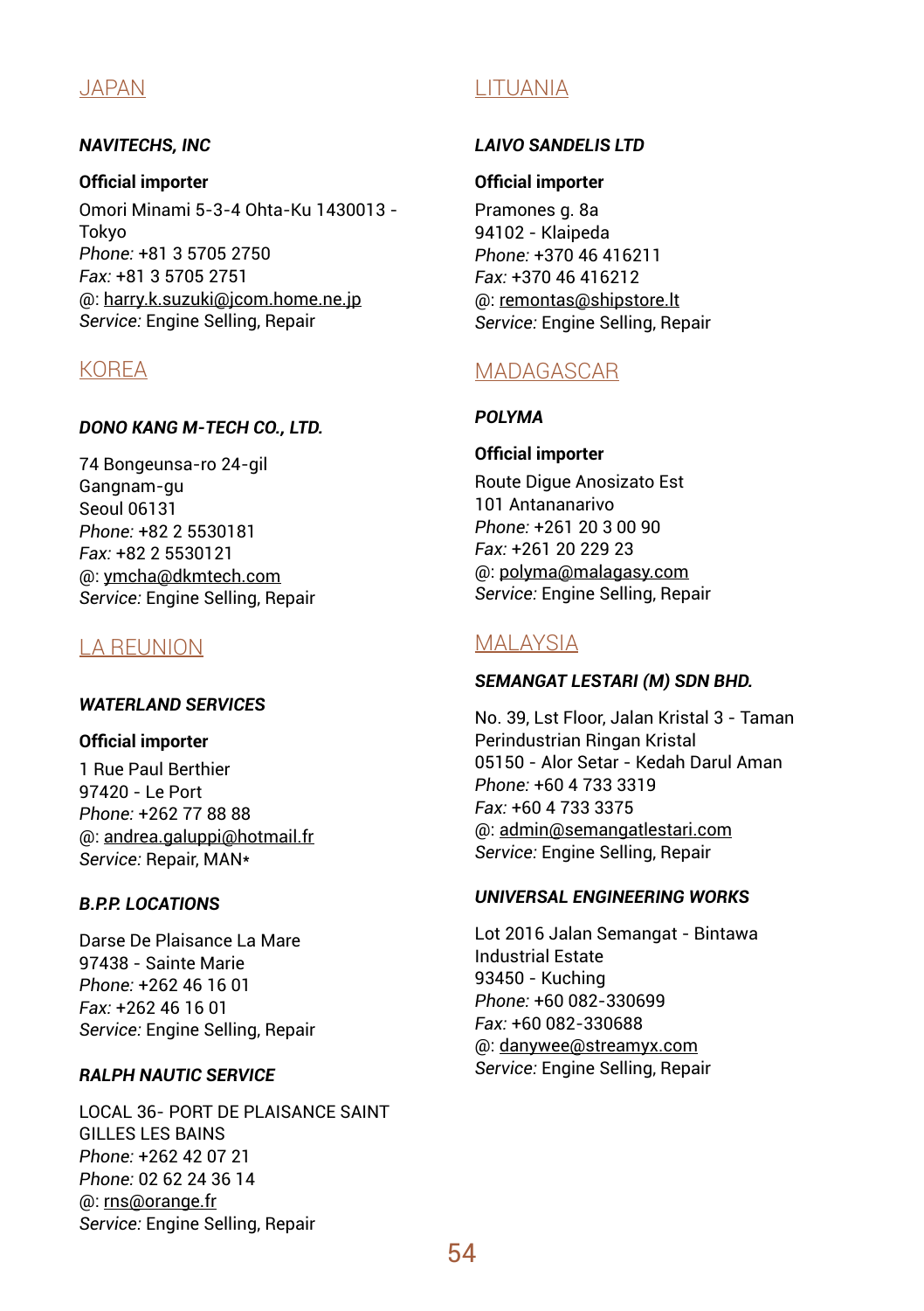## JAPAN

***NAVITECHS, INC***

**Official importer**
Omori Minami 5-3-4 Ohta-Ku 1430013 - Tokyo
*Phone:* +81 3 5705 2750
*Fax:* +81 3 5705 2751
@: harry.k.suzuki@jcom.home.ne.jp
*Service:* Engine Selling, Repair

## KOREA

***DONO KANG M-TECH CO., LTD.***

74 Bongeunsa-ro 24-gil
Gangnam-gu
Seoul 06131
*Phone:* +82 2 5530181
*Fax:* +82 2 5530121
@: ymcha@dkmtech.com
*Service:* Engine Selling, Repair

## LA REUNION

***WATERLAND SERVICES***

**Official importer**
1 Rue Paul Berthier
97420 - Le Port
*Phone:* +262 77 88 88
@: andrea.galuppi@hotmail.fr
*Service:* Repair, MAN*

***B.P.P. LOCATIONS***

Darse De Plaisance La Mare
97438 - Sainte Marie
*Phone:* +262 46 16 01
*Fax:* +262 46 16 01
*Service:* Engine Selling, Repair

***RALPH NAUTIC SERVICE***

LOCAL 36- PORT DE PLAISANCE SAINT GILLES LES BAINS
*Phone:* +262 42 07 21
*Phone:* 02 62 24 36 14
@: rns@orange.fr
*Service:* Engine Selling, Repair

## LITUANIA

***LAIVO SANDELIS LTD***

**Official importer**
Pramones g. 8a
94102 - Klaipeda
*Phone:* +370 46 416211
*Fax:* +370 46 416212
@: remontas@shipstore.lt
*Service:* Engine Selling, Repair

## MADAGASCAR

***POLYMA***

**Official importer**
Route Digue Anosizato Est
101 Antananarivo
*Phone:* +261 20 3 00 90
*Fax:* +261 20 229 23
@: polyma@malagasy.com
*Service:* Engine Selling, Repair

## MALAYSIA

***SEMANGAT LESTARI (M) SDN BHD.***

No. 39, Lst Floor, Jalan Kristal 3 - Taman Perindustrian Ringan Kristal
05150 - Alor Setar - Kedah Darul Aman
*Phone:* +60 4 733 3319
*Fax:* +60 4 733 3375
@: admin@semangatlestari.com
*Service:* Engine Selling, Repair

***UNIVERSAL ENGINEERING WORKS***

Lot 2016 Jalan Semangat - Bintawa Industrial Estate
93450 - Kuching
*Phone:* +60 082-330699
*Fax:* +60 082-330688
@: danywee@streamyx.com
*Service:* Engine Selling, Repair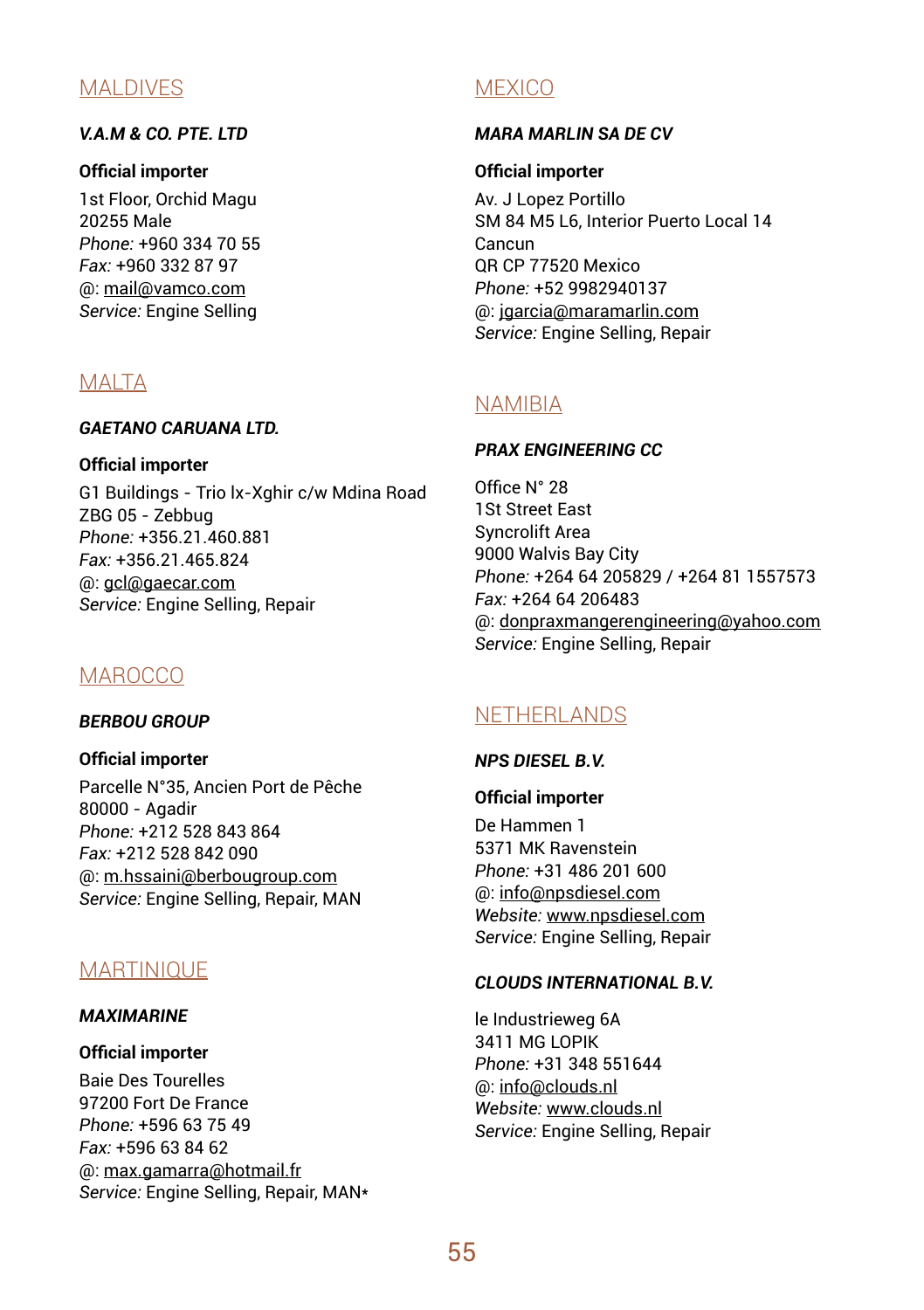## MALDIVES

***V.A.M & CO. PTE. LTD***

**Official importer**

1st Floor, Orchid Magu
20255 Male
*Phone:* +960 334 70 55
*Fax:* +960 332 87 97
@: mail@vamco.com
*Service:* Engine Selling

## MALTA

***GAETANO CARUANA LTD.***

**Official importer**

G1 Buildings - Trio lx-Xghir c/w Mdina Road
ZBG 05 - Zebbug
*Phone:* +356.21.460.881
*Fax:* +356.21.465.824
@: gcl@gaecar.com
*Service:* Engine Selling, Repair

## MAROCCO

***BERBOU GROUP***

**Official importer**

Parcelle N°35, Ancien Port de Pêche
80000 - Agadir
*Phone:* +212 528 843 864
*Fax:* +212 528 842 090
@: m.hssaini@berbougroup.com
*Service:* Engine Selling, Repair, MAN

## MARTINIQUE

***MAXIMARINE***

**Official importer**

Baie Des Tourelles
97200 Fort De France
*Phone:* +596 63 75 49
*Fax:* +596 63 84 62
@: max.gamarra@hotmail.fr
*Service:* Engine Selling, Repair, MAN*

## MEXICO

***MARA MARLIN SA DE CV***

**Official importer**

Av. J Lopez Portillo
SM 84 M5 L6, Interior Puerto Local 14
Cancun
QR CP 77520 Mexico
*Phone:* +52 9982940137
@: jgarcia@maramarlin.com
*Service:* Engine Selling, Repair

## NAMIBIA

***PRAX ENGINEERING CC***

Office N° 28
1St Street East
Syncrolift Area
9000 Walvis Bay City
*Phone:* +264 64 205829 / +264 81 1557573
*Fax:* +264 64 206483
@: donpraxmangerengineering@yahoo.com
*Service:* Engine Selling, Repair

## NETHERLANDS

***NPS DIESEL B.V.***

**Official importer**

De Hammen 1
5371 MK Ravenstein
*Phone:* +31 486 201 600
@: info@npsdiesel.com
*Website:* www.npsdiesel.com
*Service:* Engine Selling, Repair

***CLOUDS INTERNATIONAL B.V.***

le Industrieweg 6A
3411 MG LOPIK
*Phone:* +31 348 551644
@: info@clouds.nl
*Website:* www.clouds.nl
*Service:* Engine Selling, Repair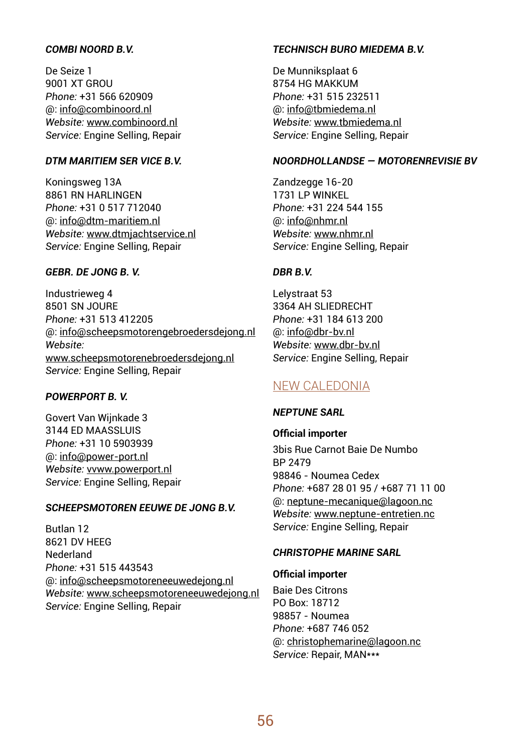***COMBI NOORD B.V.***

De Seize 1
9001 XT GROU
*Phone:* +31 566 620909
@: info@combinoord.nl
*Website:* www.combinoord.nl
*Service:* Engine Selling, Repair

***DTM MARITIEM SER VICE B.V.***

Koningsweg 13A
8861 RN HARLINGEN
*Phone:* +31 0 517 712040
@: info@dtm-maritiem.nl
*Website:* www.dtmjachtservice.nl
*Service:* Engine Selling, Repair

***GEBR. DE JONG B. V.***

Industrieweg 4
8501 SN JOURE
*Phone:* +31 513 412205
@: info@scheepsmotorengebroedersdejong.nl
*Website:*
www.scheepsmotorenebroedersdejong.nl
*Service:* Engine Selling, Repair

***POWERPORT B. V.***

Govert Van Wijnkade 3
3144 ED MAASSLUIS
*Phone:* +31 10 5903939
@: info@power-port.nl
*Website:* vvww.powerport.nl
*Service:* Engine Selling, Repair

***SCHEEPSMOTOREN EEUWE DE JONG B.V.***

Butlan 12
8621 DV HEEG
Nederland
*Phone:* +31 515 443543
@: info@scheepsmotoreneeuwedejong.nl
*Website:* www.scheepsmotoreneeuwedejong.nl
*Service:* Engine Selling, Repair

***TECHNISCH BURO MIEDEMA B.V.***

De Munniksplaat 6
8754 HG MAKKUM
*Phone:* +31 515 232511
@: info@tbmiedema.nl
*Website:* www.tbmiedema.nl
*Service:* Engine Selling, Repair

***NOORDHOLLANDSE — MOTORENREVISIE BV***

Zandzegge 16-20
1731 LP WINKEL
*Phone:* +31 224 544 155
@: info@nhmr.nl
*Website:* www.nhmr.nl
*Service:* Engine Selling, Repair

***DBR B.V.***

Lelystraat 53
3364 AH SLIEDRECHT
*Phone:* +31 184 613 200
@: info@dbr-bv.nl
*Website:* www.dbr-bv.nl
*Service:* Engine Selling, Repair

## NEW CALEDONIA

***NEPTUNE SARL***

**Official importer**

3bis Rue Carnot Baie De Numbo
BP 2479
98846 - Noumea Cedex
*Phone:* +687 28 01 95 / +687 71 11 00
@: neptune-mecanique@lagoon.nc
*Website:* www.neptune-entretien.nc
*Service:* Engine Selling, Repair

***CHRISTOPHE MARINE SARL***

**Official importer**

Baie Des Citrons
PO Box: 18712
98857 - Noumea
*Phone:* +687 746 052
@: christophemarine@lagoon.nc
*Service:* Repair, MAN***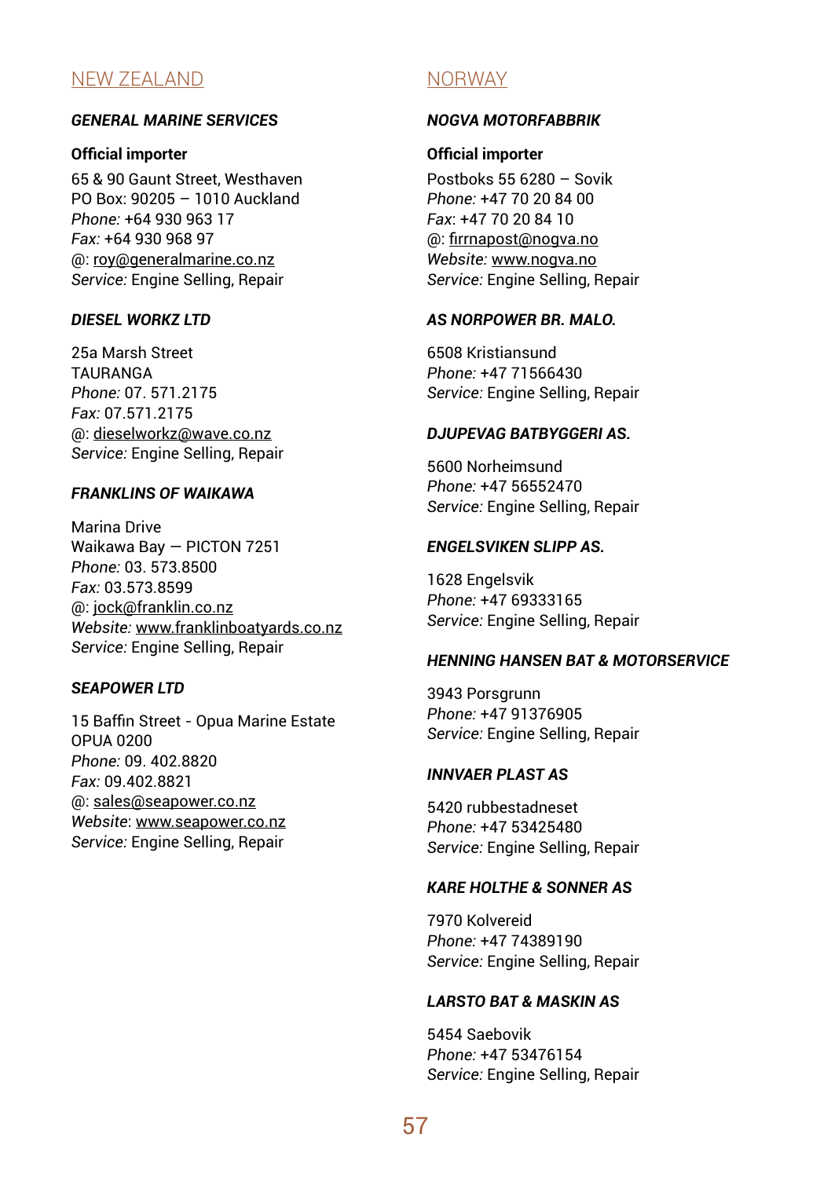## NEW ZEALAND

### *GENERAL MARINE SERVICES*

**Official importer**

65 & 90 Gaunt Street, Westhaven
PO Box: 90205 – 1010 Auckland
*Phone:* +64 930 963 17
*Fax:* +64 930 968 97
@: roy@generalmarine.co.nz
*Service:* Engine Selling, Repair

### *DIESEL WORKZ LTD*

25a Marsh Street
TAURANGA
*Phone:* 07. 571.2175
*Fax:* 07.571.2175
@: dieselworkz@wave.co.nz
*Service:* Engine Selling, Repair

### *FRANKLINS OF WAIKAWA*

Marina Drive
Waikawa Bay — PICTON 7251
*Phone:* 03. 573.8500
*Fax:* 03.573.8599
@: jock@franklin.co.nz
*Website:* www.franklinboatyards.co.nz
*Service:* Engine Selling, Repair

### *SEAPOWER LTD*

15 Baffin Street - Opua Marine Estate
OPUA 0200
*Phone:* 09. 402.8820
*Fax:* 09.402.8821
@: sales@seapower.co.nz
*Website*: www.seapower.co.nz
*Service:* Engine Selling, Repair

## NORWAY

### *NOGVA MOTORFABBRIK*

**Official importer**

Postboks 55 6280 – Sovik
*Phone:* +47 70 20 84 00
*Fax*: +47 70 20 84 10
@: firrnapost@nogva.no
*Website:* www.nogva.no
*Service:* Engine Selling, Repair

### *AS NORPOWER BR. MALO.*

6508 Kristiansund
*Phone:* +47 71566430
*Service:* Engine Selling, Repair

### *DJUPEVAG BATBYGGERI AS.*

5600 Norheimsund
*Phone:* +47 56552470
*Service:* Engine Selling, Repair

### *ENGELSVIKEN SLIPP AS.*

1628 Engelsvik
*Phone:* +47 69333165
*Service:* Engine Selling, Repair

### *HENNING HANSEN BAT & MOTORSERVICE*

3943 Porsgrunn
*Phone:* +47 91376905
*Service:* Engine Selling, Repair

### *INNVAER PLAST AS*

5420 rubbestadneset
*Phone:* +47 53425480
*Service:* Engine Selling, Repair

### *KARE HOLTHE & SONNER AS*

7970 Kolvereid
*Phone:* +47 74389190
*Service:* Engine Selling, Repair

### *LARSTO BAT & MASKIN AS*

5454 Saebovik
*Phone:* +47 53476154
*Service:* Engine Selling, Repair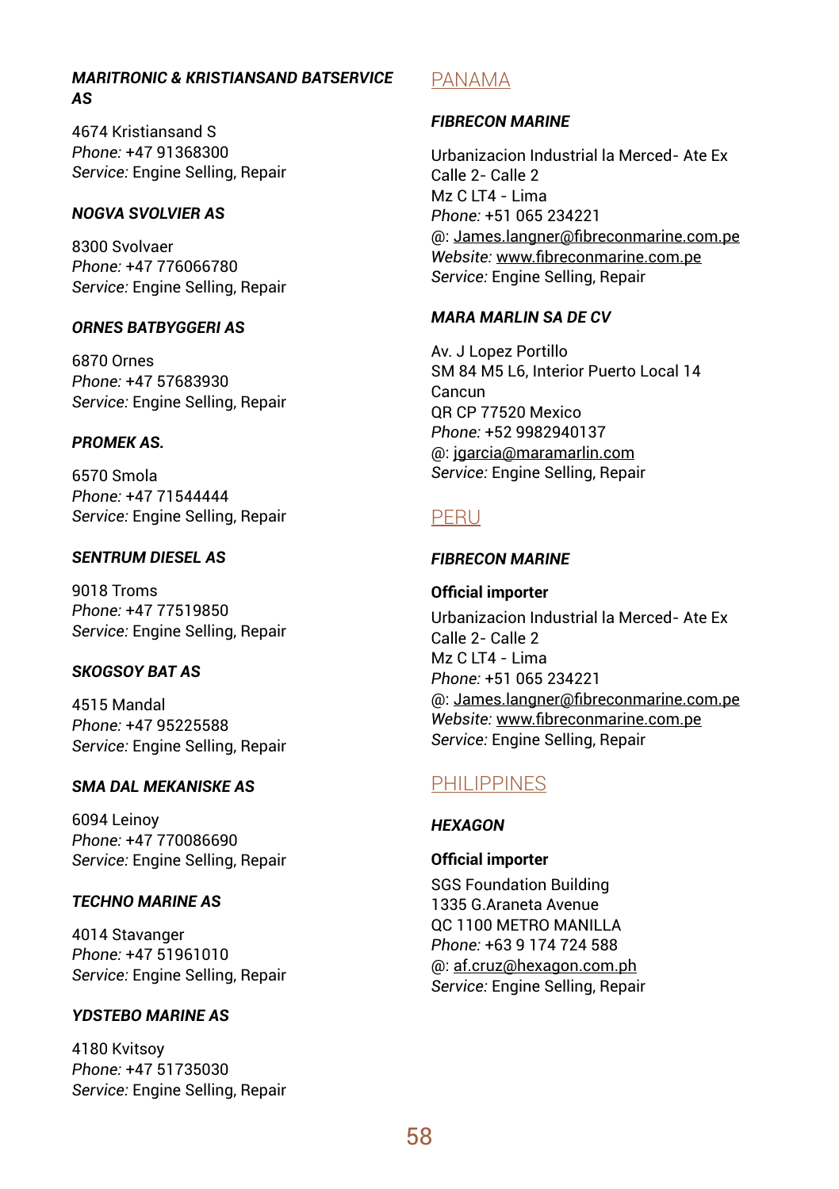***MARITRONIC & KRISTIANSAND BATSERVICE AS***

4674 Kristiansand S
*Phone:* +47 91368300
*Service:* Engine Selling, Repair

***NOGVA SVOLVIER AS***

8300 Svolvaer
*Phone:* +47 776066780
*Service:* Engine Selling, Repair

***ORNES BATBYGGERI AS***

6870 Ornes
*Phone:* +47 57683930
*Service:* Engine Selling, Repair

***PROMEK AS.***

6570 Smola
*Phone:* +47 71544444
*Service:* Engine Selling, Repair

***SENTRUM DIESEL AS***

9018 Troms
*Phone:* +47 77519850
*Service:* Engine Selling, Repair

***SKOGSOY BAT AS***

4515 Mandal
*Phone:* +47 95225588
*Service:* Engine Selling, Repair

***SMA DAL MEKANISKE AS***

6094 Leinoy
*Phone:* +47 770086690
*Service:* Engine Selling, Repair

***TECHNO MARINE AS***

4014 Stavanger
*Phone:* +47 51961010
*Service:* Engine Selling, Repair

***YDSTEBO MARINE AS***

4180 Kvitsoy
*Phone:* +47 51735030
*Service:* Engine Selling, Repair

## PANAMA

***FIBRECON MARINE***

Urbanizacion Industrial la Merced- Ate Ex
Calle 2- Calle 2
Mz C LT4 - Lima
*Phone:* +51 065 234221
@: James.langner@fibreconmarine.com.pe
*Website:* www.fibreconmarine.com.pe
*Service:* Engine Selling, Repair

***MARA MARLIN SA DE CV***

Av. J Lopez Portillo
SM 84 M5 L6, Interior Puerto Local 14
Cancun
QR CP 77520 Mexico
*Phone:* +52 9982940137
@: jgarcia@maramarlin.com
*Service:* Engine Selling, Repair

## PERU

***FIBRECON MARINE***

**Official importer**

Urbanizacion Industrial la Merced- Ate Ex
Calle 2- Calle 2
Mz C LT4 - Lima
*Phone:* +51 065 234221
@: James.langner@fibreconmarine.com.pe
*Website:* www.fibreconmarine.com.pe
*Service:* Engine Selling, Repair

## PHILIPPINES

***HEXAGON***

**Official importer**

SGS Foundation Building
1335 G.Araneta Avenue
QC 1100 METRO MANILLA
*Phone:* +63 9 174 724 588
@: af.cruz@hexagon.com.ph
*Service:* Engine Selling, Repair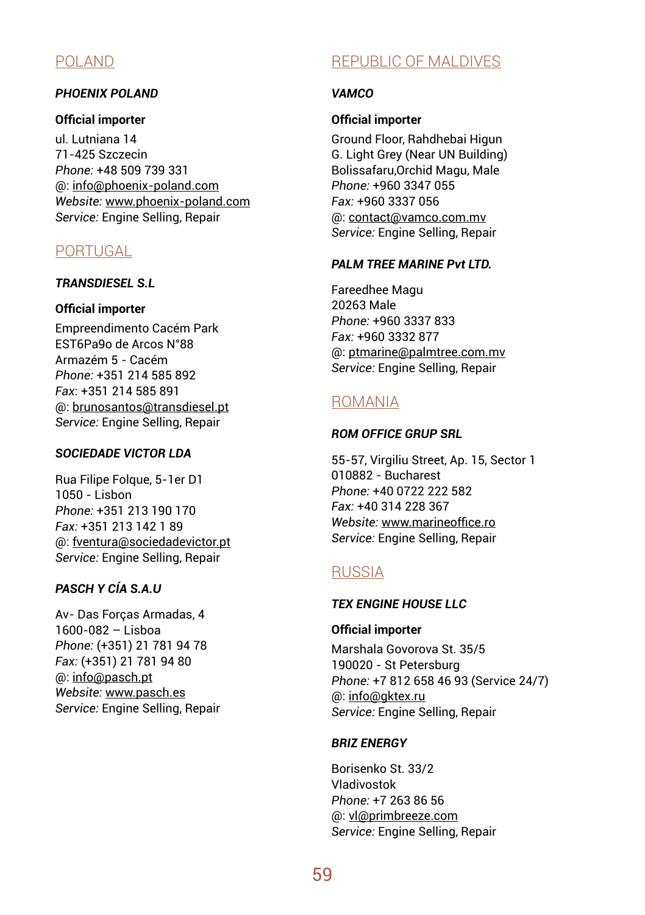## POLAND

### *PHOENIX POLAND*

**Official importer**

ul. Lutniana 14
71-425 Szczecin
*Phone:* +48 509 739 331
@: info@phoenix-poland.com
*Website:* www.phoenix-poland.com
*Service:* Engine Selling, Repair

## PORTUGAL

### *TRANSDIESEL S.L*

**Official importer**

Empreendimento Cacém Park
EST6Pa9o de Arcos N°88
Armazém 5 - Cacém
*Phone:* +351 214 585 892
*Fax*: +351 214 585 891
@: brunosantos@transdiesel.pt
*Service:* Engine Selling, Repair

### *SOCIEDADE VICTOR LDA*

Rua Filipe Folque, 5-1er D1
1050 - Lisbon
*Phone:* +351 213 190 170
*Fax:* +351 213 142 1 89
@: fventura@sociedadevictor.pt
*Service:* Engine Selling, Repair

### *PASCH Y CÍA S.A.U*

Av- Das Forças Armadas, 4
1600-082 – Lisboa
*Phone:* (+351) 21 781 94 78
*Fax:* (+351) 21 781 94 80
@: info@pasch.pt
*Website:* www.pasch.es
*Service:* Engine Selling, Repair

## REPUBLIC OF MALDIVES

### *VAMCO*

**Official importer**

Ground Floor, Rahdhebai Higun
G. Light Grey (Near UN Building)
Bolissafaru,Orchid Magu, Male
*Phone:* +960 3347 055
*Fax:* +960 3337 056
@: contact@vamco.com.mv
*Service:* Engine Selling, Repair

### *PALM TREE MARINE Pvt LTD.*

Fareedhee Magu
20263 Male
*Phone:* +960 3337 833
*Fax:* +960 3332 877
@: ptmarine@palmtree.com.mv
*Service:* Engine Selling, Repair

## ROMANIA

### *ROM OFFICE GRUP SRL*

55-57, Virgiliu Street, Ap. 15, Sector 1
010882 - Bucharest
*Phone:* +40 0722 222 582
*Fax:* +40 314 228 367
*Website:* www.marineoffice.ro
*Service:* Engine Selling, Repair

## RUSSIA

### *TEX ENGINE HOUSE LLC*

**Official importer**

Marshala Govorova St. 35/5
190020 - St Petersburg
*Phone:* +7 812 658 46 93 (Service 24/7)
@: info@gktex.ru
*Service:* Engine Selling, Repair

### *BRIZ ENERGY*

Borisenko St. 33/2
Vladivostok
*Phone:* +7 263 86 56
@: vl@primbreeze.com
*Service:* Engine Selling, Repair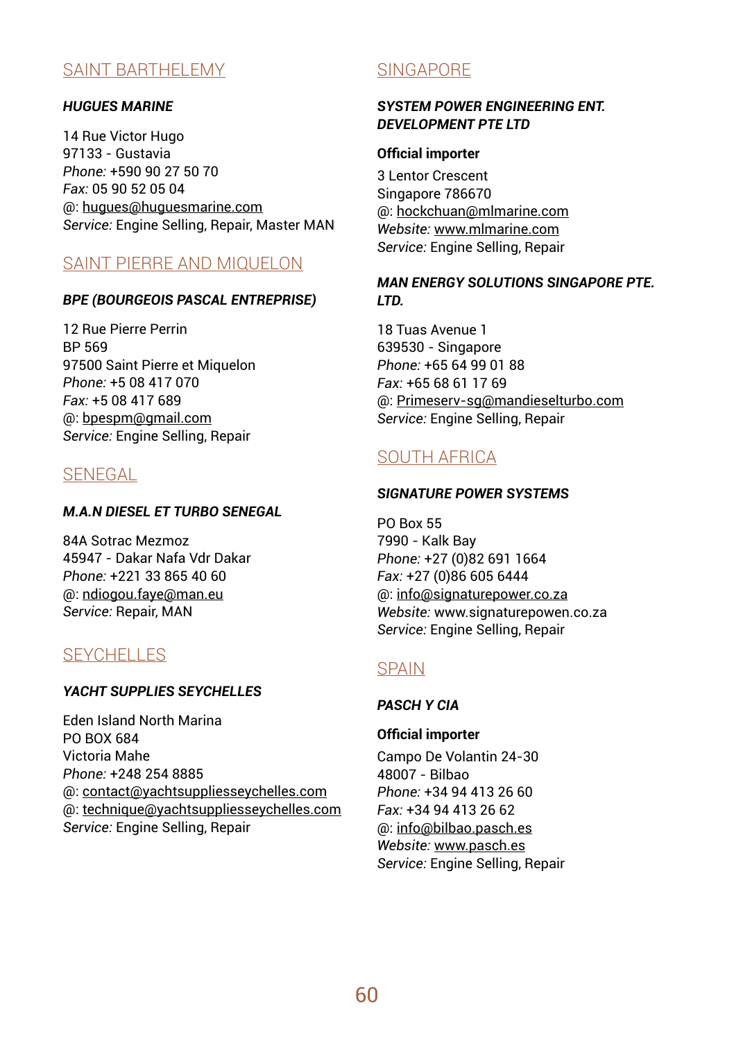## SAINT BARTHELEMY

***HUGUES MARINE***

14 Rue Victor Hugo
97133 - Gustavia
*Phone:* +590 90 27 50 70
*Fax:* 05 90 52 05 04
@: hugues@huguesmarine.com
*Service:* Engine Selling, Repair, Master MAN

## SAINT PIERRE AND MIQUELON

***BPE (BOURGEOIS PASCAL ENTREPRISE)***

12 Rue Pierre Perrin
BP 569
97500 Saint Pierre et Miquelon
*Phone:* +5 08 417 070
*Fax:* +5 08 417 689
@: bpespm@gmail.com
*Service:* Engine Selling, Repair

## SENEGAL

***M.A.N DIESEL ET TURBO SENEGAL***

84A Sotrac Mezmoz
45947 - Dakar Nafa Vdr Dakar
*Phone:* +221 33 865 40 60
@: ndiogou.faye@man.eu
*Service:* Repair, MAN

## SEYCHELLES

***YACHT SUPPLIES SEYCHELLES***

Eden Island North Marina
PO BOX 684
Victoria Mahe
*Phone:* +248 254 8885
@: contact@yachtsuppliesseychelles.com
@: technique@yachtsuppliesseychelles.com
*Service:* Engine Selling, Repair

## SINGAPORE

***SYSTEM POWER ENGINEERING ENT. DEVELOPMENT PTE LTD***

**Official importer**

3 Lentor Crescent
Singapore 786670
@: hockchuan@mlmarine.com
*Website:* www.mlmarine.com
*Service:* Engine Selling, Repair

***MAN ENERGY SOLUTIONS SINGAPORE PTE. LTD.***

18 Tuas Avenue 1
639530 - Singapore
*Phone:* +65 64 99 01 88
*Fax:* +65 68 61 17 69
@: Primeserv-sg@mandieselturbo.com
*Service:* Engine Selling, Repair

## SOUTH AFRICA

***SIGNATURE POWER SYSTEMS***

PO Box 55
7990 - Kalk Bay
*Phone:* +27 (0)82 691 1664
*Fax:* +27 (0)86 605 6444
@: info@signaturepower.co.za
*Website:* www.signaturepowen.co.za
*Service:* Engine Selling, Repair

## SPAIN

***PASCH Y CIA***

**Official importer**

Campo De Volantin 24-30
48007 - Bilbao
*Phone:* +34 94 413 26 60
*Fax:* +34 94 413 26 62
@: info@bilbao.pasch.es
*Website:* www.pasch.es
*Service:* Engine Selling, Repair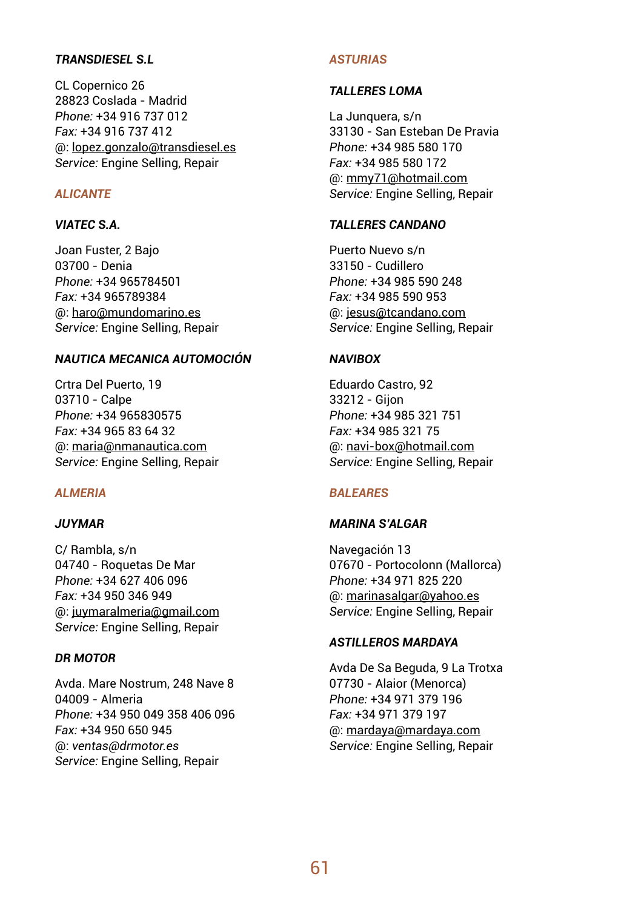#### ***TRANSDIESEL S.L***

CL Copernico 26
28823 Coslada - Madrid
*Phone:* +34 916 737 012
*Fax:* +34 916 737 412
@: lopez.gonzalo@transdiesel.es
*Service:* Engine Selling, Repair

### ***ALICANTE***

#### ***VIATEC S.A.***

Joan Fuster, 2 Bajo
03700 - Denia
*Phone:* +34 965784501
*Fax:* +34 965789384
@: haro@mundomarino.es
*Service:* Engine Selling, Repair

#### ***NAUTICA MECANICA AUTOMOCIÓN***

Crtra Del Puerto, 19
03710 - Calpe
*Phone:* +34 965830575
*Fax:* +34 965 83 64 32
@: maria@nmanautica.com
*Service:* Engine Selling, Repair

### ***ALMERIA***

#### ***JUYMAR***

C/ Rambla, s/n
04740 - Roquetas De Mar
*Phone:* +34 627 406 096
*Fax:* +34 950 346 949
@: juymaralmeria@gmail.com
*Service:* Engine Selling, Repair

#### ***DR MOTOR***

Avda. Mare Nostrum, 248 Nave 8
04009 - Almeria
*Phone:* +34 950 049 358 406 096
*Fax:* +34 950 650 945
@: *ventas@drmotor.es*
*Service:* Engine Selling, Repair

### ***ASTURIAS***

#### ***TALLERES LOMA***

La Junquera, s/n
33130 - San Esteban De Pravia
*Phone:* +34 985 580 170
*Fax:* +34 985 580 172
@: mmy71@hotmail.com
*Service:* Engine Selling, Repair

#### ***TALLERES CANDANO***

Puerto Nuevo s/n
33150 - Cudillero
*Phone:* +34 985 590 248
*Fax:* +34 985 590 953
@: jesus@tcandano.com
*Service:* Engine Selling, Repair

#### ***NAVIBOX***

Eduardo Castro, 92
33212 - Gijon
*Phone:* +34 985 321 751
*Fax:* +34 985 321 75
@: navi-box@hotmail.com
*Service:* Engine Selling, Repair

### ***BALEARES***

#### ***MARINA S'ALGAR***

Navegación 13
07670 - Portocolonn (Mallorca)
*Phone:* +34 971 825 220
@: marinasalgar@yahoo.es
*Service:* Engine Selling, Repair

#### ***ASTILLEROS MARDAYA***

Avda De Sa Beguda, 9 La Trotxa
07730 - Alaior (Menorca)
*Phone:* +34 971 379 196
*Fax:* +34 971 379 197
@: mardaya@mardaya.com
*Service:* Engine Selling, Repair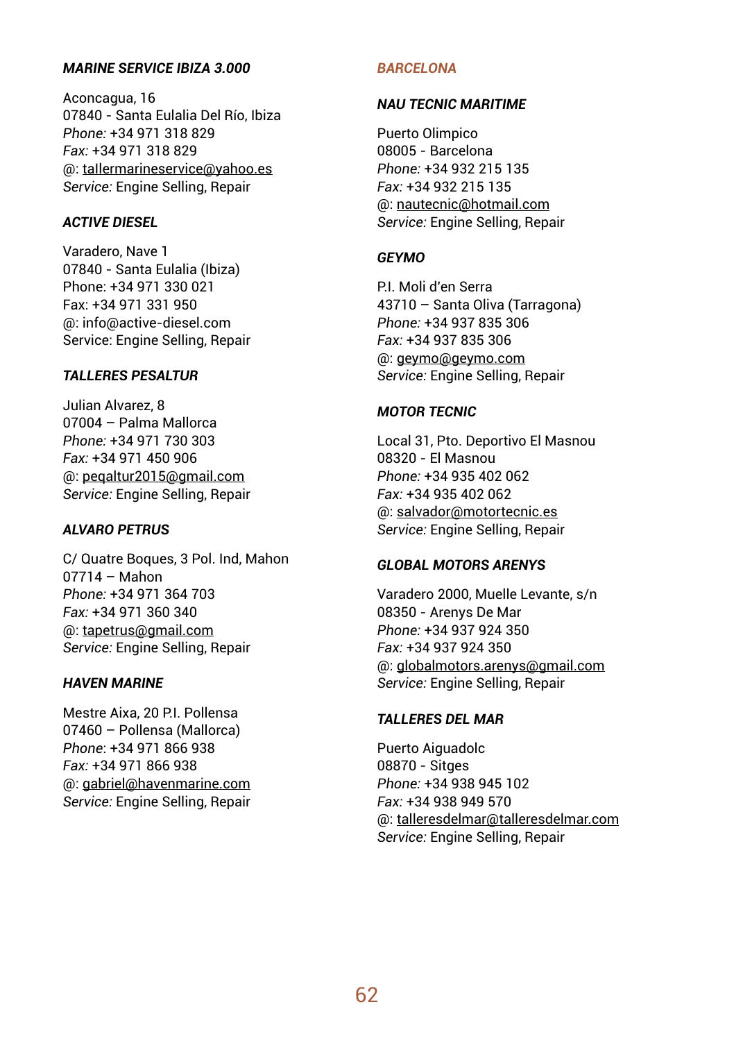### *MARINE SERVICE IBIZA 3.000*

Aconcagua, 16
07840 - Santa Eulalia Del Río, Ibiza
*Phone:* +34 971 318 829
*Fax:* +34 971 318 829
@: tallermarineservice@yahoo.es
*Service:* Engine Selling, Repair

### *ACTIVE DIESEL*

Varadero, Nave 1
07840 - Santa Eulalia (Ibiza)
Phone: +34 971 330 021
Fax: +34 971 331 950
@: info@active-diesel.com
Service: Engine Selling, Repair

### *TALLERES PESALTUR*

Julian Alvarez, 8
07004 – Palma Mallorca
*Phone:* +34 971 730 303
*Fax:* +34 971 450 906
@: peqaltur2015@gmail.com
*Service:* Engine Selling, Repair

### *ALVARO PETRUS*

C/ Quatre Boques, 3 Pol. Ind, Mahon
07714 – Mahon
*Phone:* +34 971 364 703
*Fax:* +34 971 360 340
@: tapetrus@gmail.com
*Service:* Engine Selling, Repair

### *HAVEN MARINE*

Mestre Aixa, 20 P.I. Pollensa
07460 – Pollensa (Mallorca)
*Phone*: +34 971 866 938
*Fax:* +34 971 866 938
@: gabriel@havenmarine.com
*Service:* Engine Selling, Repair

## *BARCELONA*

### *NAU TECNIC MARITIME*

Puerto Olimpico
08005 - Barcelona
*Phone:* +34 932 215 135
*Fax:* +34 932 215 135
@: nautecnic@hotmail.com
*Service:* Engine Selling, Repair

### *GEYMO*

P.I. Moli d'en Serra
43710 – Santa Oliva (Tarragona)
*Phone:* +34 937 835 306
*Fax:* +34 937 835 306
@: geymo@geymo.com
*Service:* Engine Selling, Repair

### *MOTOR TECNIC*

Local 31, Pto. Deportivo El Masnou
08320 - El Masnou
*Phone:* +34 935 402 062
*Fax:* +34 935 402 062
@: salvador@motortecnic.es
*Service:* Engine Selling, Repair

### *GLOBAL MOTORS ARENYS*

Varadero 2000, Muelle Levante, s/n
08350 - Arenys De Mar
*Phone:* +34 937 924 350
*Fax:* +34 937 924 350
@: globalmotors.arenys@gmail.com
*Service:* Engine Selling, Repair

### *TALLERES DEL MAR*

Puerto Aiguadolc
08870 - Sitges
*Phone:* +34 938 945 102
*Fax:* +34 938 949 570
@: talleresdelmar@talleresdelmar.com
*Service:* Engine Selling, Repair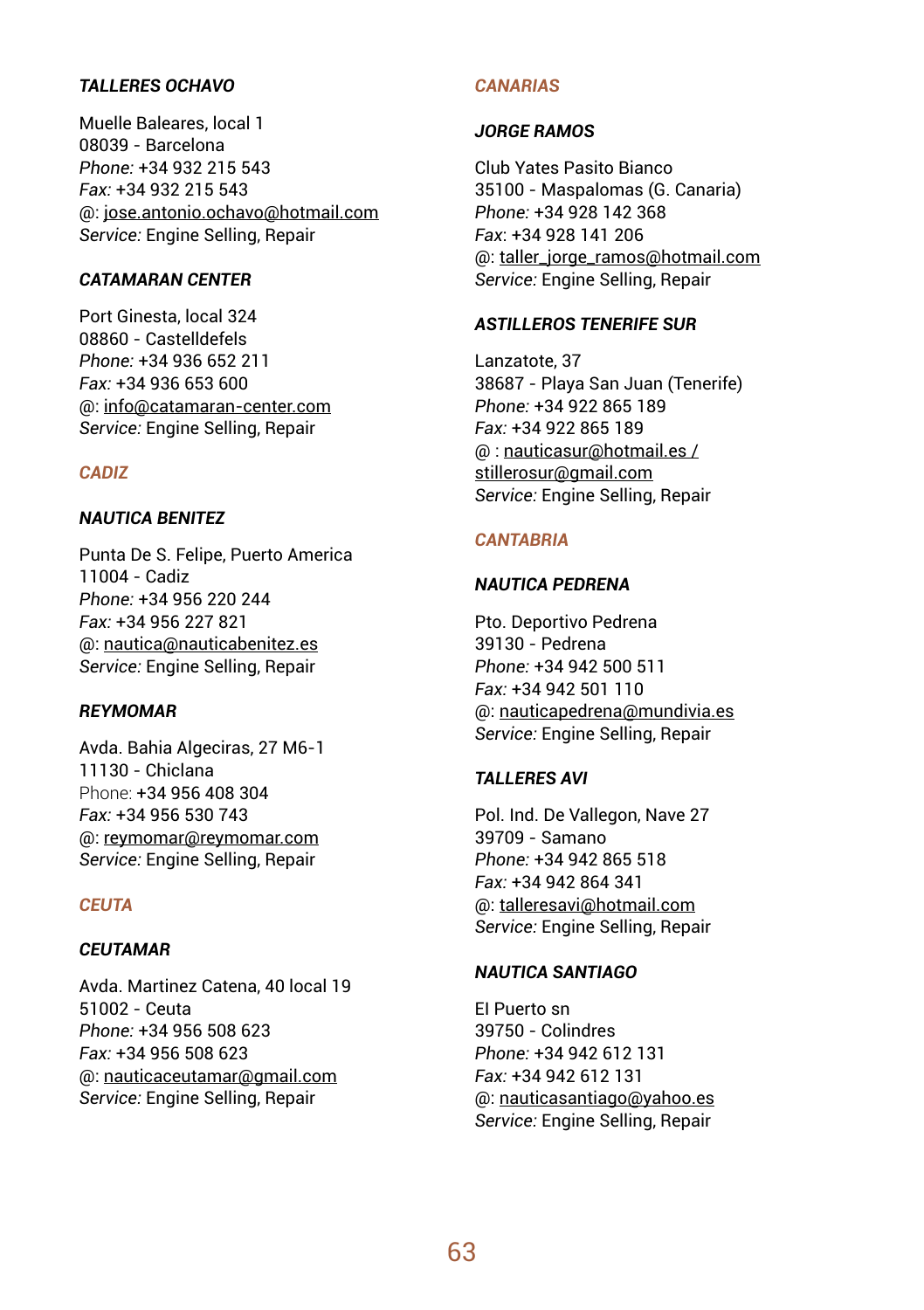### *TALLERES OCHAVO*

Muelle Baleares, local 1
08039 - Barcelona
*Phone:* +34 932 215 543
*Fax:* +34 932 215 543
@: jose.antonio.ochavo@hotmail.com
*Service:* Engine Selling, Repair

### *CATAMARAN CENTER*

Port Ginesta, local 324
08860 - Castelldefels
*Phone:* +34 936 652 211
*Fax:* +34 936 653 600
@: info@catamaran-center.com
*Service:* Engine Selling, Repair

## *CADIZ*

### *NAUTICA BENITEZ*

Punta De S. Felipe, Puerto America
11004 - Cadiz
*Phone:* +34 956 220 244
*Fax:* +34 956 227 821
@: nautica@nauticabenitez.es
*Service:* Engine Selling, Repair

### *REYMOMAR*

Avda. Bahia Algeciras, 27 M6-1
11130 - Chiclana
Phone: +34 956 408 304
*Fax:* +34 956 530 743
@: reymomar@reymomar.com
*Service:* Engine Selling, Repair

## *CEUTA*

### *CEUTAMAR*

Avda. Martinez Catena, 40 local 19
51002 - Ceuta
*Phone:* +34 956 508 623
*Fax:* +34 956 508 623
@: nauticaceutamar@gmail.com
*Service:* Engine Selling, Repair

## *CANARIAS*

### *JORGE RAMOS*

Club Yates Pasito Bianco
35100 - Maspalomas (G. Canaria)
*Phone:* +34 928 142 368
*Fax*: +34 928 141 206
@: taller_jorge_ramos@hotmail.com
*Service:* Engine Selling, Repair

### *ASTILLEROS TENERIFE SUR*

Lanzatote, 37
38687 - Playa San Juan (Tenerife)
*Phone:* +34 922 865 189
*Fax:* +34 922 865 189
@ : nauticasur@hotmail.es / stillerosur@gmail.com
*Service:* Engine Selling, Repair

## *CANTABRIA*

### *NAUTICA PEDRENA*

Pto. Deportivo Pedrena
39130 - Pedrena
*Phone:* +34 942 500 511
*Fax:* +34 942 501 110
@: nauticapedrena@mundivia.es
*Service:* Engine Selling, Repair

### *TALLERES AVI*

Pol. Ind. De Vallegon, Nave 27
39709 - Samano
*Phone:* +34 942 865 518
*Fax:* +34 942 864 341
@: talleresavi@hotmail.com
*Service:* Engine Selling, Repair

### *NAUTICA SANTIAGO*

El Puerto sn
39750 - Colindres
*Phone:* +34 942 612 131
*Fax:* +34 942 612 131
@: nauticasantiago@yahoo.es
*Service:* Engine Selling, Repair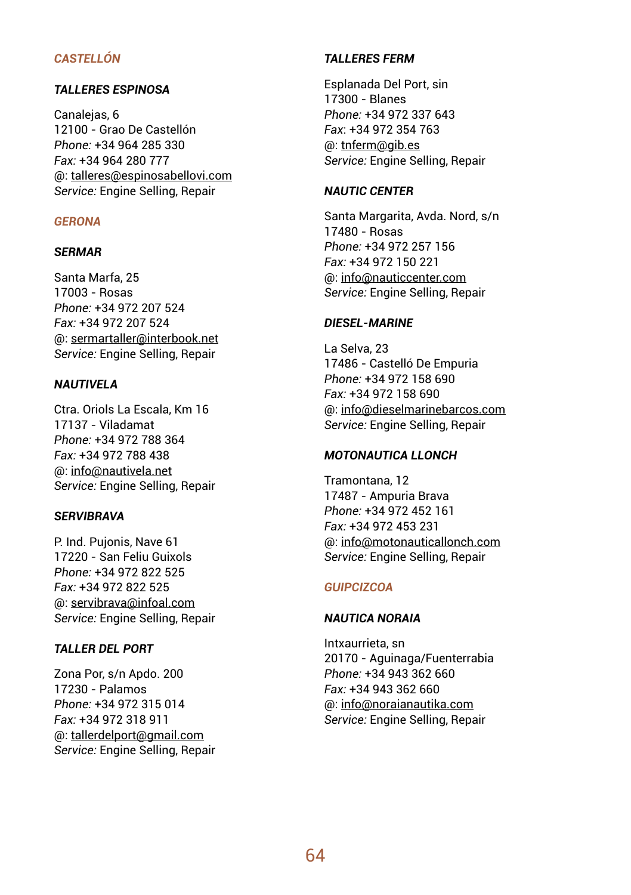## CASTELLÓN

### TALLERES ESPINOSA

Canalejas, 6
12100 - Grao De Castellón
*Phone:* +34 964 285 330
*Fax:* +34 964 280 777
@: talleres@espinosabellovi.com
*Service:* Engine Selling, Repair

## GERONA

### SERMAR

Santa Marfa, 25
17003 - Rosas
*Phone:* +34 972 207 524
*Fax:* +34 972 207 524
@: sermartaller@interbook.net
*Service:* Engine Selling, Repair

### NAUTIVELA

Ctra. Oriols La Escala, Km 16
17137 - Viladamat
*Phone:* +34 972 788 364
*Fax:* +34 972 788 438
@: info@nautivela.net
*Service:* Engine Selling, Repair

### SERVIBRAVA

P. Ind. Pujonis, Nave 61
17220 - San Feliu Guixols
*Phone:* +34 972 822 525
*Fax:* +34 972 822 525
@: servibrava@infoal.com
*Service:* Engine Selling, Repair

### TALLER DEL PORT

Zona Por, s/n Apdo. 200
17230 - Palamos
*Phone:* +34 972 315 014
*Fax:* +34 972 318 911
@: tallerdelport@gmail.com
*Service:* Engine Selling, Repair

### TALLERES FERM

Esplanada Del Port, sin
17300 - Blanes
*Phone:* +34 972 337 643
*Fax:* +34 972 354 763
@: tnferm@gib.es
*Service:* Engine Selling, Repair

### NAUTIC CENTER

Santa Margarita, Avda. Nord, s/n
17480 - Rosas
*Phone:* +34 972 257 156
*Fax:* +34 972 150 221
@: info@nauticcenter.com
*Service:* Engine Selling, Repair

### DIESEL-MARINE

La Selva, 23
17486 - Castelló De Empuria
*Phone:* +34 972 158 690
*Fax:* +34 972 158 690
@: info@dieselmarinebarcos.com
*Service:* Engine Selling, Repair

### MOTONAUTICA LLONCH

Tramontana, 12
17487 - Ampuria Brava
*Phone:* +34 972 452 161
*Fax:* +34 972 453 231
@: info@motonauticallonch.com
*Service:* Engine Selling, Repair

## GUIPCIZCOA

### NAUTICA NORAIA

Intxaurrieta, sn
20170 - Aguinaga/Fuenterrabia
*Phone:* +34 943 362 660
*Fax:* +34 943 362 660
@: info@noraianautika.com
*Service:* Engine Selling, Repair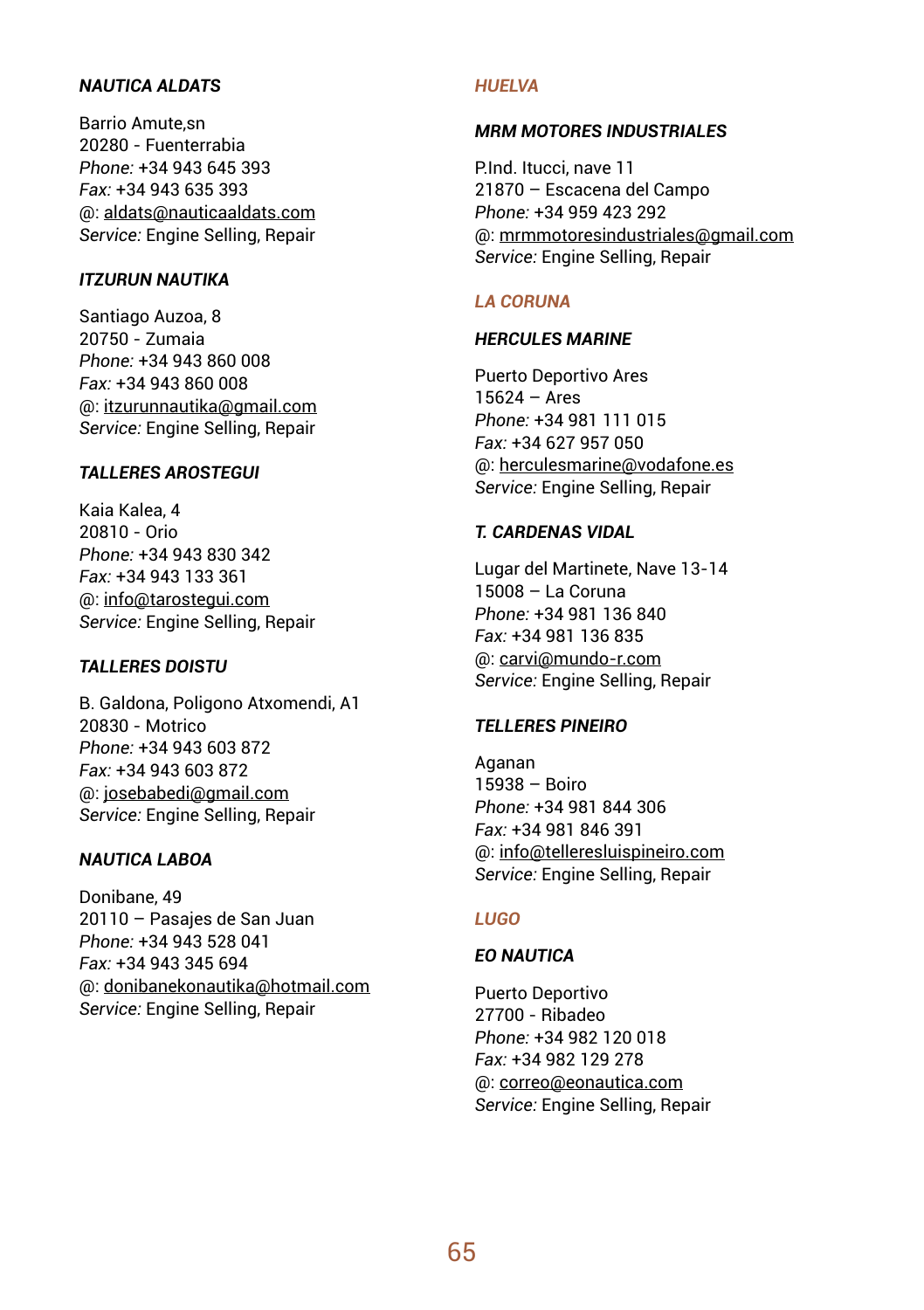***NAUTICA ALDATS***

Barrio Amute,sn
20280 - Fuenterrabia
*Phone:* +34 943 645 393
*Fax:* +34 943 635 393
@: aldats@nauticaaldats.com
*Service:* Engine Selling, Repair

***ITZURUN NAUTIKA***

Santiago Auzoa, 8
20750 - Zumaia
*Phone:* +34 943 860 008
*Fax:* +34 943 860 008
@: itzurunnautika@gmail.com
*Service:* Engine Selling, Repair

***TALLERES AROSTEGUI***

Kaia Kalea, 4
20810 - Orio
*Phone:* +34 943 830 342
*Fax:* +34 943 133 361
@: info@tarostegui.com
*Service:* Engine Selling, Repair

***TALLERES DOISTU***

B. Galdona, Poligono Atxomendi, A1
20830 - Motrico
*Phone:* +34 943 603 872
*Fax:* +34 943 603 872
@: josebabedi@gmail.com
*Service:* Engine Selling, Repair

***NAUTICA LABOA***

Donibane, 49
20110 – Pasajes de San Juan
*Phone:* +34 943 528 041
*Fax:* +34 943 345 694
@: donibanekonautika@hotmail.com
*Service:* Engine Selling, Repair

## *HUELVA*

***MRM MOTORES INDUSTRIALES***

P.Ind. Itucci, nave 11
21870 – Escacena del Campo
*Phone:* +34 959 423 292
@: mrmmotoresindustriales@gmail.com
*Service:* Engine Selling, Repair

## *LA CORUNA*

***HERCULES MARINE***

Puerto Deportivo Ares
15624 – Ares
*Phone:* +34 981 111 015
*Fax:* +34 627 957 050
@: herculesmarine@vodafone.es
*Service:* Engine Selling, Repair

***T. CARDENAS VIDAL***

Lugar del Martinete, Nave 13-14
15008 – La Coruna
*Phone:* +34 981 136 840
*Fax:* +34 981 136 835
@: carvi@mundo-r.com
*Service:* Engine Selling, Repair

***TELLERES PINEIRO***

Aganan
15938 – Boiro
*Phone:* +34 981 844 306
*Fax:* +34 981 846 391
@: info@telleresluispineiro.com
*Service:* Engine Selling, Repair

## *LUGO*

***EO NAUTICA***

Puerto Deportivo
27700 - Ribadeo
*Phone:* +34 982 120 018
*Fax:* +34 982 129 278
@: correo@eonautica.com
*Service:* Engine Selling, Repair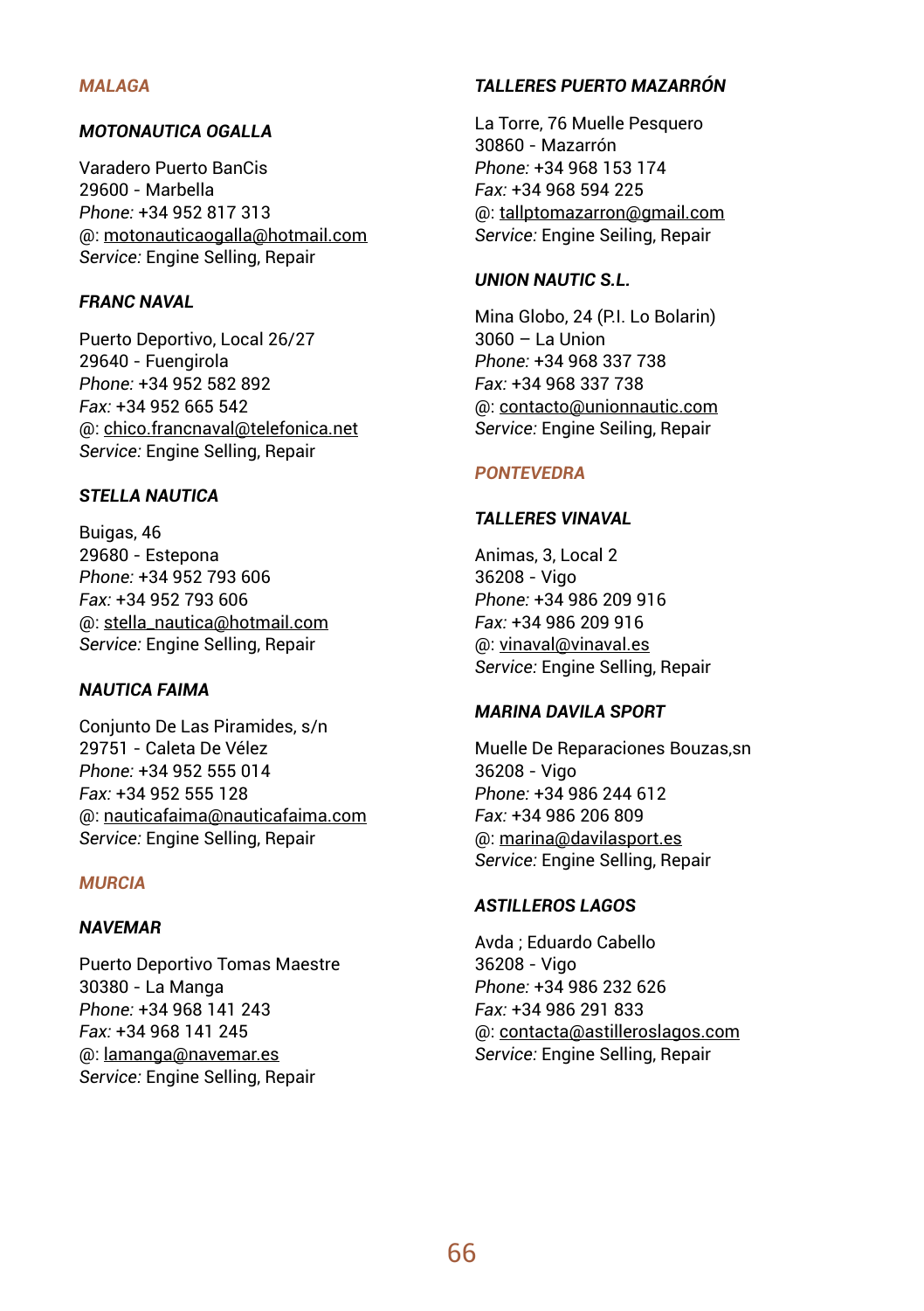## *MALAGA*

### *MOTONAUTICA OGALLA*

Varadero Puerto BanCis
29600 - Marbella
*Phone:* +34 952 817 313
@: motonauticaogalla@hotmail.com
*Service:* Engine Selling, Repair

### *FRANC NAVAL*

Puerto Deportivo, Local 26/27
29640 - Fuengirola
*Phone:* +34 952 582 892
*Fax:* +34 952 665 542
@: chico.francnaval@telefonica.net
*Service:* Engine Selling, Repair

### *STELLA NAUTICA*

Buigas, 46
29680 - Estepona
*Phone:* +34 952 793 606
*Fax:* +34 952 793 606
@: stella_nautica@hotmail.com
*Service:* Engine Selling, Repair

### *NAUTICA FAIMA*

Conjunto De Las Piramides, s/n
29751 - Caleta De Vélez
*Phone:* +34 952 555 014
*Fax:* +34 952 555 128
@: nauticafaima@nauticafaima.com
*Service:* Engine Selling, Repair

## *MURCIA*

### *NAVEMAR*

Puerto Deportivo Tomas Maestre
30380 - La Manga
*Phone:* +34 968 141 243
*Fax:* +34 968 141 245
@: lamanga@navemar.es
*Service:* Engine Selling, Repair

### *TALLERES PUERTO MAZARRÓN*

La Torre, 76 Muelle Pesquero
30860 - Mazarrón
*Phone:* +34 968 153 174
*Fax:* +34 968 594 225
@: tallptomazarron@gmail.com
*Service:* Engine Seiling, Repair

### *UNION NAUTIC S.L.*

Mina Globo, 24 (P.I. Lo Bolarin)
3060 – La Union
*Phone:* +34 968 337 738
*Fax:* +34 968 337 738
@: contacto@unionnautic.com
*Service:* Engine Seiling, Repair

## *PONTEVEDRA*

### *TALLERES VINAVAL*

Animas, 3, Local 2
36208 - Vigo
*Phone:* +34 986 209 916
*Fax:* +34 986 209 916
@: vinaval@vinaval.es
*Service:* Engine Selling, Repair

### *MARINA DAVILA SPORT*

Muelle De Reparaciones Bouzas,sn
36208 - Vigo
*Phone:* +34 986 244 612
*Fax:* +34 986 206 809
@: marina@davilasport.es
*Service:* Engine Selling, Repair

### *ASTILLEROS LAGOS*

Avda ; Eduardo Cabello
36208 - Vigo
*Phone:* +34 986 232 626
*Fax:* +34 986 291 833
@: contacta@astilleroslagos.com
*Service:* Engine Selling, Repair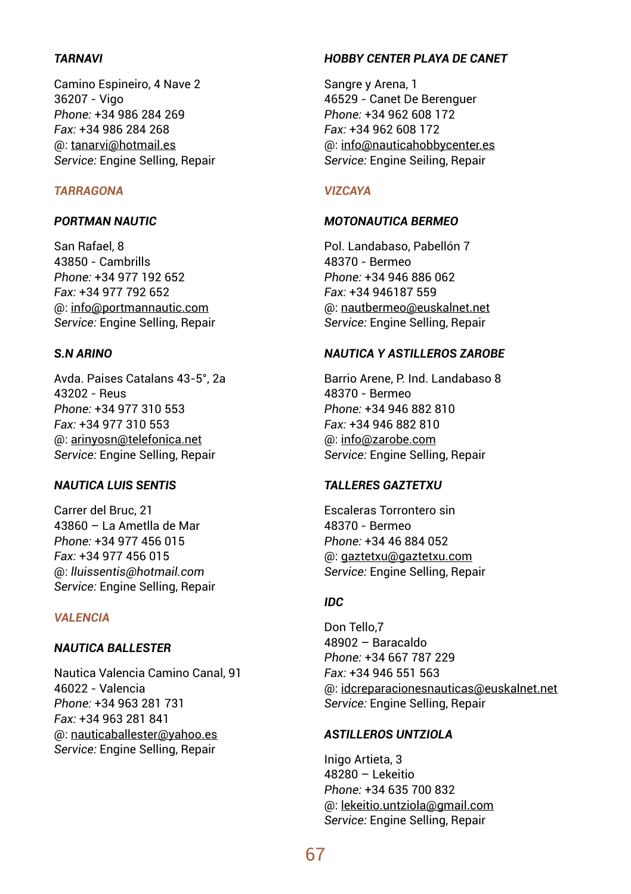#### *TARNAVI*

Camino Espineiro, 4 Nave 2
36207 - Vigo
*Phone:* +34 986 284 269
*Fax:* +34 986 284 268
@: tanarvi@hotmail.es
*Service:* Engine Selling, Repair

### *TARRAGONA*

#### *PORTMAN NAUTIC*

San Rafael, 8
43850 - Cambrills
*Phone:* +34 977 192 652
*Fax:* +34 977 792 652
@: info@portmannautic.com
*Service:* Engine Selling, Repair

#### *S.N ARINO*

Avda. Paises Catalans 43-5°, 2a
43202 - Reus
*Phone:* +34 977 310 553
*Fax:* +34 977 310 553
@: arinyosn@telefonica.net
*Service:* Engine Selling, Repair

#### *NAUTICA LUIS SENTIS*

Carrer del Bruc, 21
43860 – La Ametlla de Mar
*Phone:* +34 977 456 015
*Fax:* +34 977 456 015
@: *lluissentis@hotmail.com*
*Service:* Engine Selling, Repair

### *VALENCIA*

#### *NAUTICA BALLESTER*

Nautica Valencia Camino Canal, 91
46022 - Valencia
*Phone:* +34 963 281 731
*Fax:* +34 963 281 841
@: nauticaballester@yahoo.es
*Service:* Engine Selling, Repair

#### *HOBBY CENTER PLAYA DE CANET*

Sangre y Arena, 1
46529 - Canet De Berenguer
*Phone:* +34 962 608 172
*Fax:* +34 962 608 172
@: info@nauticahobbycenter.es
*Service:* Engine Seiling, Repair

### *VIZCAYA*

#### *MOTONAUTICA BERMEO*

Pol. Landabaso, Pabellón 7
48370 - Bermeo
*Phone:* +34 946 886 062
*Fax:* +34 946187 559
@: nautbermeo@euskalnet.net
*Service:* Engine Selling, Repair

#### *NAUTICA Y ASTILLEROS ZAROBE*

Barrio Arene, P. Ind. Landabaso 8
48370 - Bermeo
*Phone:* +34 946 882 810
*Fax:* +34 946 882 810
@: info@zarobe.com
*Service:* Engine Selling, Repair

#### *TALLERES GAZTETXU*

Escaleras Torrontero sin
48370 - Bermeo
*Phone:* +34 46 884 052
@: gaztetxu@gaztetxu.com
*Service:* Engine Selling, Repair

#### *IDC*

Don Tello,7
48902 – Baracaldo
*Phone:* +34 667 787 229
*Fax:* +34 946 551 563
@: idcreparacionesnauticas@euskalnet.net
*Service:* Engine Selling, Repair

#### *ASTILLEROS UNTZIOLA*

Inigo Artieta, 3
48280 – Lekeitio
*Phone:* +34 635 700 832
@: lekeitio.untziola@gmail.com
*Service:* Engine Selling, Repair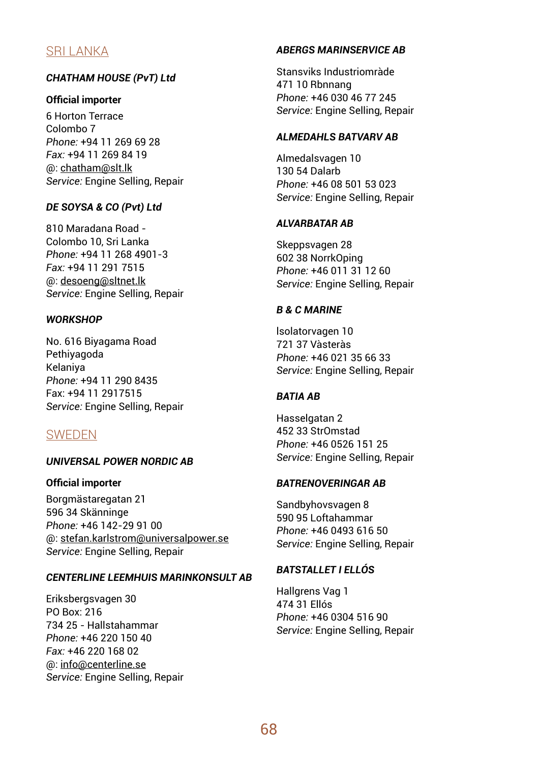## SRI LANKA

***CHATHAM HOUSE (PvT) Ltd***

**Official importer**

6 Horton Terrace
Colombo 7
*Phone:* +94 11 269 69 28
*Fax:* +94 11 269 84 19
@: chatham@slt.lk
*Service:* Engine Selling, Repair

***DE SOYSA & CO (Pvt) Ltd***

810 Maradana Road -
Colombo 10, Sri Lanka
*Phone:* +94 11 268 4901-3
*Fax:* +94 11 291 7515
@: desoeng@sltnet.lk
*Service:* Engine Selling, Repair

***WORKSHOP***

No. 616 Biyagama Road
Pethiyagoda
Kelaniya
*Phone:* +94 11 290 8435
Fax: +94 11 2917515
*Service:* Engine Selling, Repair

## SWEDEN

***UNIVERSAL POWER NORDIC AB***

**Official importer**

Borgmästaregatan 21
596 34 Skänninge
*Phone:* +46 142-29 91 00
@: stefan.karlstrom@universalpower.se
*Service:* Engine Selling, Repair

***CENTERLINE LEEMHUIS MARINKONSULT AB***

Eriksbergsvagen 30
PO Box: 216
734 25 - Hallstahammar
*Phone:* +46 220 150 40
*Fax:* +46 220 168 02
@: info@centerline.se
*Service:* Engine Selling, Repair

***ABERGS MARINSERVICE AB***

Stansviks Industriområde
471 10 Rbnnang
*Phone:* +46 030 46 77 245
*Service:* Engine Selling, Repair

***ALMEDAHLS BATVARV AB***

Almedalsvagen 10
130 54 Dalarb
*Phone:* +46 08 501 53 023
*Service:* Engine Selling, Repair

***ALVARBATAR AB***

Skeppsvagen 28
602 38 NorrkOping
*Phone:* +46 011 31 12 60
*Service:* Engine Selling, Repair

***B & C MARINE***

Isolatorvagen 10
721 37 Vàsteràs
*Phone:* +46 021 35 66 33
*Service:* Engine Selling, Repair

***BATIA AB***

Hasselgatan 2
452 33 StrOmstad
*Phone:* +46 0526 151 25
*Service:* Engine Selling, Repair

***BATRENOVERINGAR AB***

Sandbyhovsvagen 8
590 95 Loftahammar
*Phone:* +46 0493 616 50
*Service:* Engine Selling, Repair

***BATSTALLET I ELLÓS***

Hallgrens Vag 1
474 31 Ellós
*Phone:* +46 0304 516 90
*Service:* Engine Selling, Repair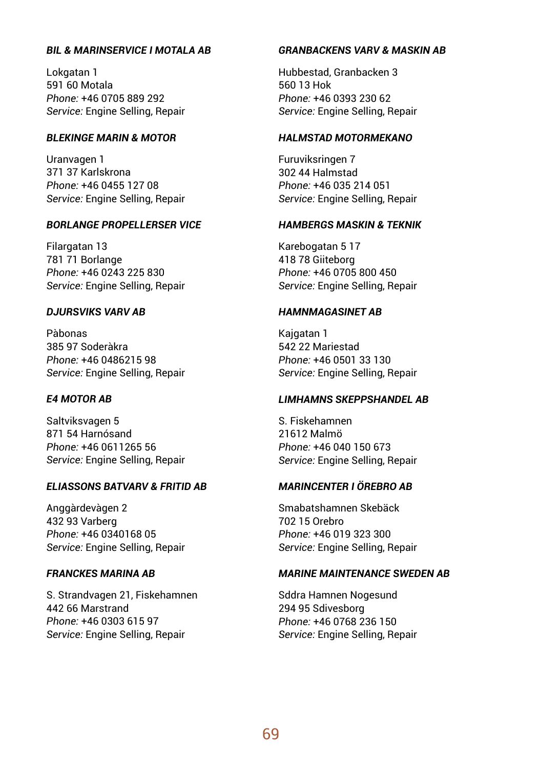### *BIL & MARINSERVICE I MOTALA AB*

Lokgatan 1
591 60 Motala
*Phone:* +46 0705 889 292
*Service:* Engine Selling, Repair

### *BLEKINGE MARIN & MOTOR*

Uranvagen 1
371 37 Karlskrona
*Phone:* +46 0455 127 08
*Service:* Engine Selling, Repair

### *BORLANGE PROPELLERSER VICE*

Filargatan 13
781 71 Borlange
*Phone:* +46 0243 225 830
*Service:* Engine Selling, Repair

### *DJURSVIKS VARV AB*

Pàbonas
385 97 Soderàkra
*Phone:* +46 0486215 98
*Service:* Engine Selling, Repair

### *E4 MOTOR AB*

Saltviksvagen 5
871 54 Harnósand
*Phone:* +46 0611265 56
*Service:* Engine Selling, Repair

### *ELIASSONS BATVARV & FRITID AB*

Anggàrdevàgen 2
432 93 Varberg
*Phone:* +46 0340168 05
*Service:* Engine Selling, Repair

### *FRANCKES MARINA AB*

S. Strandvagen 21, Fiskehamnen
442 66 Marstrand
*Phone:* +46 0303 615 97
*Service:* Engine Selling, Repair

### *GRANBACKENS VARV & MASKIN AB*

Hubbestad, Granbacken 3
560 13 Hok
*Phone:* +46 0393 230 62
*Service:* Engine Selling, Repair

### *HALMSTAD MOTORMEKANO*

Furuviksringen 7
302 44 Halmstad
*Phone:* +46 035 214 051
*Service:* Engine Selling, Repair

### *HAMBERGS MASKIN & TEKNIK*

Karebogatan 5 17
418 78 Giiteborg
*Phone:* +46 0705 800 450
*Service:* Engine Selling, Repair

### *HAMNMAGASINET AB*

Kajgatan 1
542 22 Mariestad
*Phone:* +46 0501 33 130
*Service:* Engine Selling, Repair

### *LIMHAMNS SKEPPSHANDEL AB*

S. Fiskehamnen
21612 Malmö
*Phone:* +46 040 150 673
*Service:* Engine Selling, Repair

### *MARINCENTER I ÖREBRO AB*

Smabatshamnen Skebäck
702 15 Orebro
*Phone:* +46 019 323 300
*Service:* Engine Selling, Repair

### *MARINE MAINTENANCE SWEDEN AB*

Sddra Hamnen Nogesund
294 95 Sdivesborg
*Phone:* +46 0768 236 150
*Service:* Engine Selling, Repair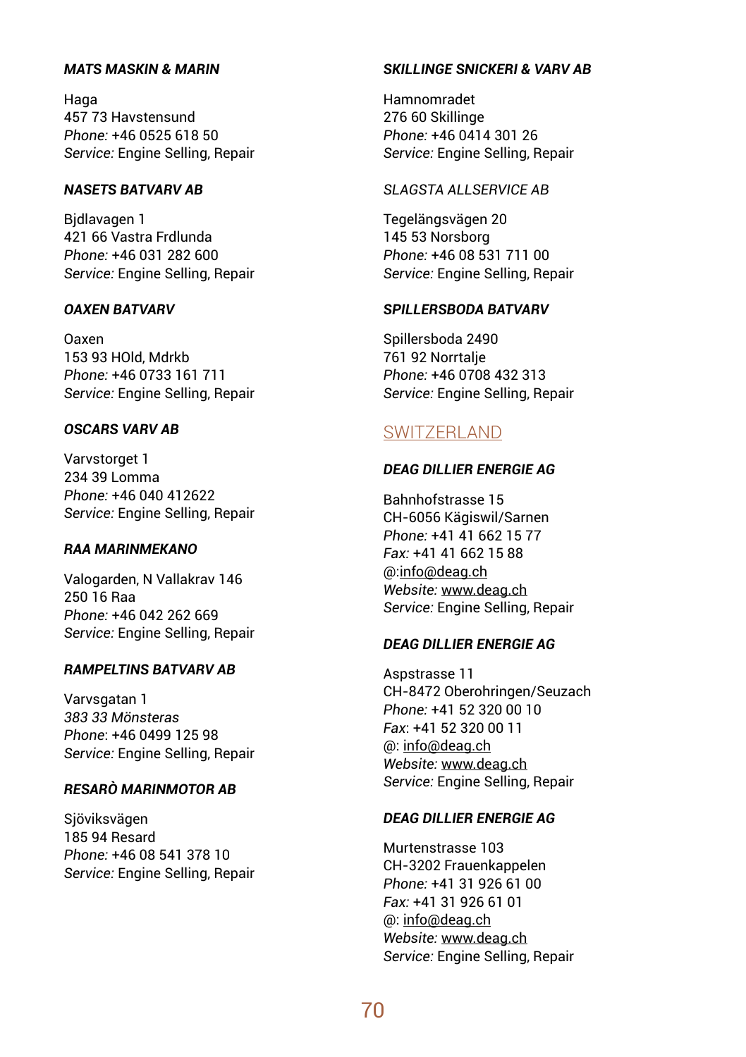***MATS MASKIN & MARIN***

Haga
457 73 Havstensund
*Phone:* +46 0525 618 50
*Service:* Engine Selling, Repair

***NASETS BATVARV AB***

Bjdlavagen 1
421 66 Vastra Frdlunda
*Phone:* +46 031 282 600
*Service:* Engine Selling, Repair

***OAXEN BATVARV***

Oaxen
153 93 HOld, Mdrkb
*Phone:* +46 0733 161 711
*Service:* Engine Selling, Repair

***OSCARS VARV AB***

Varvstorget 1
234 39 Lomma
*Phone:* +46 040 412622
*Service:* Engine Selling, Repair

***RAA MARINMEKANO***

Valogarden, N Vallakrav 146
250 16 Raa
*Phone:* +46 042 262 669
*Service:* Engine Selling, Repair

***RAMPELTINS BATVARV AB***

Varvsgatan 1
*383 33 Mönsteras*
*Phone*: +46 0499 125 98
*Service:* Engine Selling, Repair

***RESARÒ MARINMOTOR AB***

Sjöviksvägen
185 94 Resard
*Phone:* +46 08 541 378 10
*Service:* Engine Selling, Repair

***SKILLINGE SNICKERI & VARV AB***

Hamnomradet
276 60 Skillinge
*Phone:* +46 0414 301 26
*Service:* Engine Selling, Repair

*SLAGSTA ALLSERVICE AB*

Tegelängsvägen 20
145 53 Norsborg
*Phone:* +46 08 531 711 00
*Service:* Engine Selling, Repair

***SPILLERSBODA BATVARV***

Spillersboda 2490
761 92 Norrtalje
*Phone:* +46 0708 432 313
*Service:* Engine Selling, Repair

## SWITZERLAND

***DEAG DILLIER ENERGIE AG***

Bahnhofstrasse 15
CH-6056 Kägiswil/Sarnen
*Phone:* +41 41 662 15 77
*Fax:* +41 41 662 15 88
@:info@deag.ch
*Website:* www.deag.ch
*Service:* Engine Selling, Repair

***DEAG DILLIER ENERGIE AG***

Aspstrasse 11
CH-8472 Oberohringen/Seuzach
*Phone:* +41 52 320 00 10
*Fax*: +41 52 320 00 11
@: info@deag.ch
*Website:* www.deag.ch
*Service:* Engine Selling, Repair

***DEAG DILLIER ENERGIE AG***

Murtenstrasse 103
CH-3202 Frauenkappelen
*Phone:* +41 31 926 61 00
*Fax:* +41 31 926 61 01
@: info@deag.ch
*Website:* www.deag.ch
*Service:* Engine Selling, Repair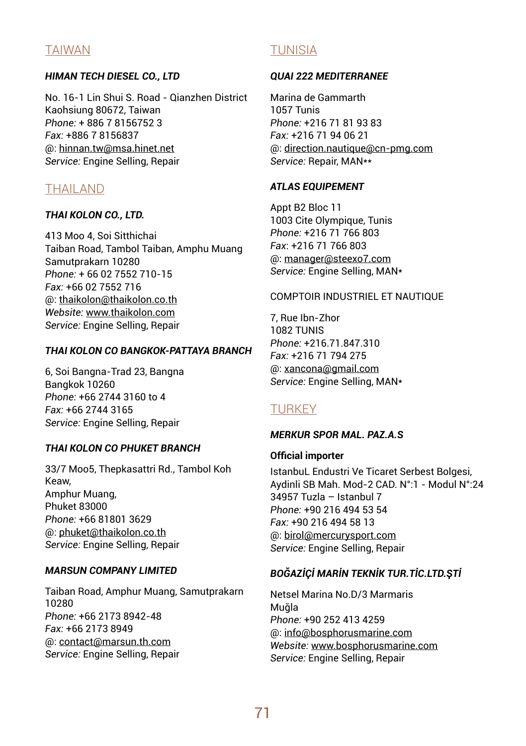## TAIWAN

***HIMAN TECH DIESEL CO., LTD***

No. 16-1 Lin Shui S. Road - Qianzhen District
Kaohsiung 80672, Taiwan
*Phone:* + 886 7 8156752 3
*Fax:* +886 7 8156837
@: hinnan.tw@msa.hinet.net
*Service:* Engine Selling, Repair

## THAILAND

***THAI KOLON CO., LTD.***

413 Moo 4, Soi Sitthichai
Taiban Road, Tambol Taiban, Amphu Muang
Samutprakarn 10280
*Phone:* + 66 02 7552 710-15
*Fax:* +66 02 7552 716
@: thaikolon@thaikolon.co.th
*Website:* www.thaikolon.com
*Service:* Engine Selling, Repair

***THAI KOLON CO BANGKOK-PATTAYA BRANCH***

6, Soi Bangna-Trad 23, Bangna
Bangkok 10260
*Phone:* +66 2744 3160 to 4
*Fax:* +66 2744 3165
*Service:* Engine Selling, Repair

***THAI KOLON CO PHUKET BRANCH***

33/7 Moo5, Thepkasattri Rd., Tambol Koh Keaw,
Amphur Muang,
Phuket 83000
*Phone:* +66 81801 3629
@: phuket@thaikolon.co.th
*Service:* Engine Selling, Repair

***MARSUN COMPANY LIMITED***

Taiban Road, Amphur Muang, Samutprakarn 10280
*Phone:* +66 2173 8942-48
*Fax:* +66 2173 8949
@: contact@marsun.th.com
*Service:* Engine Selling, Repair

## TUNISIA

***QUAI 222 MEDITERRANEE***

Marina de Gammarth
1057 Tunis
*Phone:* +216 71 81 93 83
*Fax:* +216 71 94 06 21
@: direction.nautique@cn-pmg.com
*Service:* Repair, MAN**

***ATLAS EQUIPEMENT***

Appt B2 Bloc 11
1003 Cite Olympique, Tunis
*Phone:* +216 71 766 803
*Fax*: +216 71 766 803
@: manager@steexo7.com
*Service:* Engine Selling, MAN*

COMPTOIR INDUSTRIEL ET NAUTIQUE

7, Rue Ibn-Zhor
1082 TUNIS
*Phone:* +216.71.847.310
*Fax:* +216 71 794 275
@: xancona@gmail.com
*Service:* Engine Selling, MAN*

## TURKEY

***MERKUR SPOR MAL. PAZ.A.S***

**Official importer**

IstanbuL Endustri Ve Ticaret Serbest Bolgesi,
Aydinli SB Mah. Mod-2 CAD. N°:1 - Modul N°:24
34957 Tuzla – Istanbul 7
*Phone:* +90 216 494 53 54
*Fax:* +90 216 494 58 13
@: birol@mercurysport.com
*Service:* Engine Selling, Repair

***BOĞAZİÇİ MARİN TEKNİK TUR.TİC.LTD.ŞTİ***

Netsel Marina No.D/3 Marmaris
Muğla
*Phone:* +90 252 413 4259
@: info@bosphorusmarine.com
*Website:* www.bosphorusmarine.com
*Service:* Engine Selling, Repair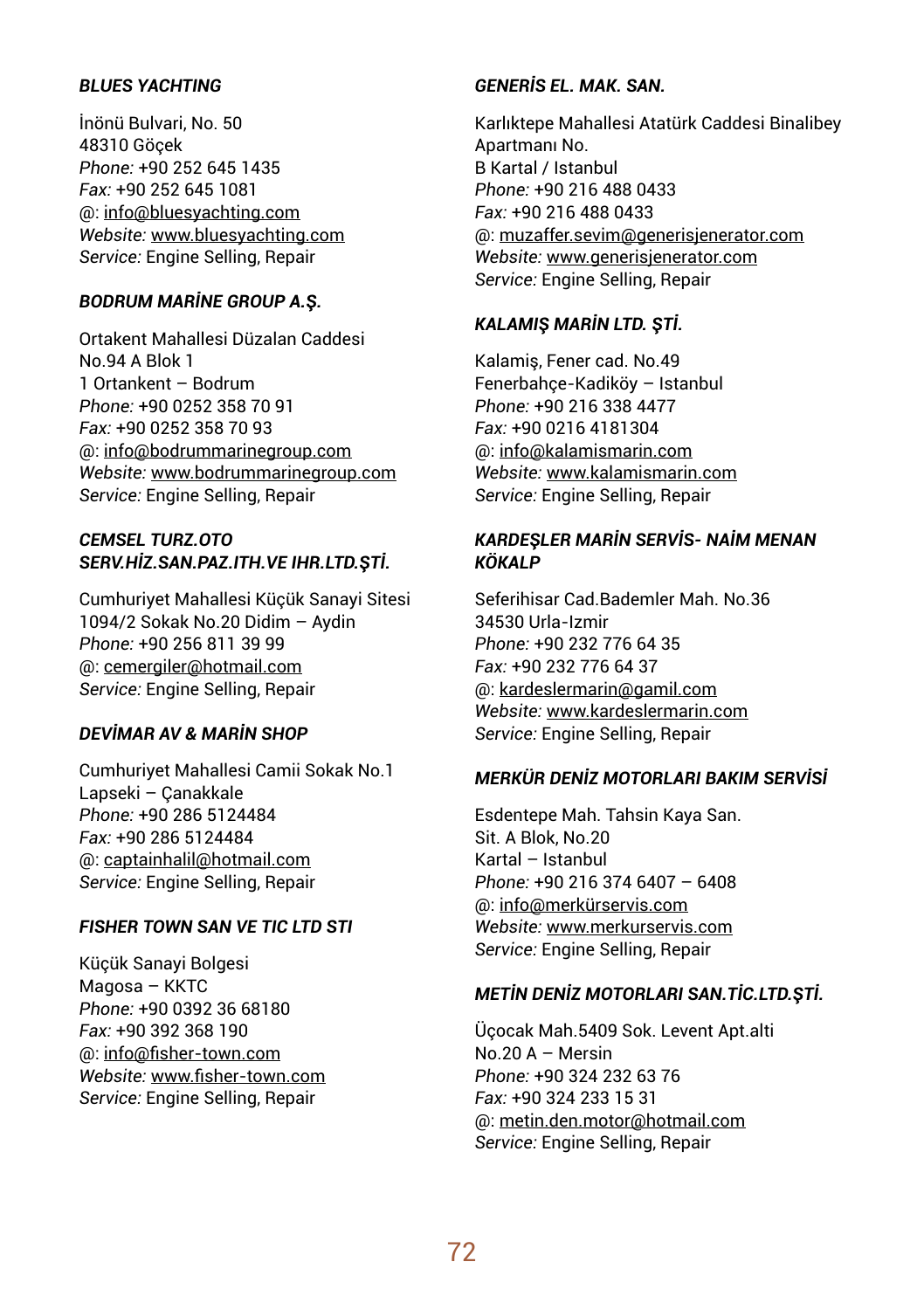**_BLUES YACHTING_**

İnönü Bulvari, No. 50
48310 Göçek
*Phone:* +90 252 645 1435
*Fax:* +90 252 645 1081
@: info@bluesyachting.com
*Website:* www.bluesyachting.com
*Service:* Engine Selling, Repair

**_BODRUM MARİNE GROUP A.Ş._**

Ortakent Mahallesi Düzalan Caddesi
No.94 A Blok 1
1 Ortankent – Bodrum
*Phone:* +90 0252 358 70 91
*Fax:* +90 0252 358 70 93
@: info@bodrummarinegroup.com
*Website:* www.bodrummarinegroup.com
*Service:* Engine Selling, Repair

**_CEMSEL TURZ.OTO SERV.HİZ.SAN.PAZ.ITH.VE IHR.LTD.ŞTİ._**

Cumhuriyet Mahallesi Küçük Sanayi Sitesi
1094/2 Sokak No.20 Didim – Aydin
*Phone:* +90 256 811 39 99
@: cemergiler@hotmail.com
*Service:* Engine Selling, Repair

**_DEVİMAR AV & MARİN SHOP_**

Cumhuriyet Mahallesi Camii Sokak No.1
Lapseki – Çanakkale
*Phone:* +90 286 5124484
*Fax:* +90 286 5124484
@: captainhalil@hotmail.com
*Service:* Engine Selling, Repair

**_FISHER TOWN SAN VE TIC LTD STI_**

Küçük Sanayi Bolgesi
Magosa – KKTC
*Phone:* +90 0392 36 68180
*Fax:* +90 392 368 190
@: info@fisher-town.com
*Website:* www.fisher-town.com
*Service:* Engine Selling, Repair

**_GENERİS EL. MAK. SAN._**

Karlıktepe Mahallesi Atatürk Caddesi Binalibey Apartmanı No.
B Kartal / Istanbul
*Phone:* +90 216 488 0433
*Fax:* +90 216 488 0433
@: muzaffer.sevim@generisjenerator.com
*Website:* www.generisjenerator.com
*Service:* Engine Selling, Repair

**_KALAMIŞ MARİN LTD. ŞTİ._**

Kalamiş, Fener cad. No.49
Fenerbahçe-Kadiköy – Istanbul
*Phone:* +90 216 338 4477
*Fax:* +90 0216 4181304
@: info@kalamismarin.com
*Website:* www.kalamismarin.com
*Service:* Engine Selling, Repair

**_KARDEŞLER MARİN SERVİS- NAİM MENAN KÖKALP_**

Seferihisar Cad.Bademler Mah. No.36
34530 Urla-Izmir
*Phone:* +90 232 776 64 35
*Fax:* +90 232 776 64 37
@: kardeslermarin@gamil.com
*Website:* www.kardeslermarin.com
*Service:* Engine Selling, Repair

**_MERKÜR DENİZ MOTORLARI BAKIM SERVİSİ_**

Esdentepe Mah. Tahsin Kaya San.
Sit. A Blok, No.20
Kartal – Istanbul
*Phone:* +90 216 374 6407 – 6408
@: info@merkürservis.com
*Website:* www.merkurservis.com
*Service:* Engine Selling, Repair

**_METİN DENİZ MOTORLARI SAN.TİC.LTD.ŞTİ._**

Üçocak Mah.5409 Sok. Levent Apt.alti
No.20 A – Mersin
*Phone:* +90 324 232 63 76
*Fax:* +90 324 233 15 31
@: metin.den.motor@hotmail.com
*Service:* Engine Selling, Repair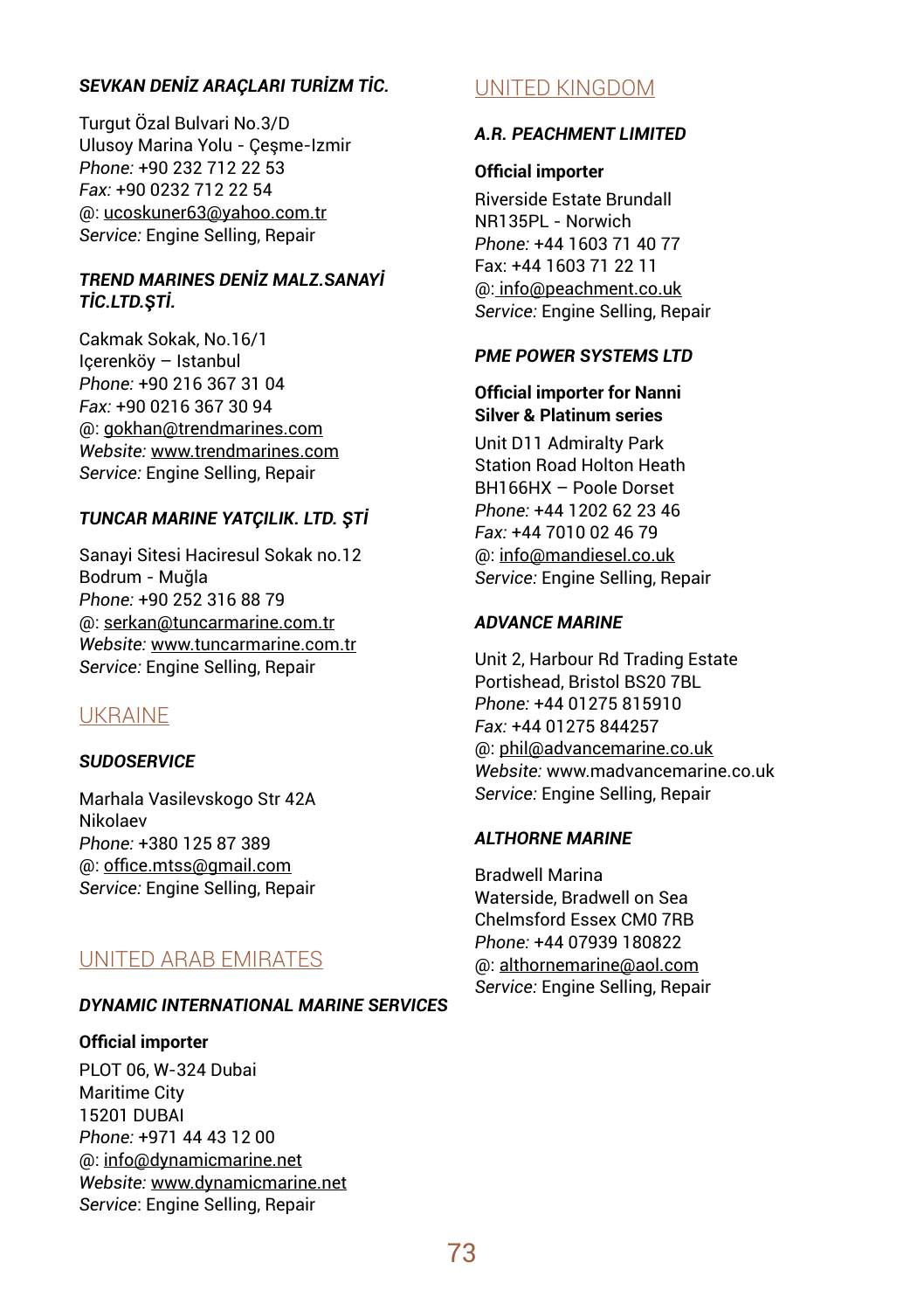### *SEVKAN DENİZ ARAÇLARI TURİZM TİC.*

Turgut Özal Bulvari No.3/D
Ulusoy Marina Yolu - Çeşme-Izmir
*Phone:* +90 232 712 22 53
*Fax:* +90 0232 712 22 54
@: ucoskuner63@yahoo.com.tr
*Service:* Engine Selling, Repair

### *TREND MARINES DENİZ MALZ.SANAYİ TİC.LTD.ŞTİ.*

Cakmak Sokak, No.16/1
Içerenköy – Istanbul
*Phone:* +90 216 367 31 04
*Fax:* +90 0216 367 30 94
@: gokhan@trendmarines.com
*Website:* www.trendmarines.com
*Service:* Engine Selling, Repair

### *TUNCAR MARINE YATÇILIK. LTD. ŞTİ*

Sanayi Sitesi Haciresul Sokak no.12
Bodrum - Muğla
*Phone:* +90 252 316 88 79
@: serkan@tuncarmarine.com.tr
*Website:* www.tuncarmarine.com.tr
*Service:* Engine Selling, Repair

## UKRAINE

### *SUDOSERVICE*

Marhala Vasilevskogo Str 42A
Nikolaev
*Phone:* +380 125 87 389
@: office.mtss@gmail.com
*Service:* Engine Selling, Repair

## UNITED ARAB EMIRATES

### *DYNAMIC INTERNATIONAL MARINE SERVICES*

**Official importer**

PLOT 06, W-324 Dubai
Maritime City
15201 DUBAI
*Phone:* +971 44 43 12 00
@: info@dynamicmarine.net
*Website:* www.dynamicmarine.net
*Service*: Engine Selling, Repair

## UNITED KINGDOM

### *A.R. PEACHMENT LIMITED*

**Official importer**

Riverside Estate Brundall
NR135PL - Norwich
*Phone:* +44 1603 71 40 77
Fax: +44 1603 71 22 11
@: info@peachment.co.uk
*Service:* Engine Selling, Repair

### *PME POWER SYSTEMS LTD*

**Official importer for Nanni Silver & Platinum series**

Unit D11 Admiralty Park
Station Road Holton Heath
BH166HX – Poole Dorset
*Phone:* +44 1202 62 23 46
*Fax:* +44 7010 02 46 79
@: info@mandiesel.co.uk
*Service:* Engine Selling, Repair

### *ADVANCE MARINE*

Unit 2, Harbour Rd Trading Estate
Portishead, Bristol BS20 7BL
*Phone:* +44 01275 815910
*Fax:* +44 01275 844257
@: phil@advancemarine.co.uk
*Website:* www.madvancemarine.co.uk
*Service:* Engine Selling, Repair

### *ALTHORNE MARINE*

Bradwell Marina
Waterside, Bradwell on Sea
Chelmsford Essex CM0 7RB
*Phone:* +44 07939 180822
@: althornemarine@aol.com
*Service:* Engine Selling, Repair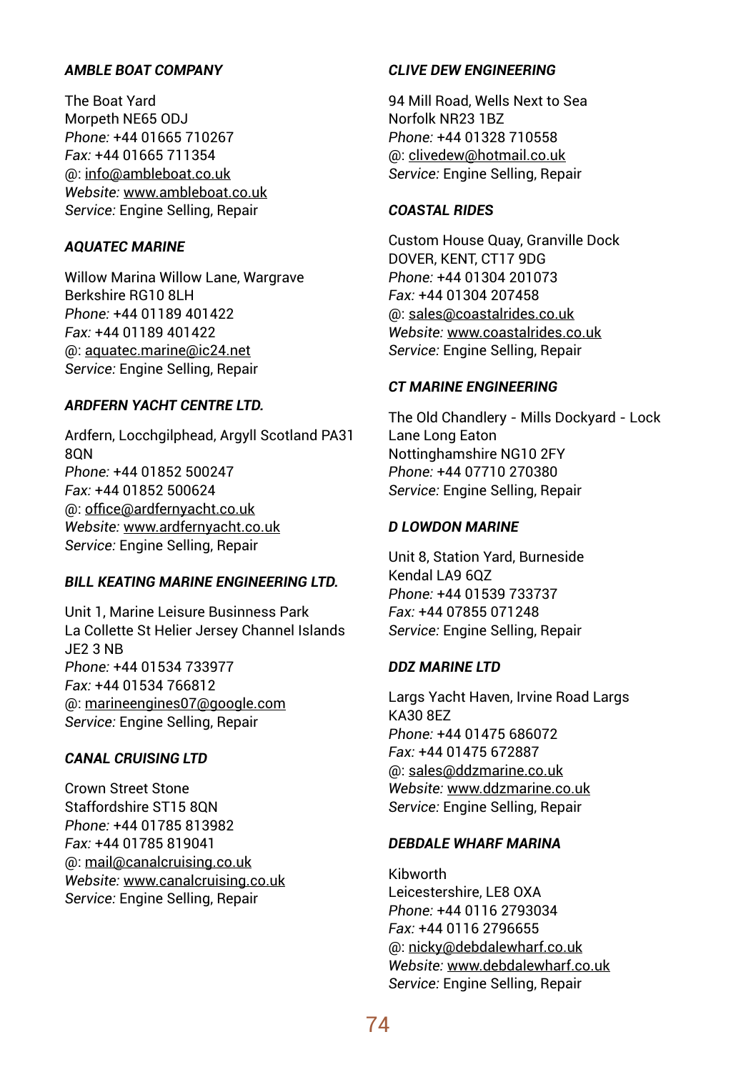### *AMBLE BOAT COMPANY*

The Boat Yard
Morpeth NE65 ODJ
*Phone:* +44 01665 710267
*Fax:* +44 01665 711354
@: info@ambleboat.co.uk
*Website:* www.ambleboat.co.uk
*Service:* Engine Selling, Repair

### *AQUATEC MARINE*

Willow Marina Willow Lane, Wargrave
Berkshire RG10 8LH
*Phone:* +44 01189 401422
*Fax:* +44 01189 401422
@: aquatec.marine@ic24.net
*Service:* Engine Selling, Repair

### *ARDFERN YACHT CENTRE LTD.*

Ardfern, Locchgilphead, Argyll Scotland PA31 8QN
*Phone:* +44 01852 500247
*Fax:* +44 01852 500624
@: office@ardfernyacht.co.uk
*Website:* www.ardfernyacht.co.uk
*Service:* Engine Selling, Repair

### *BILL KEATING MARINE ENGINEERING LTD.*

Unit 1, Marine Leisure Businness Park
La Collette St Helier Jersey Channel Islands JE2 3 NB
*Phone:* +44 01534 733977
*Fax:* +44 01534 766812
@: marineengines07@google.com
*Service:* Engine Selling, Repair

### *CANAL CRUISING LTD*

Crown Street Stone
Staffordshire ST15 8QN
*Phone:* +44 01785 813982
*Fax:* +44 01785 819041
@: mail@canalcruising.co.uk
*Website:* www.canalcruising.co.uk
*Service:* Engine Selling, Repair

### *CLIVE DEW ENGINEERING*

94 Mill Road, Wells Next to Sea
Norfolk NR23 1BZ
*Phone:* +44 01328 710558
@: clivedew@hotmail.co.uk
*Service:* Engine Selling, Repair

### *COASTAL RIDES*

Custom House Quay, Granville Dock
DOVER, KENT, CT17 9DG
*Phone:* +44 01304 201073
*Fax:* +44 01304 207458
@: sales@coastalrides.co.uk
*Website:* www.coastalrides.co.uk
*Service:* Engine Selling, Repair

### *CT MARINE ENGINEERING*

The Old Chandlery - Mills Dockyard - Lock Lane Long Eaton
Nottinghamshire NG10 2FY
*Phone:* +44 07710 270380
*Service:* Engine Selling, Repair

### *D LOWDON MARINE*

Unit 8, Station Yard, Burneside
Kendal LA9 6QZ
*Phone:* +44 01539 733737
*Fax:* +44 07855 071248
*Service:* Engine Selling, Repair

### *DDZ MARINE LTD*

Largs Yacht Haven, Irvine Road Largs
KA30 8EZ
*Phone:* +44 01475 686072
*Fax:* +44 01475 672887
@: sales@ddzmarine.co.uk
*Website:* www.ddzmarine.co.uk
*Service:* Engine Selling, Repair

### *DEBDALE WHARF MARINA*

Kibworth
Leicestershire, LE8 OXA
*Phone:* +44 0116 2793034
*Fax:* +44 0116 2796655
@: nicky@debdalewharf.co.uk
*Website:* www.debdalewharf.co.uk
*Service:* Engine Selling, Repair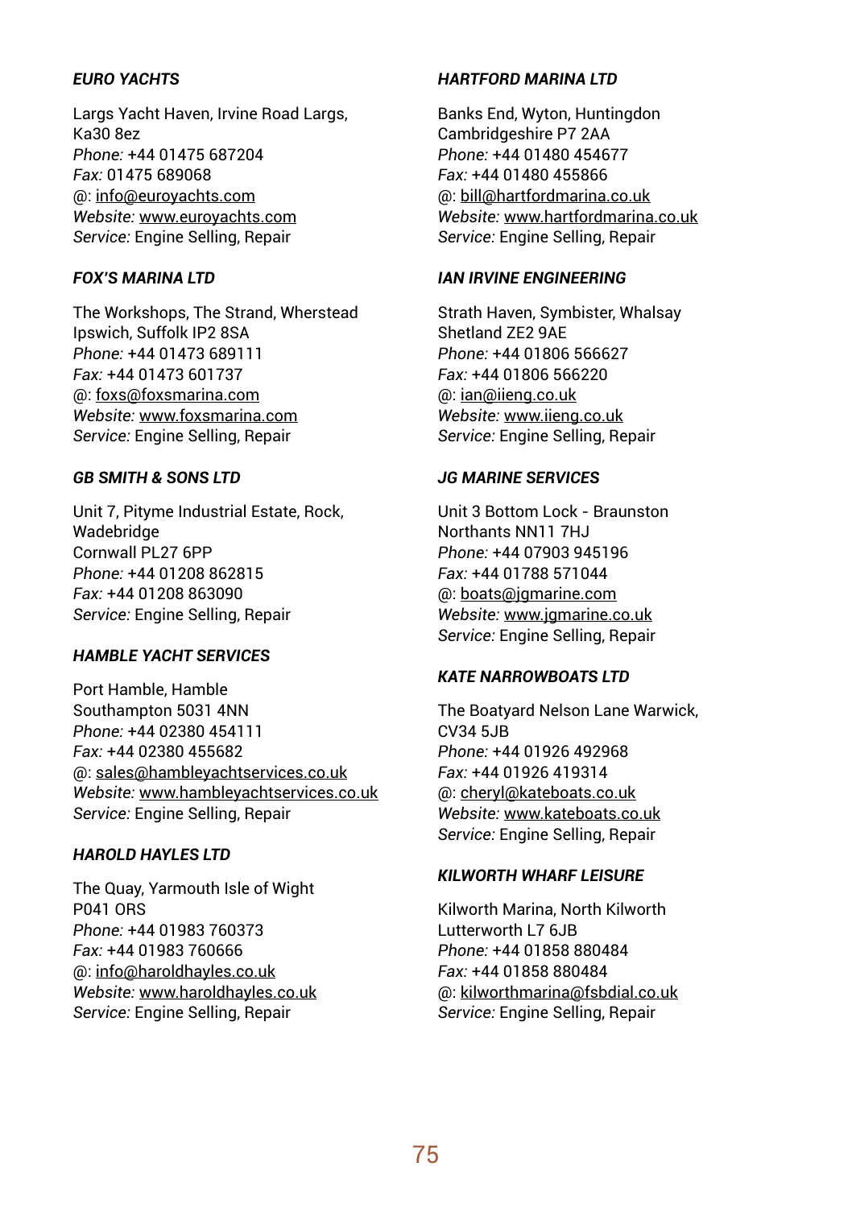### *EURO YACHTS*

Largs Yacht Haven, Irvine Road Largs, Ka30 8ez
*Phone:* +44 01475 687204
*Fax:* 01475 689068
@: info@euroyachts.com
*Website:* www.euroyachts.com
*Service:* Engine Selling, Repair

### *FOX'S MARINA LTD*

The Workshops, The Strand, Wherstead
Ipswich, Suffolk IP2 8SA
*Phone:* +44 01473 689111
*Fax:* +44 01473 601737
@: foxs@foxsmarina.com
*Website:* www.foxsmarina.com
*Service:* Engine Selling, Repair

### *GB SMITH & SONS LTD*

Unit 7, Pityme Industrial Estate, Rock, Wadebridge
Cornwall PL27 6PP
*Phone:* +44 01208 862815
*Fax:* +44 01208 863090
*Service:* Engine Selling, Repair

### *HAMBLE YACHT SERVICES*

Port Hamble, Hamble
Southampton 5031 4NN
*Phone:* +44 02380 454111
*Fax:* +44 02380 455682
@: sales@hambleyachtservices.co.uk
*Website:* www.hambleyachtservices.co.uk
*Service:* Engine Selling, Repair

### *HAROLD HAYLES LTD*

The Quay, Yarmouth Isle of Wight
P041 ORS
*Phone:* +44 01983 760373
*Fax:* +44 01983 760666
@: info@haroldhayles.co.uk
*Website:* www.haroldhayles.co.uk
*Service:* Engine Selling, Repair

### *HARTFORD MARINA LTD*

Banks End, Wyton, Huntingdon
Cambridgeshire P7 2AA
*Phone:* +44 01480 454677
*Fax:* +44 01480 455866
@: bill@hartfordmarina.co.uk
*Website:* www.hartfordmarina.co.uk
*Service:* Engine Selling, Repair

### *IAN IRVINE ENGINEERING*

Strath Haven, Symbister, Whalsay
Shetland ZE2 9AE
*Phone:* +44 01806 566627
*Fax:* +44 01806 566220
@: ian@iieng.co.uk
*Website:* www.iieng.co.uk
*Service:* Engine Selling, Repair

### *JG MARINE SERVICES*

Unit 3 Bottom Lock - Braunston
Northants NN11 7HJ
*Phone:* +44 07903 945196
*Fax:* +44 01788 571044
@: boats@jgmarine.com
*Website:* www.jgmarine.co.uk
*Service:* Engine Selling, Repair

### *KATE NARROWBOATS LTD*

The Boatyard Nelson Lane Warwick, CV34 5JB
*Phone:* +44 01926 492968
*Fax:* +44 01926 419314
@: cheryl@kateboats.co.uk
*Website:* www.kateboats.co.uk
*Service:* Engine Selling, Repair

### *KILWORTH WHARF LEISURE*

Kilworth Marina, North Kilworth
Lutterworth L7 6JB
*Phone:* +44 01858 880484
*Fax:* +44 01858 880484
@: kilworthmarina@fsbdial.co.uk
*Service:* Engine Selling, Repair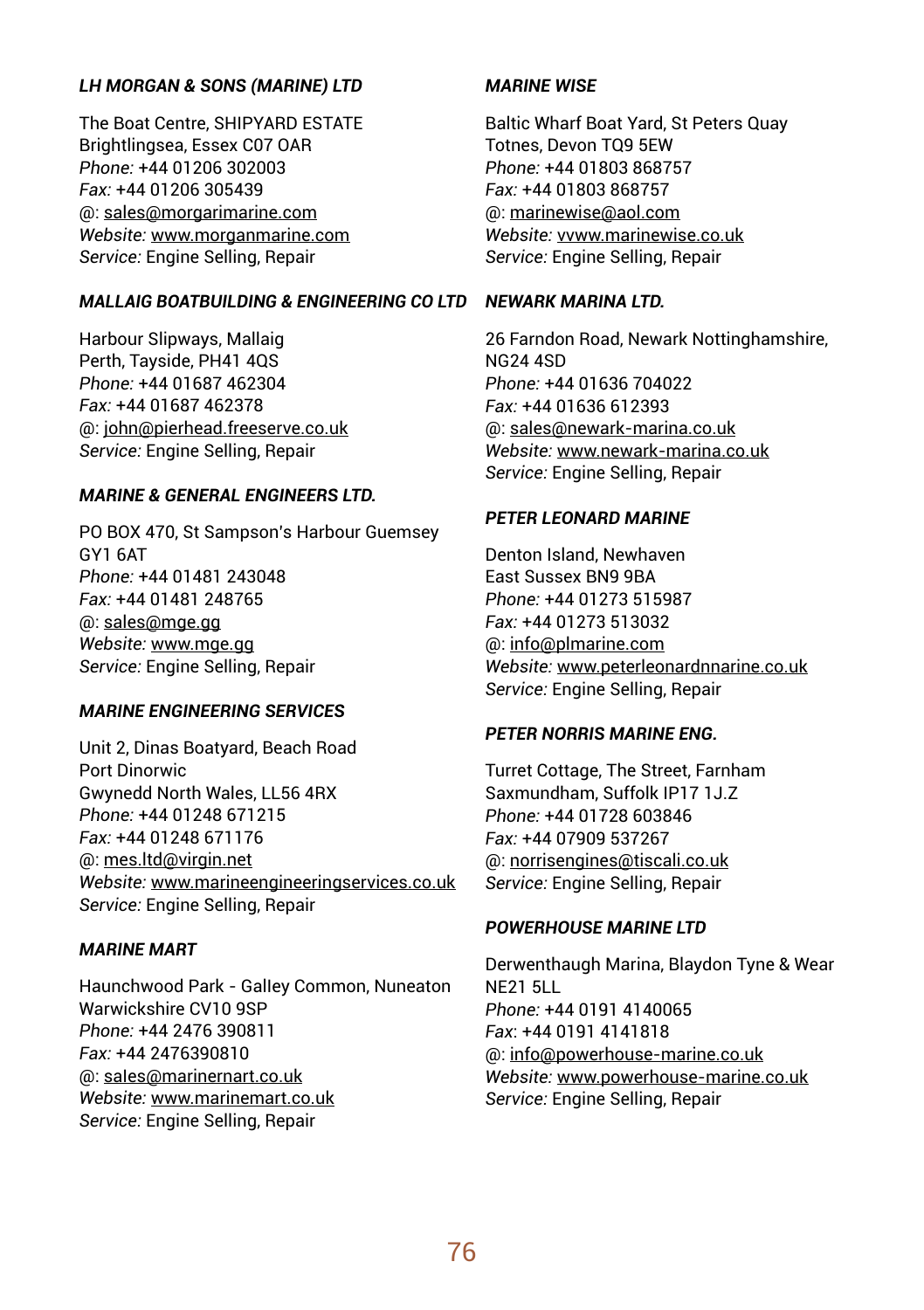***LH MORGAN & SONS (MARINE) LTD***

The Boat Centre, SHIPYARD ESTATE
Brightlingsea, Essex C07 OAR
*Phone:* +44 01206 302003
*Fax:* +44 01206 305439
@: sales@morgarimarine.com
*Website:* www.morganmarine.com
*Service:* Engine Selling, Repair

***MALLAIG BOATBUILDING & ENGINEERING CO LTD***

Harbour Slipways, Mallaig
Perth, Tayside, PH41 4QS
*Phone:* +44 01687 462304
*Fax:* +44 01687 462378
@: john@pierhead.freeserve.co.uk
*Service:* Engine Selling, Repair

***MARINE & GENERAL ENGINEERS LTD.***

PO BOX 470, St Sampson's Harbour Guemsey
GY1 6AT
*Phone:* +44 01481 243048
*Fax:* +44 01481 248765
@: sales@mge.gg
*Website:* www.mge.gg
*Service:* Engine Selling, Repair

***MARINE ENGINEERING SERVICES***

Unit 2, Dinas Boatyard, Beach Road
Port Dinorwic
Gwynedd North Wales, LL56 4RX
*Phone:* +44 01248 671215
*Fax:* +44 01248 671176
@: mes.ltd@virgin.net
*Website:* www.marineengineeringservices.co.uk
*Service:* Engine Selling, Repair

***MARINE MART***

Haunchwood Park - Galley Common, Nuneaton
Warwickshire CV10 9SP
*Phone:* +44 2476 390811
*Fax:* +44 2476390810
@: sales@marinernart.co.uk
*Website:* www.marinemart.co.uk
*Service:* Engine Selling, Repair

***MARINE WISE***

Baltic Wharf Boat Yard, St Peters Quay
Totnes, Devon TQ9 5EW
*Phone:* +44 01803 868757
*Fax:* +44 01803 868757
@: marinewise@aol.com
*Website:* vvww.marinewise.co.uk
*Service:* Engine Selling, Repair

***NEWARK MARINA LTD.***

26 Farndon Road, Newark Nottinghamshire,
NG24 4SD
*Phone:* +44 01636 704022
*Fax:* +44 01636 612393
@: sales@newark-marina.co.uk
*Website:* www.newark-marina.co.uk
*Service:* Engine Selling, Repair

***PETER LEONARD MARINE***

Denton Island, Newhaven
East Sussex BN9 9BA
*Phone:* +44 01273 515987
*Fax:* +44 01273 513032
@: info@plmarine.com
*Website:* www.peterleonardnnarine.co.uk
*Service:* Engine Selling, Repair

***PETER NORRIS MARINE ENG.***

Turret Cottage, The Street, Farnham
Saxmundham, Suffolk IP17 1J.Z
*Phone:* +44 01728 603846
*Fax:* +44 07909 537267
@: norrisengines@tiscali.co.uk
*Service:* Engine Selling, Repair

***POWERHOUSE MARINE LTD***

Derwenthaugh Marina, Blaydon Tyne & Wear
NE21 5LL
*Phone:* +44 0191 4140065
*Fax:* +44 0191 4141818
@: info@powerhouse-marine.co.uk
*Website:* www.powerhouse-marine.co.uk
*Service:* Engine Selling, Repair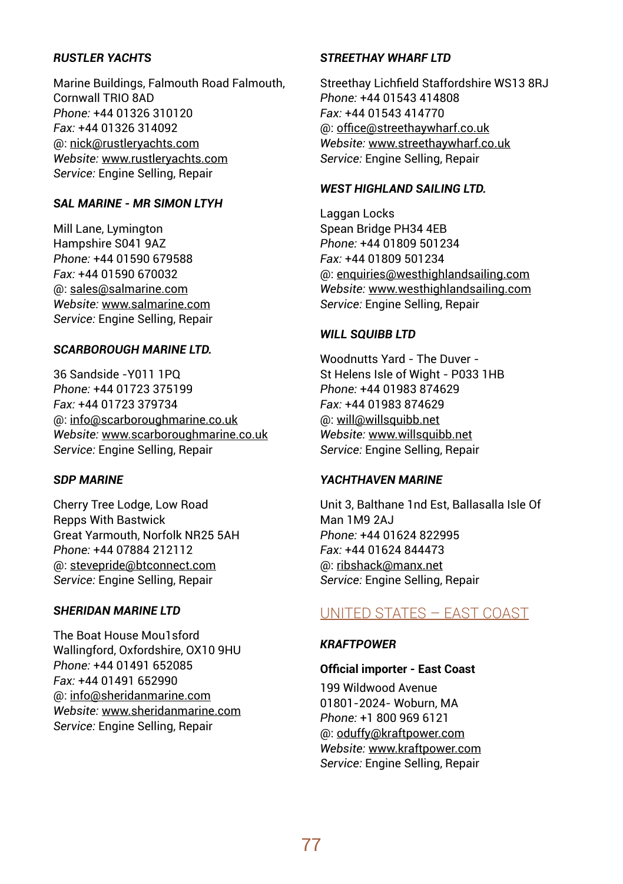***RUSTLER YACHTS***

Marine Buildings, Falmouth Road Falmouth, Cornwall TRIO 8AD
*Phone:* +44 01326 310120
*Fax:* +44 01326 314092
@: nick@rustleryachts.com
*Website:* www.rustleryachts.com
*Service:* Engine Selling, Repair

***SAL MARINE - MR SIMON LTYH***

Mill Lane, Lymington
Hampshire S041 9AZ
*Phone:* +44 01590 679588
*Fax:* +44 01590 670032
@: sales@salmarine.com
*Website:* www.salmarine.com
*Service:* Engine Selling, Repair

***SCARBOROUGH MARINE LTD.***

36 Sandside -Y011 1PQ
*Phone:* +44 01723 375199
*Fax:* +44 01723 379734
@: info@scarboroughmarine.co.uk
*Website:* www.scarboroughmarine.co.uk
*Service:* Engine Selling, Repair

***SDP MARINE***

Cherry Tree Lodge, Low Road
Repps With Bastwick
Great Yarmouth, Norfolk NR25 5AH
*Phone:* +44 07884 212112
@: stevepride@btconnect.com
*Service:* Engine Selling, Repair

***SHERIDAN MARINE LTD***

The Boat House Mou1sford
Wallingford, Oxfordshire, OX10 9HU
*Phone:* +44 01491 652085
*Fax:* +44 01491 652990
@: info@sheridanmarine.com
*Website:* www.sheridanmarine.com
*Service:* Engine Selling, Repair

***STREETHAY WHARF LTD***

Streethay Lichfield Staffordshire WS13 8RJ
*Phone:* +44 01543 414808
*Fax:* +44 01543 414770
@: office@streethaywharf.co.uk
*Website:* www.streethaywharf.co.uk
*Service:* Engine Selling, Repair

***WEST HIGHLAND SAILING LTD.***

Laggan Locks
Spean Bridge PH34 4EB
*Phone:* +44 01809 501234
*Fax:* +44 01809 501234
@: enquiries@westhighlandsailing.com
*Website:* www.westhighlandsailing.com
*Service:* Engine Selling, Repair

***WILL SQUIBB LTD***

Woodnutts Yard - The Duver -
St Helens Isle of Wight - P033 1HB
*Phone:* +44 01983 874629
*Fax:* +44 01983 874629
@: will@willsquibb.net
*Website:* www.willsquibb.net
*Service:* Engine Selling, Repair

***YACHTHAVEN MARINE***

Unit 3, Balthane 1nd Est, Ballasalla Isle Of Man 1M9 2AJ
*Phone:* +44 01624 822995
*Fax:* +44 01624 844473
@: ribshack@manx.net
*Service:* Engine Selling, Repair

## UNITED STATES – EAST COAST

***KRAFTPOWER***

**Official importer - East Coast**

199 Wildwood Avenue
01801-2024- Woburn, MA
*Phone:* +1 800 969 6121
@: oduffy@kraftpower.com
*Website:* www.kraftpower.com
*Service:* Engine Selling, Repair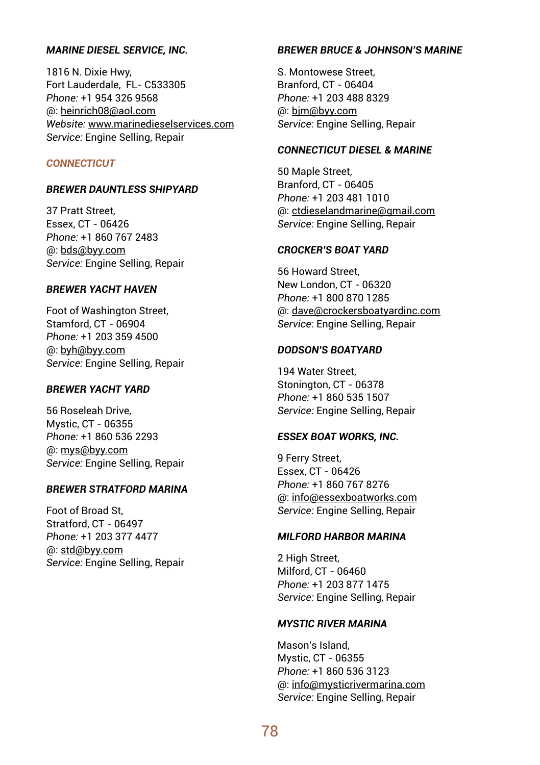### *MARINE DIESEL SERVICE, INC.*

1816 N. Dixie Hwy,
Fort Lauderdale, FL- C533305
*Phone:* +1 954 326 9568
@: heinrich08@aol.com
*Website:* www.marinedieselservices.com
*Service:* Engine Selling, Repair

## *CONNECTICUT*

### *BREWER DAUNTLESS SHIPYARD*

37 Pratt Street,
Essex, CT - 06426
*Phone:* +1 860 767 2483
@: bds@byy.com
*Service:* Engine Selling, Repair

### *BREWER YACHT HAVEN*

Foot of Washington Street,
Stamford, CT - 06904
*Phone:* +1 203 359 4500
@: byh@byy.com
*Service:* Engine Selling, Repair

### *BREWER YACHT YARD*

56 Roseleah Drive,
Mystic, CT - 06355
*Phone:* +1 860 536 2293
@: mys@byy.com
*Service:* Engine Selling, Repair

### *BREWER STRATFORD MARINA*

Foot of Broad St,
Stratford, CT - 06497
*Phone:* +1 203 377 4477
@: std@byy.com
*Service:* Engine Selling, Repair

### *BREWER BRUCE & JOHNSON'S MARINE*

S. Montowese Street,
Branford, CT - 06404
*Phone:* +1 203 488 8329
@: bjm@byy.com
*Service:* Engine Selling, Repair

### *CONNECTICUT DIESEL & MARINE*

50 Maple Street,
Branford, CT - 06405
*Phone:* +1 203 481 1010
@: ctdieselandmarine@gmail.com
*Service:* Engine Selling, Repair

### *CROCKER'S BOAT YARD*

56 Howard Street,
New London, CT - 06320
*Phone:* +1 800 870 1285
@: dave@crockersboatyardinc.com
*Service:* Engine Selling, Repair

### *DODSON'S BOATYARD*

194 Water Street,
Stonington, CT - 06378
*Phone:* +1 860 535 1507
*Service:* Engine Selling, Repair

### *ESSEX BOAT WORKS, INC.*

9 Ferry Street,
Essex, CT - 06426
*Phone:* +1 860 767 8276
@: info@essexboatworks.com
*Service:* Engine Selling, Repair

### *MILFORD HARBOR MARINA*

2 High Street,
Milford, CT - 06460
*Phone:* +1 203 877 1475
*Service:* Engine Selling, Repair

### *MYSTIC RIVER MARINA*

Mason's Island,
Mystic, CT - 06355
*Phone:* +1 860 536 3123
@: info@mysticrivermarina.com
*Service:* Engine Selling, Repair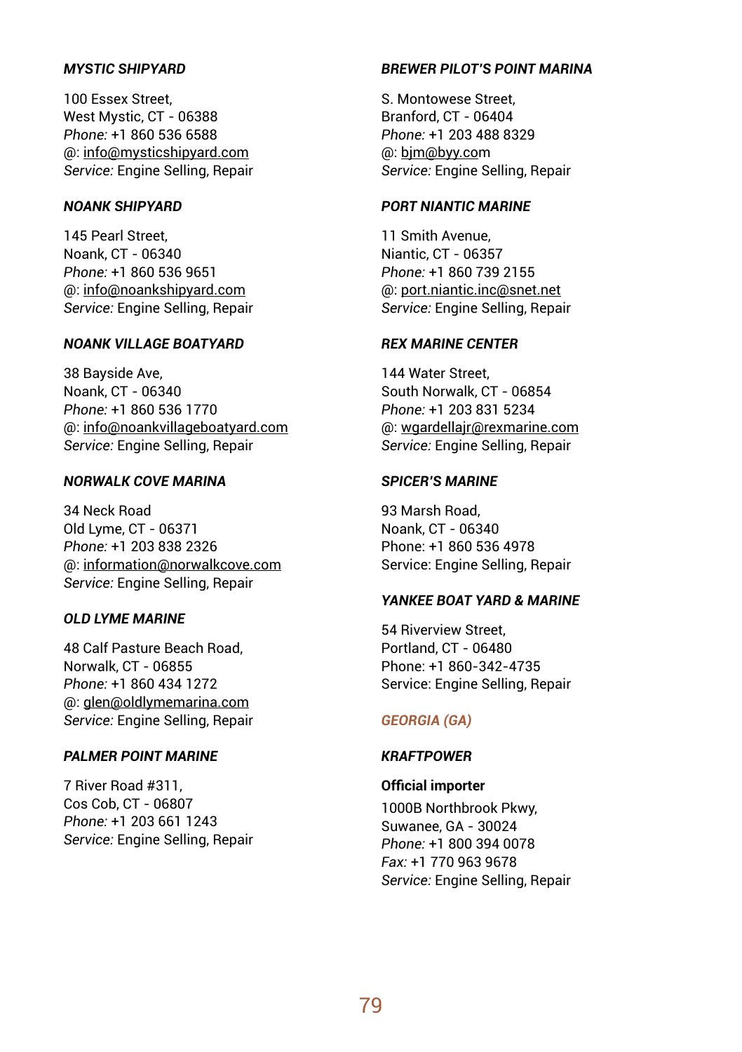***MYSTIC SHIPYARD***

100 Essex Street,
West Mystic, CT - 06388
*Phone:* +1 860 536 6588
@: info@mysticshipyard.com
*Service:* Engine Selling, Repair

***NOANK SHIPYARD***

145 Pearl Street,
Noank, CT - 06340
*Phone:* +1 860 536 9651
@: info@noankshipyard.com
*Service:* Engine Selling, Repair

***NOANK VILLAGE BOATYARD***

38 Bayside Ave,
Noank, CT - 06340
*Phone:* +1 860 536 1770
@: info@noankvillageboatyard.com
*Service:* Engine Selling, Repair

***NORWALK COVE MARINA***

34 Neck Road
Old Lyme, CT - 06371
*Phone:* +1 203 838 2326
@: information@norwalkcove.com
*Service:* Engine Selling, Repair

***OLD LYME MARINE***

48 Calf Pasture Beach Road,
Norwalk, CT - 06855
*Phone:* +1 860 434 1272
@: glen@oldlymemarina.com
*Service:* Engine Selling, Repair

***PALMER POINT MARINE***

7 River Road #311,
Cos Cob, CT - 06807
*Phone:* +1 203 661 1243
*Service:* Engine Selling, Repair

***BREWER PILOT'S POINT MARINA***

S. Montowese Street,
Branford, CT - 06404
*Phone:* +1 203 488 8329
@: bjm@byy.com
*Service:* Engine Selling, Repair

***PORT NIANTIC MARINE***

11 Smith Avenue,
Niantic, CT - 06357
*Phone:* +1 860 739 2155
@: port.niantic.inc@snet.net
*Service:* Engine Selling, Repair

***REX MARINE CENTER***

144 Water Street,
South Norwalk, CT - 06854
*Phone:* +1 203 831 5234
@: wgardellajr@rexmarine.com
*Service:* Engine Selling, Repair

***SPICER'S MARINE***

93 Marsh Road,
Noank, CT - 06340
Phone: +1 860 536 4978
Service: Engine Selling, Repair

***YANKEE BOAT YARD & MARINE***

54 Riverview Street,
Portland, CT - 06480
Phone: +1 860-342-4735
Service: Engine Selling, Repair

## ***GEORGIA (GA)***

***KRAFTPOWER***

**Official importer**

1000B Northbrook Pkwy,
Suwanee, GA - 30024
*Phone:* +1 800 394 0078
*Fax:* +1 770 963 9678
*Service:* Engine Selling, Repair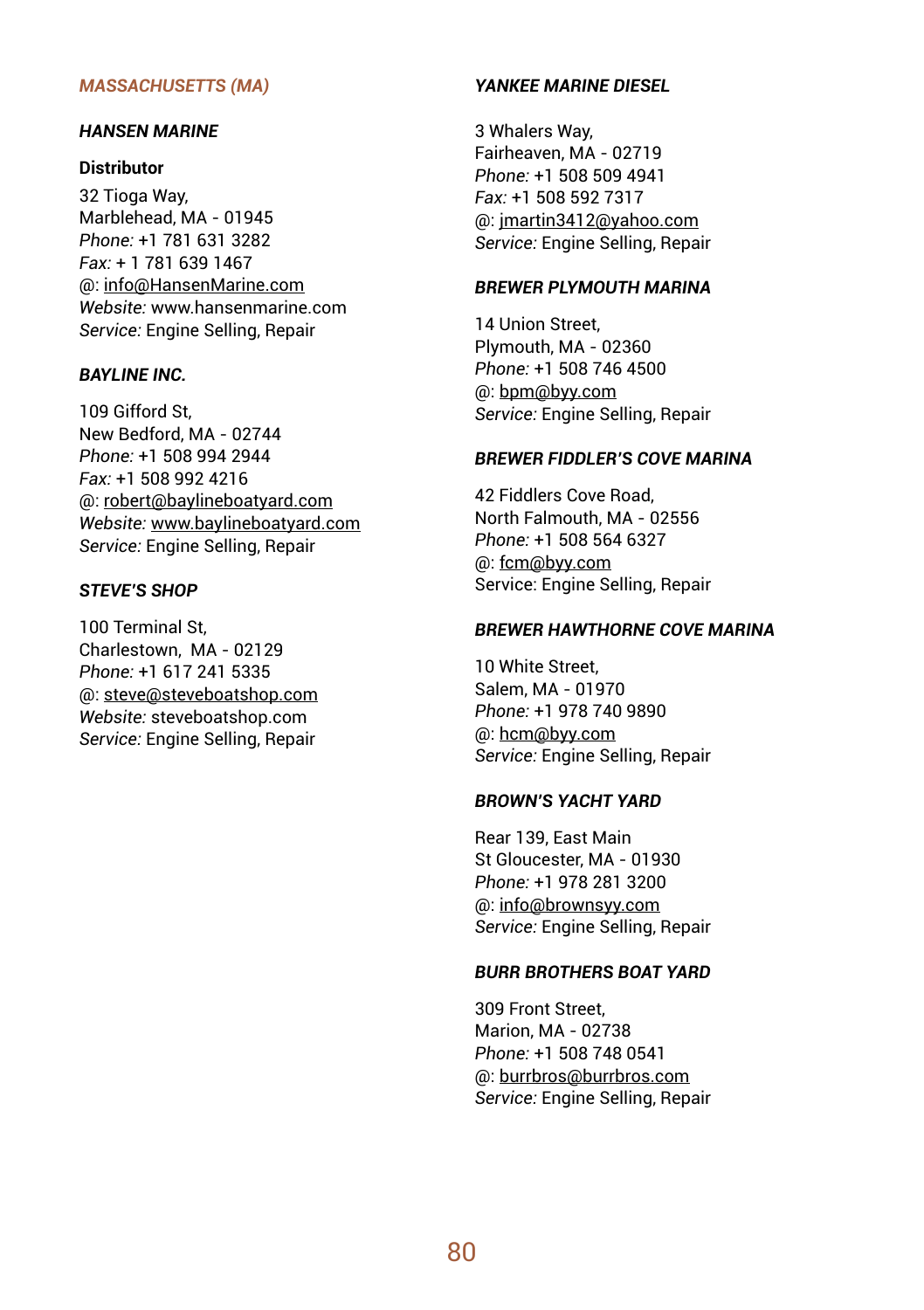## *MASSACHUSETTS (MA)*

### *HANSEN MARINE*

**Distributor**

32 Tioga Way,
Marblehead, MA - 01945
*Phone:* +1 781 631 3282
*Fax:* + 1 781 639 1467
@: info@HansenMarine.com
*Website:* www.hansenmarine.com
*Service:* Engine Selling, Repair

### *BAYLINE INC.*

109 Gifford St,
New Bedford, MA - 02744
*Phone:* +1 508 994 2944
*Fax:* +1 508 992 4216
@: robert@baylineboatyard.com
*Website:* www.baylineboatyard.com
*Service:* Engine Selling, Repair

### *STEVE'S SHOP*

100 Terminal St,
Charlestown, MA - 02129
*Phone:* +1 617 241 5335
@: steve@steveboatshop.com
*Website:* steveboatshop.com
*Service:* Engine Selling, Repair

### *YANKEE MARINE DIESEL*

3 Whalers Way,
Fairheaven, MA - 02719
*Phone:* +1 508 509 4941
*Fax:* +1 508 592 7317
@: jmartin3412@yahoo.com
*Service:* Engine Selling, Repair

### *BREWER PLYMOUTH MARINA*

14 Union Street,
Plymouth, MA - 02360
*Phone:* +1 508 746 4500
@: bpm@byy.com
*Service:* Engine Selling, Repair

### *BREWER FIDDLER'S COVE MARINA*

42 Fiddlers Cove Road,
North Falmouth, MA - 02556
*Phone:* +1 508 564 6327
@: fcm@byy.com
Service: Engine Selling, Repair

### *BREWER HAWTHORNE COVE MARINA*

10 White Street,
Salem, MA - 01970
*Phone:* +1 978 740 9890
@: hcm@byy.com
*Service:* Engine Selling, Repair

### *BROWN'S YACHT YARD*

Rear 139, East Main
St Gloucester, MA - 01930
*Phone:* +1 978 281 3200
@: info@brownsyy.com
*Service:* Engine Selling, Repair

### *BURR BROTHERS BOAT YARD*

309 Front Street,
Marion, MA - 02738
*Phone:* +1 508 748 0541
@: burrbros@burrbros.com
*Service:* Engine Selling, Repair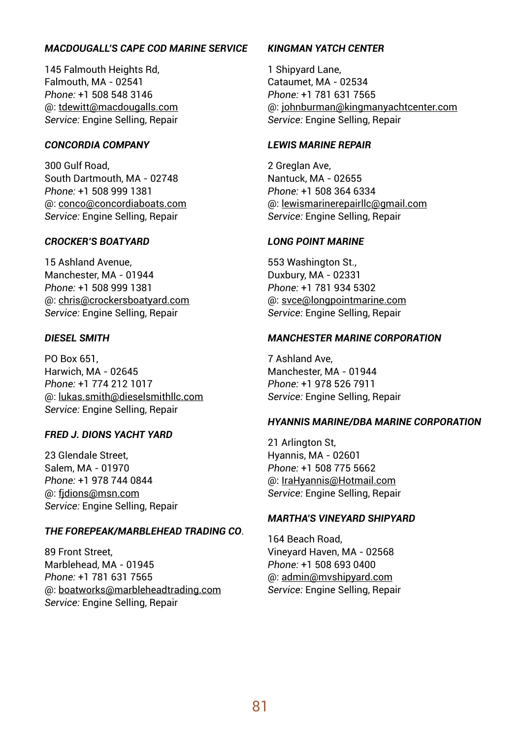***MACDOUGALL'S CAPE COD MARINE SERVICE***

145 Falmouth Heights Rd,
Falmouth, MA - 02541
*Phone:* +1 508 548 3146
@: tdewitt@macdougalls.com
*Service:* Engine Selling, Repair

***CONCORDIA COMPANY***

300 Gulf Road,
South Dartmouth, MA - 02748
*Phone:* +1 508 999 1381
@: conco@concordiaboats.com
*Service:* Engine Selling, Repair

***CROCKER'S BOATYARD***

15 Ashland Avenue,
Manchester, MA - 01944
*Phone:* +1 508 999 1381
@: chris@crockersboatyard.com
*Service:* Engine Selling, Repair

***DIESEL SMITH***

PO Box 651,
Harwich, MA - 02645
*Phone:* +1 774 212 1017
@: lukas.smith@dieselsmithllc.com
*Service:* Engine Selling, Repair

***FRED J. DIONS YACHT YARD***

23 Glendale Street,
Salem, MA - 01970
*Phone:* +1 978 744 0844
@: fjdions@msn.com
*Service:* Engine Selling, Repair

***THE FOREPEAK/MARBLEHEAD TRADING CO***.

89 Front Street,
Marblehead, MA - 01945
*Phone:* +1 781 631 7565
@: boatworks@marbleheadtrading.com
*Service:* Engine Selling, Repair

***KINGMAN YATCH CENTER***

1 Shipyard Lane,
Cataumet, MA - 02534
*Phone:* +1 781 631 7565
@: johnburman@kingmanyachtcenter.com
*Service:* Engine Selling, Repair

***LEWIS MARINE REPAIR***

2 Greglan Ave,
Nantuck, MA - 02655
*Phone:* +1 508 364 6334
@: lewismarinerepairllc@gmail.com
*Service:* Engine Selling, Repair

***LONG POINT MARINE***

553 Washington St.,
Duxbury, MA - 02331
*Phone:* +1 781 934 5302
@: svce@longpointmarine.com
*Service:* Engine Selling, Repair

***MANCHESTER MARINE CORPORATION***

7 Ashland Ave,
Manchester, MA - 01944
*Phone:* +1 978 526 7911
*Service:* Engine Selling, Repair

***HYANNIS MARINE/DBA MARINE CORPORATION***

21 Arlington St,
Hyannis, MA - 02601
*Phone:* +1 508 775 5662
@: IraHyannis@Hotmail.com
*Service:* Engine Selling, Repair

***MARTHA'S VINEYARD SHIPYARD***

164 Beach Road,
Vineyard Haven, MA - 02568
*Phone:* +1 508 693 0400
@: admin@mvshipyard.com
*Service:* Engine Selling, Repair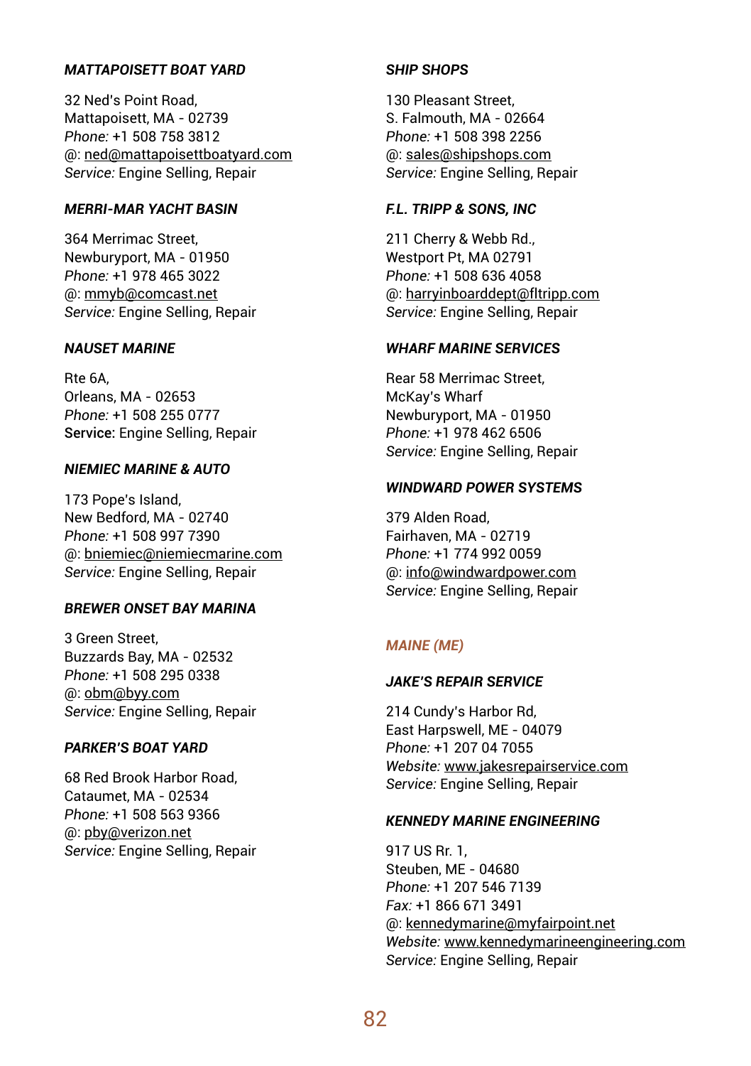### *MATTAPOISETT BOAT YARD*

32 Ned's Point Road,
Mattapoisett, MA - 02739
*Phone:* +1 508 758 3812
@: ned@mattapoisettboatyard.com
*Service:* Engine Selling, Repair

### *MERRI-MAR YACHT BASIN*

364 Merrimac Street,
Newburyport, MA - 01950
*Phone:* +1 978 465 3022
@: mmyb@comcast.net
*Service:* Engine Selling, Repair

### *NAUSET MARINE*

Rte 6A,
Orleans, MA - 02653
*Phone:* +1 508 255 0777
**Service:** Engine Selling, Repair

### *NIEMIEC MARINE & AUTO*

173 Pope's Island,
New Bedford, MA - 02740
*Phone:* +1 508 997 7390
@: bniemiec@niemiecmarine.com
*Service:* Engine Selling, Repair

### *BREWER ONSET BAY MARINA*

3 Green Street,
Buzzards Bay, MA - 02532
*Phone:* +1 508 295 0338
@: obm@byy.com
*Service:* Engine Selling, Repair

### *PARKER'S BOAT YARD*

68 Red Brook Harbor Road,
Cataumet, MA - 02534
*Phone:* +1 508 563 9366
@: pby@verizon.net
*Service:* Engine Selling, Repair

### *SHIP SHOPS*

130 Pleasant Street,
S. Falmouth, MA - 02664
*Phone:* +1 508 398 2256
@: sales@shipshops.com
*Service:* Engine Selling, Repair

### *F.L. TRIPP & SONS, INC*

211 Cherry & Webb Rd.,
Westport Pt, MA 02791
*Phone:* +1 508 636 4058
@: harryinboarddept@fltripp.com
*Service:* Engine Selling, Repair

### *WHARF MARINE SERVICES*

Rear 58 Merrimac Street,
McKay's Wharf
Newburyport, MA - 01950
*Phone:* +1 978 462 6506
*Service:* Engine Selling, Repair

### *WINDWARD POWER SYSTEMS*

379 Alden Road,
Fairhaven, MA - 02719
*Phone:* +1 774 992 0059
@: info@windwardpower.com
*Service:* Engine Selling, Repair

## *MAINE (ME)*

### *JAKE'S REPAIR SERVICE*

214 Cundy's Harbor Rd,
East Harpswell, ME - 04079
*Phone:* +1 207 04 7055
*Website:* www.jakesrepairservice.com
*Service:* Engine Selling, Repair

### *KENNEDY MARINE ENGINEERING*

917 US Rr. 1,
Steuben, ME - 04680
*Phone:* +1 207 546 7139
*Fax:* +1 866 671 3491
@: kennedymarine@myfairpoint.net
*Website:* www.kennedymarineengineering.com
*Service:* Engine Selling, Repair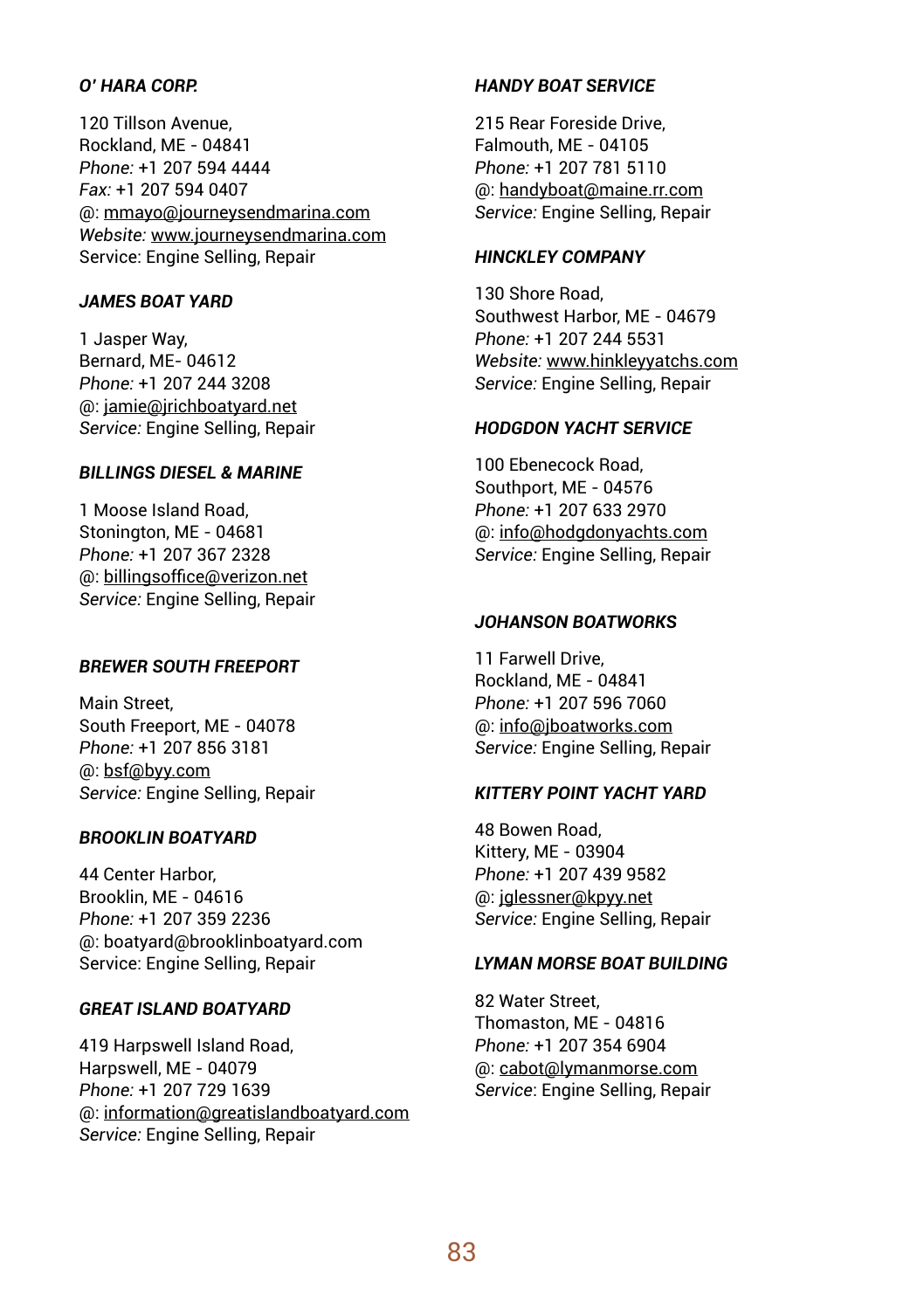***O' HARA CORP.***

120 Tillson Avenue,
Rockland, ME - 04841
*Phone:* +1 207 594 4444
*Fax:* +1 207 594 0407
@: mmayo@journeysendmarina.com
*Website:* www.journeysendmarina.com
Service: Engine Selling, Repair

***JAMES BOAT YARD***

1 Jasper Way,
Bernard, ME- 04612
*Phone:* +1 207 244 3208
@: jamie@jrichboatyard.net
*Service:* Engine Selling, Repair

***BILLINGS DIESEL & MARINE***

1 Moose Island Road,
Stonington, ME - 04681
*Phone:* +1 207 367 2328
@: billingsoffice@verizon.net
*Service:* Engine Selling, Repair

***BREWER SOUTH FREEPORT***

Main Street,
South Freeport, ME - 04078
*Phone:* +1 207 856 3181
@: bsf@byy.com
*Service:* Engine Selling, Repair

***BROOKLIN BOATYARD***

44 Center Harbor,
Brooklin, ME - 04616
*Phone:* +1 207 359 2236
@: boatyard@brooklinboatyard.com
Service: Engine Selling, Repair

***GREAT ISLAND BOATYARD***

419 Harpswell Island Road,
Harpswell, ME - 04079
*Phone:* +1 207 729 1639
@: information@greatislandboatyard.com
*Service:* Engine Selling, Repair

***HANDY BOAT SERVICE***

215 Rear Foreside Drive,
Falmouth, ME - 04105
*Phone:* +1 207 781 5110
@: handyboat@maine.rr.com
*Service:* Engine Selling, Repair

***HINCKLEY COMPANY***

130 Shore Road,
Southwest Harbor, ME - 04679
*Phone:* +1 207 244 5531
*Website:* www.hinkleyyatchs.com
*Service:* Engine Selling, Repair

***HODGDON YACHT SERVICE***

100 Ebenecock Road,
Southport, ME - 04576
*Phone:* +1 207 633 2970
@: info@hodgdonyachts.com
*Service:* Engine Selling, Repair

***JOHANSON BOATWORKS***

11 Farwell Drive,
Rockland, ME - 04841
*Phone:* +1 207 596 7060
@: info@jboatworks.com
*Service:* Engine Selling, Repair

***KITTERY POINT YACHT YARD***

48 Bowen Road,
Kittery, ME - 03904
*Phone:* +1 207 439 9582
@: jglessner@kpyy.net
*Service:* Engine Selling, Repair

***LYMAN MORSE BOAT BUILDING***

82 Water Street,
Thomaston, ME - 04816
*Phone:* +1 207 354 6904
@: cabot@lymanmorse.com
*Service*: Engine Selling, Repair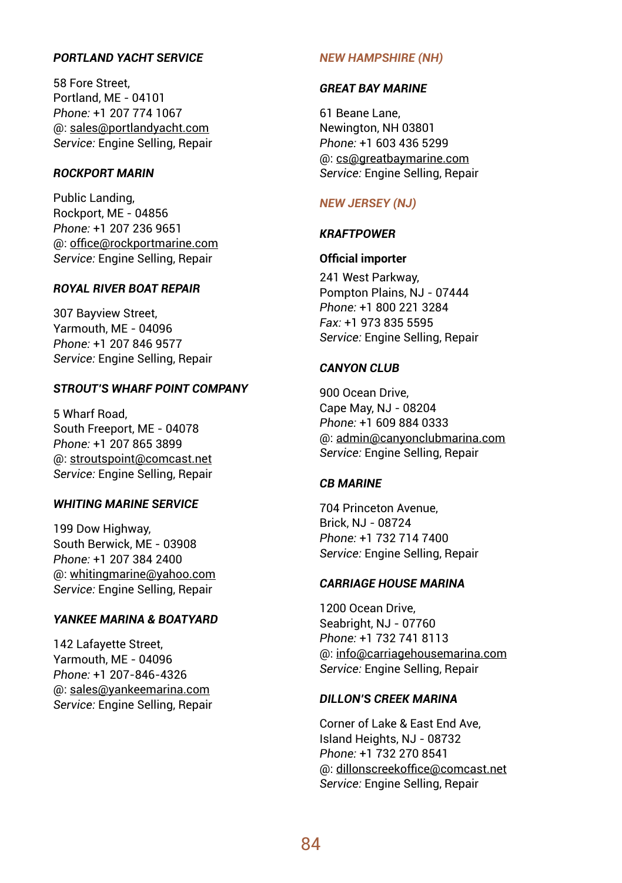#### *PORTLAND YACHT SERVICE*

58 Fore Street,
Portland, ME - 04101
*Phone:* +1 207 774 1067
@: sales@portlandyacht.com
*Service:* Engine Selling, Repair

#### *ROCKPORT MARIN*

Public Landing,
Rockport, ME - 04856
*Phone:* +1 207 236 9651
@: office@rockportmarine.com
*Service:* Engine Selling, Repair

#### *ROYAL RIVER BOAT REPAIR*

307 Bayview Street,
Yarmouth, ME - 04096
*Phone:* +1 207 846 9577
*Service:* Engine Selling, Repair

#### *STROUT'S WHARF POINT COMPANY*

5 Wharf Road,
South Freeport, ME - 04078
*Phone:* +1 207 865 3899
@: stroutspoint@comcast.net
*Service:* Engine Selling, Repair

#### *WHITING MARINE SERVICE*

199 Dow Highway,
South Berwick, ME - 03908
*Phone:* +1 207 384 2400
@: whitingmarine@yahoo.com
*Service:* Engine Selling, Repair

#### *YANKEE MARINA & BOATYARD*

142 Lafayette Street,
Yarmouth, ME - 04096
*Phone:* +1 207-846-4326
@: sales@yankeemarina.com
*Service:* Engine Selling, Repair

### *NEW HAMPSHIRE (NH)*

#### *GREAT BAY MARINE*

61 Beane Lane,
Newington, NH 03801
*Phone:* +1 603 436 5299
@: cs@greatbaymarine.com
*Service:* Engine Selling, Repair

### *NEW JERSEY (NJ)*

#### *KRAFTPOWER*

**Official importer**

241 West Parkway,
Pompton Plains, NJ - 07444
*Phone:* +1 800 221 3284
*Fax:* +1 973 835 5595
*Service:* Engine Selling, Repair

#### *CANYON CLUB*

900 Ocean Drive,
Cape May, NJ - 08204
*Phone:* +1 609 884 0333
@: admin@canyonclubmarina.com
*Service:* Engine Selling, Repair

#### *CB MARINE*

704 Princeton Avenue,
Brick, NJ - 08724
*Phone:* +1 732 714 7400
*Service:* Engine Selling, Repair

#### *CARRIAGE HOUSE MARINA*

1200 Ocean Drive,
Seabright, NJ - 07760
*Phone:* +1 732 741 8113
@: info@carriagehousemarina.com
*Service:* Engine Selling, Repair

#### *DILLON'S CREEK MARINA*

Corner of Lake & East End Ave,
Island Heights, NJ - 08732
*Phone:* +1 732 270 8541
@: dillonscreekoffice@comcast.net
*Service:* Engine Selling, Repair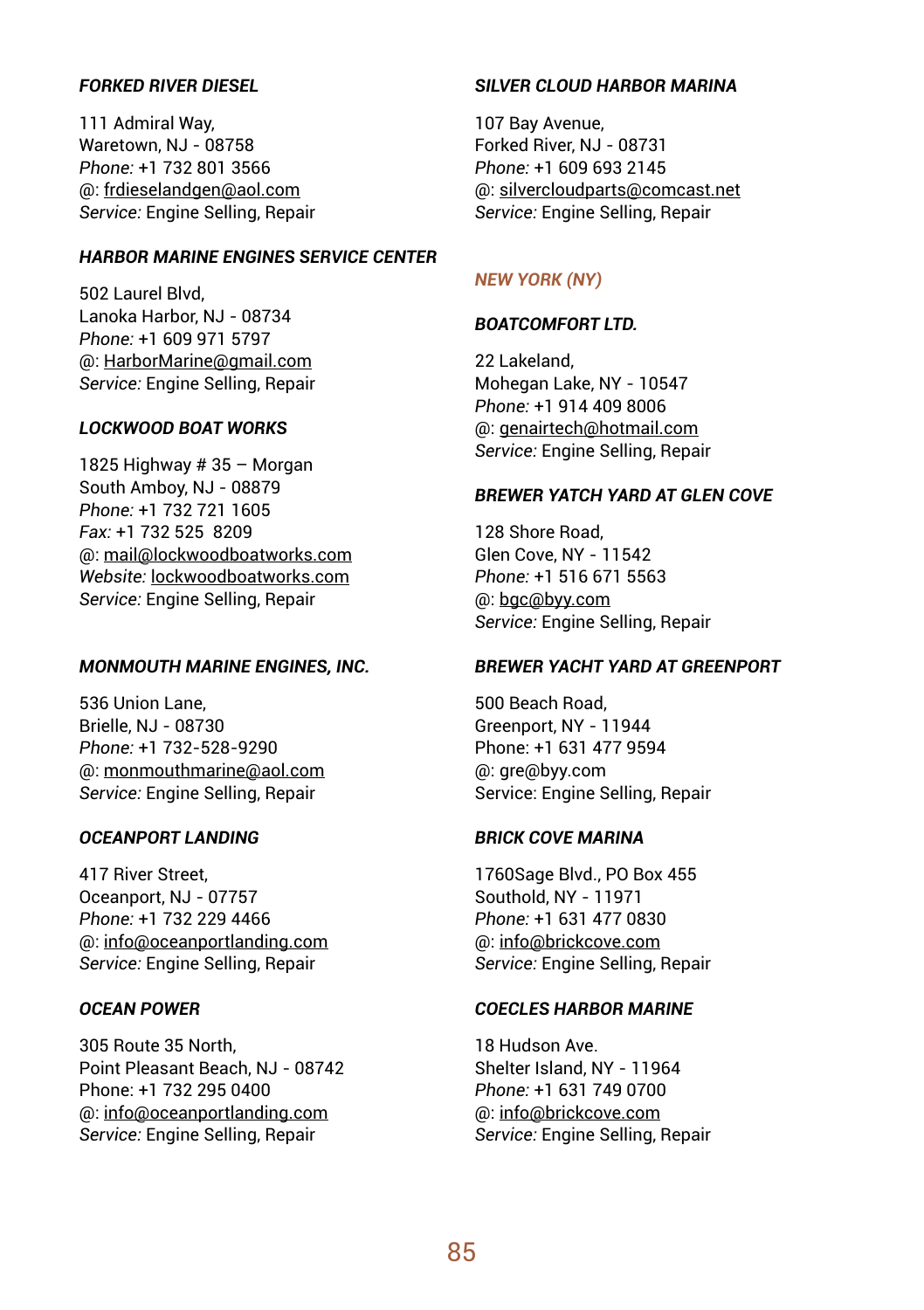### *FORKED RIVER DIESEL*

111 Admiral Way,
Waretown, NJ - 08758
*Phone:* +1 732 801 3566
@: frdieselandgen@aol.com
*Service:* Engine Selling, Repair

### *HARBOR MARINE ENGINES SERVICE CENTER*

502 Laurel Blvd,
Lanoka Harbor, NJ - 08734
*Phone:* +1 609 971 5797
@: HarborMarine@gmail.com
*Service:* Engine Selling, Repair

### *LOCKWOOD BOAT WORKS*

1825 Highway # 35 – Morgan
South Amboy, NJ - 08879
*Phone:* +1 732 721 1605
*Fax:* +1 732 525 8209
@: mail@lockwoodboatworks.com
*Website:* lockwoodboatworks.com
*Service:* Engine Selling, Repair

### *MONMOUTH MARINE ENGINES, INC.*

536 Union Lane,
Brielle, NJ - 08730
*Phone:* +1 732-528-9290
@: monmouthmarine@aol.com
*Service:* Engine Selling, Repair

### *OCEANPORT LANDING*

417 River Street,
Oceanport, NJ - 07757
*Phone:* +1 732 229 4466
@: info@oceanportlanding.com
*Service:* Engine Selling, Repair

### *OCEAN POWER*

305 Route 35 North,
Point Pleasant Beach, NJ - 08742
Phone: +1 732 295 0400
@: info@oceanportlanding.com
*Service:* Engine Selling, Repair

### *SILVER CLOUD HARBOR MARINA*

107 Bay Avenue,
Forked River, NJ - 08731
*Phone:* +1 609 693 2145
@: silvercloudparts@comcast.net
*Service:* Engine Selling, Repair

## *NEW YORK (NY)*

### *BOATCOMFORT LTD.*

22 Lakeland,
Mohegan Lake, NY - 10547
*Phone:* +1 914 409 8006
@: genairtech@hotmail.com
*Service:* Engine Selling, Repair

### *BREWER YATCH YARD AT GLEN COVE*

128 Shore Road,
Glen Cove, NY - 11542
*Phone:* +1 516 671 5563
@: bgc@byy.com
*Service:* Engine Selling, Repair

### *BREWER YACHT YARD AT GREENPORT*

500 Beach Road,
Greenport, NY - 11944
Phone: +1 631 477 9594
@: gre@byy.com
Service: Engine Selling, Repair

### *BRICK COVE MARINA*

1760Sage Blvd., PO Box 455
Southold, NY - 11971
*Phone:* +1 631 477 0830
@: info@brickcove.com
*Service:* Engine Selling, Repair

### *COECLES HARBOR MARINE*

18 Hudson Ave.
Shelter Island, NY - 11964
*Phone:* +1 631 749 0700
@: info@brickcove.com
*Service:* Engine Selling, Repair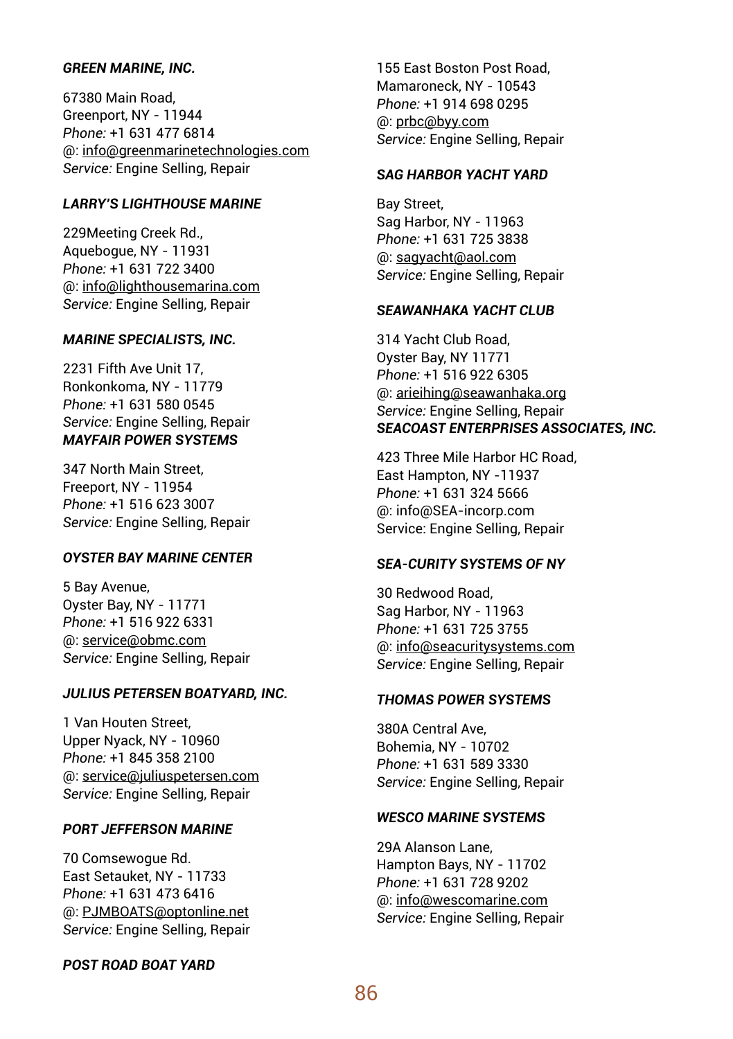***GREEN MARINE, INC.***

67380 Main Road,
Greenport, NY - 11944
*Phone:* +1 631 477 6814
@: info@greenmarinetechnologies.com
*Service:* Engine Selling, Repair

***LARRY'S LIGHTHOUSE MARINE***

229Meeting Creek Rd.,
Aquebogue, NY - 11931
*Phone:* +1 631 722 3400
@: info@lighthousemarina.com
*Service:* Engine Selling, Repair

***MARINE SPECIALISTS, INC.***

2231 Fifth Ave Unit 17,
Ronkonkoma, NY - 11779
*Phone:* +1 631 580 0545
*Service:* Engine Selling, Repair

***MAYFAIR POWER SYSTEMS***

347 North Main Street,
Freeport, NY - 11954
*Phone:* +1 516 623 3007
*Service:* Engine Selling, Repair

***OYSTER BAY MARINE CENTER***

5 Bay Avenue,
Oyster Bay, NY - 11771
*Phone:* +1 516 922 6331
@: service@obmc.com
*Service:* Engine Selling, Repair

***JULIUS PETERSEN BOATYARD, INC.***

1 Van Houten Street,
Upper Nyack, NY - 10960
*Phone:* +1 845 358 2100
@: service@juliuspetersen.com
*Service:* Engine Selling, Repair

***PORT JEFFERSON MARINE***

70 Comsewogue Rd.
East Setauket, NY - 11733
*Phone:* +1 631 473 6416
@: PJMBOATS@optonline.net
*Service:* Engine Selling, Repair

***POST ROAD BOAT YARD***

155 East Boston Post Road,
Mamaroneck, NY - 10543
*Phone:* +1 914 698 0295
@: prbc@byy.com
*Service:* Engine Selling, Repair

***SAG HARBOR YACHT YARD***

Bay Street,
Sag Harbor, NY - 11963
*Phone:* +1 631 725 3838
@: sagyacht@aol.com
*Service:* Engine Selling, Repair

***SEAWANHAKA YACHT CLUB***

314 Yacht Club Road,
Oyster Bay, NY 11771
*Phone:* +1 516 922 6305
@: arieihing@seawanhaka.org
*Service:* Engine Selling, Repair

***SEACOAST ENTERPRISES ASSOCIATES, INC.***

423 Three Mile Harbor HC Road,
East Hampton, NY -11937
*Phone:* +1 631 324 5666
@: info@SEA-incorp.com
Service: Engine Selling, Repair

***SEA-CURITY SYSTEMS OF NY***

30 Redwood Road,
Sag Harbor, NY - 11963
*Phone:* +1 631 725 3755
@: info@seacuritysystems.com
*Service:* Engine Selling, Repair

***THOMAS POWER SYSTEMS***

380A Central Ave,
Bohemia, NY - 10702
*Phone:* +1 631 589 3330
*Service:* Engine Selling, Repair

***WESCO MARINE SYSTEMS***

29A Alanson Lane,
Hampton Bays, NY - 11702
*Phone:* +1 631 728 9202
@: info@wescomarine.com
*Service:* Engine Selling, Repair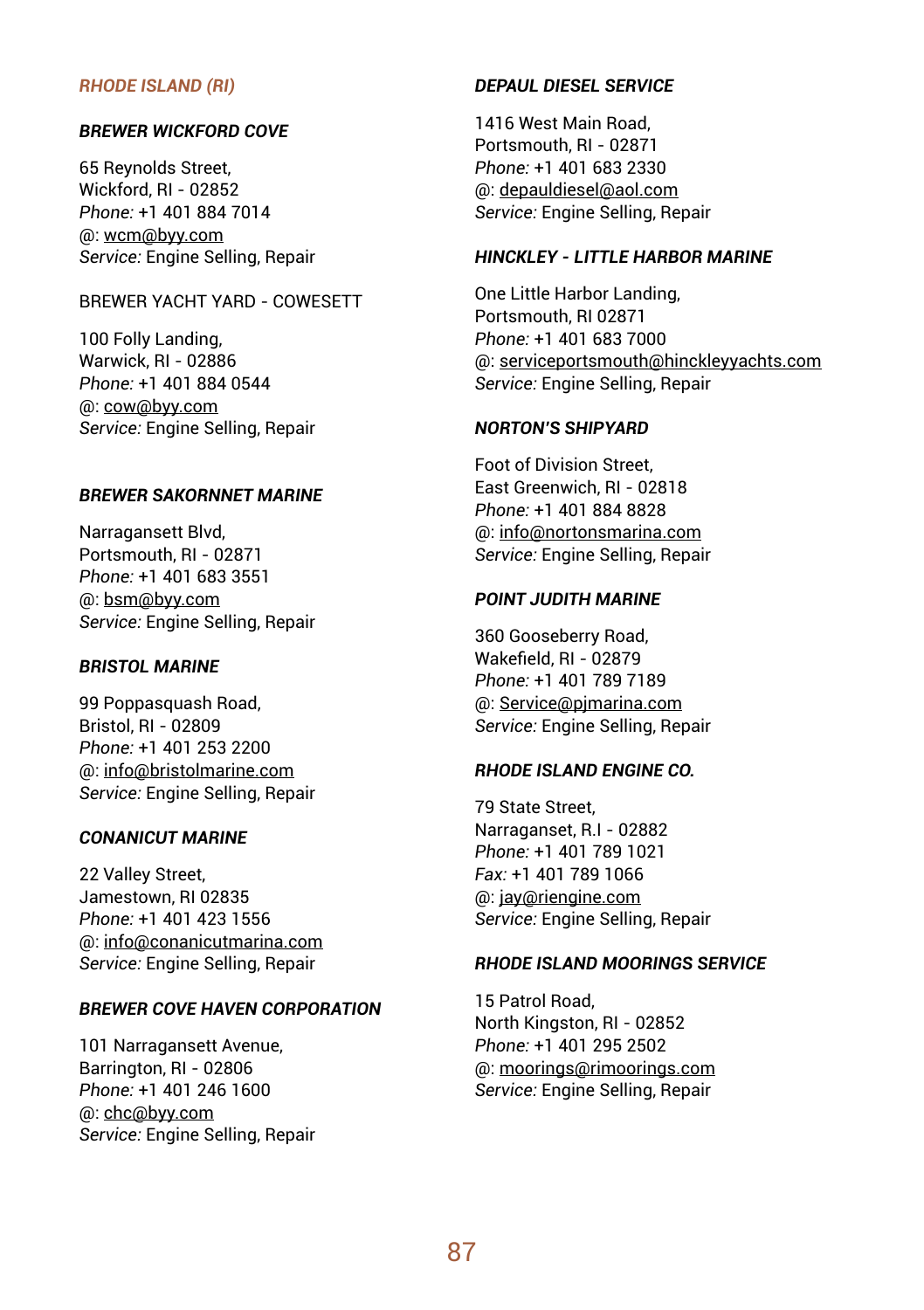## *RHODE ISLAND (RI)*

### *BREWER WICKFORD COVE*

65 Reynolds Street,
Wickford, RI - 02852
*Phone:* +1 401 884 7014
@: wcm@byy.com
*Service:* Engine Selling, Repair

### BREWER YACHT YARD - COWESETT

100 Folly Landing,
Warwick, RI - 02886
*Phone:* +1 401 884 0544
@: cow@byy.com
*Service:* Engine Selling, Repair

### *BREWER SAKORNNET MARINE*

Narragansett Blvd,
Portsmouth, RI - 02871
*Phone:* +1 401 683 3551
@: bsm@byy.com
*Service:* Engine Selling, Repair

### *BRISTOL MARINE*

99 Poppasquash Road,
Bristol, RI - 02809
*Phone:* +1 401 253 2200
@: info@bristolmarine.com
*Service:* Engine Selling, Repair

### *CONANICUT MARINE*

22 Valley Street,
Jamestown, RI 02835
*Phone:* +1 401 423 1556
@: info@conanicutmarina.com
*Service:* Engine Selling, Repair

### *BREWER COVE HAVEN CORPORATION*

101 Narragansett Avenue,
Barrington, RI - 02806
*Phone:* +1 401 246 1600
@: chc@byy.com
*Service:* Engine Selling, Repair

### *DEPAUL DIESEL SERVICE*

1416 West Main Road,
Portsmouth, RI - 02871
*Phone:* +1 401 683 2330
@: depauldiesel@aol.com
*Service:* Engine Selling, Repair

### *HINCKLEY - LITTLE HARBOR MARINE*

One Little Harbor Landing,
Portsmouth, RI 02871
*Phone:* +1 401 683 7000
@: serviceportsmouth@hinckleyyachts.com
*Service:* Engine Selling, Repair

### *NORTON'S SHIPYARD*

Foot of Division Street,
East Greenwich, RI - 02818
*Phone:* +1 401 884 8828
@: info@nortonsmarina.com
*Service:* Engine Selling, Repair

### *POINT JUDITH MARINE*

360 Gooseberry Road,
Wakefield, RI - 02879
*Phone:* +1 401 789 7189
@: Service@pjmarina.com
*Service:* Engine Selling, Repair

### *RHODE ISLAND ENGINE CO.*

79 State Street,
Narraganset, R.I - 02882
*Phone:* +1 401 789 1021
*Fax:* +1 401 789 1066
@: jay@riengine.com
*Service:* Engine Selling, Repair

### *RHODE ISLAND MOORINGS SERVICE*

15 Patrol Road,
North Kingston, RI - 02852
*Phone:* +1 401 295 2502
@: moorings@rimoorings.com
*Service:* Engine Selling, Repair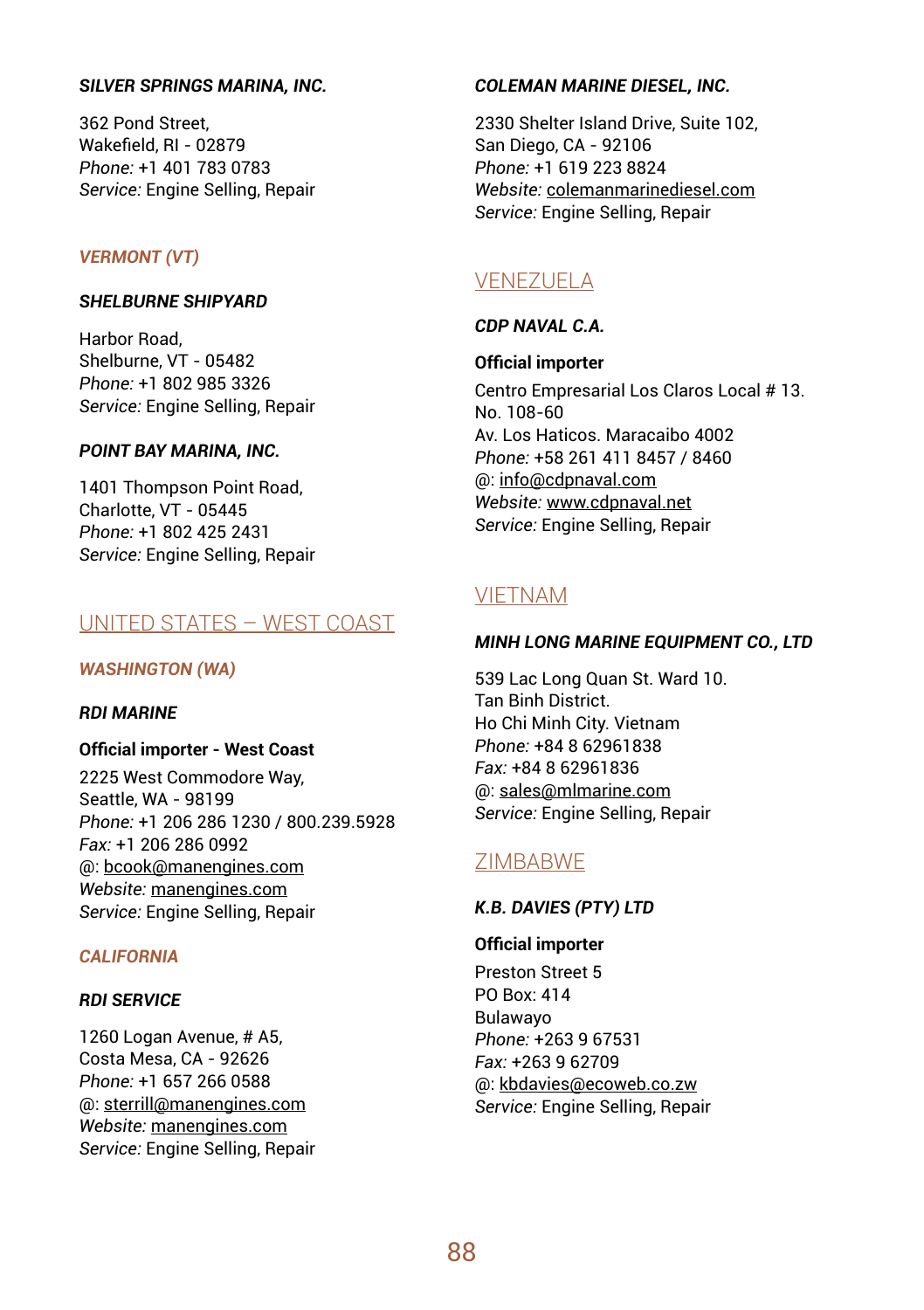***SILVER SPRINGS MARINA, INC.***

362 Pond Street,
Wakefield, RI - 02879
*Phone:* +1 401 783 0783
*Service:* Engine Selling, Repair

### *VERMONT (VT)*

***SHELBURNE SHIPYARD***

Harbor Road,
Shelburne, VT - 05482
*Phone:* +1 802 985 3326
*Service:* Engine Selling, Repair

***POINT BAY MARINA, INC.***

1401 Thompson Point Road,
Charlotte, VT - 05445
*Phone:* +1 802 425 2431
*Service:* Engine Selling, Repair

## UNITED STATES – WEST COAST

### *WASHINGTON (WA)*

***RDI MARINE***

**Official importer - West Coast**

2225 West Commodore Way,
Seattle, WA - 98199
*Phone:* +1 206 286 1230 / 800.239.5928
*Fax:* +1 206 286 0992
@: bcook@manengines.com
*Website:* manengines.com
*Service:* Engine Selling, Repair

### *CALIFORNIA*

***RDI SERVICE***

1260 Logan Avenue, # A5,
Costa Mesa, CA - 92626
*Phone:* +1 657 266 0588
@: sterrill@manengines.com
*Website:* manengines.com
*Service:* Engine Selling, Repair

***COLEMAN MARINE DIESEL, INC.***

2330 Shelter Island Drive, Suite 102,
San Diego, CA - 92106
*Phone:* +1 619 223 8824
*Website:* colemanmarinediesel.com
*Service:* Engine Selling, Repair

## VENEZUELA

***CDP NAVAL C.A.***

**Official importer**

Centro Empresarial Los Claros Local # 13.
No. 108-60
Av. Los Haticos. Maracaibo 4002
*Phone:* +58 261 411 8457 / 8460
@: info@cdpnaval.com
*Website:* www.cdpnaval.net
*Service:* Engine Selling, Repair

## VIETNAM

***MINH LONG MARINE EQUIPMENT CO., LTD***

539 Lac Long Quan St. Ward 10.
Tan Binh District.
Ho Chi Minh City. Vietnam
*Phone:* +84 8 62961838
*Fax:* +84 8 62961836
@: sales@mlmarine.com
*Service:* Engine Selling, Repair

## ZIMBABWE

***K.B. DAVIES (PTY) LTD***

**Official importer**

Preston Street 5
PO Box: 414
Bulawayo
*Phone:* +263 9 67531
*Fax:* +263 9 62709
@: kbdavies@ecoweb.co.zw
*Service:* Engine Selling, Repair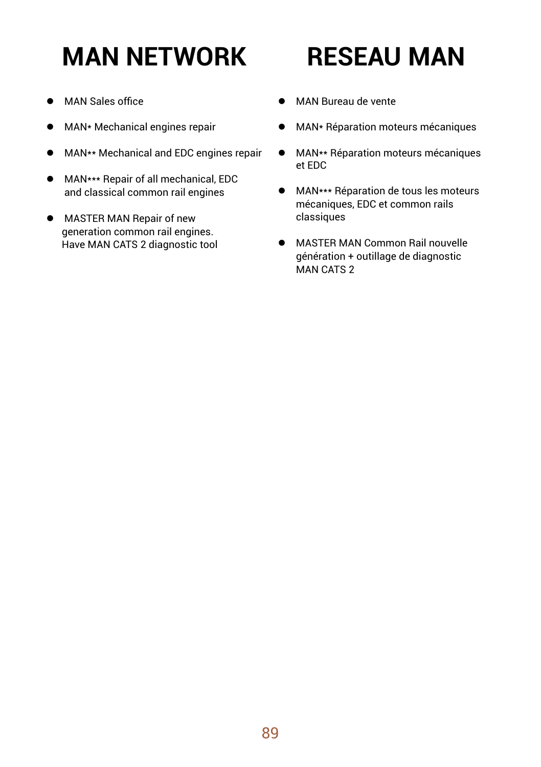# MAN NETWORK

- MAN Sales office
- MAN* Mechanical engines repair
- MAN** Mechanical and EDC engines repair
- MAN*** Repair of all mechanical, EDC and classical common rail engines
- MASTER MAN Repair of new generation common rail engines. Have MAN CATS 2 diagnostic tool

# RESEAU MAN

- MAN Bureau de vente
- MAN* Réparation moteurs mécaniques
- MAN** Réparation moteurs mécaniques et EDC
- MAN*** Réparation de tous les moteurs mécaniques, EDC et common rails classiques
- MASTER MAN Common Rail nouvelle génération + outillage de diagnostic MAN CATS 2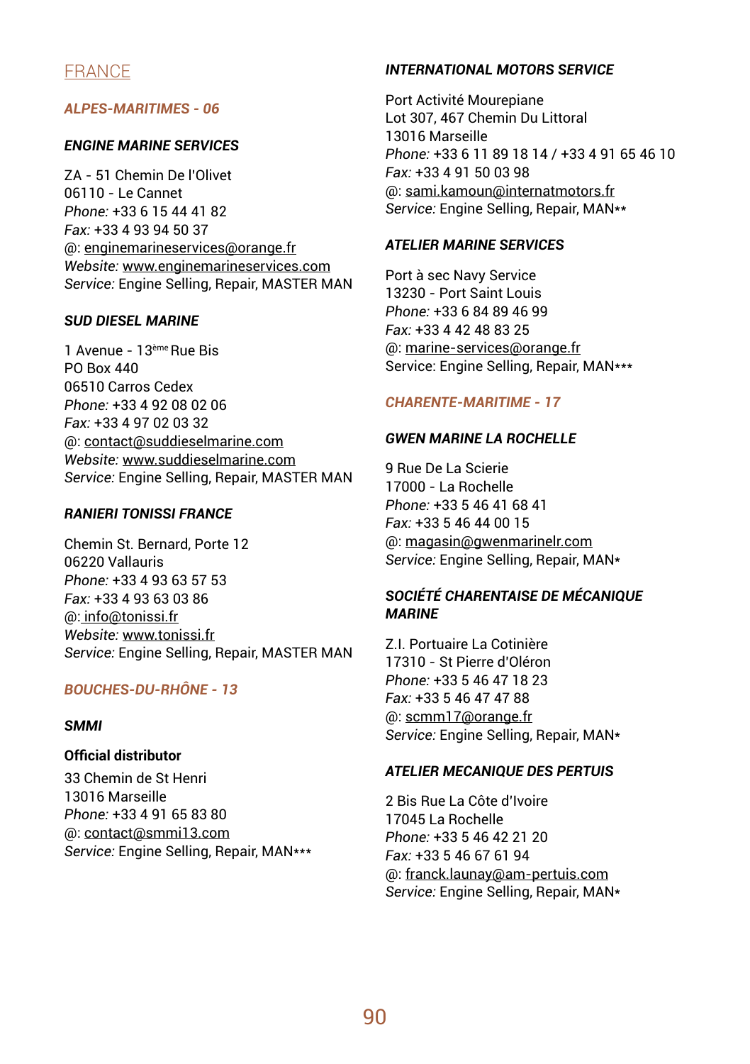## FRANCE

### ALPES-MARITIMES - 06

#### ENGINE MARINE SERVICES

ZA - 51 Chemin De l'Olivet
06110 - Le Cannet
*Phone:* +33 6 15 44 41 82
*Fax:* +33 4 93 94 50 37
@: enginemarineservices@orange.fr
*Website:* www.enginemarineservices.com
*Service:* Engine Selling, Repair, MASTER MAN

#### SUD DIESEL MARINE

1 Avenue - 13ème Rue Bis
PO Box 440
06510 Carros Cedex
*Phone:* +33 4 92 08 02 06
*Fax:* +33 4 97 02 03 32
@: contact@suddieselmarine.com
*Website:* www.suddieselmarine.com
*Service:* Engine Selling, Repair, MASTER MAN

#### RANIERI TONISSI FRANCE

Chemin St. Bernard, Porte 12
06220 Vallauris
*Phone:* +33 4 93 63 57 53
*Fax:* +33 4 93 63 03 86
@: info@tonissi.fr
*Website:* www.tonissi.fr
*Service:* Engine Selling, Repair, MASTER MAN

### BOUCHES-DU-RHÔNE - 13

#### SMMI

**Official distributor**

33 Chemin de St Henri
13016 Marseille
*Phone:* +33 4 91 65 83 80
@: contact@smmi13.com
*Service:* Engine Selling, Repair, MAN***

#### INTERNATIONAL MOTORS SERVICE

Port Activité Mourepiane
Lot 307, 467 Chemin Du Littoral
13016 Marseille
*Phone:* +33 6 11 89 18 14 / +33 4 91 65 46 10
*Fax:* +33 4 91 50 03 98
@: sami.kamoun@internatmotors.fr
*Service:* Engine Selling, Repair, MAN**

#### ATELIER MARINE SERVICES

Port à sec Navy Service
13230 - Port Saint Louis
*Phone:* +33 6 84 89 46 99
*Fax:* +33 4 42 48 83 25
@: marine-services@orange.fr
Service: Engine Selling, Repair, MAN***

### CHARENTE-MARITIME - 17

#### GWEN MARINE LA ROCHELLE

9 Rue De La Scierie
17000 - La Rochelle
*Phone:* +33 5 46 41 68 41
*Fax:* +33 5 46 44 00 15
@: magasin@gwenmarinelr.com
*Service:* Engine Selling, Repair, MAN*

#### SOCIÉTÉ CHARENTAISE DE MÉCANIQUE MARINE

Z.I. Portuaire La Cotinière
17310 - St Pierre d'Oléron
*Phone:* +33 5 46 47 18 23
*Fax:* +33 5 46 47 47 88
@: scmm17@orange.fr
*Service:* Engine Selling, Repair, MAN*

#### ATELIER MECANIQUE DES PERTUIS

2 Bis Rue La Côte d'Ivoire
17045 La Rochelle
*Phone:* +33 5 46 42 21 20
*Fax:* +33 5 46 67 61 94
@: franck.launay@am-pertuis.com
*Service:* Engine Selling, Repair, MAN*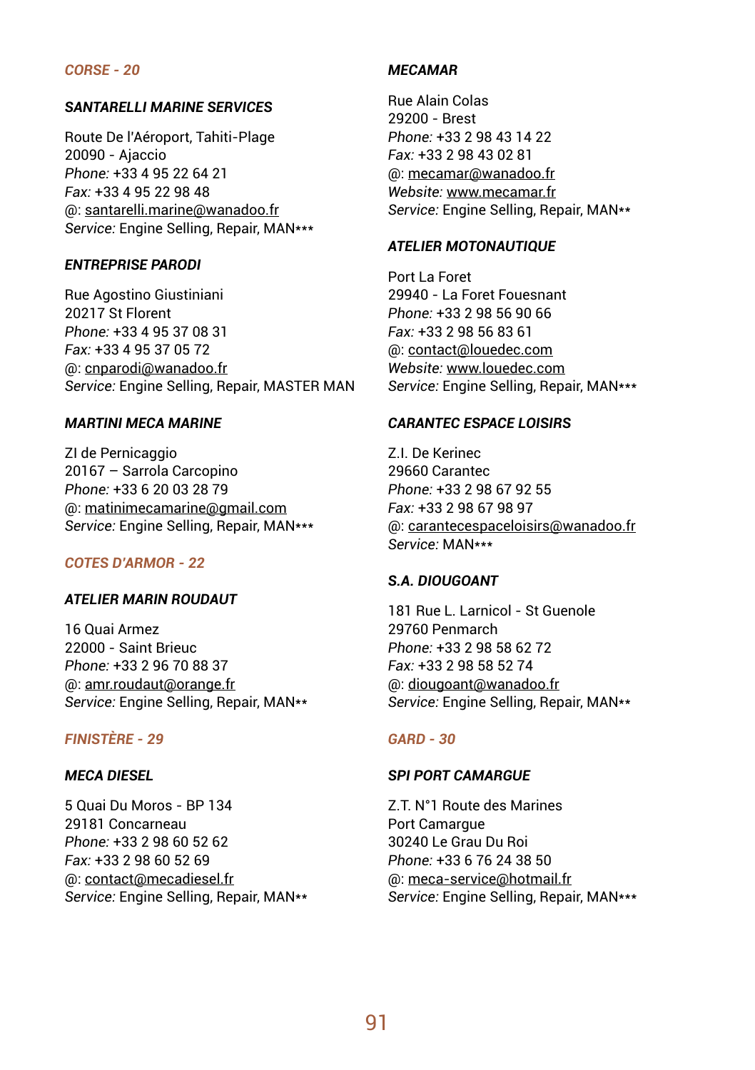## CORSE - 20

### SANTARELLI MARINE SERVICES

Route De l'Aéroport, Tahiti-Plage
20090 - Ajaccio
*Phone:* +33 4 95 22 64 21
*Fax:* +33 4 95 22 98 48
@: santarelli.marine@wanadoo.fr
*Service:* Engine Selling, Repair, MAN***

### ENTREPRISE PARODI

Rue Agostino Giustiniani
20217 St Florent
*Phone:* +33 4 95 37 08 31
*Fax:* +33 4 95 37 05 72
@: cnparodi@wanadoo.fr
*Service:* Engine Selling, Repair, MASTER MAN

### MARTINI MECA MARINE

ZI de Pernicaggio
20167 – Sarrola Carcopino
*Phone:* +33 6 20 03 28 79
@: matinimecamarine@gmail.com
*Service:* Engine Selling, Repair, MAN***

## COTES D'ARMOR - 22

### ATELIER MARIN ROUDAUT

16 Quai Armez
22000 - Saint Brieuc
*Phone:* +33 2 96 70 88 37
@: amr.roudaut@orange.fr
*Service:* Engine Selling, Repair, MAN**

## FINISTÈRE - 29

### MECA DIESEL

5 Quai Du Moros - BP 134
29181 Concarneau
*Phone:* +33 2 98 60 52 62
*Fax:* +33 2 98 60 52 69
@: contact@mecadiesel.fr
*Service:* Engine Selling, Repair, MAN**

### MECAMAR

Rue Alain Colas
29200 - Brest
*Phone:* +33 2 98 43 14 22
*Fax:* +33 2 98 43 02 81
@: mecamar@wanadoo.fr
*Website:* www.mecamar.fr
*Service:* Engine Selling, Repair, MAN**

### ATELIER MOTONAUTIQUE

Port La Foret
29940 - La Foret Fouesnant
*Phone:* +33 2 98 56 90 66
*Fax:* +33 2 98 56 83 61
@: contact@louedec.com
*Website:* www.louedec.com
*Service:* Engine Selling, Repair, MAN***

### CARANTEC ESPACE LOISIRS

Z.I. De Kerinec
29660 Carantec
*Phone:* +33 2 98 67 92 55
*Fax:* +33 2 98 67 98 97
@: carantecespaceloisirs@wanadoo.fr
*Service:* MAN***

### S.A. DIOUGOANT

181 Rue L. Larnicol - St Guenole
29760 Penmarch
*Phone:* +33 2 98 58 62 72
*Fax:* +33 2 98 58 52 74
@: diougoant@wanadoo.fr
*Service:* Engine Selling, Repair, MAN**

## GARD - 30

### SPI PORT CAMARGUE

Z.T. N°1 Route des Marines
Port Camargue
30240 Le Grau Du Roi
*Phone:* +33 6 76 24 38 50
@: meca-service@hotmail.fr
*Service:* Engine Selling, Repair, MAN***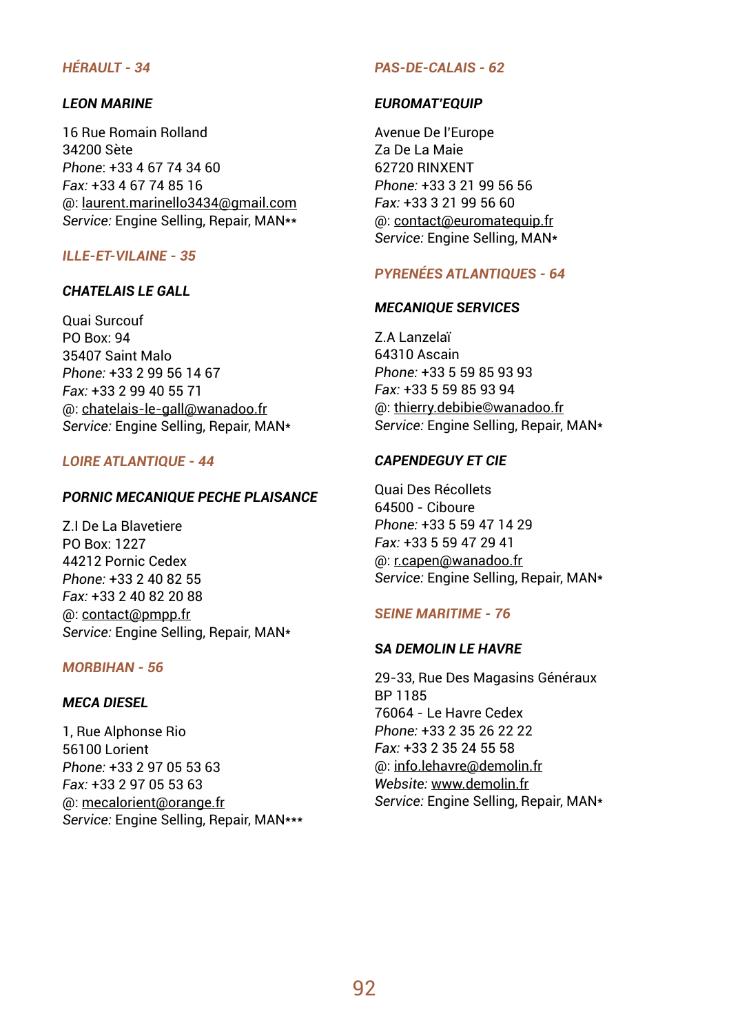## *HÉRAULT - 34*

### *LEON MARINE*

16 Rue Romain Rolland
34200 Sète
*Phone*: +33 4 67 74 34 60
*Fax:* +33 4 67 74 85 16
@: laurent.marinello3434@gmail.com
*Service:* Engine Selling, Repair, MAN**

## *ILLE-ET-VILAINE - 35*

### *CHATELAIS LE GALL*

Quai Surcouf
PO Box: 94
35407 Saint Malo
*Phone:* +33 2 99 56 14 67
*Fax:* +33 2 99 40 55 71
@: chatelais-le-gall@wanadoo.fr
*Service:* Engine Selling, Repair, MAN*

## *LOIRE ATLANTIQUE - 44*

### *PORNIC MECANIQUE PECHE PLAISANCE*

Z.I De La Blavetiere
PO Box: 1227
44212 Pornic Cedex
*Phone:* +33 2 40 82 55
*Fax:* +33 2 40 82 20 88
@: contact@pmpp.fr
*Service:* Engine Selling, Repair, MAN*

## *MORBIHAN - 56*

### *MECA DIESEL*

1, Rue Alphonse Rio
56100 Lorient
*Phone:* +33 2 97 05 53 63
*Fax:* +33 2 97 05 53 63
@: mecalorient@orange.fr
*Service:* Engine Selling, Repair, MAN***

## *PAS-DE-CALAIS - 62*

### *EUROMAT'EQUIP*

Avenue De l'Europe
Za De La Maie
62720 RINXENT
*Phone:* +33 3 21 99 56 56
*Fax:* +33 3 21 99 56 60
@: contact@euromatequip.fr
*Service:* Engine Selling, MAN*

## *PYRENÉES ATLANTIQUES - 64*

### *MECANIQUE SERVICES*

Z.A Lanzelaï
64310 Ascain
*Phone:* +33 5 59 85 93 93
*Fax:* +33 5 59 85 93 94
@: thierry.debibie©wanadoo.fr
*Service:* Engine Selling, Repair, MAN*

### *CAPENDEGUY ET CIE*

Quai Des Récollets
64500 - Ciboure
*Phone:* +33 5 59 47 14 29
*Fax:* +33 5 59 47 29 41
@: r.capen@wanadoo.fr
*Service:* Engine Selling, Repair, MAN*

## *SEINE MARITIME - 76*

### *SA DEMOLIN LE HAVRE*

29-33, Rue Des Magasins Généraux
BP 1185
76064 - Le Havre Cedex
*Phone:* +33 2 35 26 22 22
*Fax:* +33 2 35 24 55 58
@: info.lehavre@demolin.fr
*Website:* www.demolin.fr
*Service:* Engine Selling, Repair, MAN*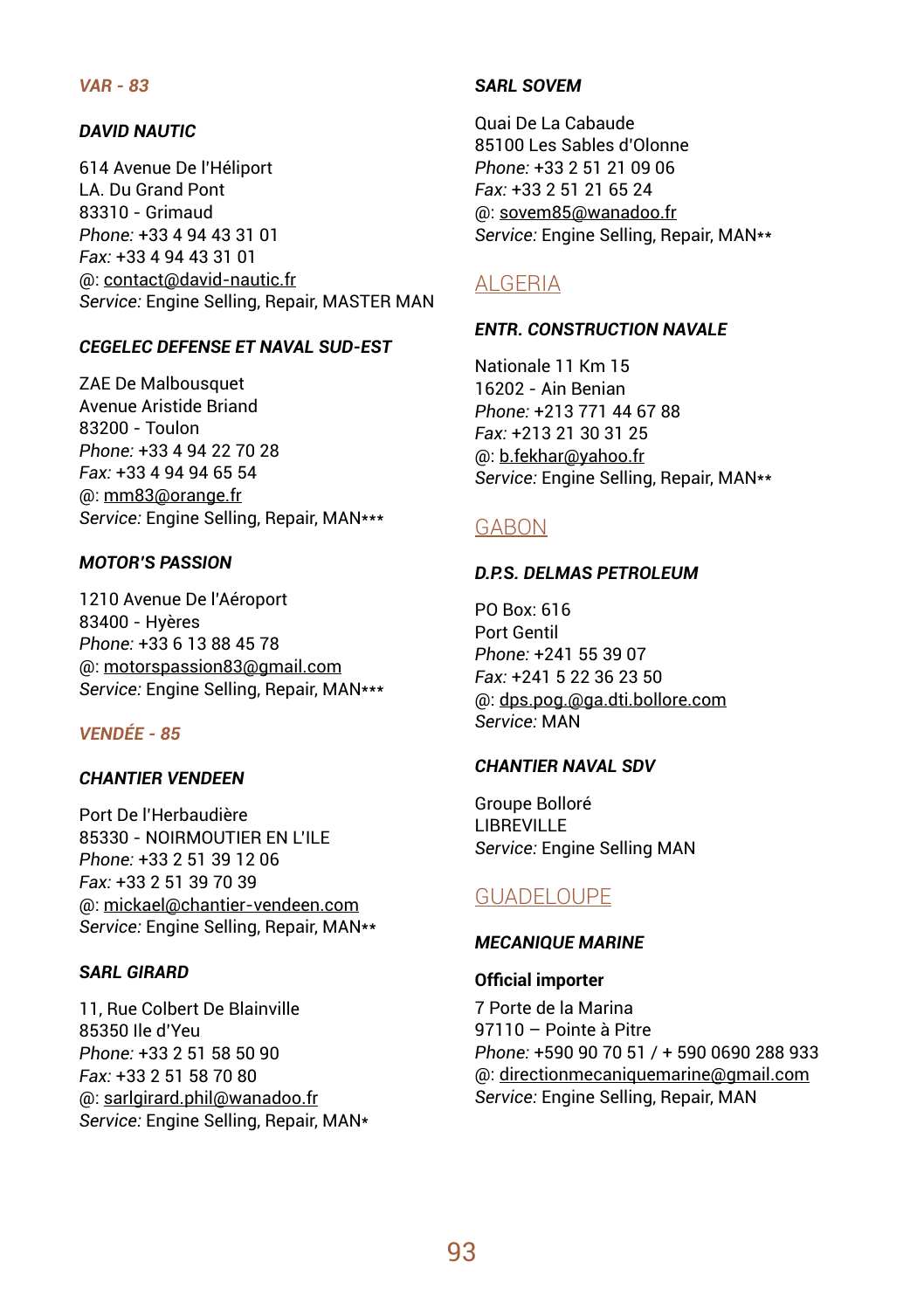### *VAR - 83*

#### *DAVID NAUTIC*

614 Avenue De l'Héliport
LA. Du Grand Pont
83310 - Grimaud
*Phone:* +33 4 94 43 31 01
*Fax:* +33 4 94 43 31 01
@: contact@david-nautic.fr
*Service:* Engine Selling, Repair, MASTER MAN

#### *CEGELEC DEFENSE ET NAVAL SUD-EST*

ZAE De Malbousquet
Avenue Aristide Briand
83200 - Toulon
*Phone:* +33 4 94 22 70 28
*Fax:* +33 4 94 94 65 54
@: mm83@orange.fr
*Service:* Engine Selling, Repair, MAN***

#### *MOTOR'S PASSION*

1210 Avenue De l'Aéroport
83400 - Hyères
*Phone:* +33 6 13 88 45 78
@: motorspassion83@gmail.com
*Service:* Engine Selling, Repair, MAN***

### *VENDÉE - 85*

#### *CHANTIER VENDEEN*

Port De l'Herbaudière
85330 - NOIRMOUTIER EN L'ILE
*Phone:* +33 2 51 39 12 06
*Fax:* +33 2 51 39 70 39
@: mickael@chantier-vendeen.com
*Service:* Engine Selling, Repair, MAN**

#### *SARL GIRARD*

11, Rue Colbert De Blainville
85350 Ile d'Yeu
*Phone:* +33 2 51 58 50 90
*Fax:* +33 2 51 58 70 80
@: sarlgirard.phil@wanadoo.fr
*Service:* Engine Selling, Repair, MAN*

#### *SARL SOVEM*

Quai De La Cabaude
85100 Les Sables d'Olonne
*Phone:* +33 2 51 21 09 06
*Fax:* +33 2 51 21 65 24
@: sovem85@wanadoo.fr
*Service:* Engine Selling, Repair, MAN**

## ALGERIA

#### *ENTR. CONSTRUCTION NAVALE*

Nationale 11 Km 15
16202 - Ain Benian
*Phone:* +213 771 44 67 88
*Fax:* +213 21 30 31 25
@: b.fekhar@yahoo.fr
*Service:* Engine Selling, Repair, MAN**

## GABON

#### *D.P.S. DELMAS PETROLEUM*

PO Box: 616
Port Gentil
*Phone:* +241 55 39 07
*Fax:* +241 5 22 36 23 50
@: dps.pog.@ga.dti.bollore.com
*Service:* MAN

#### *CHANTIER NAVAL SDV*

Groupe Bolloré
LIBREVILLE
*Service:* Engine Selling MAN

## GUADELOUPE

#### *MECANIQUE MARINE*

**Official importer**

7 Porte de la Marina
97110 – Pointe à Pitre
*Phone:* +590 90 70 51 / + 590 0690 288 933
@: directionmecaniquemarine@gmail.com
*Service:* Engine Selling, Repair, MAN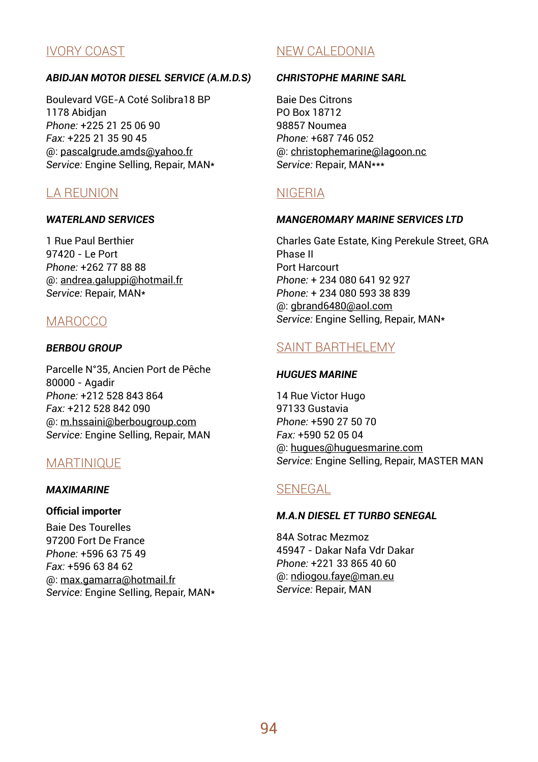## IVORY COAST

***ABIDJAN MOTOR DIESEL SERVICE (A.M.D.S)***

Boulevard VGE-A Coté Solibra18 BP
1178 Abidjan
*Phone:* +225 21 25 06 90
*Fax:* +225 21 35 90 45
@: pascalgrude.amds@yahoo.fr
*Service:* Engine Selling, Repair, MAN*

## LA REUNION

***WATERLAND SERVICES***

1 Rue Paul Berthier
97420 - Le Port
*Phone:* +262 77 88 88
@: andrea.galuppi@hotmail.fr
*Service:* Repair, MAN*

## MAROCCO

***BERBOU GROUP***

Parcelle N°35, Ancien Port de Pêche
80000 - Agadir
*Phone:* +212 528 843 864
*Fax:* +212 528 842 090
@: m.hssaini@berbougroup.com
*Service:* Engine Selling, Repair, MAN

## MARTINIQUE

***MAXIMARINE***

**Official importer**
Baie Des Tourelles
97200 Fort De France
*Phone:* +596 63 75 49
*Fax:* +596 63 84 62
@: max.gamarra@hotmail.fr
*Service:* Engine Selling, Repair, MAN*

## NEW CALEDONIA

***CHRISTOPHE MARINE SARL***

Baie Des Citrons
PO Box 18712
98857 Noumea
*Phone:* +687 746 052
@: christophemarine@lagoon.nc
*Service:* Repair, MAN***

## NIGERIA

***MANGEROMARY MARINE SERVICES LTD***

Charles Gate Estate, King Perekule Street, GRA Phase II
Port Harcourt
*Phone:* + 234 080 641 92 927
*Phone:* + 234 080 593 38 839
@: gbrand6480@aol.com
*Service:* Engine Selling, Repair, MAN*

## SAINT BARTHELEMY

***HUGUES MARINE***

14 Rue Victor Hugo
97133 Gustavia
*Phone:* +590 27 50 70
*Fax:* +590 52 05 04
@: hugues@huguesmarine.com
*Service:* Engine Selling, Repair, MASTER MAN

## SENEGAL

***M.A.N DIESEL ET TURBO SENEGAL***

84A Sotrac Mezmoz
45947 - Dakar Nafa Vdr Dakar
*Phone:* +221 33 865 40 60
@: ndiogou.faye@man.eu
*Service:* Repair, MAN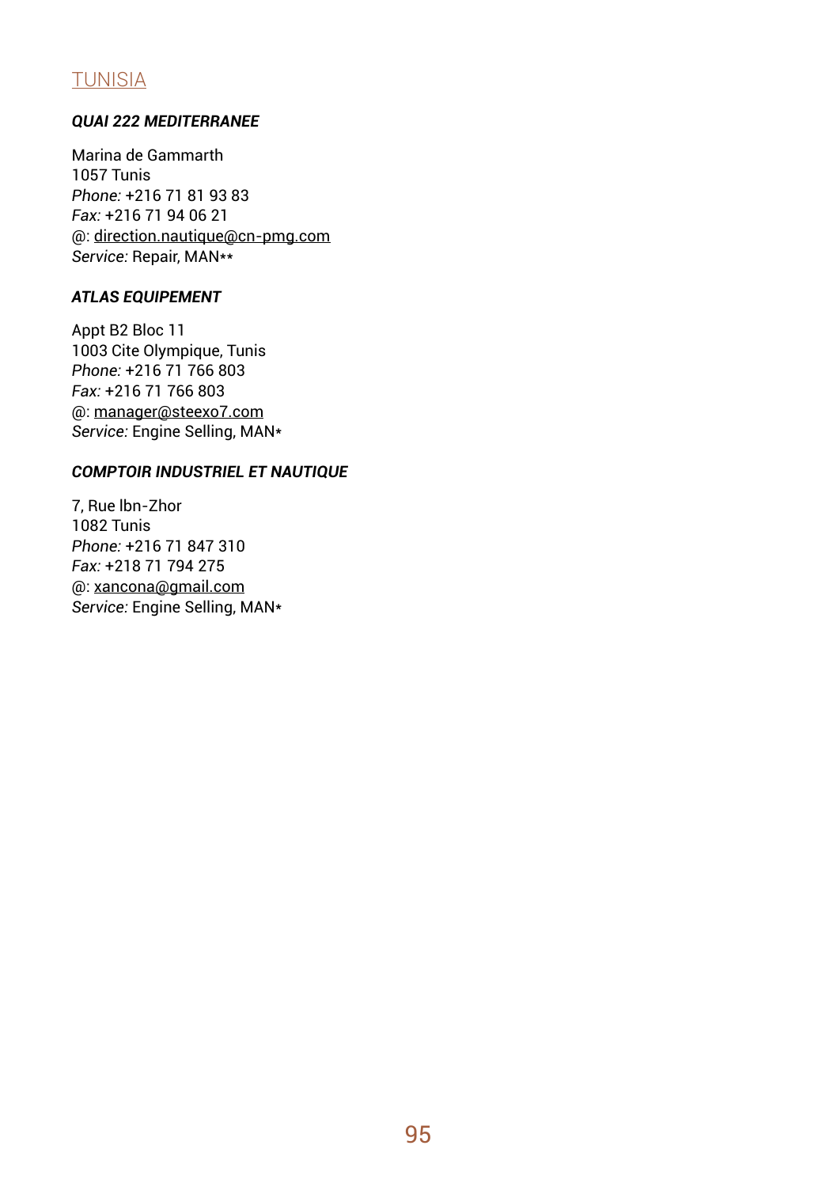## TUNISIA

***QUAI 222 MEDITERRANEE***

Marina de Gammarth
1057 Tunis
*Phone:* +216 71 81 93 83
*Fax:* +216 71 94 06 21
@: direction.nautique@cn-pmg.com
*Service:* Repair, MAN**

***ATLAS EQUIPEMENT***

Appt B2 Bloc 11
1003 Cite Olympique, Tunis
*Phone:* +216 71 766 803
*Fax:* +216 71 766 803
@: manager@steexo7.com
*Service:* Engine Selling, MAN*

***COMPTOIR INDUSTRIEL ET NAUTIQUE***

7, Rue Ibn-Zhor
1082 Tunis
*Phone:* +216 71 847 310
*Fax:* +218 71 794 275
@: xancona@gmail.com
*Service:* Engine Selling, MAN*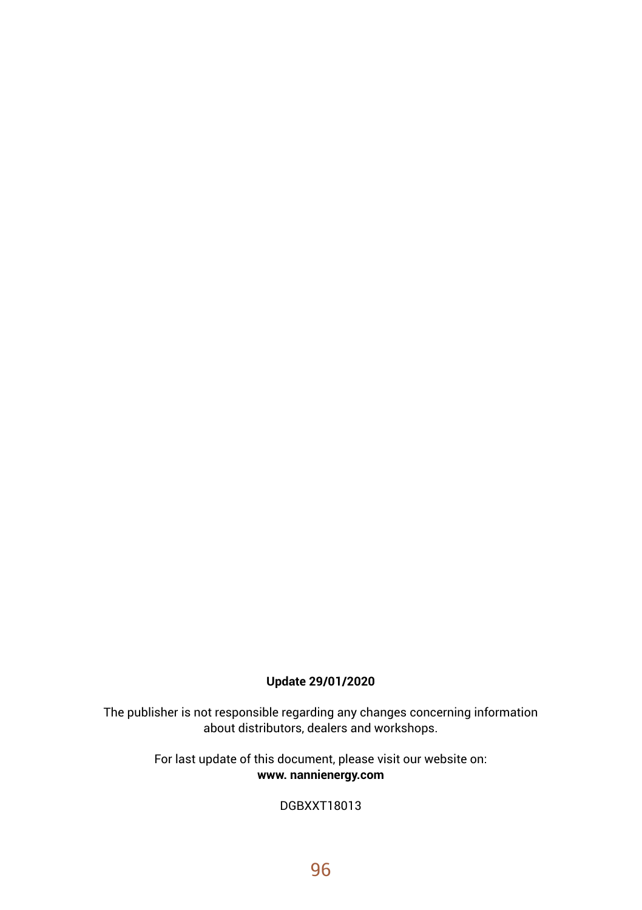**Update 29/01/2020**

The publisher is not responsible regarding any changes concerning information about distributors, dealers and workshops.

For last update of this document, please visit our website on:
**www. nannienergy.com**

DGBXXT18013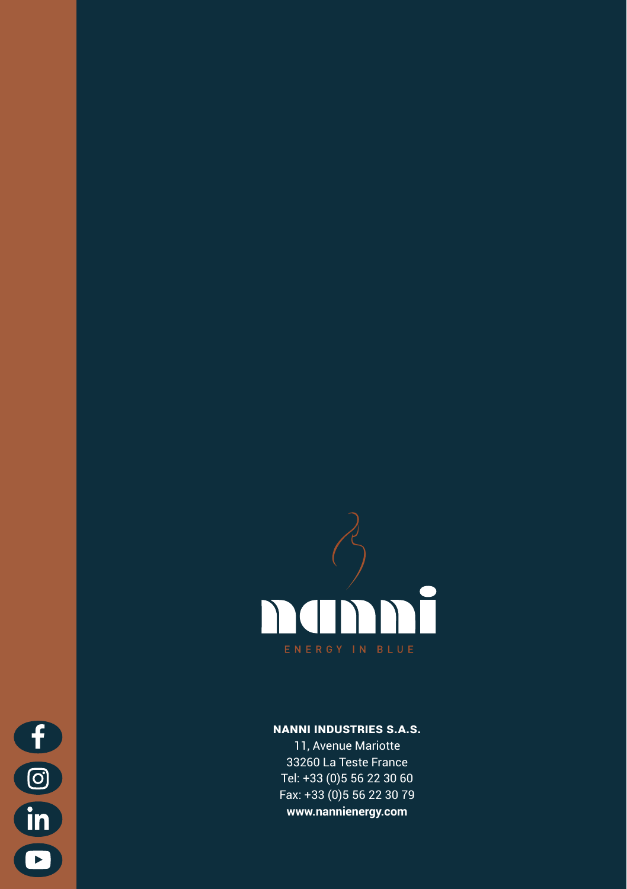nanni

ENERGY IN BLUE

**NANNI INDUSTRIES S.A.S.**
11, Avenue Mariotte
33260 La Teste France
Tel: +33 (0)5 56 22 30 60
Fax: +33 (0)5 56 22 30 79
**www.nannienergy.com**